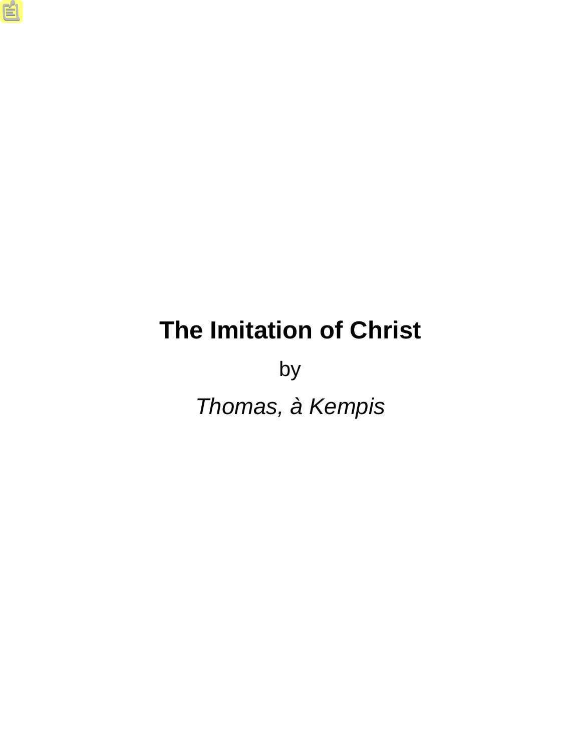# The Imitation of Christ

by

*Thomas, à Kempis*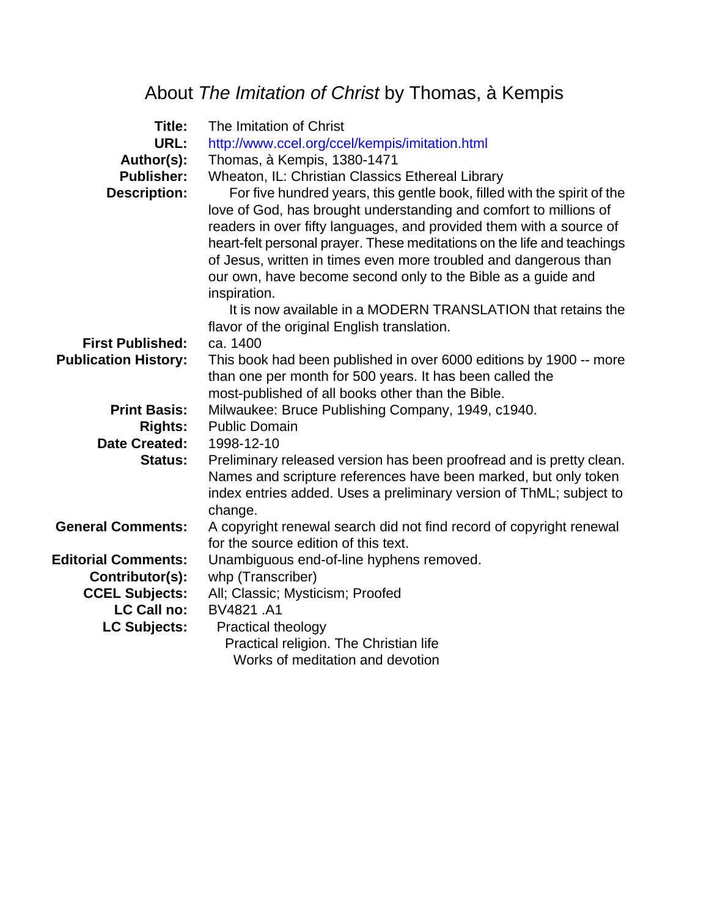# About *The Imitation of Christ* by Thomas, à Kempis

| | |
|---|---|
| **Title:** | The Imitation of Christ |
| **URL:** | http://www.ccel.org/ccel/kempis/imitation.html |
| **Author(s):** | Thomas, à Kempis, 1380-1471 |
| **Publisher:** | Wheaton, IL: Christian Classics Ethereal Library |
| **Description:** | For five hundred years, this gentle book, filled with the spirit of the love of God, has brought understanding and comfort to millions of readers in over fifty languages, and provided them with a source of heart-felt personal prayer. These meditations on the life and teachings of Jesus, written in times even more troubled and dangerous than our own, have become second only to the Bible as a guide and inspiration. It is now available in a MODERN TRANSLATION that retains the flavor of the original English translation. |
| **First Published:** | ca. 1400 |
| **Publication History:** | This book had been published in over 6000 editions by 1900 -- more than one per month for 500 years. It has been called the most-published of all books other than the Bible. |
| **Print Basis:** | Milwaukee: Bruce Publishing Company, 1949, c1940. |
| **Rights:** | Public Domain |
| **Date Created:** | 1998-12-10 |
| **Status:** | Preliminary released version has been proofread and is pretty clean. Names and scripture references have been marked, but only token index entries added. Uses a preliminary version of ThML; subject to change. |
| **General Comments:** | A copyright renewal search did not find record of copyright renewal for the source edition of this text. |
| **Editorial Comments:** | Unambiguous end-of-line hyphens removed. |
| **Contributor(s):** | whp (Transcriber) |
| **CCEL Subjects:** | All; Classic; Mysticism; Proofed |
| **LC Call no:** | BV4821 .A1 |
| **LC Subjects:** | Practical theology<br>Practical religion. The Christian life<br>Works of meditation and devotion |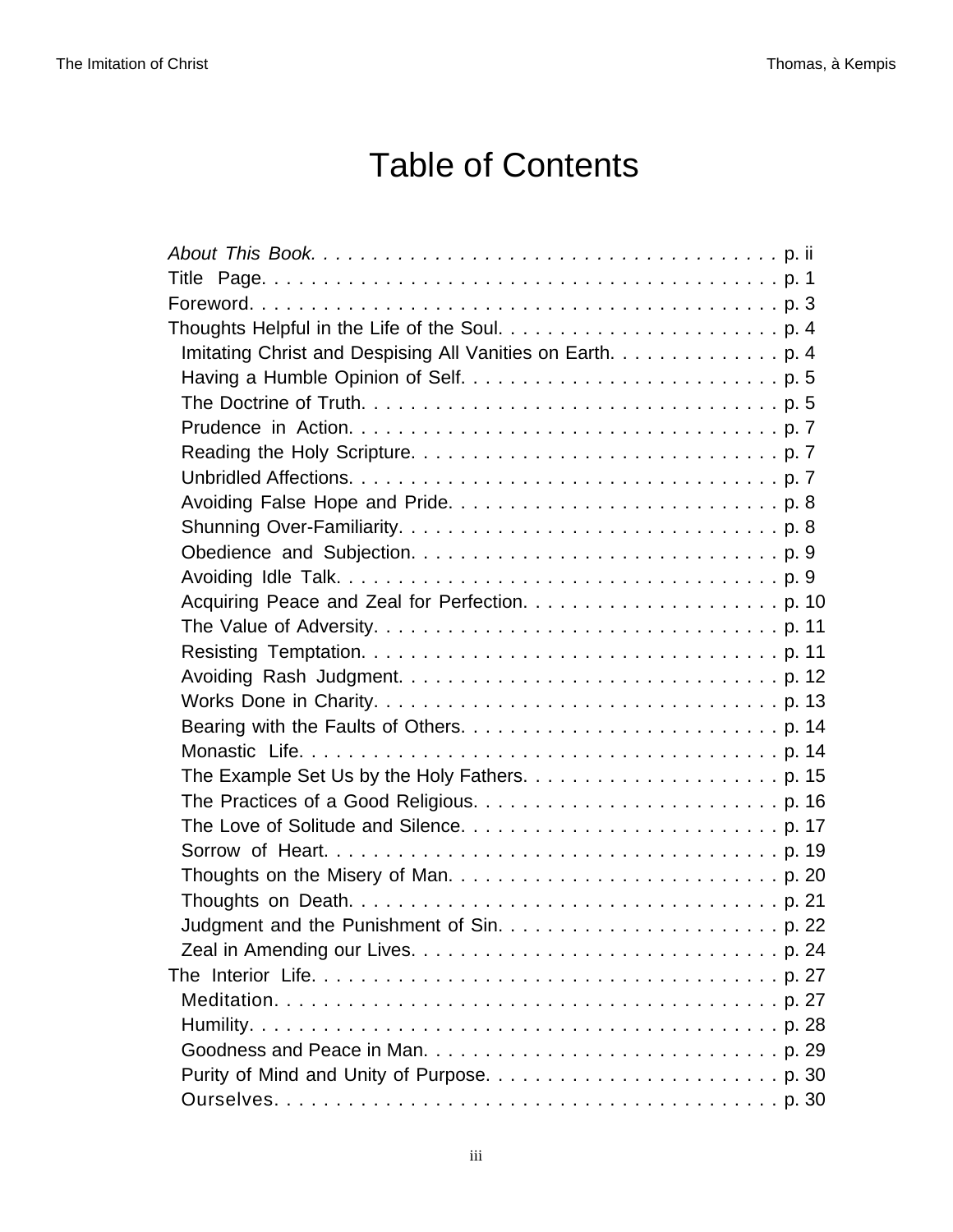# Table of Contents

- *About This Book.* . . . . . . . . . . . . . . . . . . . . . . . . . . . . . . . . . . . . . p. ii
- Title Page. . . . . . . . . . . . . . . . . . . . . . . . . . . . . . . . . . . . . . . . . p. 1
- Foreword. . . . . . . . . . . . . . . . . . . . . . . . . . . . . . . . . . . . . . . . . p. 3
- Thoughts Helpful in the Life of the Soul. . . . . . . . . . . . . . . . . . . . . . . . p. 4
  - Imitating Christ and Despising All Vanities on Earth. . . . . . . . . . . . . . p. 4
  - Having a Humble Opinion of Self. . . . . . . . . . . . . . . . . . . . . . . . . . p. 5
  - The Doctrine of Truth. . . . . . . . . . . . . . . . . . . . . . . . . . . . . . . . p. 5
  - Prudence in Action. . . . . . . . . . . . . . . . . . . . . . . . . . . . . . . . . . p. 7
  - Reading the Holy Scripture. . . . . . . . . . . . . . . . . . . . . . . . . . . . . p. 7
  - Unbridled Affections. . . . . . . . . . . . . . . . . . . . . . . . . . . . . . . . . p. 7
  - Avoiding False Hope and Pride. . . . . . . . . . . . . . . . . . . . . . . . . . . p. 8
  - Shunning Over-Familiarity. . . . . . . . . . . . . . . . . . . . . . . . . . . . . . p. 8
  - Obedience and Subjection. . . . . . . . . . . . . . . . . . . . . . . . . . . . . . p. 9
  - Avoiding Idle Talk. . . . . . . . . . . . . . . . . . . . . . . . . . . . . . . . . . p. 9
  - Acquiring Peace and Zeal for Perfection. . . . . . . . . . . . . . . . . . . . . p. 10
  - The Value of Adversity. . . . . . . . . . . . . . . . . . . . . . . . . . . . . . . . p. 11
  - Resisting Temptation. . . . . . . . . . . . . . . . . . . . . . . . . . . . . . . . . p. 11
  - Avoiding Rash Judgment. . . . . . . . . . . . . . . . . . . . . . . . . . . . . . . p. 12
  - Works Done in Charity. . . . . . . . . . . . . . . . . . . . . . . . . . . . . . . . p. 13
  - Bearing with the Faults of Others. . . . . . . . . . . . . . . . . . . . . . . . . . p. 14
  - Monastic Life. . . . . . . . . . . . . . . . . . . . . . . . . . . . . . . . . . . . . . p. 14
  - The Example Set Us by the Holy Fathers. . . . . . . . . . . . . . . . . . . . . p. 15
  - The Practices of a Good Religious. . . . . . . . . . . . . . . . . . . . . . . . . p. 16
  - The Love of Solitude and Silence. . . . . . . . . . . . . . . . . . . . . . . . . . p. 17
  - Sorrow of Heart. . . . . . . . . . . . . . . . . . . . . . . . . . . . . . . . . . . . p. 19
  - Thoughts on the Misery of Man. . . . . . . . . . . . . . . . . . . . . . . . . . . p. 20
  - Thoughts on Death. . . . . . . . . . . . . . . . . . . . . . . . . . . . . . . . . . . p. 21
  - Judgment and the Punishment of Sin. . . . . . . . . . . . . . . . . . . . . . . p. 22
  - Zeal in Amending our Lives. . . . . . . . . . . . . . . . . . . . . . . . . . . . . p. 24
- The Interior Life. . . . . . . . . . . . . . . . . . . . . . . . . . . . . . . . . . . . . . p. 27
  - Meditation. . . . . . . . . . . . . . . . . . . . . . . . . . . . . . . . . . . . . . . . p. 27
  - Humility. . . . . . . . . . . . . . . . . . . . . . . . . . . . . . . . . . . . . . . . . p. 28
  - Goodness and Peace in Man. . . . . . . . . . . . . . . . . . . . . . . . . . . . . p. 29
  - Purity of Mind and Unity of Purpose. . . . . . . . . . . . . . . . . . . . . . . . p. 30
  - Ourselves. . . . . . . . . . . . . . . . . . . . . . . . . . . . . . . . . . . . . . . . p. 30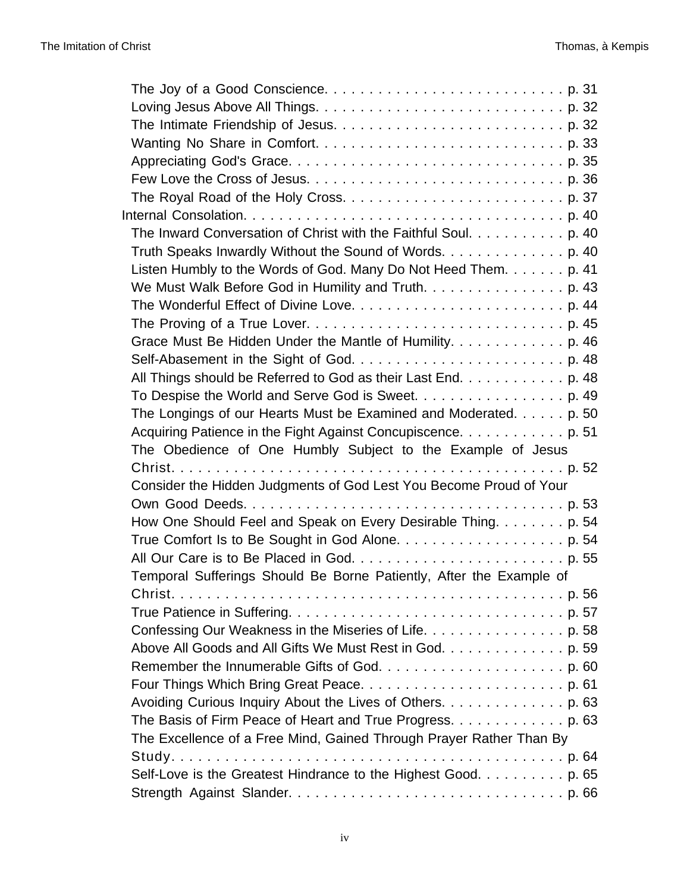- The Joy of a Good Conscience. . . . . . . . . . . . . . . . . . . . . . . . . . . p. 31
- Loving Jesus Above All Things. . . . . . . . . . . . . . . . . . . . . . . . . . . . p. 32
- The Intimate Friendship of Jesus. . . . . . . . . . . . . . . . . . . . . . . . . . p. 32
- Wanting No Share in Comfort. . . . . . . . . . . . . . . . . . . . . . . . . . . . p. 33
- Appreciating God's Grace. . . . . . . . . . . . . . . . . . . . . . . . . . . . . . . p. 35
- Few Love the Cross of Jesus. . . . . . . . . . . . . . . . . . . . . . . . . . . . . p. 36
- The Royal Road of the Holy Cross. . . . . . . . . . . . . . . . . . . . . . . . . p. 37

Internal Consolation. . . . . . . . . . . . . . . . . . . . . . . . . . . . . . . . . . . . . p. 40

- The Inward Conversation of Christ with the Faithful Soul. . . . . . . . . . . p. 40
- Truth Speaks Inwardly Without the Sound of Words. . . . . . . . . . . . . . p. 40
- Listen Humbly to the Words of God. Many Do Not Heed Them. . . . . . . p. 41
- We Must Walk Before God in Humility and Truth. . . . . . . . . . . . . . . . p. 43
- The Wonderful Effect of Divine Love. . . . . . . . . . . . . . . . . . . . . . . . p. 44
- The Proving of a True Lover. . . . . . . . . . . . . . . . . . . . . . . . . . . . . p. 45
- Grace Must Be Hidden Under the Mantle of Humility. . . . . . . . . . . . . p. 46
- Self-Abasement in the Sight of God. . . . . . . . . . . . . . . . . . . . . . . . p. 48
- All Things should be Referred to God as their Last End. . . . . . . . . . . . p. 48
- To Despise the World and Serve God is Sweet. . . . . . . . . . . . . . . . . p. 49
- The Longings of our Hearts Must be Examined and Moderated. . . . . . p. 50
- Acquiring Patience in the Fight Against Concupiscence. . . . . . . . . . . . p. 51
- The Obedience of One Humbly Subject to the Example of Jesus Christ. . . . . . . . . . . . . . . . . . . . . . . . . . . . . . . . . . . . . . . . . . . p. 52
- Consider the Hidden Judgments of God Lest You Become Proud of Your Own Good Deeds. . . . . . . . . . . . . . . . . . . . . . . . . . . . . . . . . . . . p. 53
- How One Should Feel and Speak on Every Desirable Thing. . . . . . . . p. 54
- True Comfort Is to Be Sought in God Alone. . . . . . . . . . . . . . . . . . . p. 54
- All Our Care is to Be Placed in God. . . . . . . . . . . . . . . . . . . . . . . . p. 55
- Temporal Sufferings Should Be Borne Patiently, After the Example of Christ. . . . . . . . . . . . . . . . . . . . . . . . . . . . . . . . . . . . . . . . . . . . p. 56
- True Patience in Suffering. . . . . . . . . . . . . . . . . . . . . . . . . . . . . . . p. 57
- Confessing Our Weakness in the Miseries of Life. . . . . . . . . . . . . . . . p. 58
- Above All Goods and All Gifts We Must Rest in God. . . . . . . . . . . . . . p. 59
- Remember the Innumerable Gifts of God. . . . . . . . . . . . . . . . . . . . . p. 60
- Four Things Which Bring Great Peace. . . . . . . . . . . . . . . . . . . . . . . p. 61
- Avoiding Curious Inquiry About the Lives of Others. . . . . . . . . . . . . . p. 63
- The Basis of Firm Peace of Heart and True Progress. . . . . . . . . . . . . p. 63
- The Excellence of a Free Mind, Gained Through Prayer Rather Than By Study. . . . . . . . . . . . . . . . . . . . . . . . . . . . . . . . . . . . . . . . . . . . p. 64
- Self-Love is the Greatest Hindrance to the Highest Good. . . . . . . . . . p. 65
- Strength Against Slander. . . . . . . . . . . . . . . . . . . . . . . . . . . . . . . p. 66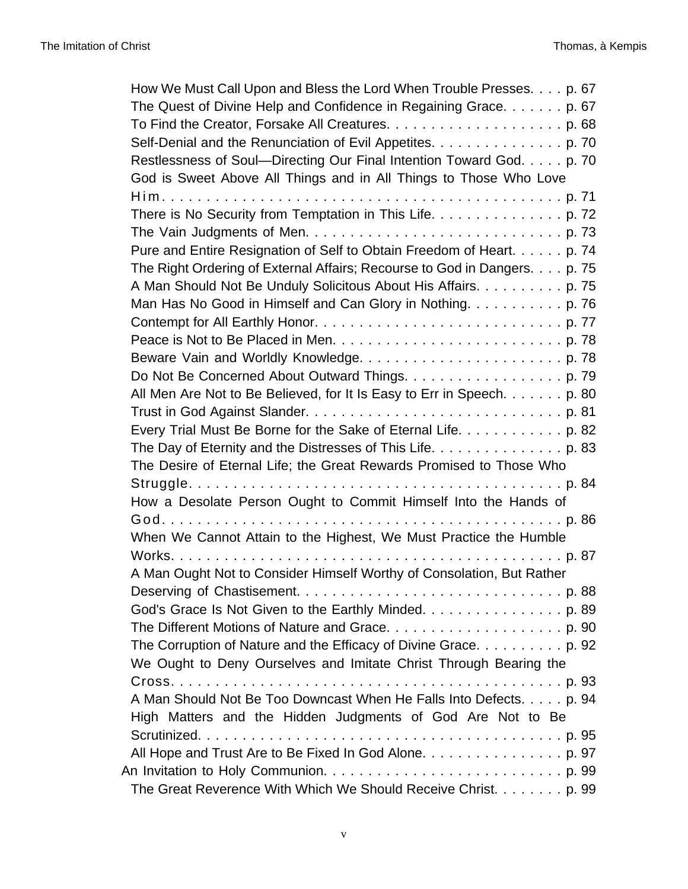- How We Must Call Upon and Bless the Lord When Trouble Presses. . . . p. 67
- The Quest of Divine Help and Confidence in Regaining Grace. . . . . . . p. 67
- To Find the Creator, Forsake All Creatures. . . . . . . . . . . . . . . . . . . . p. 68
- Self-Denial and the Renunciation of Evil Appetites. . . . . . . . . . . . . . . p. 70
- Restlessness of Soul—Directing Our Final Intention Toward God. . . . . p. 70
- God is Sweet Above All Things and in All Things to Those Who Love Him. . . . . . . . . . . . . . . . . . . . . . . . . . . . . . . . . . . . . . . . . . . p. 71
- There is No Security from Temptation in This Life. . . . . . . . . . . . . . . p. 72
- The Vain Judgments of Men. . . . . . . . . . . . . . . . . . . . . . . . . . . . . p. 73
- Pure and Entire Resignation of Self to Obtain Freedom of Heart. . . . . . p. 74
- The Right Ordering of External Affairs; Recourse to God in Dangers. . . . p. 75
- A Man Should Not Be Unduly Solicitous About His Affairs. . . . . . . . . . p. 75
- Man Has No Good in Himself and Can Glory in Nothing. . . . . . . . . . . p. 76
- Contempt for All Earthly Honor. . . . . . . . . . . . . . . . . . . . . . . . . . . . p. 77
- Peace is Not to Be Placed in Men. . . . . . . . . . . . . . . . . . . . . . . . . . p. 78
- Beware Vain and Worldly Knowledge. . . . . . . . . . . . . . . . . . . . . . . . p. 78
- Do Not Be Concerned About Outward Things. . . . . . . . . . . . . . . . . . p. 79
- All Men Are Not to Be Believed, for It Is Easy to Err in Speech. . . . . . . p. 80
- Trust in God Against Slander. . . . . . . . . . . . . . . . . . . . . . . . . . . . p. 81
- Every Trial Must Be Borne for the Sake of Eternal Life. . . . . . . . . . . . p. 82
- The Day of Eternity and the Distresses of This Life. . . . . . . . . . . . . . . p. 83
- The Desire of Eternal Life; the Great Rewards Promised to Those Who Struggle. . . . . . . . . . . . . . . . . . . . . . . . . . . . . . . . . . . . . . . . . p. 84
- How a Desolate Person Ought to Commit Himself Into the Hands of God. . . . . . . . . . . . . . . . . . . . . . . . . . . . . . . . . . . . . . . . . . . p. 86
- When We Cannot Attain to the Highest, We Must Practice the Humble Works. . . . . . . . . . . . . . . . . . . . . . . . . . . . . . . . . . . . . . . . . p. 87
- A Man Ought Not to Consider Himself Worthy of Consolation, But Rather Deserving of Chastisement. . . . . . . . . . . . . . . . . . . . . . . . . . . . . p. 88
- God's Grace Is Not Given to the Earthly Minded. . . . . . . . . . . . . . . . p. 89
- The Different Motions of Nature and Grace. . . . . . . . . . . . . . . . . . . . p. 90
- The Corruption of Nature and the Efficacy of Divine Grace. . . . . . . . . . p. 92
- We Ought to Deny Ourselves and Imitate Christ Through Bearing the Cross. . . . . . . . . . . . . . . . . . . . . . . . . . . . . . . . . . . . . . . . . . p. 93
- A Man Should Not Be Too Downcast When He Falls Into Defects. . . . . p. 94
- High Matters and the Hidden Judgments of God Are Not to Be Scrutinized. . . . . . . . . . . . . . . . . . . . . . . . . . . . . . . . . . . . . . . . p. 95
- All Hope and Trust Are to Be Fixed In God Alone. . . . . . . . . . . . . . . . p. 97

An Invitation to Holy Communion. . . . . . . . . . . . . . . . . . . . . . . . . . . p. 99

- The Great Reverence With Which We Should Receive Christ. . . . . . . . p. 99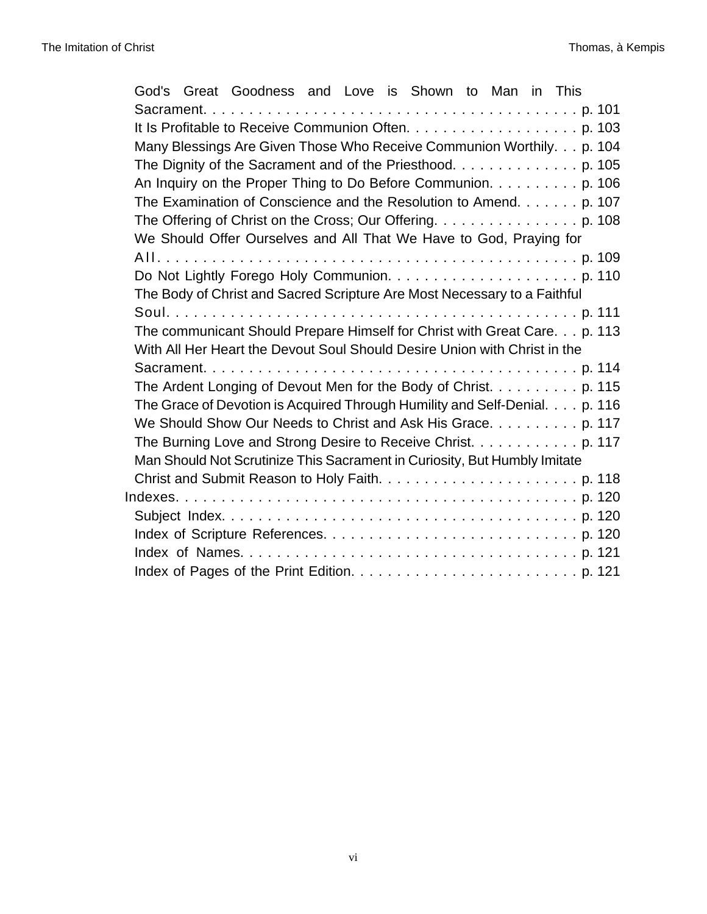- God's Great Goodness and Love is Shown to Man in This Sacrament. . . . . . . . . . . . . . . . . . . . . . . . . . . . . . . . . . . . . . . . p. 101
- It Is Profitable to Receive Communion Often. . . . . . . . . . . . . . . . . . . . p. 103
- Many Blessings Are Given Those Who Receive Communion Worthily. . . . p. 104
- The Dignity of the Sacrament and of the Priesthood. . . . . . . . . . . . . . p. 105
- An Inquiry on the Proper Thing to Do Before Communion. . . . . . . . . . p. 106
- The Examination of Conscience and the Resolution to Amend. . . . . . . p. 107
- The Offering of Christ on the Cross; Our Offering. . . . . . . . . . . . . . . . . p. 108
- We Should Offer Ourselves and All That We Have to God, Praying for All. . . . . . . . . . . . . . . . . . . . . . . . . . . . . . . . . . . . . . . . . . . . . p. 109
- Do Not Lightly Forego Holy Communion. . . . . . . . . . . . . . . . . . . . . p. 110
- The Body of Christ and Sacred Scripture Are Most Necessary to a Faithful Soul. . . . . . . . . . . . . . . . . . . . . . . . . . . . . . . . . . . . . . . . . . . . p. 111
- The communicant Should Prepare Himself for Christ with Great Care. . . . p. 113
- With All Her Heart the Devout Soul Should Desire Union with Christ in the Sacrament. . . . . . . . . . . . . . . . . . . . . . . . . . . . . . . . . . . . . . . . p. 114
- The Ardent Longing of Devout Men for the Body of Christ. . . . . . . . . . p. 115
- The Grace of Devotion is Acquired Through Humility and Self-Denial. . . . p. 116
- We Should Show Our Needs to Christ and Ask His Grace. . . . . . . . . . p. 117
- The Burning Love and Strong Desire to Receive Christ. . . . . . . . . . . . p. 117
- Man Should Not Scrutinize This Sacrament in Curiosity, But Humbly Imitate Christ and Submit Reason to Holy Faith. . . . . . . . . . . . . . . . . . . . . . p. 118

Indexes. . . . . . . . . . . . . . . . . . . . . . . . . . . . . . . . . . . . . . . . . . . . . p. 120

- Subject Index. . . . . . . . . . . . . . . . . . . . . . . . . . . . . . . . . . . . . . . p. 120
- Index of Scripture References. . . . . . . . . . . . . . . . . . . . . . . . . . . . p. 120
- Index of Names. . . . . . . . . . . . . . . . . . . . . . . . . . . . . . . . . . . . . . p. 121
- Index of Pages of the Print Edition. . . . . . . . . . . . . . . . . . . . . . . . . p. 121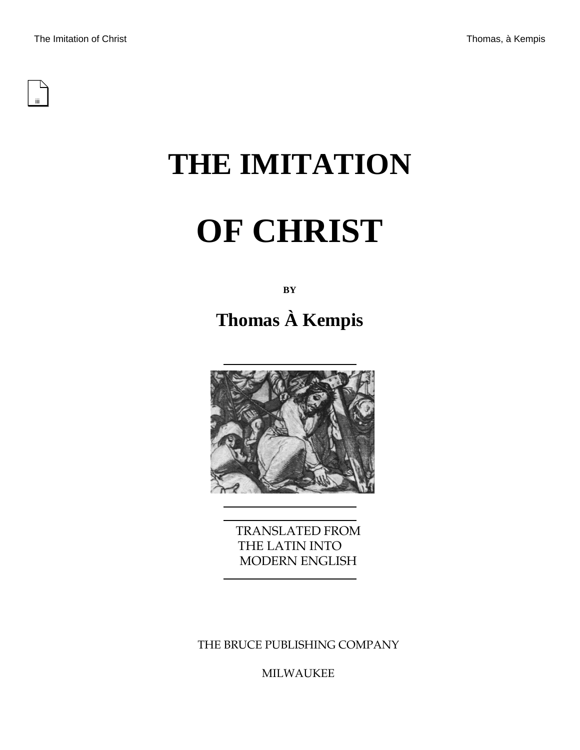# THE IMITATION OF CHRIST

**BY**

## Thomas À Kempis

TRANSLATED FROM THE LATIN INTO MODERN ENGLISH

THE BRUCE PUBLISHING COMPANY

MILWAUKEE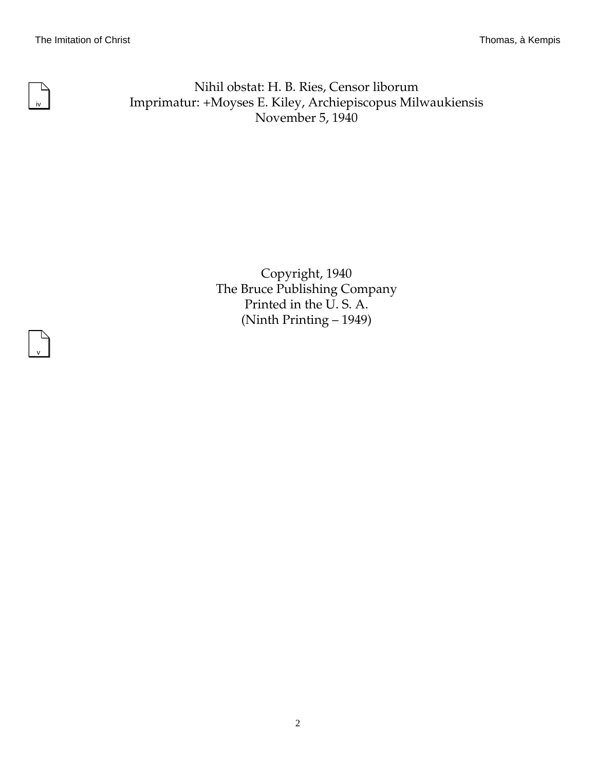Nihil obstat: H. B. Ries, Censor liborum
Imprimatur: +Moyses E. Kiley, Archiepiscopus Milwaukiensis
November 5, 1940

Copyright, 1940
The Bruce Publishing Company
Printed in the U. S. A.
(Ninth Printing – 1949)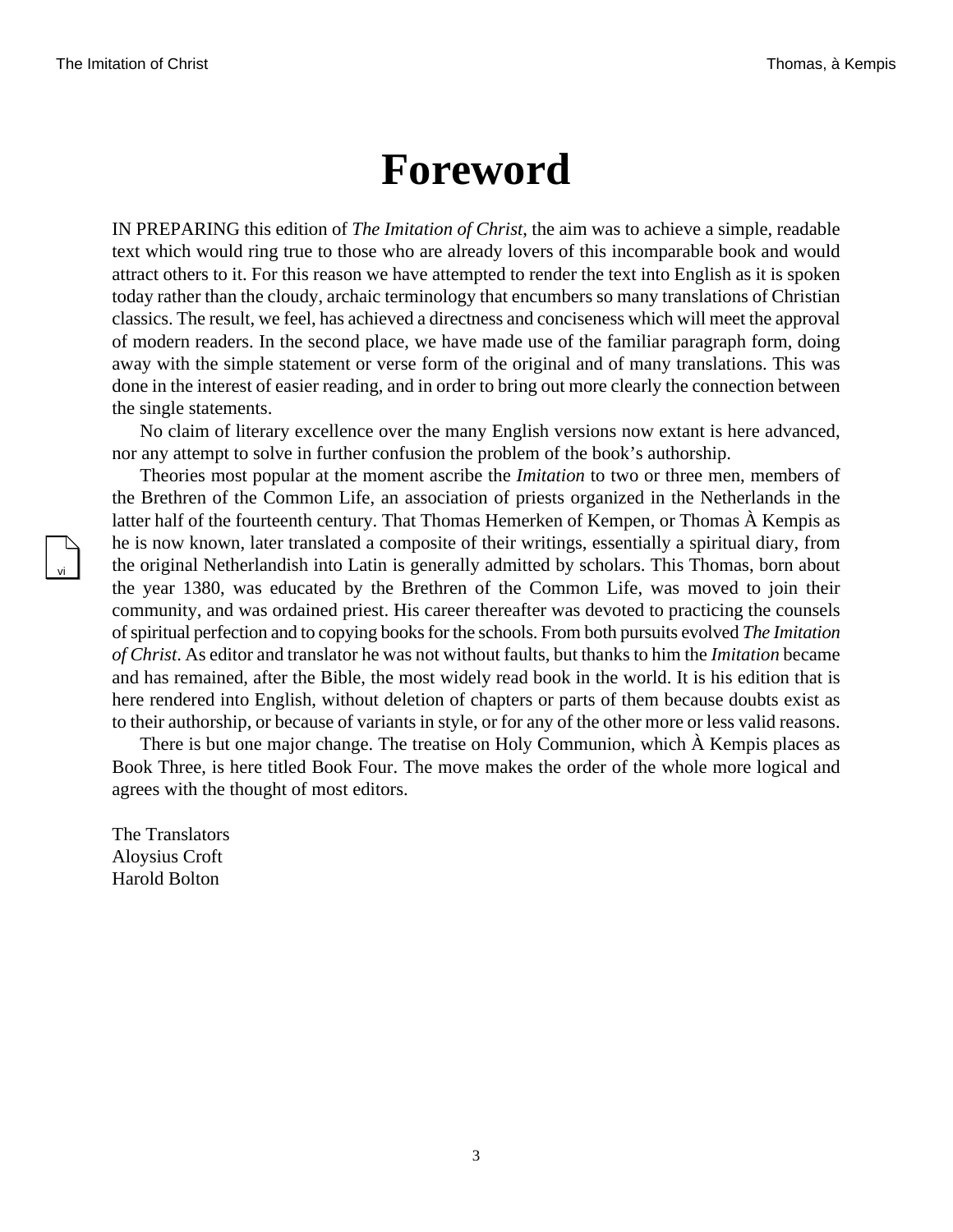# Foreword

IN PREPARING this edition of *The Imitation of Christ*, the aim was to achieve a simple, readable text which would ring true to those who are already lovers of this incomparable book and would attract others to it. For this reason we have attempted to render the text into English as it is spoken today rather than the cloudy, archaic terminology that encumbers so many translations of Christian classics. The result, we feel, has achieved a directness and conciseness which will meet the approval of modern readers. In the second place, we have made use of the familiar paragraph form, doing away with the simple statement or verse form of the original and of many translations. This was done in the interest of easier reading, and in order to bring out more clearly the connection between the single statements.

No claim of literary excellence over the many English versions now extant is here advanced, nor any attempt to solve in further confusion the problem of the book's authorship.

Theories most popular at the moment ascribe the *Imitation* to two or three men, members of the Brethren of the Common Life, an association of priests organized in the Netherlands in the latter half of the fourteenth century. That Thomas Hemerken of Kempen, or Thomas À Kempis as he is now known, later translated a composite of their writings, essentially a spiritual diary, from the original Netherlandish into Latin is generally admitted by scholars. This Thomas, born about the year 1380, was educated by the Brethren of the Common Life, was moved to join their community, and was ordained priest. His career thereafter was devoted to practicing the counsels of spiritual perfection and to copying books for the schools. From both pursuits evolved *The Imitation of Christ*. As editor and translator he was not without faults, but thanks to him the *Imitation* became and has remained, after the Bible, the most widely read book in the world. It is his edition that is here rendered into English, without deletion of chapters or parts of them because doubts exist as to their authorship, or because of variants in style, or for any of the other more or less valid reasons.

There is but one major change. The treatise on Holy Communion, which À Kempis places as Book Three, is here titled Book Four. The move makes the order of the whole more logical and agrees with the thought of most editors.

The Translators
Aloysius Croft
Harold Bolton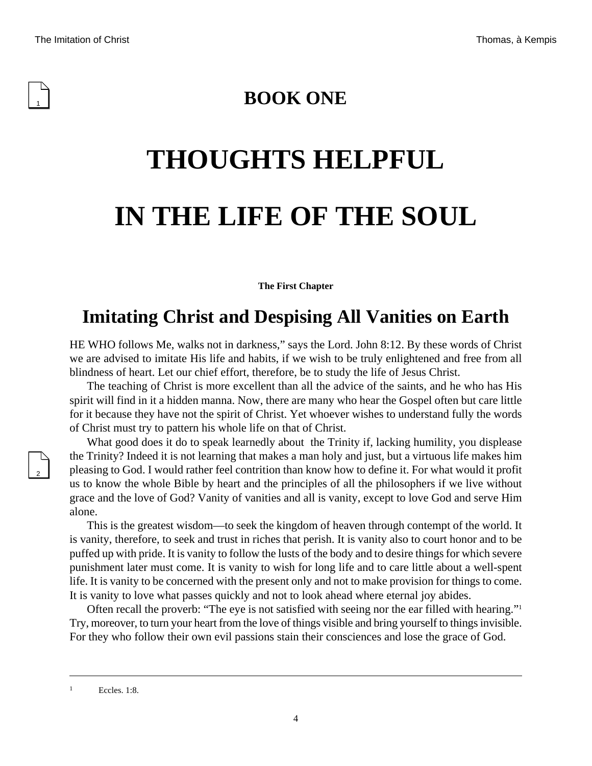# BOOK ONE

# THOUGHTS HELPFUL

# IN THE LIFE OF THE SOUL

**The First Chapter**

## Imitating Christ and Despising All Vanities on Earth

HE WHO follows Me, walks not in darkness," says the Lord. John 8:12. By these words of Christ we are advised to imitate His life and habits, if we wish to be truly enlightened and free from all blindness of heart. Let our chief effort, therefore, be to study the life of Jesus Christ.

The teaching of Christ is more excellent than all the advice of the saints, and he who has His spirit will find in it a hidden manna. Now, there are many who hear the Gospel often but care little for it because they have not the spirit of Christ. Yet whoever wishes to understand fully the words of Christ must try to pattern his whole life on that of Christ.

What good does it do to speak learnedly about the Trinity if, lacking humility, you displease the Trinity? Indeed it is not learning that makes a man holy and just, but a virtuous life makes him pleasing to God. I would rather feel contrition than know how to define it. For what would it profit us to know the whole Bible by heart and the principles of all the philosophers if we live without grace and the love of God? Vanity of vanities and all is vanity, except to love God and serve Him alone.

This is the greatest wisdom—to seek the kingdom of heaven through contempt of the world. It is vanity, therefore, to seek and trust in riches that perish. It is vanity also to court honor and to be puffed up with pride. It is vanity to follow the lusts of the body and to desire things for which severe punishment later must come. It is vanity to wish for long life and to care little about a well-spent life. It is vanity to be concerned with the present only and not to make provision for things to come. It is vanity to love what passes quickly and not to look ahead where eternal joy abides.

Often recall the proverb: "The eye is not satisfied with seeing nor the ear filled with hearing."[1] Try, moreover, to turn your heart from the love of things visible and bring yourself to things invisible. For they who follow their own evil passions stain their consciences and lose the grace of God.

---

[1] Eccles. 1:8.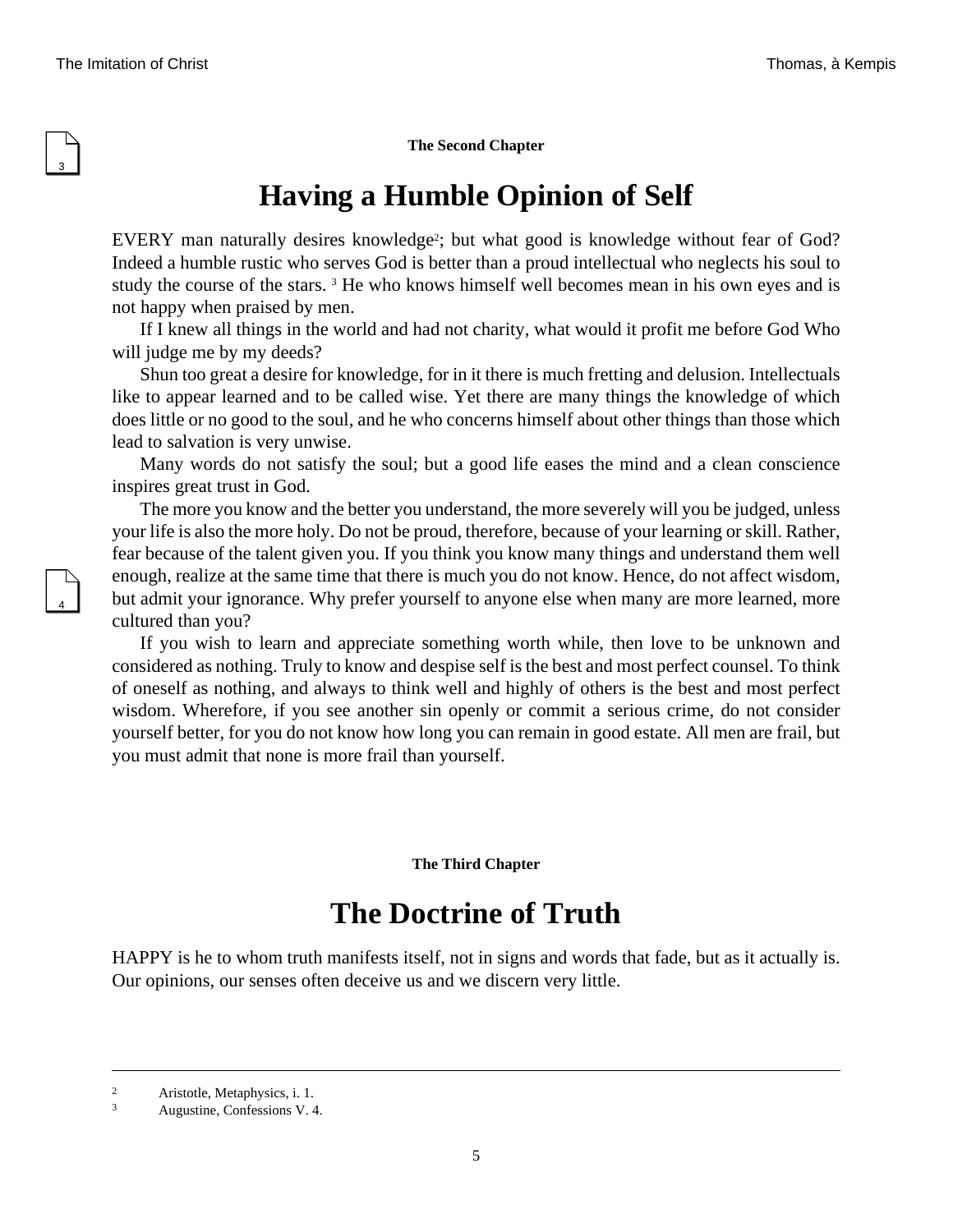The Second Chapter

# Having a Humble Opinion of Self

EVERY man naturally desires knowledge[2]; but what good is knowledge without fear of God? Indeed a humble rustic who serves God is better than a proud intellectual who neglects his soul to study the course of the stars. [3] He who knows himself well becomes mean in his own eyes and is not happy when praised by men.

If I knew all things in the world and had not charity, what would it profit me before God Who will judge me by my deeds?

Shun too great a desire for knowledge, for in it there is much fretting and delusion. Intellectuals like to appear learned and to be called wise. Yet there are many things the knowledge of which does little or no good to the soul, and he who concerns himself about other things than those which lead to salvation is very unwise.

Many words do not satisfy the soul; but a good life eases the mind and a clean conscience inspires great trust in God.

The more you know and the better you understand, the more severely will you be judged, unless your life is also the more holy. Do not be proud, therefore, because of your learning or skill. Rather, fear because of the talent given you. If you think you know many things and understand them well enough, realize at the same time that there is much you do not know. Hence, do not affect wisdom, but admit your ignorance. Why prefer yourself to anyone else when many are more learned, more cultured than you?

If you wish to learn and appreciate something worth while, then love to be unknown and considered as nothing. Truly to know and despise self is the best and most perfect counsel. To think of oneself as nothing, and always to think well and highly of others is the best and most perfect wisdom. Wherefore, if you see another sin openly or commit a serious crime, do not consider yourself better, for you do not know how long you can remain in good estate. All men are frail, but you must admit that none is more frail than yourself.

The Third Chapter

# The Doctrine of Truth

HAPPY is he to whom truth manifests itself, not in signs and words that fade, but as it actually is. Our opinions, our senses often deceive us and we discern very little.

---

[2] Aristotle, Metaphysics, i. 1.

[3] Augustine, Confessions V. 4.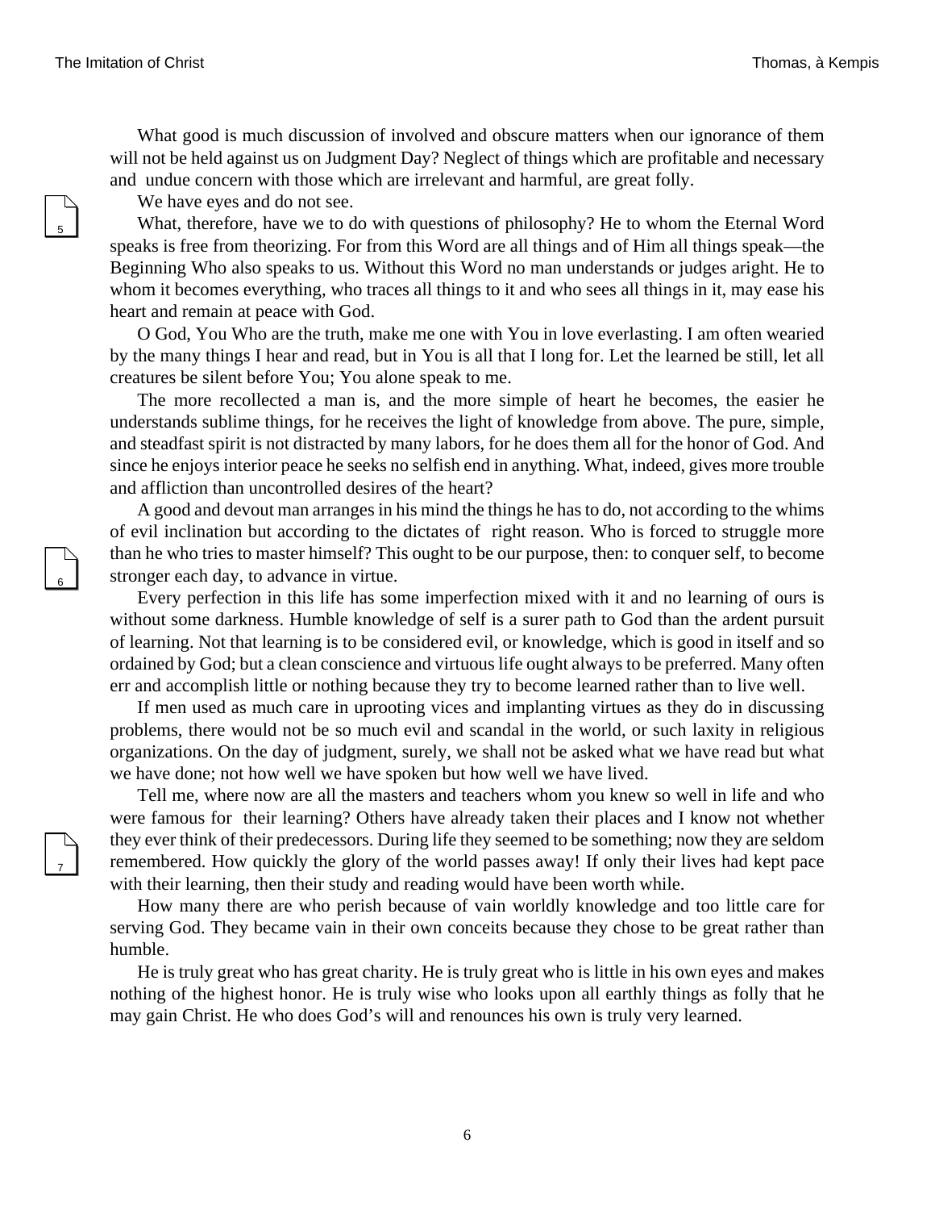What good is much discussion of involved and obscure matters when our ignorance of them will not be held against us on Judgment Day? Neglect of things which are profitable and necessary and undue concern with those which are irrelevant and harmful, are great folly.

We have eyes and do not see.

What, therefore, have we to do with questions of philosophy? He to whom the Eternal Word speaks is free from theorizing. For from this Word are all things and of Him all things speak—the Beginning Who also speaks to us. Without this Word no man understands or judges aright. He to whom it becomes everything, who traces all things to it and who sees all things in it, may ease his heart and remain at peace with God.

O God, You Who are the truth, make me one with You in love everlasting. I am often wearied by the many things I hear and read, but in You is all that I long for. Let the learned be still, let all creatures be silent before You; You alone speak to me.

The more recollected a man is, and the more simple of heart he becomes, the easier he understands sublime things, for he receives the light of knowledge from above. The pure, simple, and steadfast spirit is not distracted by many labors, for he does them all for the honor of God. And since he enjoys interior peace he seeks no selfish end in anything. What, indeed, gives more trouble and affliction than uncontrolled desires of the heart?

A good and devout man arranges in his mind the things he has to do, not according to the whims of evil inclination but according to the dictates of right reason. Who is forced to struggle more than he who tries to master himself? This ought to be our purpose, then: to conquer self, to become stronger each day, to advance in virtue.

Every perfection in this life has some imperfection mixed with it and no learning of ours is without some darkness. Humble knowledge of self is a surer path to God than the ardent pursuit of learning. Not that learning is to be considered evil, or knowledge, which is good in itself and so ordained by God; but a clean conscience and virtuous life ought always to be preferred. Many often err and accomplish little or nothing because they try to become learned rather than to live well.

If men used as much care in uprooting vices and implanting virtues as they do in discussing problems, there would not be so much evil and scandal in the world, or such laxity in religious organizations. On the day of judgment, surely, we shall not be asked what we have read but what we have done; not how well we have spoken but how well we have lived.

Tell me, where now are all the masters and teachers whom you knew so well in life and who were famous for their learning? Others have already taken their places and I know not whether they ever think of their predecessors. During life they seemed to be something; now they are seldom remembered. How quickly the glory of the world passes away! If only their lives had kept pace with their learning, then their study and reading would have been worth while.

How many there are who perish because of vain worldly knowledge and too little care for serving God. They became vain in their own conceits because they chose to be great rather than humble.

He is truly great who has great charity. He is truly great who is little in his own eyes and makes nothing of the highest honor. He is truly wise who looks upon all earthly things as folly that he may gain Christ. He who does God's will and renounces his own is truly very learned.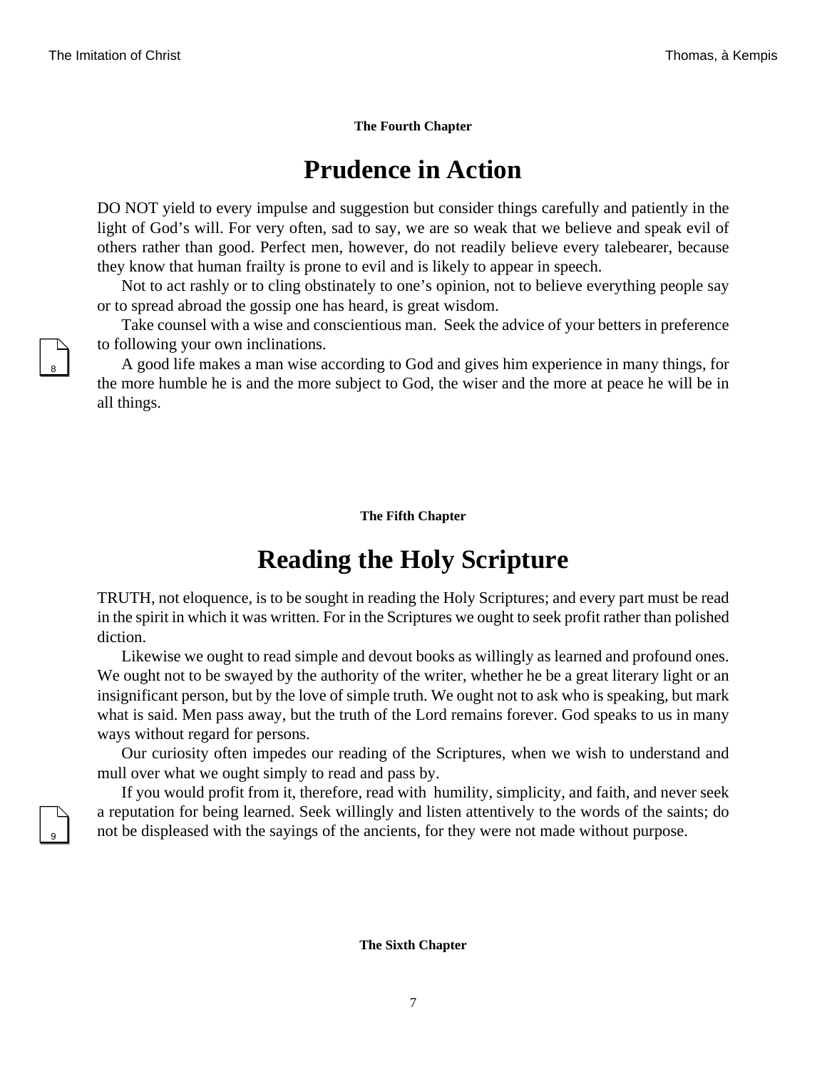The Fourth Chapter

# Prudence in Action

DO NOT yield to every impulse and suggestion but consider things carefully and patiently in the light of God's will. For very often, sad to say, we are so weak that we believe and speak evil of others rather than good. Perfect men, however, do not readily believe every talebearer, because they know that human frailty is prone to evil and is likely to appear in speech.

Not to act rashly or to cling obstinately to one's opinion, not to believe everything people say or to spread abroad the gossip one has heard, is great wisdom.

Take counsel with a wise and conscientious man. Seek the advice of your betters in preference to following your own inclinations.

A good life makes a man wise according to God and gives him experience in many things, for the more humble he is and the more subject to God, the wiser and the more at peace he will be in all things.

The Fifth Chapter

# Reading the Holy Scripture

TRUTH, not eloquence, is to be sought in reading the Holy Scriptures; and every part must be read in the spirit in which it was written. For in the Scriptures we ought to seek profit rather than polished diction.

Likewise we ought to read simple and devout books as willingly as learned and profound ones. We ought not to be swayed by the authority of the writer, whether he be a great literary light or an insignificant person, but by the love of simple truth. We ought not to ask who is speaking, but mark what is said. Men pass away, but the truth of the Lord remains forever. God speaks to us in many ways without regard for persons.

Our curiosity often impedes our reading of the Scriptures, when we wish to understand and mull over what we ought simply to read and pass by.

If you would profit from it, therefore, read with humility, simplicity, and faith, and never seek a reputation for being learned. Seek willingly and listen attentively to the words of the saints; do not be displeased with the sayings of the ancients, for they were not made without purpose.

The Sixth Chapter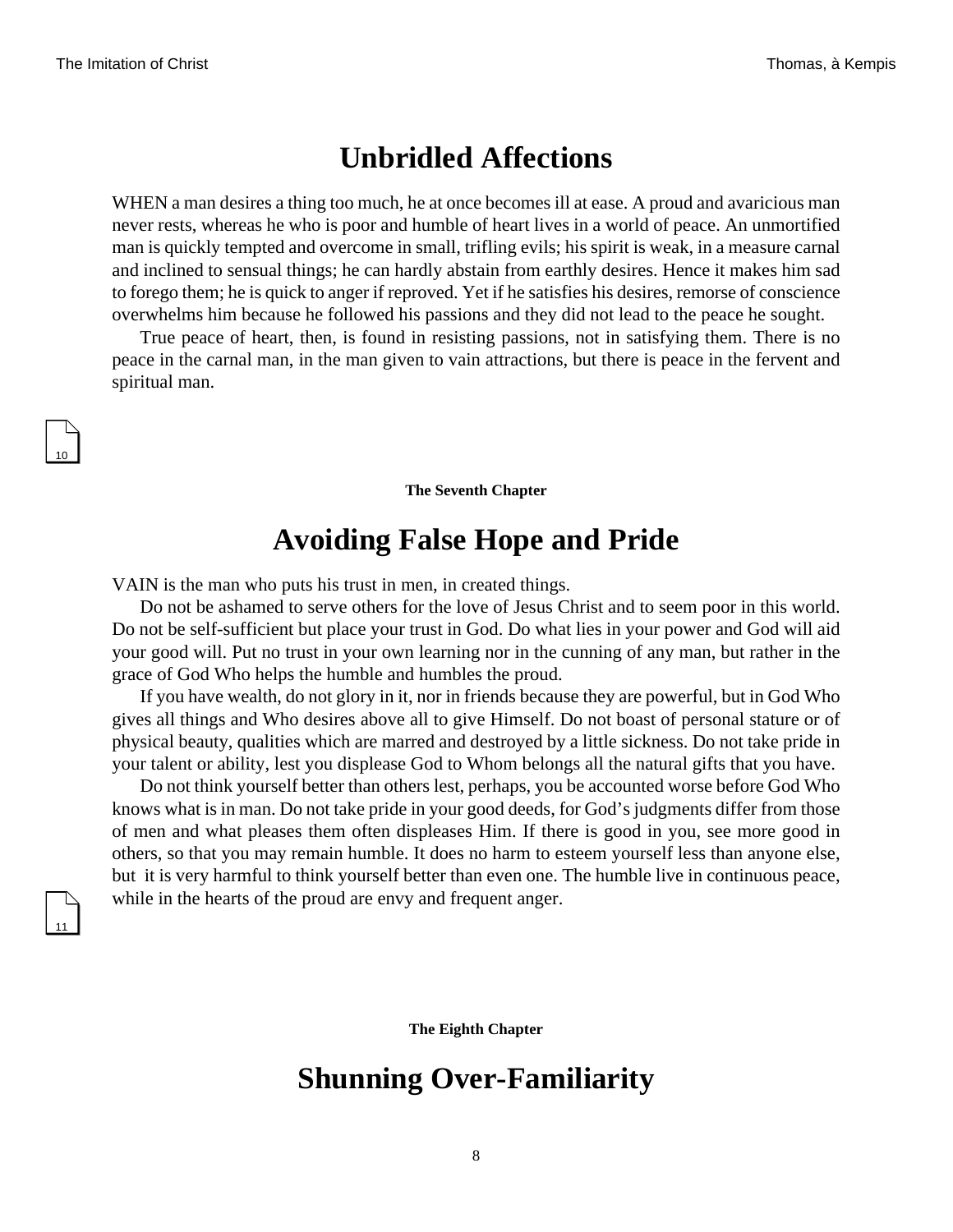# Unbridled Affections

WHEN a man desires a thing too much, he at once becomes ill at ease. A proud and avaricious man never rests, whereas he who is poor and humble of heart lives in a world of peace. An unmortified man is quickly tempted and overcome in small, trifling evils; his spirit is weak, in a measure carnal and inclined to sensual things; he can hardly abstain from earthly desires. Hence it makes him sad to forego them; he is quick to anger if reproved. Yet if he satisfies his desires, remorse of conscience overwhelms him because he followed his passions and they did not lead to the peace he sought.

True peace of heart, then, is found in resisting passions, not in satisfying them. There is no peace in the carnal man, in the man given to vain attractions, but there is peace in the fervent and spiritual man.

**The Seventh Chapter**

# Avoiding False Hope and Pride

VAIN is the man who puts his trust in men, in created things.

Do not be ashamed to serve others for the love of Jesus Christ and to seem poor in this world. Do not be self-sufficient but place your trust in God. Do what lies in your power and God will aid your good will. Put no trust in your own learning nor in the cunning of any man, but rather in the grace of God Who helps the humble and humbles the proud.

If you have wealth, do not glory in it, nor in friends because they are powerful, but in God Who gives all things and Who desires above all to give Himself. Do not boast of personal stature or of physical beauty, qualities which are marred and destroyed by a little sickness. Do not take pride in your talent or ability, lest you displease God to Whom belongs all the natural gifts that you have.

Do not think yourself better than others lest, perhaps, you be accounted worse before God Who knows what is in man. Do not take pride in your good deeds, for God's judgments differ from those of men and what pleases them often displeases Him. If there is good in you, see more good in others, so that you may remain humble. It does no harm to esteem yourself less than anyone else, but it is very harmful to think yourself better than even one. The humble live in continuous peace, while in the hearts of the proud are envy and frequent anger.

**The Eighth Chapter**

# Shunning Over-Familiarity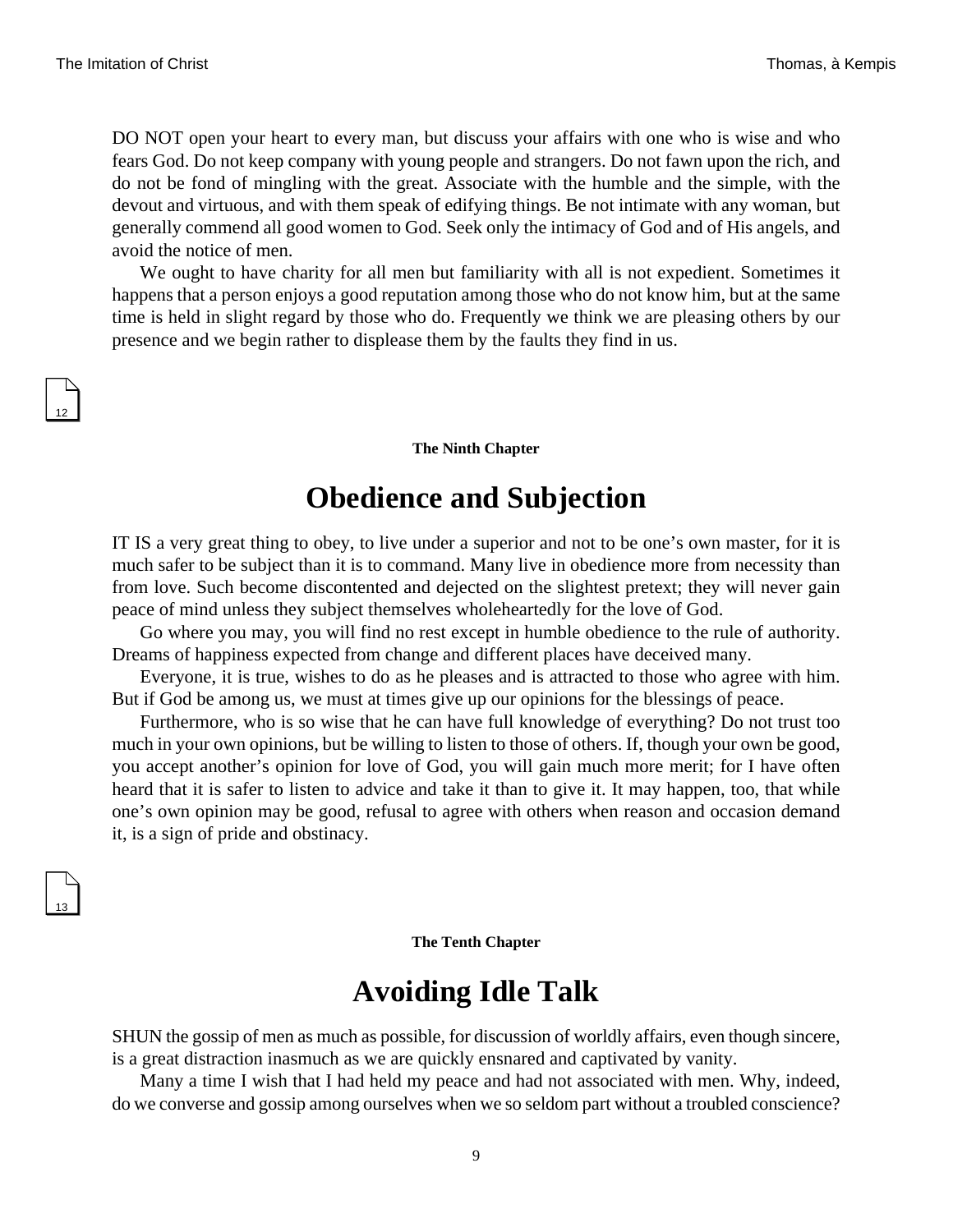DO NOT open your heart to every man, but discuss your affairs with one who is wise and who fears God. Do not keep company with young people and strangers. Do not fawn upon the rich, and do not be fond of mingling with the great. Associate with the humble and the simple, with the devout and virtuous, and with them speak of edifying things. Be not intimate with any woman, but generally commend all good women to God. Seek only the intimacy of God and of His angels, and avoid the notice of men.

We ought to have charity for all men but familiarity with all is not expedient. Sometimes it happens that a person enjoys a good reputation among those who do not know him, but at the same time is held in slight regard by those who do. Frequently we think we are pleasing others by our presence and we begin rather to displease them by the faults they find in us.

**The Ninth Chapter**

# Obedience and Subjection

IT IS a very great thing to obey, to live under a superior and not to be one's own master, for it is much safer to be subject than it is to command. Many live in obedience more from necessity than from love. Such become discontented and dejected on the slightest pretext; they will never gain peace of mind unless they subject themselves wholeheartedly for the love of God.

Go where you may, you will find no rest except in humble obedience to the rule of authority. Dreams of happiness expected from change and different places have deceived many.

Everyone, it is true, wishes to do as he pleases and is attracted to those who agree with him. But if God be among us, we must at times give up our opinions for the blessings of peace.

Furthermore, who is so wise that he can have full knowledge of everything? Do not trust too much in your own opinions, but be willing to listen to those of others. If, though your own be good, you accept another's opinion for love of God, you will gain much more merit; for I have often heard that it is safer to listen to advice and take it than to give it. It may happen, too, that while one's own opinion may be good, refusal to agree with others when reason and occasion demand it, is a sign of pride and obstinacy.

**The Tenth Chapter**

# Avoiding Idle Talk

SHUN the gossip of men as much as possible, for discussion of worldly affairs, even though sincere, is a great distraction inasmuch as we are quickly ensnared and captivated by vanity.

Many a time I wish that I had held my peace and had not associated with men. Why, indeed, do we converse and gossip among ourselves when we so seldom part without a troubled conscience?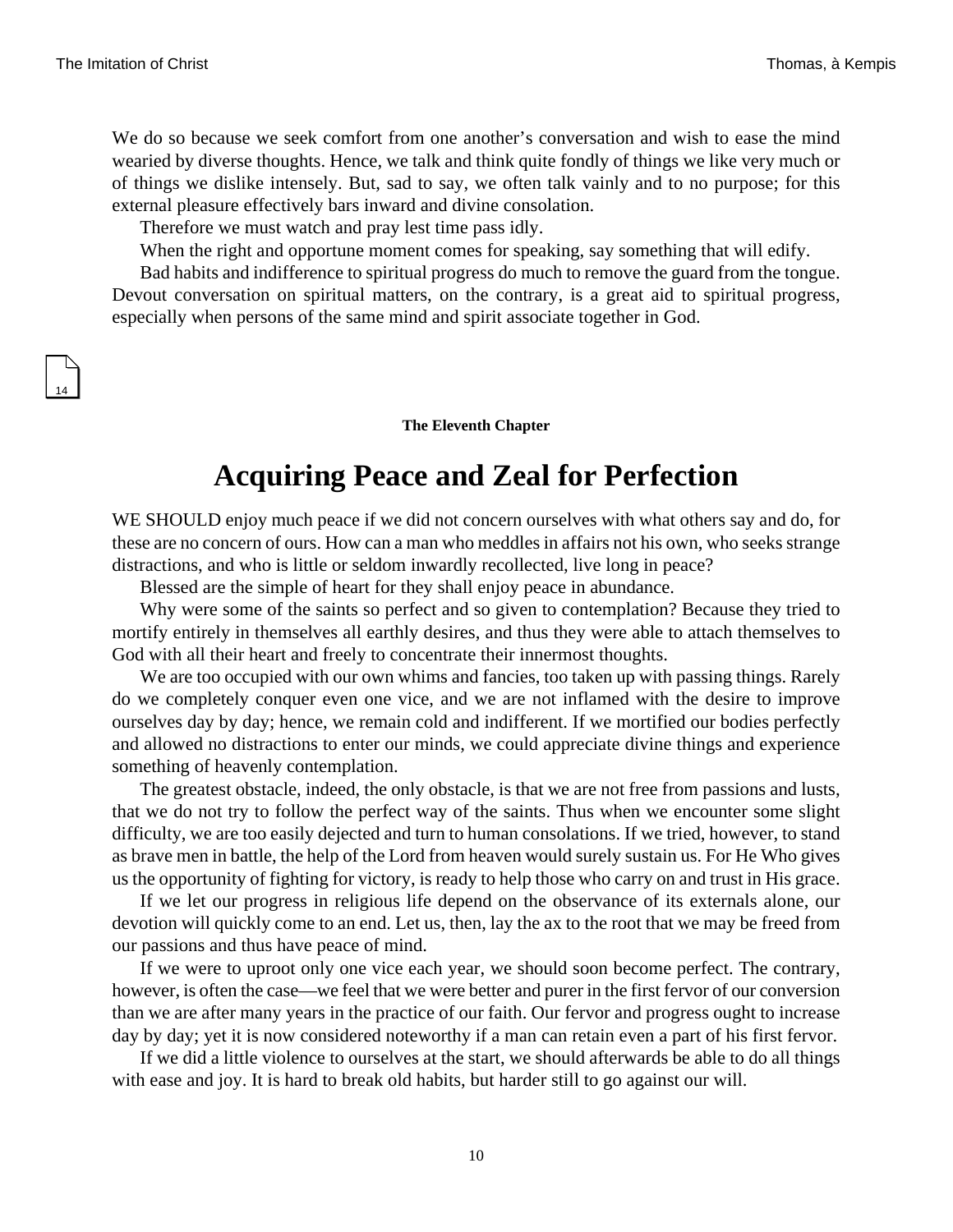We do so because we seek comfort from one another's conversation and wish to ease the mind wearied by diverse thoughts. Hence, we talk and think quite fondly of things we like very much or of things we dislike intensely. But, sad to say, we often talk vainly and to no purpose; for this external pleasure effectively bars inward and divine consolation.

Therefore we must watch and pray lest time pass idly.

When the right and opportune moment comes for speaking, say something that will edify.

Bad habits and indifference to spiritual progress do much to remove the guard from the tongue. Devout conversation on spiritual matters, on the contrary, is a great aid to spiritual progress, especially when persons of the same mind and spirit associate together in God.

**The Eleventh Chapter**

# Acquiring Peace and Zeal for Perfection

WE SHOULD enjoy much peace if we did not concern ourselves with what others say and do, for these are no concern of ours. How can a man who meddles in affairs not his own, who seeks strange distractions, and who is little or seldom inwardly recollected, live long in peace?

Blessed are the simple of heart for they shall enjoy peace in abundance.

Why were some of the saints so perfect and so given to contemplation? Because they tried to mortify entirely in themselves all earthly desires, and thus they were able to attach themselves to God with all their heart and freely to concentrate their innermost thoughts.

We are too occupied with our own whims and fancies, too taken up with passing things. Rarely do we completely conquer even one vice, and we are not inflamed with the desire to improve ourselves day by day; hence, we remain cold and indifferent. If we mortified our bodies perfectly and allowed no distractions to enter our minds, we could appreciate divine things and experience something of heavenly contemplation.

The greatest obstacle, indeed, the only obstacle, is that we are not free from passions and lusts, that we do not try to follow the perfect way of the saints. Thus when we encounter some slight difficulty, we are too easily dejected and turn to human consolations. If we tried, however, to stand as brave men in battle, the help of the Lord from heaven would surely sustain us. For He Who gives us the opportunity of fighting for victory, is ready to help those who carry on and trust in His grace.

If we let our progress in religious life depend on the observance of its externals alone, our devotion will quickly come to an end. Let us, then, lay the ax to the root that we may be freed from our passions and thus have peace of mind.

If we were to uproot only one vice each year, we should soon become perfect. The contrary, however, is often the case—we feel that we were better and purer in the first fervor of our conversion than we are after many years in the practice of our faith. Our fervor and progress ought to increase day by day; yet it is now considered noteworthy if a man can retain even a part of his first fervor.

If we did a little violence to ourselves at the start, we should afterwards be able to do all things with ease and joy. It is hard to break old habits, but harder still to go against our will.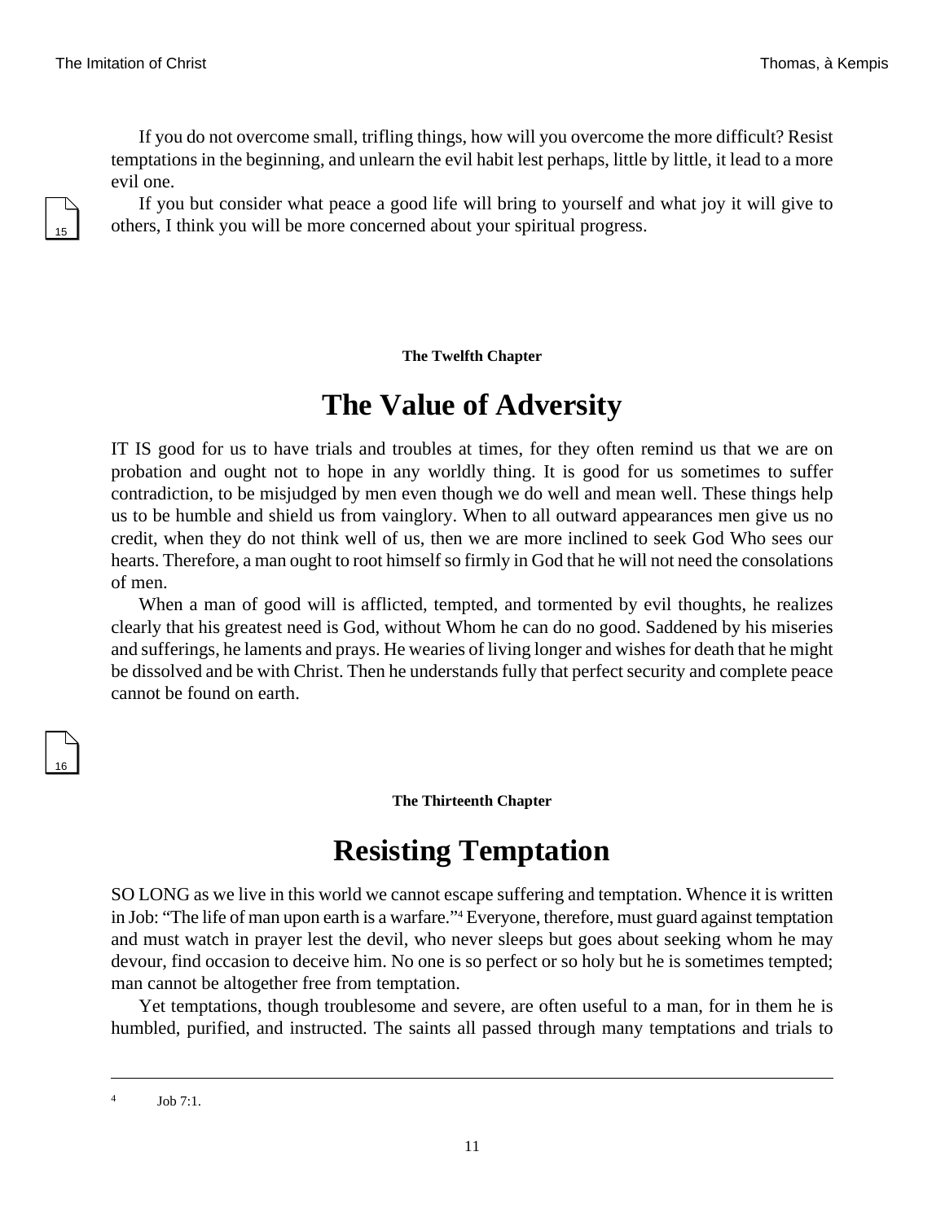If you do not overcome small, trifling things, how will you overcome the more difficult? Resist temptations in the beginning, and unlearn the evil habit lest perhaps, little by little, it lead to a more evil one.

If you but consider what peace a good life will bring to yourself and what joy it will give to others, I think you will be more concerned about your spiritual progress.

**The Twelfth Chapter**

# The Value of Adversity

IT IS good for us to have trials and troubles at times, for they often remind us that we are on probation and ought not to hope in any worldly thing. It is good for us sometimes to suffer contradiction, to be misjudged by men even though we do well and mean well. These things help us to be humble and shield us from vainglory. When to all outward appearances men give us no credit, when they do not think well of us, then we are more inclined to seek God Who sees our hearts. Therefore, a man ought to root himself so firmly in God that he will not need the consolations of men.

When a man of good will is afflicted, tempted, and tormented by evil thoughts, he realizes clearly that his greatest need is God, without Whom he can do no good. Saddened by his miseries and sufferings, he laments and prays. He wearies of living longer and wishes for death that he might be dissolved and be with Christ. Then he understands fully that perfect security and complete peace cannot be found on earth.

**The Thirteenth Chapter**

# Resisting Temptation

SO LONG as we live in this world we cannot escape suffering and temptation. Whence it is written in Job: "The life of man upon earth is a warfare."[4] Everyone, therefore, must guard against temptation and must watch in prayer lest the devil, who never sleeps but goes about seeking whom he may devour, find occasion to deceive him. No one is so perfect or so holy but he is sometimes tempted; man cannot be altogether free from temptation.

Yet temptations, though troublesome and severe, are often useful to a man, for in them he is humbled, purified, and instructed. The saints all passed through many temptations and trials to

---

[4] Job 7:1.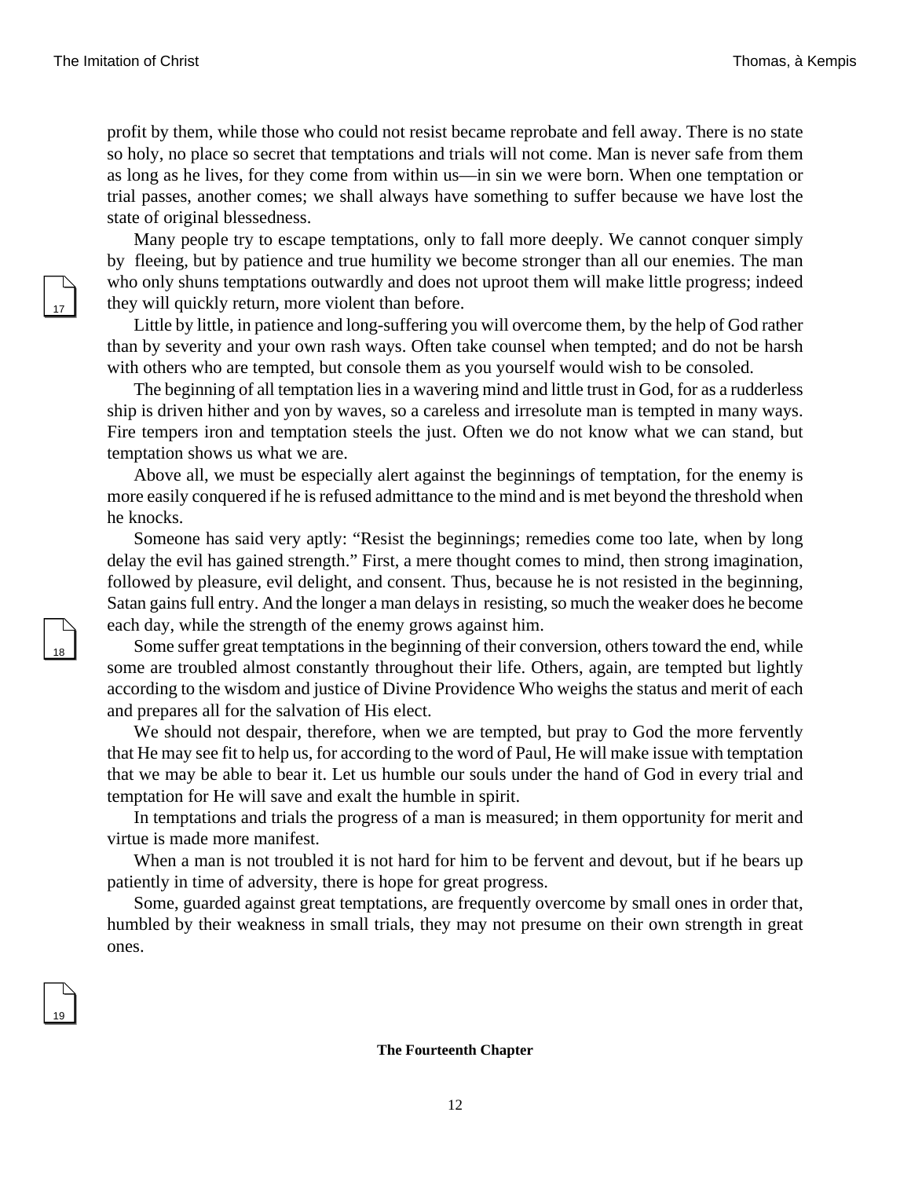profit by them, while those who could not resist became reprobate and fell away. There is no state so holy, no place so secret that temptations and trials will not come. Man is never safe from them as long as he lives, for they come from within us—in sin we were born. When one temptation or trial passes, another comes; we shall always have something to suffer because we have lost the state of original blessedness.

Many people try to escape temptations, only to fall more deeply. We cannot conquer simply by fleeing, but by patience and true humility we become stronger than all our enemies. The man who only shuns temptations outwardly and does not uproot them will make little progress; indeed they will quickly return, more violent than before.

Little by little, in patience and long-suffering you will overcome them, by the help of God rather than by severity and your own rash ways. Often take counsel when tempted; and do not be harsh with others who are tempted, but console them as you yourself would wish to be consoled.

The beginning of all temptation lies in a wavering mind and little trust in God, for as a rudderless ship is driven hither and yon by waves, so a careless and irresolute man is tempted in many ways. Fire tempers iron and temptation steels the just. Often we do not know what we can stand, but temptation shows us what we are.

Above all, we must be especially alert against the beginnings of temptation, for the enemy is more easily conquered if he is refused admittance to the mind and is met beyond the threshold when he knocks.

Someone has said very aptly: “Resist the beginnings; remedies come too late, when by long delay the evil has gained strength.” First, a mere thought comes to mind, then strong imagination, followed by pleasure, evil delight, and consent. Thus, because he is not resisted in the beginning, Satan gains full entry. And the longer a man delays in resisting, so much the weaker does he become each day, while the strength of the enemy grows against him.

Some suffer great temptations in the beginning of their conversion, others toward the end, while some are troubled almost constantly throughout their life. Others, again, are tempted but lightly according to the wisdom and justice of Divine Providence Who weighs the status and merit of each and prepares all for the salvation of His elect.

We should not despair, therefore, when we are tempted, but pray to God the more fervently that He may see fit to help us, for according to the word of Paul, He will make issue with temptation that we may be able to bear it. Let us humble our souls under the hand of God in every trial and temptation for He will save and exalt the humble in spirit.

In temptations and trials the progress of a man is measured; in them opportunity for merit and virtue is made more manifest.

When a man is not troubled it is not hard for him to be fervent and devout, but if he bears up patiently in time of adversity, there is hope for great progress.

Some, guarded against great temptations, are frequently overcome by small ones in order that, humbled by their weakness in small trials, they may not presume on their own strength in great ones.

**The Fourteenth Chapter**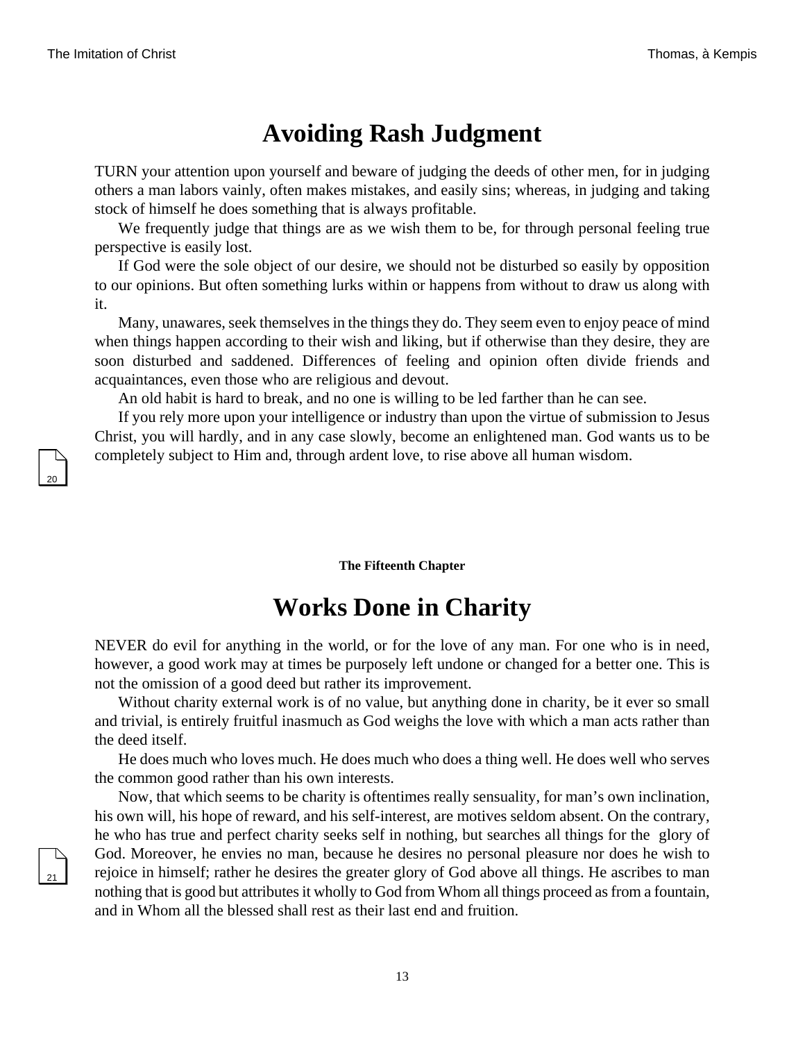## Avoiding Rash Judgment

TURN your attention upon yourself and beware of judging the deeds of other men, for in judging others a man labors vainly, often makes mistakes, and easily sins; whereas, in judging and taking stock of himself he does something that is always profitable.

We frequently judge that things are as we wish them to be, for through personal feeling true perspective is easily lost.

If God were the sole object of our desire, we should not be disturbed so easily by opposition to our opinions. But often something lurks within or happens from without to draw us along with it.

Many, unawares, seek themselves in the things they do. They seem even to enjoy peace of mind when things happen according to their wish and liking, but if otherwise than they desire, they are soon disturbed and saddened. Differences of feeling and opinion often divide friends and acquaintances, even those who are religious and devout.

An old habit is hard to break, and no one is willing to be led farther than he can see.

If you rely more upon your intelligence or industry than upon the virtue of submission to Jesus Christ, you will hardly, and in any case slowly, become an enlightened man. God wants us to be completely subject to Him and, through ardent love, to rise above all human wisdom.

**The Fifteenth Chapter**

## Works Done in Charity

NEVER do evil for anything in the world, or for the love of any man. For one who is in need, however, a good work may at times be purposely left undone or changed for a better one. This is not the omission of a good deed but rather its improvement.

Without charity external work is of no value, but anything done in charity, be it ever so small and trivial, is entirely fruitful inasmuch as God weighs the love with which a man acts rather than the deed itself.

He does much who loves much. He does much who does a thing well. He does well who serves the common good rather than his own interests.

Now, that which seems to be charity is oftentimes really sensuality, for man's own inclination, his own will, his hope of reward, and his self-interest, are motives seldom absent. On the contrary, he who has true and perfect charity seeks self in nothing, but searches all things for the glory of God. Moreover, he envies no man, because he desires no personal pleasure nor does he wish to rejoice in himself; rather he desires the greater glory of God above all things. He ascribes to man nothing that is good but attributes it wholly to God from Whom all things proceed as from a fountain, and in Whom all the blessed shall rest as their last end and fruition.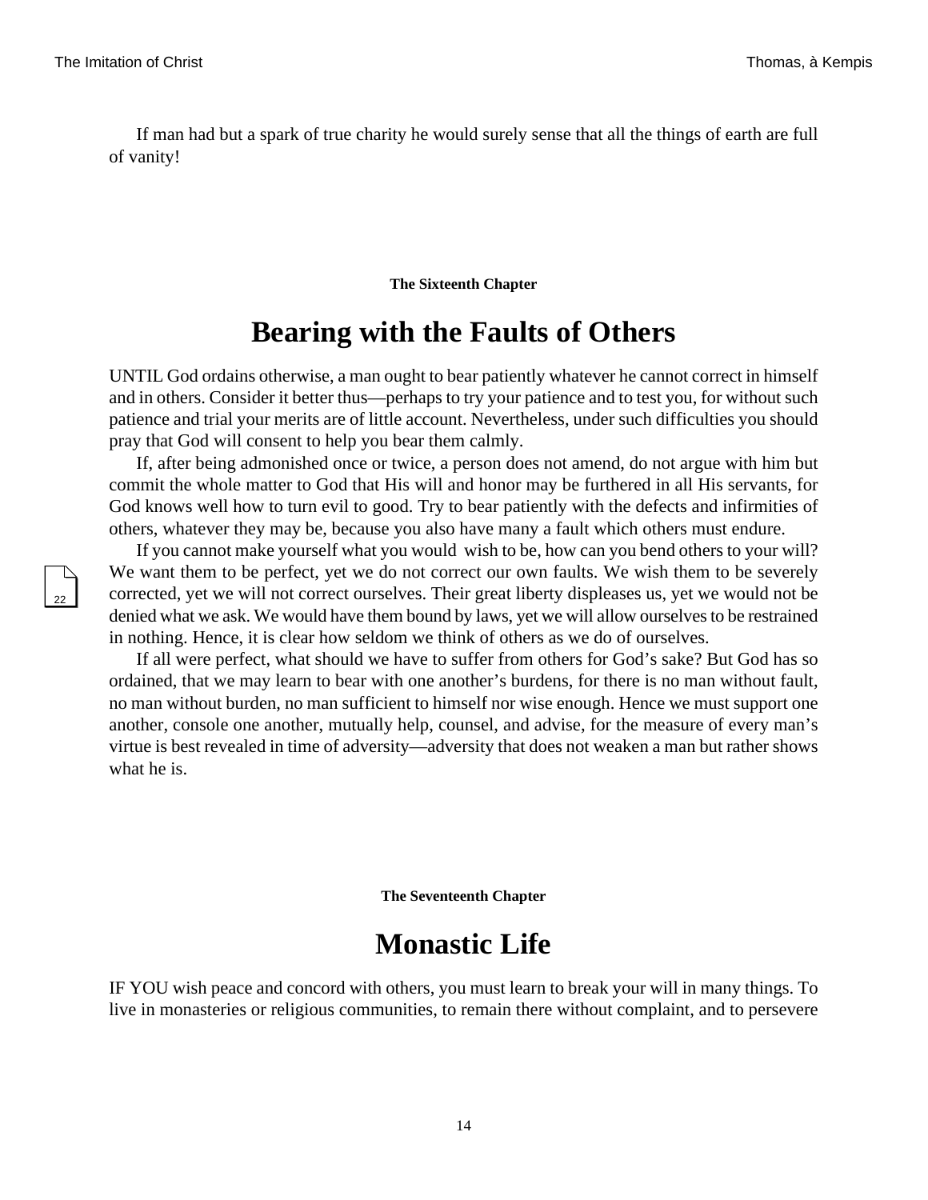If man had but a spark of true charity he would surely sense that all the things of earth are full of vanity!

**The Sixteenth Chapter**

# Bearing with the Faults of Others

UNTIL God ordains otherwise, a man ought to bear patiently whatever he cannot correct in himself and in others. Consider it better thus—perhaps to try your patience and to test you, for without such patience and trial your merits are of little account. Nevertheless, under such difficulties you should pray that God will consent to help you bear them calmly.

If, after being admonished once or twice, a person does not amend, do not argue with him but commit the whole matter to God that His will and honor may be furthered in all His servants, for God knows well how to turn evil to good. Try to bear patiently with the defects and infirmities of others, whatever they may be, because you also have many a fault which others must endure.

If you cannot make yourself what you would wish to be, how can you bend others to your will? We want them to be perfect, yet we do not correct our own faults. We wish them to be severely corrected, yet we will not correct ourselves. Their great liberty displeases us, yet we would not be denied what we ask. We would have them bound by laws, yet we will allow ourselves to be restrained in nothing. Hence, it is clear how seldom we think of others as we do of ourselves.

If all were perfect, what should we have to suffer from others for God's sake? But God has so ordained, that we may learn to bear with one another's burdens, for there is no man without fault, no man without burden, no man sufficient to himself nor wise enough. Hence we must support one another, console one another, mutually help, counsel, and advise, for the measure of every man's virtue is best revealed in time of adversity—adversity that does not weaken a man but rather shows what he is.

**The Seventeenth Chapter**

# Monastic Life

IF YOU wish peace and concord with others, you must learn to break your will in many things. To live in monasteries or religious communities, to remain there without complaint, and to persevere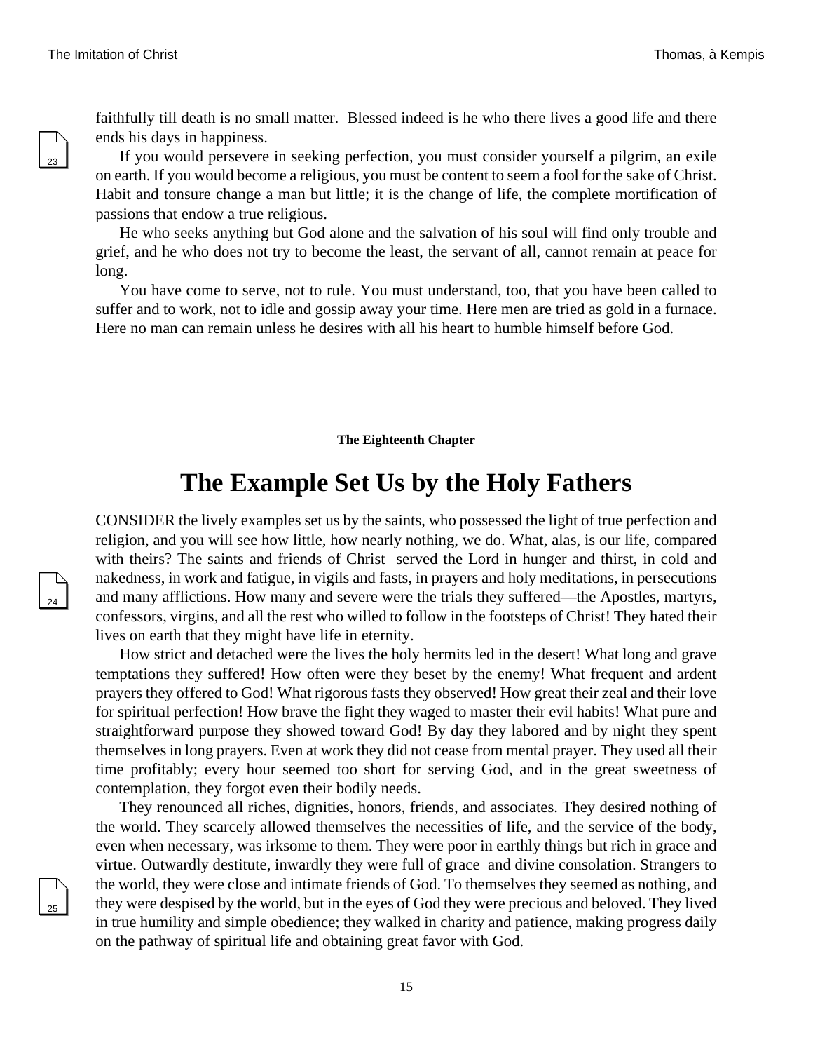faithfully till death is no small matter. Blessed indeed is he who there lives a good life and there ends his days in happiness.

If you would persevere in seeking perfection, you must consider yourself a pilgrim, an exile on earth. If you would become a religious, you must be content to seem a fool for the sake of Christ. Habit and tonsure change a man but little; it is the change of life, the complete mortification of passions that endow a true religious.

He who seeks anything but God alone and the salvation of his soul will find only trouble and grief, and he who does not try to become the least, the servant of all, cannot remain at peace for long.

You have come to serve, not to rule. You must understand, too, that you have been called to suffer and to work, not to idle and gossip away your time. Here men are tried as gold in a furnace. Here no man can remain unless he desires with all his heart to humble himself before God.

**The Eighteenth Chapter**

# The Example Set Us by the Holy Fathers

CONSIDER the lively examples set us by the saints, who possessed the light of true perfection and religion, and you will see how little, how nearly nothing, we do. What, alas, is our life, compared with theirs? The saints and friends of Christ served the Lord in hunger and thirst, in cold and nakedness, in work and fatigue, in vigils and fasts, in prayers and holy meditations, in persecutions and many afflictions. How many and severe were the trials they suffered—the Apostles, martyrs, confessors, virgins, and all the rest who willed to follow in the footsteps of Christ! They hated their lives on earth that they might have life in eternity.

How strict and detached were the lives the holy hermits led in the desert! What long and grave temptations they suffered! How often were they beset by the enemy! What frequent and ardent prayers they offered to God! What rigorous fasts they observed! How great their zeal and their love for spiritual perfection! How brave the fight they waged to master their evil habits! What pure and straightforward purpose they showed toward God! By day they labored and by night they spent themselves in long prayers. Even at work they did not cease from mental prayer. They used all their time profitably; every hour seemed too short for serving God, and in the great sweetness of contemplation, they forgot even their bodily needs.

They renounced all riches, dignities, honors, friends, and associates. They desired nothing of the world. They scarcely allowed themselves the necessities of life, and the service of the body, even when necessary, was irksome to them. They were poor in earthly things but rich in grace and virtue. Outwardly destitute, inwardly they were full of grace and divine consolation. Strangers to the world, they were close and intimate friends of God. To themselves they seemed as nothing, and they were despised by the world, but in the eyes of God they were precious and beloved. They lived in true humility and simple obedience; they walked in charity and patience, making progress daily on the pathway of spiritual life and obtaining great favor with God.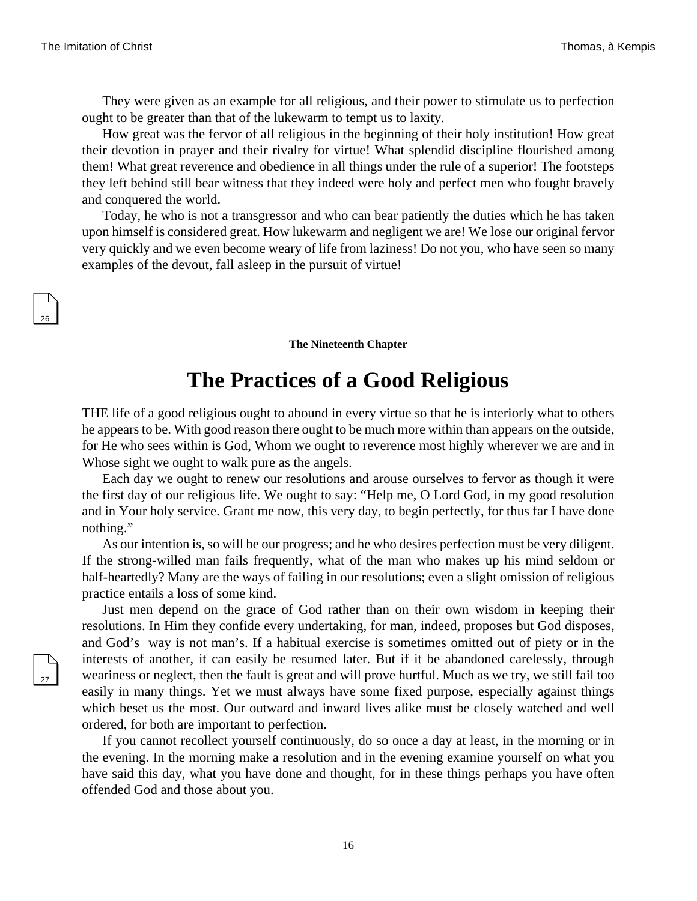They were given as an example for all religious, and their power to stimulate us to perfection ought to be greater than that of the lukewarm to tempt us to laxity.

How great was the fervor of all religious in the beginning of their holy institution! How great their devotion in prayer and their rivalry for virtue! What splendid discipline flourished among them! What great reverence and obedience in all things under the rule of a superior! The footsteps they left behind still bear witness that they indeed were holy and perfect men who fought bravely and conquered the world.

Today, he who is not a transgressor and who can bear patiently the duties which he has taken upon himself is considered great. How lukewarm and negligent we are! We lose our original fervor very quickly and we even become weary of life from laziness! Do not you, who have seen so many examples of the devout, fall asleep in the pursuit of virtue!

**The Nineteenth Chapter**

# The Practices of a Good Religious

THE life of a good religious ought to abound in every virtue so that he is interiorly what to others he appears to be. With good reason there ought to be much more within than appears on the outside, for He who sees within is God, Whom we ought to reverence most highly wherever we are and in Whose sight we ought to walk pure as the angels.

Each day we ought to renew our resolutions and arouse ourselves to fervor as though it were the first day of our religious life. We ought to say: "Help me, O Lord God, in my good resolution and in Your holy service. Grant me now, this very day, to begin perfectly, for thus far I have done nothing."

As our intention is, so will be our progress; and he who desires perfection must be very diligent. If the strong-willed man fails frequently, what of the man who makes up his mind seldom or half-heartedly? Many are the ways of failing in our resolutions; even a slight omission of religious practice entails a loss of some kind.

Just men depend on the grace of God rather than on their own wisdom in keeping their resolutions. In Him they confide every undertaking, for man, indeed, proposes but God disposes, and God's way is not man's. If a habitual exercise is sometimes omitted out of piety or in the interests of another, it can easily be resumed later. But if it be abandoned carelessly, through weariness or neglect, then the fault is great and will prove hurtful. Much as we try, we still fail too easily in many things. Yet we must always have some fixed purpose, especially against things which beset us the most. Our outward and inward lives alike must be closely watched and well ordered, for both are important to perfection.

If you cannot recollect yourself continuously, do so once a day at least, in the morning or in the evening. In the morning make a resolution and in the evening examine yourself on what you have said this day, what you have done and thought, for in these things perhaps you have often offended God and those about you.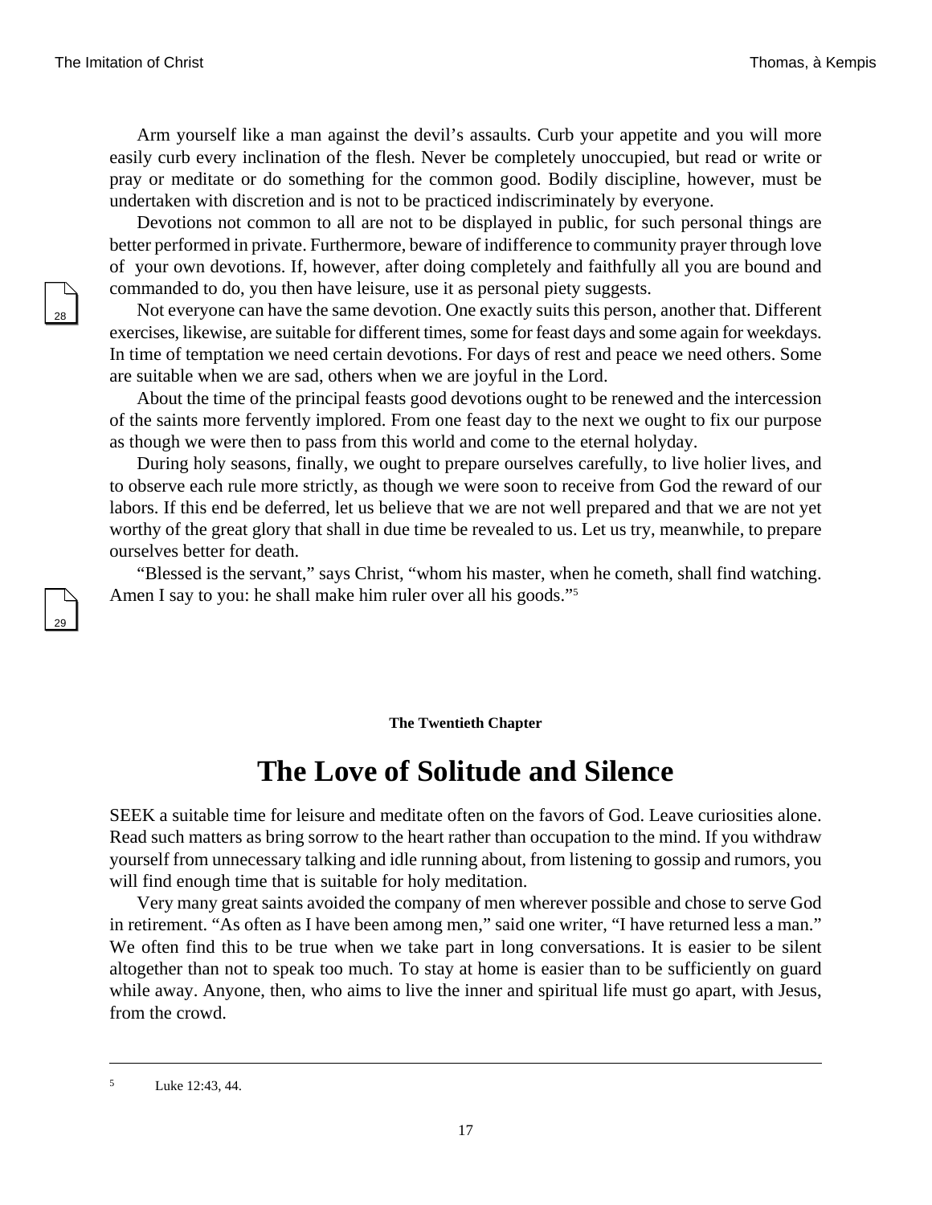Arm yourself like a man against the devil's assaults. Curb your appetite and you will more easily curb every inclination of the flesh. Never be completely unoccupied, but read or write or pray or meditate or do something for the common good. Bodily discipline, however, must be undertaken with discretion and is not to be practiced indiscriminately by everyone.

Devotions not common to all are not to be displayed in public, for such personal things are better performed in private. Furthermore, beware of indifference to community prayer through love of your own devotions. If, however, after doing completely and faithfully all you are bound and commanded to do, you then have leisure, use it as personal piety suggests.

Not everyone can have the same devotion. One exactly suits this person, another that. Different exercises, likewise, are suitable for different times, some for feast days and some again for weekdays. In time of temptation we need certain devotions. For days of rest and peace we need others. Some are suitable when we are sad, others when we are joyful in the Lord.

About the time of the principal feasts good devotions ought to be renewed and the intercession of the saints more fervently implored. From one feast day to the next we ought to fix our purpose as though we were then to pass from this world and come to the eternal holyday.

During holy seasons, finally, we ought to prepare ourselves carefully, to live holier lives, and to observe each rule more strictly, as though we were soon to receive from God the reward of our labors. If this end be deferred, let us believe that we are not well prepared and that we are not yet worthy of the great glory that shall in due time be revealed to us. Let us try, meanwhile, to prepare ourselves better for death.

"Blessed is the servant," says Christ, "whom his master, when he cometh, shall find watching. Amen I say to you: he shall make him ruler over all his goods."[5]

**The Twentieth Chapter**

# The Love of Solitude and Silence

SEEK a suitable time for leisure and meditate often on the favors of God. Leave curiosities alone. Read such matters as bring sorrow to the heart rather than occupation to the mind. If you withdraw yourself from unnecessary talking and idle running about, from listening to gossip and rumors, you will find enough time that is suitable for holy meditation.

Very many great saints avoided the company of men wherever possible and chose to serve God in retirement. "As often as I have been among men," said one writer, "I have returned less a man." We often find this to be true when we take part in long conversations. It is easier to be silent altogether than not to speak too much. To stay at home is easier than to be sufficiently on guard while away. Anyone, then, who aims to live the inner and spiritual life must go apart, with Jesus, from the crowd.

---

[5] Luke 12:43, 44.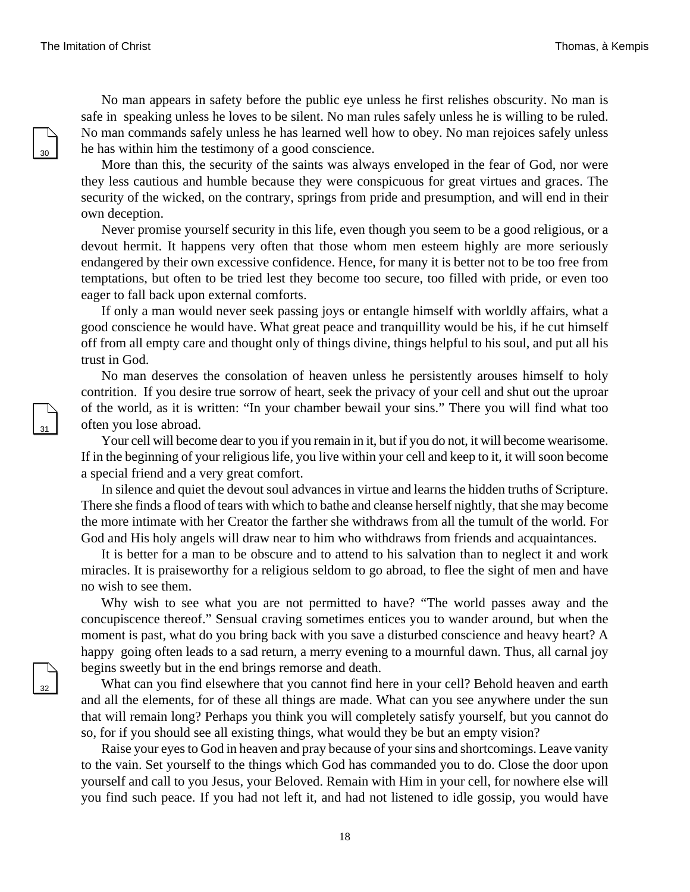No man appears in safety before the public eye unless he first relishes obscurity. No man is safe in speaking unless he loves to be silent. No man rules safely unless he is willing to be ruled. No man commands safely unless he has learned well how to obey. No man rejoices safely unless he has within him the testimony of a good conscience.

More than this, the security of the saints was always enveloped in the fear of God, nor were they less cautious and humble because they were conspicuous for great virtues and graces. The security of the wicked, on the contrary, springs from pride and presumption, and will end in their own deception.

Never promise yourself security in this life, even though you seem to be a good religious, or a devout hermit. It happens very often that those whom men esteem highly are more seriously endangered by their own excessive confidence. Hence, for many it is better not to be too free from temptations, but often to be tried lest they become too secure, too filled with pride, or even too eager to fall back upon external comforts.

If only a man would never seek passing joys or entangle himself with worldly affairs, what a good conscience he would have. What great peace and tranquillity would be his, if he cut himself off from all empty care and thought only of things divine, things helpful to his soul, and put all his trust in God.

No man deserves the consolation of heaven unless he persistently arouses himself to holy contrition. If you desire true sorrow of heart, seek the privacy of your cell and shut out the uproar of the world, as it is written: “In your chamber bewail your sins.” There you will find what too often you lose abroad.

Your cell will become dear to you if you remain in it, but if you do not, it will become wearisome. If in the beginning of your religious life, you live within your cell and keep to it, it will soon become a special friend and a very great comfort.

In silence and quiet the devout soul advances in virtue and learns the hidden truths of Scripture. There she finds a flood of tears with which to bathe and cleanse herself nightly, that she may become the more intimate with her Creator the farther she withdraws from all the tumult of the world. For God and His holy angels will draw near to him who withdraws from friends and acquaintances.

It is better for a man to be obscure and to attend to his salvation than to neglect it and work miracles. It is praiseworthy for a religious seldom to go abroad, to flee the sight of men and have no wish to see them.

Why wish to see what you are not permitted to have? “The world passes away and the concupiscence thereof.” Sensual craving sometimes entices you to wander around, but when the moment is past, what do you bring back with you save a disturbed conscience and heavy heart? A happy going often leads to a sad return, a merry evening to a mournful dawn. Thus, all carnal joy begins sweetly but in the end brings remorse and death.

What can you find elsewhere that you cannot find here in your cell? Behold heaven and earth and all the elements, for of these all things are made. What can you see anywhere under the sun that will remain long? Perhaps you think you will completely satisfy yourself, but you cannot do so, for if you should see all existing things, what would they be but an empty vision?

Raise your eyes to God in heaven and pray because of your sins and shortcomings. Leave vanity to the vain. Set yourself to the things which God has commanded you to do. Close the door upon yourself and call to you Jesus, your Beloved. Remain with Him in your cell, for nowhere else will you find such peace. If you had not left it, and had not listened to idle gossip, you would have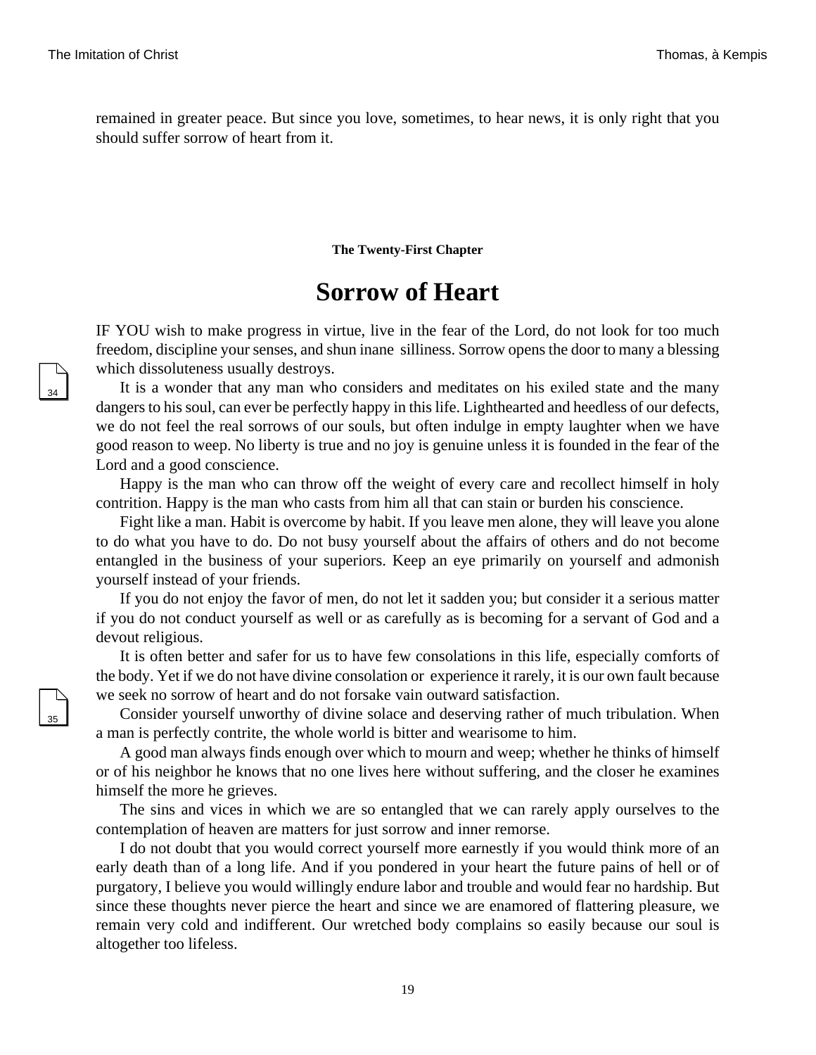remained in greater peace. But since you love, sometimes, to hear news, it is only right that you should suffer sorrow of heart from it.

**The Twenty-First Chapter**

# Sorrow of Heart

IF YOU wish to make progress in virtue, live in the fear of the Lord, do not look for too much freedom, discipline your senses, and shun inane silliness. Sorrow opens the door to many a blessing which dissoluteness usually destroys.

It is a wonder that any man who considers and meditates on his exiled state and the many dangers to his soul, can ever be perfectly happy in this life. Lighthearted and heedless of our defects, we do not feel the real sorrows of our souls, but often indulge in empty laughter when we have good reason to weep. No liberty is true and no joy is genuine unless it is founded in the fear of the Lord and a good conscience.

Happy is the man who can throw off the weight of every care and recollect himself in holy contrition. Happy is the man who casts from him all that can stain or burden his conscience.

Fight like a man. Habit is overcome by habit. If you leave men alone, they will leave you alone to do what you have to do. Do not busy yourself about the affairs of others and do not become entangled in the business of your superiors. Keep an eye primarily on yourself and admonish yourself instead of your friends.

If you do not enjoy the favor of men, do not let it sadden you; but consider it a serious matter if you do not conduct yourself as well or as carefully as is becoming for a servant of God and a devout religious.

It is often better and safer for us to have few consolations in this life, especially comforts of the body. Yet if we do not have divine consolation or experience it rarely, it is our own fault because we seek no sorrow of heart and do not forsake vain outward satisfaction.

Consider yourself unworthy of divine solace and deserving rather of much tribulation. When a man is perfectly contrite, the whole world is bitter and wearisome to him.

A good man always finds enough over which to mourn and weep; whether he thinks of himself or of his neighbor he knows that no one lives here without suffering, and the closer he examines himself the more he grieves.

The sins and vices in which we are so entangled that we can rarely apply ourselves to the contemplation of heaven are matters for just sorrow and inner remorse.

I do not doubt that you would correct yourself more earnestly if you would think more of an early death than of a long life. And if you pondered in your heart the future pains of hell or of purgatory, I believe you would willingly endure labor and trouble and would fear no hardship. But since these thoughts never pierce the heart and since we are enamored of flattering pleasure, we remain very cold and indifferent. Our wretched body complains so easily because our soul is altogether too lifeless.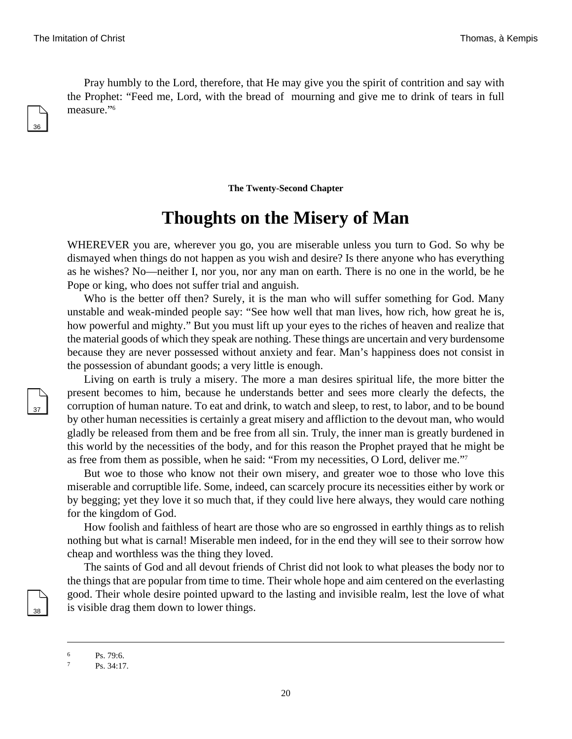Pray humbly to the Lord, therefore, that He may give you the spirit of contrition and say with the Prophet: "Feed me, Lord, with the bread of mourning and give me to drink of tears in full measure."[6]

**The Twenty-Second Chapter**

# Thoughts on the Misery of Man

WHEREVER you are, wherever you go, you are miserable unless you turn to God. So why be dismayed when things do not happen as you wish and desire? Is there anyone who has everything as he wishes? No—neither I, nor you, nor any man on earth. There is no one in the world, be he Pope or king, who does not suffer trial and anguish.

Who is the better off then? Surely, it is the man who will suffer something for God. Many unstable and weak-minded people say: "See how well that man lives, how rich, how great he is, how powerful and mighty." But you must lift up your eyes to the riches of heaven and realize that the material goods of which they speak are nothing. These things are uncertain and very burdensome because they are never possessed without anxiety and fear. Man's happiness does not consist in the possession of abundant goods; a very little is enough.

Living on earth is truly a misery. The more a man desires spiritual life, the more bitter the present becomes to him, because he understands better and sees more clearly the defects, the corruption of human nature. To eat and drink, to watch and sleep, to rest, to labor, and to be bound by other human necessities is certainly a great misery and affliction to the devout man, who would gladly be released from them and be free from all sin. Truly, the inner man is greatly burdened in this world by the necessities of the body, and for this reason the Prophet prayed that he might be as free from them as possible, when he said: "From my necessities, O Lord, deliver me."[7]

But woe to those who know not their own misery, and greater woe to those who love this miserable and corruptible life. Some, indeed, can scarcely procure its necessities either by work or by begging; yet they love it so much that, if they could live here always, they would care nothing for the kingdom of God.

How foolish and faithless of heart are those who are so engrossed in earthly things as to relish nothing but what is carnal! Miserable men indeed, for in the end they will see to their sorrow how cheap and worthless was the thing they loved.

The saints of God and all devout friends of Christ did not look to what pleases the body nor to the things that are popular from time to time. Their whole hope and aim centered on the everlasting good. Their whole desire pointed upward to the lasting and invisible realm, lest the love of what is visible drag them down to lower things.

---

[6] Ps. 79:6.

[7] Ps. 34:17.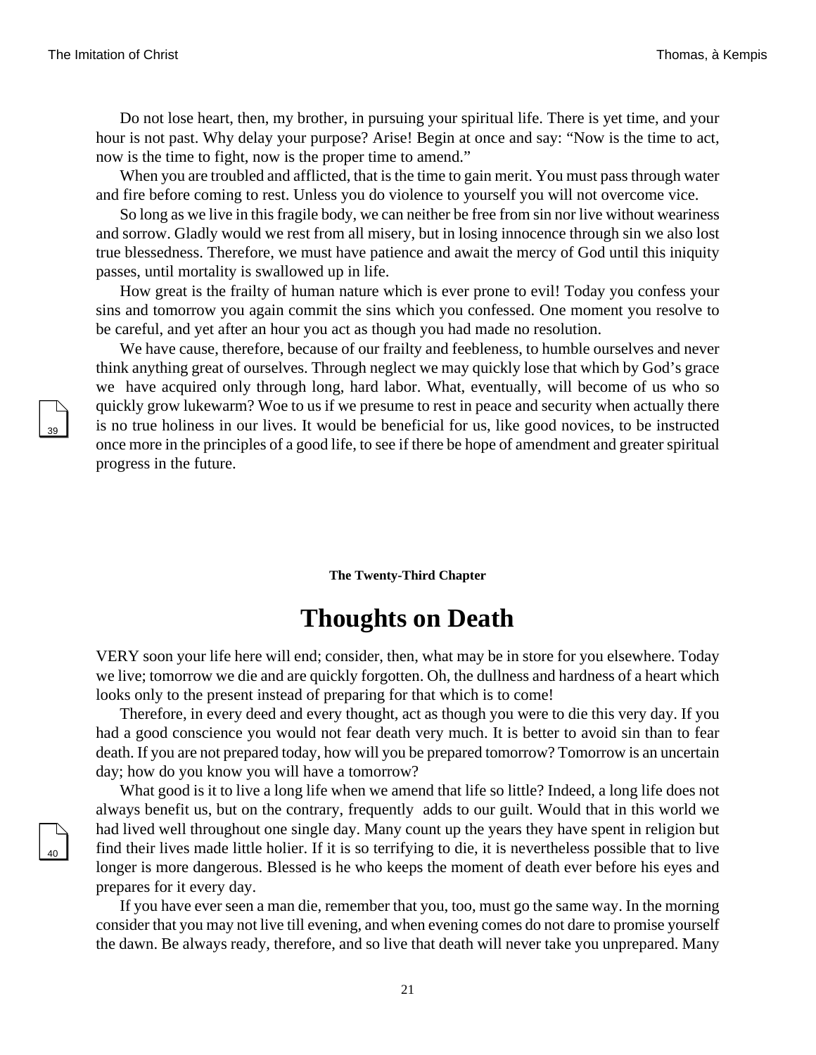Do not lose heart, then, my brother, in pursuing your spiritual life. There is yet time, and your hour is not past. Why delay your purpose? Arise! Begin at once and say: “Now is the time to act, now is the time to fight, now is the proper time to amend.”

When you are troubled and afflicted, that is the time to gain merit. You must pass through water and fire before coming to rest. Unless you do violence to yourself you will not overcome vice.

So long as we live in this fragile body, we can neither be free from sin nor live without weariness and sorrow. Gladly would we rest from all misery, but in losing innocence through sin we also lost true blessedness. Therefore, we must have patience and await the mercy of God until this iniquity passes, until mortality is swallowed up in life.

How great is the frailty of human nature which is ever prone to evil! Today you confess your sins and tomorrow you again commit the sins which you confessed. One moment you resolve to be careful, and yet after an hour you act as though you had made no resolution.

We have cause, therefore, because of our frailty and feebleness, to humble ourselves and never think anything great of ourselves. Through neglect we may quickly lose that which by God’s grace we have acquired only through long, hard labor. What, eventually, will become of us who so quickly grow lukewarm? Woe to us if we presume to rest in peace and security when actually there is no true holiness in our lives. It would be beneficial for us, like good novices, to be instructed once more in the principles of a good life, to see if there be hope of amendment and greater spiritual progress in the future.

**The Twenty-Third Chapter**

# Thoughts on Death

VERY soon your life here will end; consider, then, what may be in store for you elsewhere. Today we live; tomorrow we die and are quickly forgotten. Oh, the dullness and hardness of a heart which looks only to the present instead of preparing for that which is to come!

Therefore, in every deed and every thought, act as though you were to die this very day. If you had a good conscience you would not fear death very much. It is better to avoid sin than to fear death. If you are not prepared today, how will you be prepared tomorrow? Tomorrow is an uncertain day; how do you know you will have a tomorrow?

What good is it to live a long life when we amend that life so little? Indeed, a long life does not always benefit us, but on the contrary, frequently adds to our guilt. Would that in this world we had lived well throughout one single day. Many count up the years they have spent in religion but find their lives made little holier. If it is so terrifying to die, it is nevertheless possible that to live longer is more dangerous. Blessed is he who keeps the moment of death ever before his eyes and prepares for it every day.

If you have ever seen a man die, remember that you, too, must go the same way. In the morning consider that you may not live till evening, and when evening comes do not dare to promise yourself the dawn. Be always ready, therefore, and so live that death will never take you unprepared. Many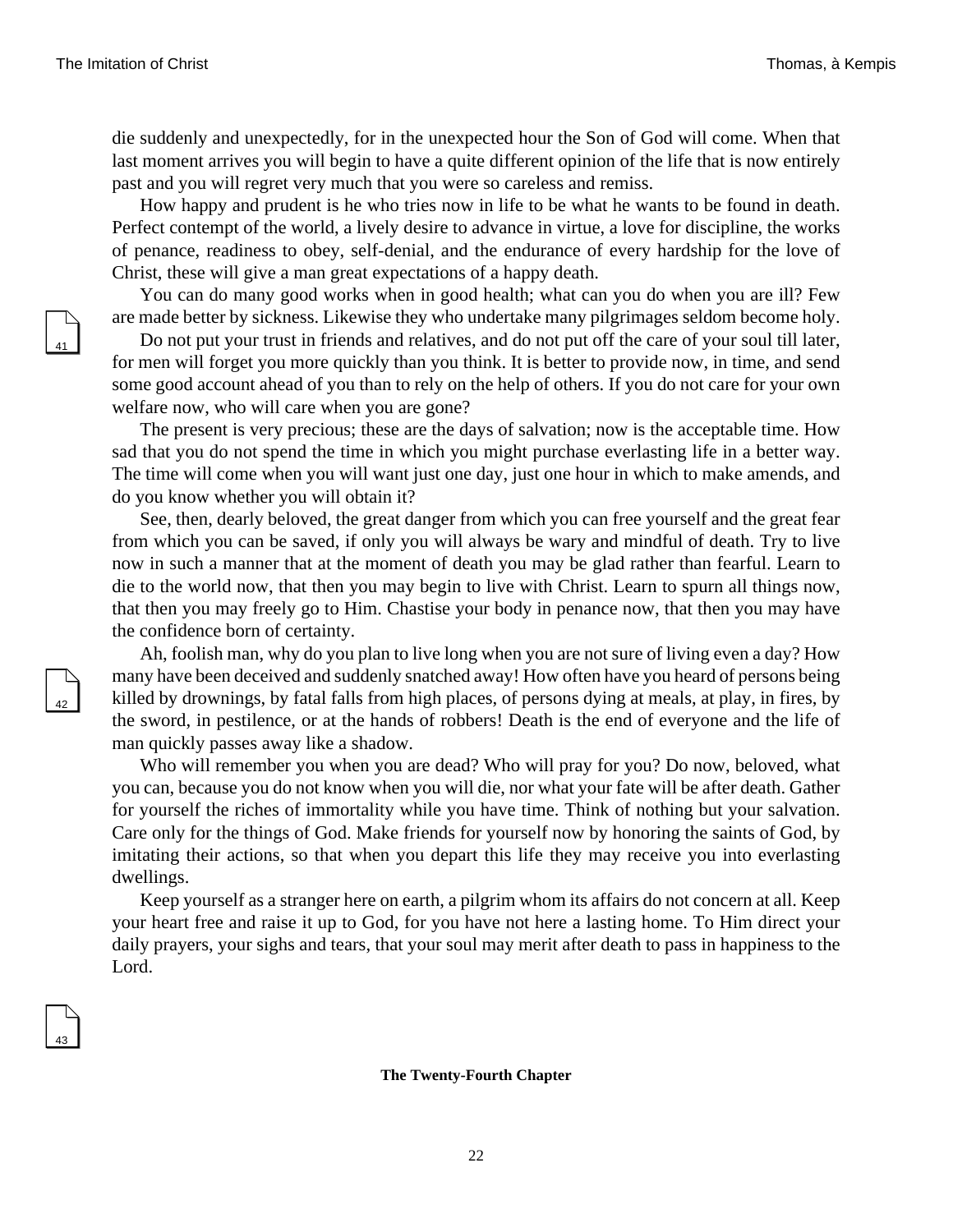die suddenly and unexpectedly, for in the unexpected hour the Son of God will come. When that last moment arrives you will begin to have a quite different opinion of the life that is now entirely past and you will regret very much that you were so careless and remiss.

How happy and prudent is he who tries now in life to be what he wants to be found in death. Perfect contempt of the world, a lively desire to advance in virtue, a love for discipline, the works of penance, readiness to obey, self-denial, and the endurance of every hardship for the love of Christ, these will give a man great expectations of a happy death.

You can do many good works when in good health; what can you do when you are ill? Few are made better by sickness. Likewise they who undertake many pilgrimages seldom become holy.

Do not put your trust in friends and relatives, and do not put off the care of your soul till later, for men will forget you more quickly than you think. It is better to provide now, in time, and send some good account ahead of you than to rely on the help of others. If you do not care for your own welfare now, who will care when you are gone?

The present is very precious; these are the days of salvation; now is the acceptable time. How sad that you do not spend the time in which you might purchase everlasting life in a better way. The time will come when you will want just one day, just one hour in which to make amends, and do you know whether you will obtain it?

See, then, dearly beloved, the great danger from which you can free yourself and the great fear from which you can be saved, if only you will always be wary and mindful of death. Try to live now in such a manner that at the moment of death you may be glad rather than fearful. Learn to die to the world now, that then you may begin to live with Christ. Learn to spurn all things now, that then you may freely go to Him. Chastise your body in penance now, that then you may have the confidence born of certainty.

Ah, foolish man, why do you plan to live long when you are not sure of living even a day? How many have been deceived and suddenly snatched away! How often have you heard of persons being killed by drownings, by fatal falls from high places, of persons dying at meals, at play, in fires, by the sword, in pestilence, or at the hands of robbers! Death is the end of everyone and the life of man quickly passes away like a shadow.

Who will remember you when you are dead? Who will pray for you? Do now, beloved, what you can, because you do not know when you will die, nor what your fate will be after death. Gather for yourself the riches of immortality while you have time. Think of nothing but your salvation. Care only for the things of God. Make friends for yourself now by honoring the saints of God, by imitating their actions, so that when you depart this life they may receive you into everlasting dwellings.

Keep yourself as a stranger here on earth, a pilgrim whom its affairs do not concern at all. Keep your heart free and raise it up to God, for you have not here a lasting home. To Him direct your daily prayers, your sighs and tears, that your soul may merit after death to pass in happiness to the Lord.

## The Twenty-Fourth Chapter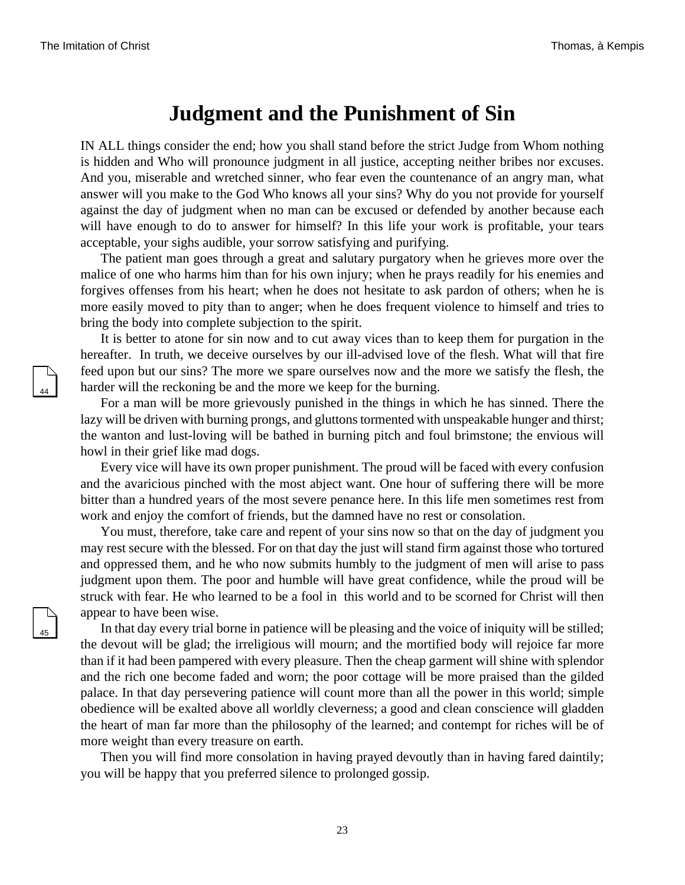# Judgment and the Punishment of Sin

IN ALL things consider the end; how you shall stand before the strict Judge from Whom nothing is hidden and Who will pronounce judgment in all justice, accepting neither bribes nor excuses. And you, miserable and wretched sinner, who fear even the countenance of an angry man, what answer will you make to the God Who knows all your sins? Why do you not provide for yourself against the day of judgment when no man can be excused or defended by another because each will have enough to do to answer for himself? In this life your work is profitable, your tears acceptable, your sighs audible, your sorrow satisfying and purifying.

The patient man goes through a great and salutary purgatory when he grieves more over the malice of one who harms him than for his own injury; when he prays readily for his enemies and forgives offenses from his heart; when he does not hesitate to ask pardon of others; when he is more easily moved to pity than to anger; when he does frequent violence to himself and tries to bring the body into complete subjection to the spirit.

It is better to atone for sin now and to cut away vices than to keep them for purgation in the hereafter. In truth, we deceive ourselves by our ill-advised love of the flesh. What will that fire feed upon but our sins? The more we spare ourselves now and the more we satisfy the flesh, the harder will the reckoning be and the more we keep for the burning.

For a man will be more grievously punished in the things in which he has sinned. There the lazy will be driven with burning prongs, and gluttons tormented with unspeakable hunger and thirst; the wanton and lust-loving will be bathed in burning pitch and foul brimstone; the envious will howl in their grief like mad dogs.

Every vice will have its own proper punishment. The proud will be faced with every confusion and the avaricious pinched with the most abject want. One hour of suffering there will be more bitter than a hundred years of the most severe penance here. In this life men sometimes rest from work and enjoy the comfort of friends, but the damned have no rest or consolation.

You must, therefore, take care and repent of your sins now so that on the day of judgment you may rest secure with the blessed. For on that day the just will stand firm against those who tortured and oppressed them, and he who now submits humbly to the judgment of men will arise to pass judgment upon them. The poor and humble will have great confidence, while the proud will be struck with fear. He who learned to be a fool in this world and to be scorned for Christ will then appear to have been wise.

In that day every trial borne in patience will be pleasing and the voice of iniquity will be stilled; the devout will be glad; the irreligious will mourn; and the mortified body will rejoice far more than if it had been pampered with every pleasure. Then the cheap garment will shine with splendor and the rich one become faded and worn; the poor cottage will be more praised than the gilded palace. In that day persevering patience will count more than all the power in this world; simple obedience will be exalted above all worldly cleverness; a good and clean conscience will gladden the heart of man far more than the philosophy of the learned; and contempt for riches will be of more weight than every treasure on earth.

Then you will find more consolation in having prayed devoutly than in having fared daintily; you will be happy that you preferred silence to prolonged gossip.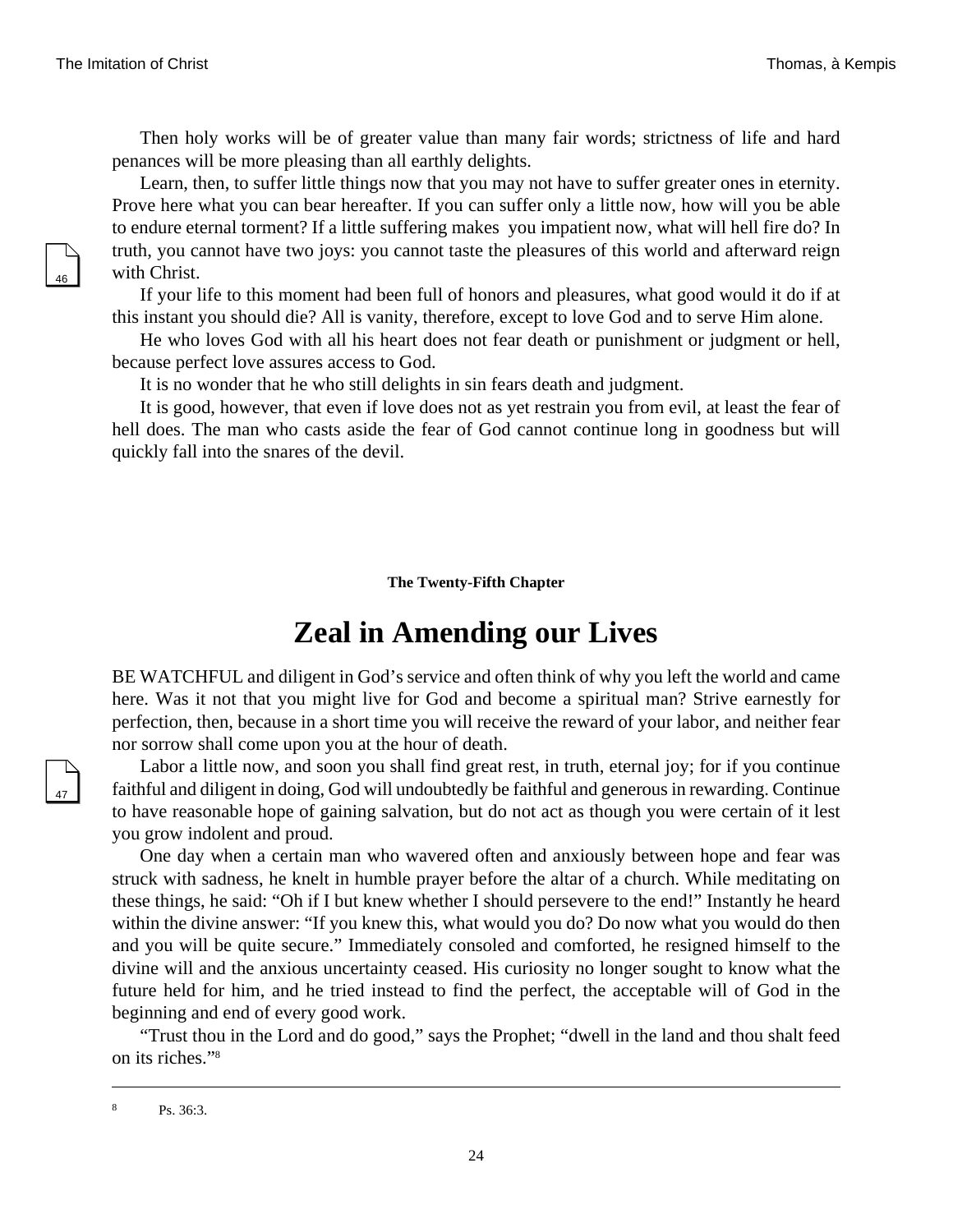Then holy works will be of greater value than many fair words; strictness of life and hard penances will be more pleasing than all earthly delights.

Learn, then, to suffer little things now that you may not have to suffer greater ones in eternity. Prove here what you can bear hereafter. If you can suffer only a little now, how will you be able to endure eternal torment? If a little suffering makes you impatient now, what will hell fire do? In truth, you cannot have two joys: you cannot taste the pleasures of this world and afterward reign with Christ.

If your life to this moment had been full of honors and pleasures, what good would it do if at this instant you should die? All is vanity, therefore, except to love God and to serve Him alone.

He who loves God with all his heart does not fear death or punishment or judgment or hell, because perfect love assures access to God.

It is no wonder that he who still delights in sin fears death and judgment.

It is good, however, that even if love does not as yet restrain you from evil, at least the fear of hell does. The man who casts aside the fear of God cannot continue long in goodness but will quickly fall into the snares of the devil.

**The Twenty-Fifth Chapter**

# Zeal in Amending our Lives

BE WATCHFUL and diligent in God's service and often think of why you left the world and came here. Was it not that you might live for God and become a spiritual man? Strive earnestly for perfection, then, because in a short time you will receive the reward of your labor, and neither fear nor sorrow shall come upon you at the hour of death.

Labor a little now, and soon you shall find great rest, in truth, eternal joy; for if you continue faithful and diligent in doing, God will undoubtedly be faithful and generous in rewarding. Continue to have reasonable hope of gaining salvation, but do not act as though you were certain of it lest you grow indolent and proud.

One day when a certain man who wavered often and anxiously between hope and fear was struck with sadness, he knelt in humble prayer before the altar of a church. While meditating on these things, he said: "Oh if I but knew whether I should persevere to the end!" Instantly he heard within the divine answer: "If you knew this, what would you do? Do now what you would do then and you will be quite secure." Immediately consoled and comforted, he resigned himself to the divine will and the anxious uncertainty ceased. His curiosity no longer sought to know what the future held for him, and he tried instead to find the perfect, the acceptable will of God in the beginning and end of every good work.

"Trust thou in the Lord and do good," says the Prophet; "dwell in the land and thou shalt feed on its riches."[8]

---

[8] Ps. 36:3.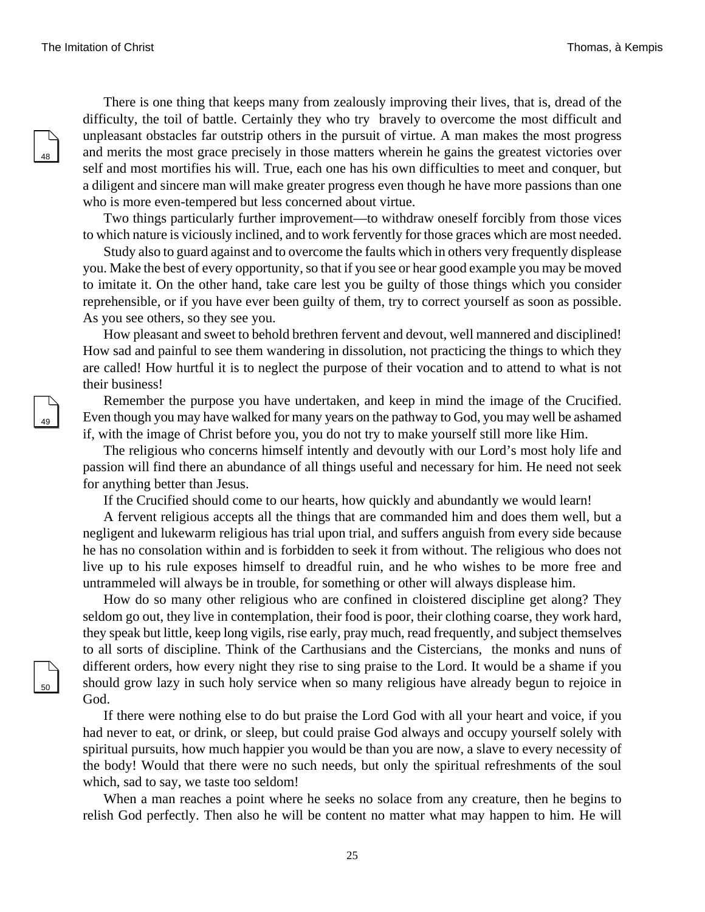There is one thing that keeps many from zealously improving their lives, that is, dread of the difficulty, the toil of battle. Certainly they who try bravely to overcome the most difficult and unpleasant obstacles far outstrip others in the pursuit of virtue. A man makes the most progress and merits the most grace precisely in those matters wherein he gains the greatest victories over self and most mortifies his will. True, each one has his own difficulties to meet and conquer, but a diligent and sincere man will make greater progress even though he have more passions than one who is more even-tempered but less concerned about virtue.

Two things particularly further improvement—to withdraw oneself forcibly from those vices to which nature is viciously inclined, and to work fervently for those graces which are most needed.

Study also to guard against and to overcome the faults which in others very frequently displease you. Make the best of every opportunity, so that if you see or hear good example you may be moved to imitate it. On the other hand, take care lest you be guilty of those things which you consider reprehensible, or if you have ever been guilty of them, try to correct yourself as soon as possible. As you see others, so they see you.

How pleasant and sweet to behold brethren fervent and devout, well mannered and disciplined! How sad and painful to see them wandering in dissolution, not practicing the things to which they are called! How hurtful it is to neglect the purpose of their vocation and to attend to what is not their business!

Remember the purpose you have undertaken, and keep in mind the image of the Crucified. Even though you may have walked for many years on the pathway to God, you may well be ashamed if, with the image of Christ before you, you do not try to make yourself still more like Him.

The religious who concerns himself intently and devoutly with our Lord's most holy life and passion will find there an abundance of all things useful and necessary for him. He need not seek for anything better than Jesus.

If the Crucified should come to our hearts, how quickly and abundantly we would learn!

A fervent religious accepts all the things that are commanded him and does them well, but a negligent and lukewarm religious has trial upon trial, and suffers anguish from every side because he has no consolation within and is forbidden to seek it from without. The religious who does not live up to his rule exposes himself to dreadful ruin, and he who wishes to be more free and untrammeled will always be in trouble, for something or other will always displease him.

How do so many other religious who are confined in cloistered discipline get along? They seldom go out, they live in contemplation, their food is poor, their clothing coarse, they work hard, they speak but little, keep long vigils, rise early, pray much, read frequently, and subject themselves to all sorts of discipline. Think of the Carthusians and the Cistercians, the monks and nuns of different orders, how every night they rise to sing praise to the Lord. It would be a shame if you should grow lazy in such holy service when so many religious have already begun to rejoice in God.

If there were nothing else to do but praise the Lord God with all your heart and voice, if you had never to eat, or drink, or sleep, but could praise God always and occupy yourself solely with spiritual pursuits, how much happier you would be than you are now, a slave to every necessity of the body! Would that there were no such needs, but only the spiritual refreshments of the soul which, sad to say, we taste too seldom!

When a man reaches a point where he seeks no solace from any creature, then he begins to relish God perfectly. Then also he will be content no matter what may happen to him. He will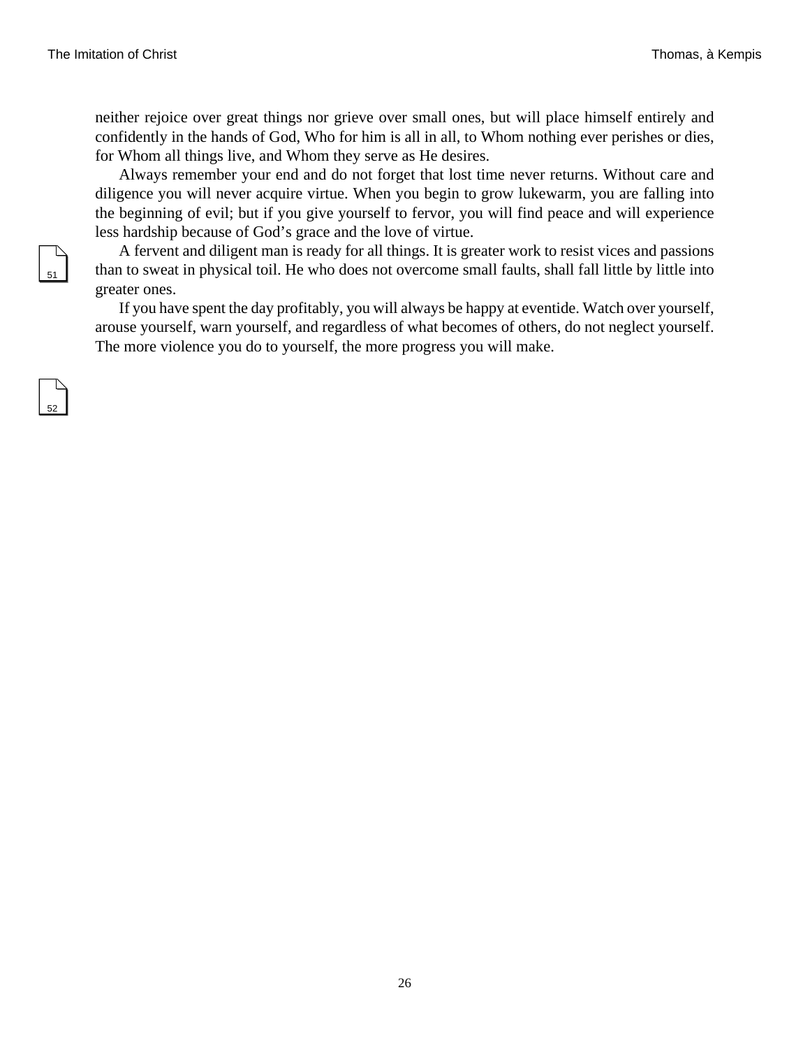neither rejoice over great things nor grieve over small ones, but will place himself entirely and confidently in the hands of God, Who for him is all in all, to Whom nothing ever perishes or dies, for Whom all things live, and Whom they serve as He desires.

Always remember your end and do not forget that lost time never returns. Without care and diligence you will never acquire virtue. When you begin to grow lukewarm, you are falling into the beginning of evil; but if you give yourself to fervor, you will find peace and will experience less hardship because of God's grace and the love of virtue.

A fervent and diligent man is ready for all things. It is greater work to resist vices and passions than to sweat in physical toil. He who does not overcome small faults, shall fall little by little into greater ones.

If you have spent the day profitably, you will always be happy at eventide. Watch over yourself, arouse yourself, warn yourself, and regardless of what becomes of others, do not neglect yourself. The more violence you do to yourself, the more progress you will make.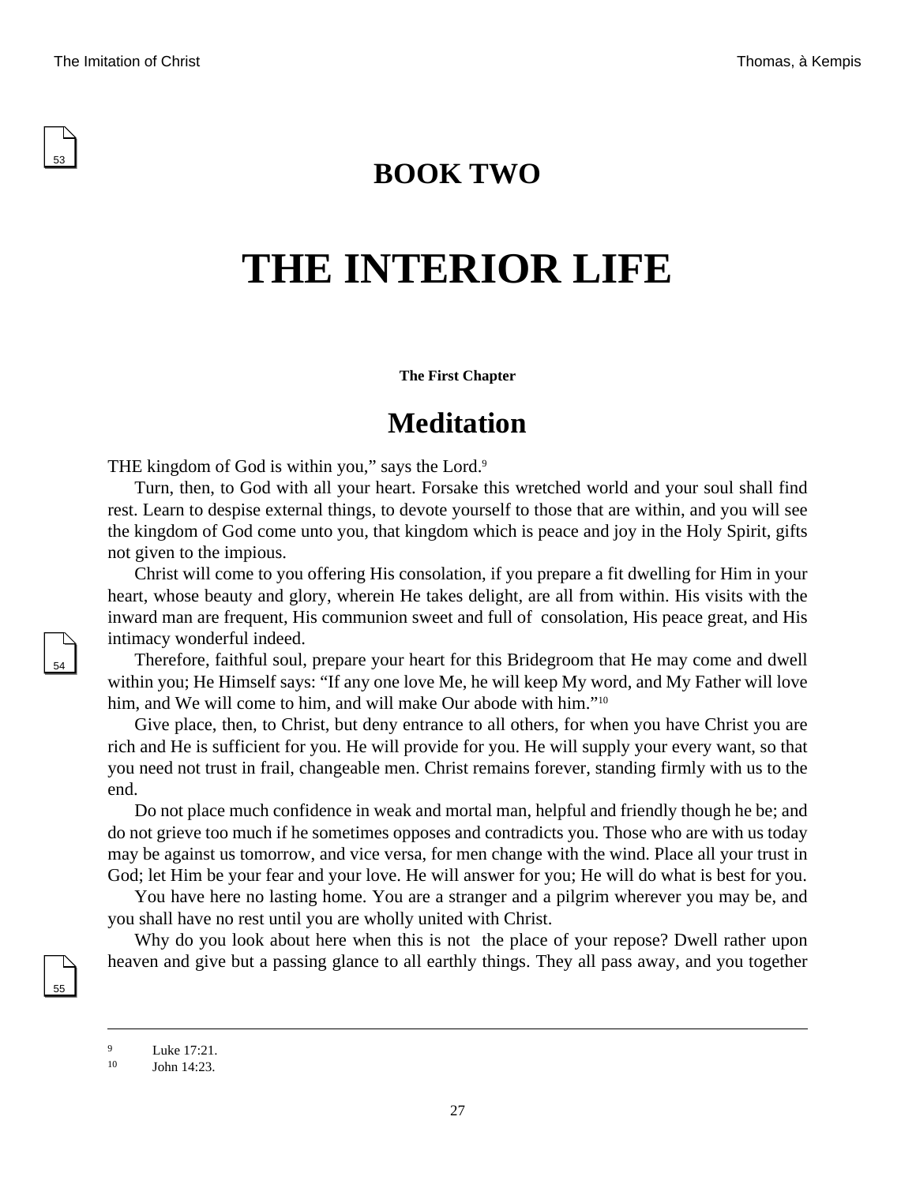# BOOK TWO

# THE INTERIOR LIFE

**The First Chapter**

## Meditation

THE kingdom of God is within you," says the Lord.[9]

Turn, then, to God with all your heart. Forsake this wretched world and your soul shall find rest. Learn to despise external things, to devote yourself to those that are within, and you will see the kingdom of God come unto you, that kingdom which is peace and joy in the Holy Spirit, gifts not given to the impious.

Christ will come to you offering His consolation, if you prepare a fit dwelling for Him in your heart, whose beauty and glory, wherein He takes delight, are all from within. His visits with the inward man are frequent, His communion sweet and full of consolation, His peace great, and His intimacy wonderful indeed.

Therefore, faithful soul, prepare your heart for this Bridegroom that He may come and dwell within you; He Himself says: "If any one love Me, he will keep My word, and My Father will love him, and We will come to him, and will make Our abode with him."[10]

Give place, then, to Christ, but deny entrance to all others, for when you have Christ you are rich and He is sufficient for you. He will provide for you. He will supply your every want, so that you need not trust in frail, changeable men. Christ remains forever, standing firmly with us to the end.

Do not place much confidence in weak and mortal man, helpful and friendly though he be; and do not grieve too much if he sometimes opposes and contradicts you. Those who are with us today may be against us tomorrow, and vice versa, for men change with the wind. Place all your trust in God; let Him be your fear and your love. He will answer for you; He will do what is best for you.

You have here no lasting home. You are a stranger and a pilgrim wherever you may be, and you shall have no rest until you are wholly united with Christ.

Why do you look about here when this is not the place of your repose? Dwell rather upon heaven and give but a passing glance to all earthly things. They all pass away, and you together

---

[9] Luke 17:21.

[10] John 14:23.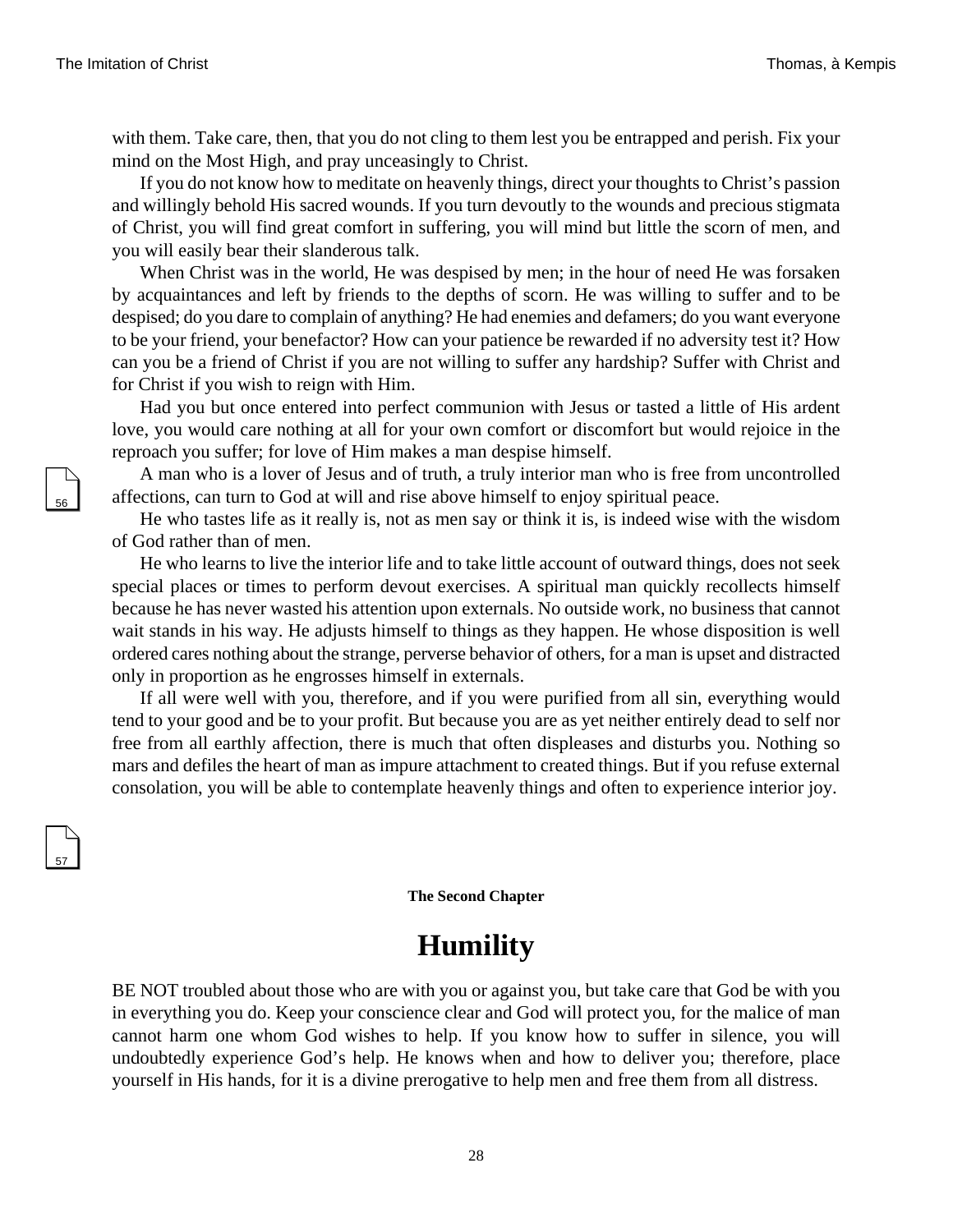with them. Take care, then, that you do not cling to them lest you be entrapped and perish. Fix your mind on the Most High, and pray unceasingly to Christ.

If you do not know how to meditate on heavenly things, direct your thoughts to Christ's passion and willingly behold His sacred wounds. If you turn devoutly to the wounds and precious stigmata of Christ, you will find great comfort in suffering, you will mind but little the scorn of men, and you will easily bear their slanderous talk.

When Christ was in the world, He was despised by men; in the hour of need He was forsaken by acquaintances and left by friends to the depths of scorn. He was willing to suffer and to be despised; do you dare to complain of anything? He had enemies and defamers; do you want everyone to be your friend, your benefactor? How can your patience be rewarded if no adversity test it? How can you be a friend of Christ if you are not willing to suffer any hardship? Suffer with Christ and for Christ if you wish to reign with Him.

Had you but once entered into perfect communion with Jesus or tasted a little of His ardent love, you would care nothing at all for your own comfort or discomfort but would rejoice in the reproach you suffer; for love of Him makes a man despise himself.

A man who is a lover of Jesus and of truth, a truly interior man who is free from uncontrolled affections, can turn to God at will and rise above himself to enjoy spiritual peace.

He who tastes life as it really is, not as men say or think it is, is indeed wise with the wisdom of God rather than of men.

He who learns to live the interior life and to take little account of outward things, does not seek special places or times to perform devout exercises. A spiritual man quickly recollects himself because he has never wasted his attention upon externals. No outside work, no business that cannot wait stands in his way. He adjusts himself to things as they happen. He whose disposition is well ordered cares nothing about the strange, perverse behavior of others, for a man is upset and distracted only in proportion as he engrosses himself in externals.

If all were well with you, therefore, and if you were purified from all sin, everything would tend to your good and be to your profit. But because you are as yet neither entirely dead to self nor free from all earthly affection, there is much that often displeases and disturbs you. Nothing so mars and defiles the heart of man as impure attachment to created things. But if you refuse external consolation, you will be able to contemplate heavenly things and often to experience interior joy.

**The Second Chapter**

# Humility

BE NOT troubled about those who are with you or against you, but take care that God be with you in everything you do. Keep your conscience clear and God will protect you, for the malice of man cannot harm one whom God wishes to help. If you know how to suffer in silence, you will undoubtedly experience God's help. He knows when and how to deliver you; therefore, place yourself in His hands, for it is a divine prerogative to help men and free them from all distress.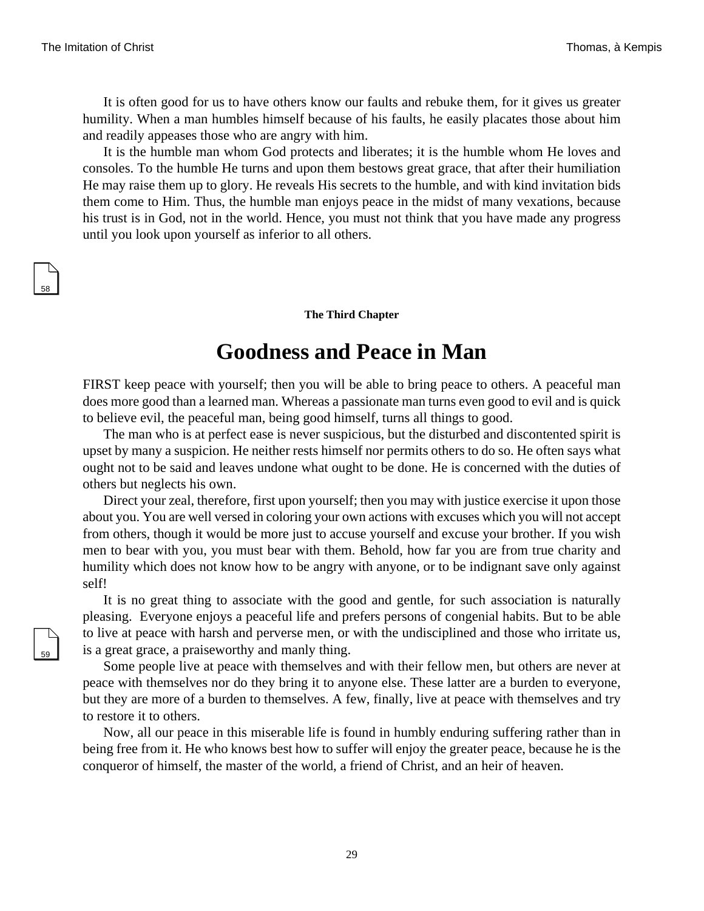It is often good for us to have others know our faults and rebuke them, for it gives us greater humility. When a man humbles himself because of his faults, he easily placates those about him and readily appeases those who are angry with him.

It is the humble man whom God protects and liberates; it is the humble whom He loves and consoles. To the humble He turns and upon them bestows great grace, that after their humiliation He may raise them up to glory. He reveals His secrets to the humble, and with kind invitation bids them come to Him. Thus, the humble man enjoys peace in the midst of many vexations, because his trust is in God, not in the world. Hence, you must not think that you have made any progress until you look upon yourself as inferior to all others.

**The Third Chapter**

# Goodness and Peace in Man

FIRST keep peace with yourself; then you will be able to bring peace to others. A peaceful man does more good than a learned man. Whereas a passionate man turns even good to evil and is quick to believe evil, the peaceful man, being good himself, turns all things to good.

The man who is at perfect ease is never suspicious, but the disturbed and discontented spirit is upset by many a suspicion. He neither rests himself nor permits others to do so. He often says what ought not to be said and leaves undone what ought to be done. He is concerned with the duties of others but neglects his own.

Direct your zeal, therefore, first upon yourself; then you may with justice exercise it upon those about you. You are well versed in coloring your own actions with excuses which you will not accept from others, though it would be more just to accuse yourself and excuse your brother. If you wish men to bear with you, you must bear with them. Behold, how far you are from true charity and humility which does not know how to be angry with anyone, or to be indignant save only against self!

It is no great thing to associate with the good and gentle, for such association is naturally pleasing. Everyone enjoys a peaceful life and prefers persons of congenial habits. But to be able to live at peace with harsh and perverse men, or with the undisciplined and those who irritate us, is a great grace, a praiseworthy and manly thing.

Some people live at peace with themselves and with their fellow men, but others are never at peace with themselves nor do they bring it to anyone else. These latter are a burden to everyone, but they are more of a burden to themselves. A few, finally, live at peace with themselves and try to restore it to others.

Now, all our peace in this miserable life is found in humbly enduring suffering rather than in being free from it. He who knows best how to suffer will enjoy the greater peace, because he is the conqueror of himself, the master of the world, a friend of Christ, and an heir of heaven.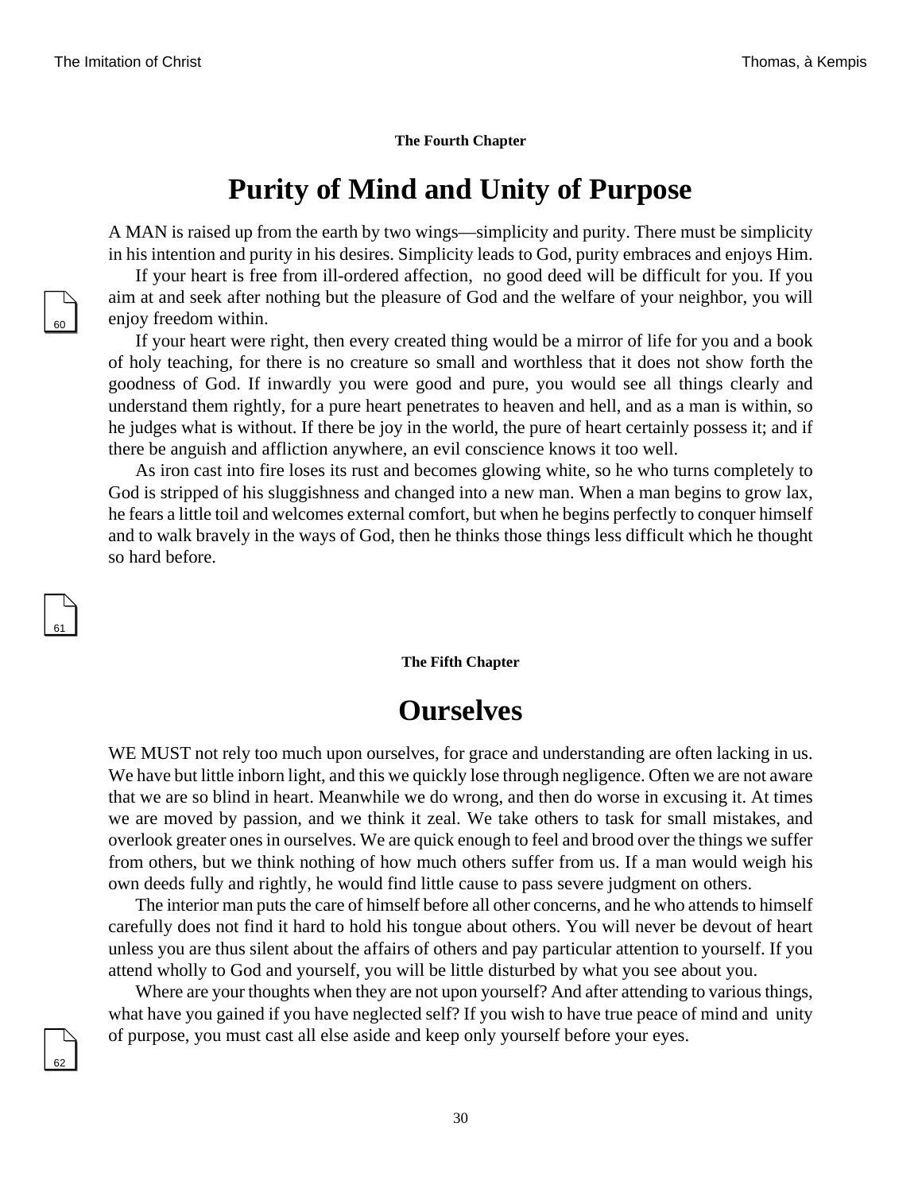**The Fourth Chapter**

# Purity of Mind and Unity of Purpose

A MAN is raised up from the earth by two wings—simplicity and purity. There must be simplicity in his intention and purity in his desires. Simplicity leads to God, purity embraces and enjoys Him.

If your heart is free from ill-ordered affection, no good deed will be difficult for you. If you aim at and seek after nothing but the pleasure of God and the welfare of your neighbor, you will enjoy freedom within.

If your heart were right, then every created thing would be a mirror of life for you and a book of holy teaching, for there is no creature so small and worthless that it does not show forth the goodness of God. If inwardly you were good and pure, you would see all things clearly and understand them rightly, for a pure heart penetrates to heaven and hell, and as a man is within, so he judges what is without. If there be joy in the world, the pure of heart certainly possess it; and if there be anguish and affliction anywhere, an evil conscience knows it too well.

As iron cast into fire loses its rust and becomes glowing white, so he who turns completely to God is stripped of his sluggishness and changed into a new man. When a man begins to grow lax, he fears a little toil and welcomes external comfort, but when he begins perfectly to conquer himself and to walk bravely in the ways of God, then he thinks those things less difficult which he thought so hard before.

**The Fifth Chapter**

# Ourselves

WE MUST not rely too much upon ourselves, for grace and understanding are often lacking in us. We have but little inborn light, and this we quickly lose through negligence. Often we are not aware that we are so blind in heart. Meanwhile we do wrong, and then do worse in excusing it. At times we are moved by passion, and we think it zeal. We take others to task for small mistakes, and overlook greater ones in ourselves. We are quick enough to feel and brood over the things we suffer from others, but we think nothing of how much others suffer from us. If a man would weigh his own deeds fully and rightly, he would find little cause to pass severe judgment on others.

The interior man puts the care of himself before all other concerns, and he who attends to himself carefully does not find it hard to hold his tongue about others. You will never be devout of heart unless you are thus silent about the affairs of others and pay particular attention to yourself. If you attend wholly to God and yourself, you will be little disturbed by what you see about you.

Where are your thoughts when they are not upon yourself? And after attending to various things, what have you gained if you have neglected self? If you wish to have true peace of mind and unity of purpose, you must cast all else aside and keep only yourself before your eyes.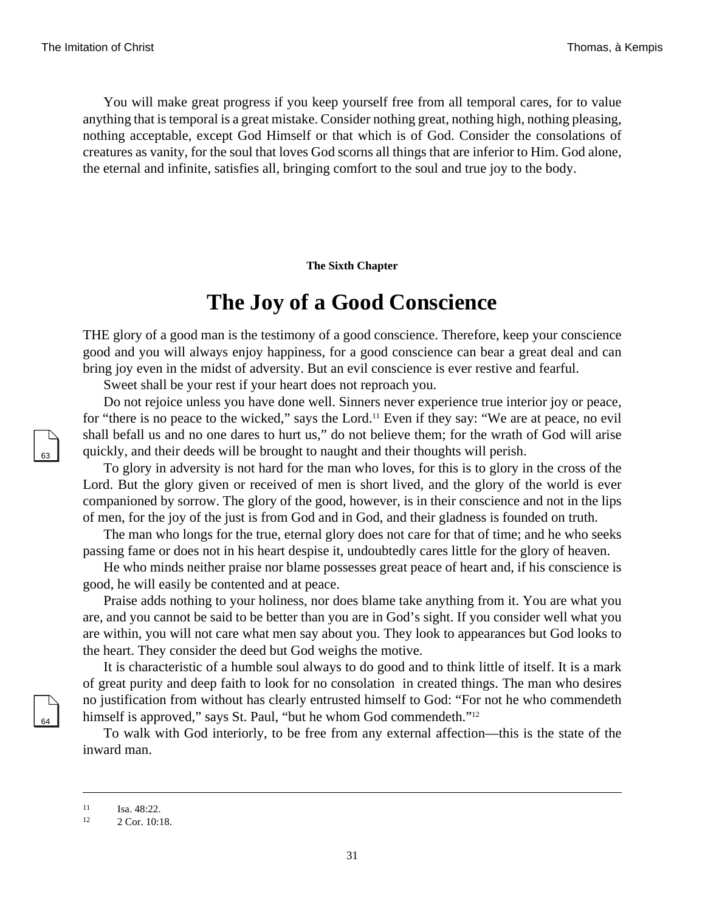You will make great progress if you keep yourself free from all temporal cares, for to value anything that is temporal is a great mistake. Consider nothing great, nothing high, nothing pleasing, nothing acceptable, except God Himself or that which is of God. Consider the consolations of creatures as vanity, for the soul that loves God scorns all things that are inferior to Him. God alone, the eternal and infinite, satisfies all, bringing comfort to the soul and true joy to the body.

**The Sixth Chapter**

# The Joy of a Good Conscience

THE glory of a good man is the testimony of a good conscience. Therefore, keep your conscience good and you will always enjoy happiness, for a good conscience can bear a great deal and can bring joy even in the midst of adversity. But an evil conscience is ever restive and fearful.

Sweet shall be your rest if your heart does not reproach you.

Do not rejoice unless you have done well. Sinners never experience true interior joy or peace, for "there is no peace to the wicked," says the Lord.[11] Even if they say: "We are at peace, no evil shall befall us and no one dares to hurt us," do not believe them; for the wrath of God will arise quickly, and their deeds will be brought to naught and their thoughts will perish.

To glory in adversity is not hard for the man who loves, for this is to glory in the cross of the Lord. But the glory given or received of men is short lived, and the glory of the world is ever companioned by sorrow. The glory of the good, however, is in their conscience and not in the lips of men, for the joy of the just is from God and in God, and their gladness is founded on truth.

The man who longs for the true, eternal glory does not care for that of time; and he who seeks passing fame or does not in his heart despise it, undoubtedly cares little for the glory of heaven.

He who minds neither praise nor blame possesses great peace of heart and, if his conscience is good, he will easily be contented and at peace.

Praise adds nothing to your holiness, nor does blame take anything from it. You are what you are, and you cannot be said to be better than you are in God's sight. If you consider well what you are within, you will not care what men say about you. They look to appearances but God looks to the heart. They consider the deed but God weighs the motive.

It is characteristic of a humble soul always to do good and to think little of itself. It is a mark of great purity and deep faith to look for no consolation in created things. The man who desires no justification from without has clearly entrusted himself to God: "For not he who commendeth himself is approved," says St. Paul, "but he whom God commendeth."[12]

To walk with God interiorly, to be free from any external affection—this is the state of the inward man.

---

[11] Isa. 48:22.

[12] 2 Cor. 10:18.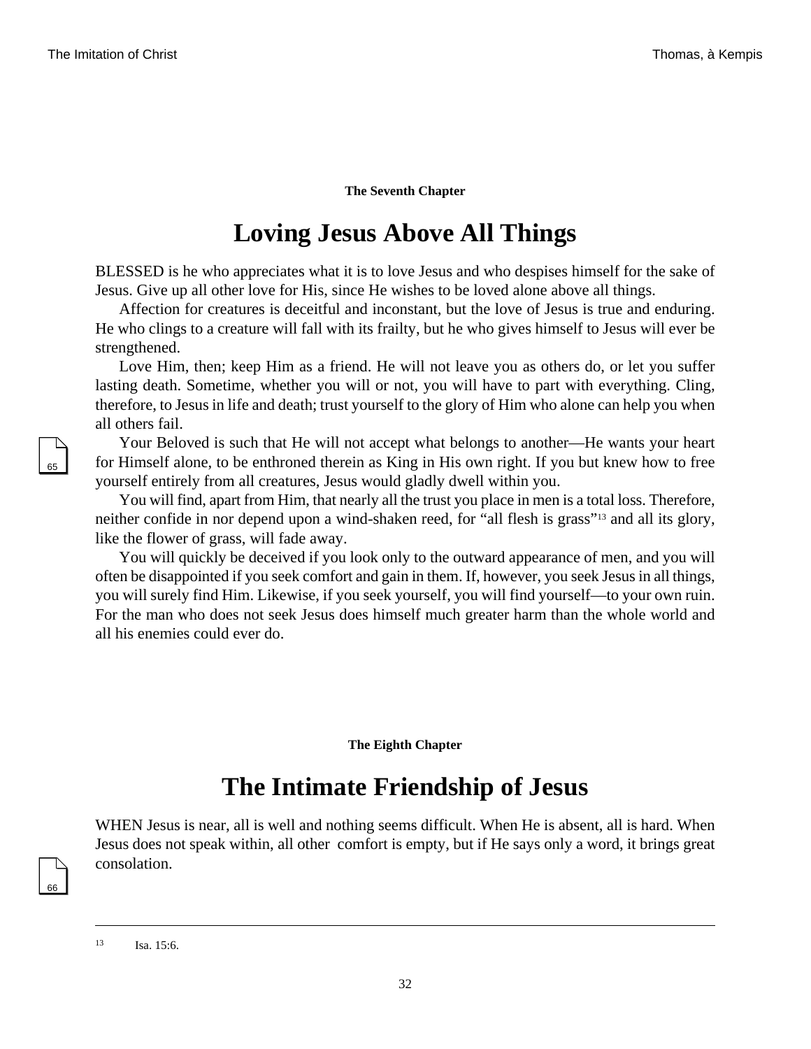**The Seventh Chapter**

# Loving Jesus Above All Things

BLESSED is he who appreciates what it is to love Jesus and who despises himself for the sake of Jesus. Give up all other love for His, since He wishes to be loved alone above all things.

Affection for creatures is deceitful and inconstant, but the love of Jesus is true and enduring. He who clings to a creature will fall with its frailty, but he who gives himself to Jesus will ever be strengthened.

Love Him, then; keep Him as a friend. He will not leave you as others do, or let you suffer lasting death. Sometime, whether you will or not, you will have to part with everything. Cling, therefore, to Jesus in life and death; trust yourself to the glory of Him who alone can help you when all others fail.

Your Beloved is such that He will not accept what belongs to another—He wants your heart for Himself alone, to be enthroned therein as King in His own right. If you but knew how to free yourself entirely from all creatures, Jesus would gladly dwell within you.

You will find, apart from Him, that nearly all the trust you place in men is a total loss. Therefore, neither confide in nor depend upon a wind-shaken reed, for "all flesh is grass"[13] and all its glory, like the flower of grass, will fade away.

You will quickly be deceived if you look only to the outward appearance of men, and you will often be disappointed if you seek comfort and gain in them. If, however, you seek Jesus in all things, you will surely find Him. Likewise, if you seek yourself, you will find yourself—to your own ruin. For the man who does not seek Jesus does himself much greater harm than the whole world and all his enemies could ever do.

**The Eighth Chapter**

# The Intimate Friendship of Jesus

WHEN Jesus is near, all is well and nothing seems difficult. When He is absent, all is hard. When Jesus does not speak within, all other comfort is empty, but if He says only a word, it brings great consolation.

---

[13] Isa. 15:6.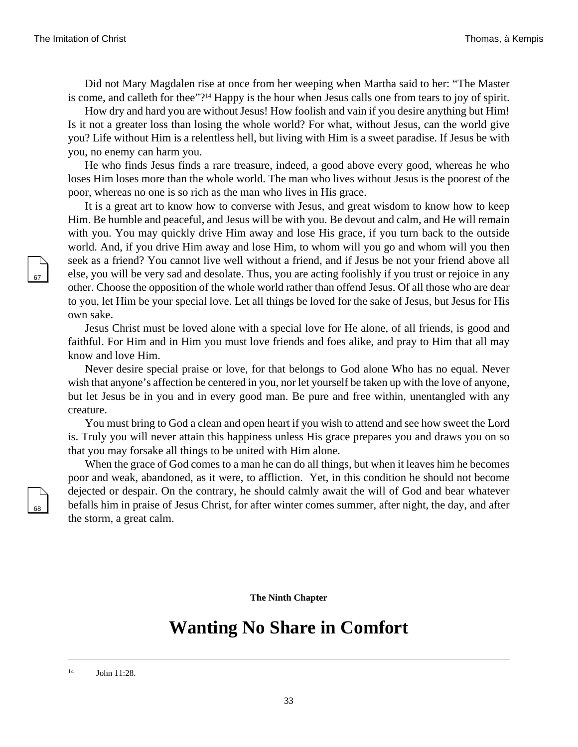Did not Mary Magdalen rise at once from her weeping when Martha said to her: “The Master is come, and calleth for thee”?[14] Happy is the hour when Jesus calls one from tears to joy of spirit.

How dry and hard you are without Jesus! How foolish and vain if you desire anything but Him! Is it not a greater loss than losing the whole world? For what, without Jesus, can the world give you? Life without Him is a relentless hell, but living with Him is a sweet paradise. If Jesus be with you, no enemy can harm you.

He who finds Jesus finds a rare treasure, indeed, a good above every good, whereas he who loses Him loses more than the whole world. The man who lives without Jesus is the poorest of the poor, whereas no one is so rich as the man who lives in His grace.

It is a great art to know how to converse with Jesus, and great wisdom to know how to keep Him. Be humble and peaceful, and Jesus will be with you. Be devout and calm, and He will remain with you. You may quickly drive Him away and lose His grace, if you turn back to the outside world. And, if you drive Him away and lose Him, to whom will you go and whom will you then seek as a friend? You cannot live well without a friend, and if Jesus be not your friend above all else, you will be very sad and desolate. Thus, you are acting foolishly if you trust or rejoice in any other. Choose the opposition of the whole world rather than offend Jesus. Of all those who are dear to you, let Him be your special love. Let all things be loved for the sake of Jesus, but Jesus for His own sake.

Jesus Christ must be loved alone with a special love for He alone, of all friends, is good and faithful. For Him and in Him you must love friends and foes alike, and pray to Him that all may know and love Him.

Never desire special praise or love, for that belongs to God alone Who has no equal. Never wish that anyone’s affection be centered in you, nor let yourself be taken up with the love of anyone, but let Jesus be in you and in every good man. Be pure and free within, unentangled with any creature.

You must bring to God a clean and open heart if you wish to attend and see how sweet the Lord is. Truly you will never attain this happiness unless His grace prepares you and draws you on so that you may forsake all things to be united with Him alone.

When the grace of God comes to a man he can do all things, but when it leaves him he becomes poor and weak, abandoned, as it were, to affliction. Yet, in this condition he should not become dejected or despair. On the contrary, he should calmly await the will of God and bear whatever befalls him in praise of Jesus Christ, for after winter comes summer, after night, the day, and after the storm, a great calm.

**The Ninth Chapter**

# Wanting No Share in Comfort

---

[14] John 11:28.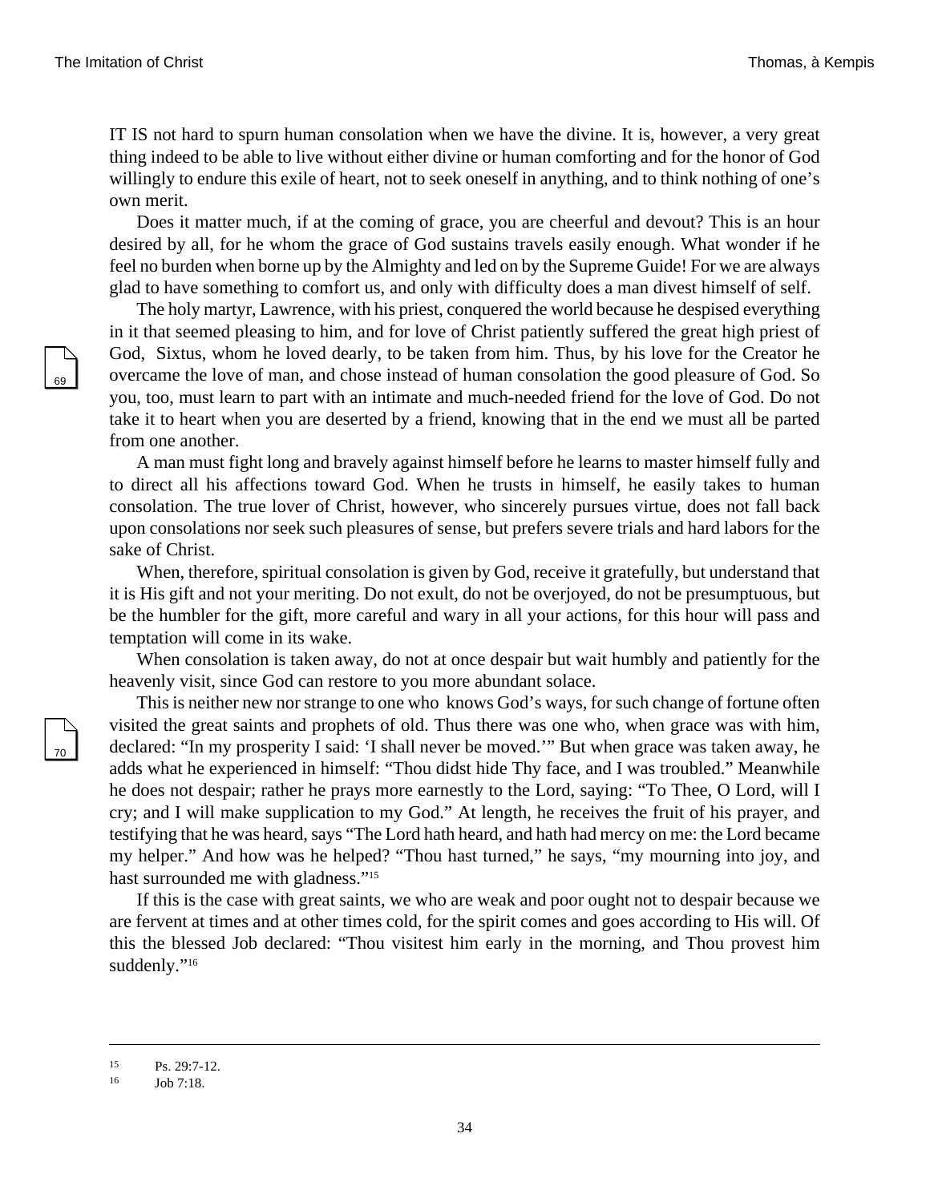IT IS not hard to spurn human consolation when we have the divine. It is, however, a very great thing indeed to be able to live without either divine or human comforting and for the honor of God willingly to endure this exile of heart, not to seek oneself in anything, and to think nothing of one's own merit.

Does it matter much, if at the coming of grace, you are cheerful and devout? This is an hour desired by all, for he whom the grace of God sustains travels easily enough. What wonder if he feel no burden when borne up by the Almighty and led on by the Supreme Guide! For we are always glad to have something to comfort us, and only with difficulty does a man divest himself of self.

The holy martyr, Lawrence, with his priest, conquered the world because he despised everything in it that seemed pleasing to him, and for love of Christ patiently suffered the great high priest of God, Sixtus, whom he loved dearly, to be taken from him. Thus, by his love for the Creator he overcame the love of man, and chose instead of human consolation the good pleasure of God. So you, too, must learn to part with an intimate and much-needed friend for the love of God. Do not take it to heart when you are deserted by a friend, knowing that in the end we must all be parted from one another.

A man must fight long and bravely against himself before he learns to master himself fully and to direct all his affections toward God. When he trusts in himself, he easily takes to human consolation. The true lover of Christ, however, who sincerely pursues virtue, does not fall back upon consolations nor seek such pleasures of sense, but prefers severe trials and hard labors for the sake of Christ.

When, therefore, spiritual consolation is given by God, receive it gratefully, but understand that it is His gift and not your meriting. Do not exult, do not be overjoyed, do not be presumptuous, but be the humbler for the gift, more careful and wary in all your actions, for this hour will pass and temptation will come in its wake.

When consolation is taken away, do not at once despair but wait humbly and patiently for the heavenly visit, since God can restore to you more abundant solace.

This is neither new nor strange to one who knows God's ways, for such change of fortune often visited the great saints and prophets of old. Thus there was one who, when grace was with him, declared: "In my prosperity I said: 'I shall never be moved.'" But when grace was taken away, he adds what he experienced in himself: "Thou didst hide Thy face, and I was troubled." Meanwhile he does not despair; rather he prays more earnestly to the Lord, saying: "To Thee, O Lord, will I cry; and I will make supplication to my God." At length, he receives the fruit of his prayer, and testifying that he was heard, says "The Lord hath heard, and hath had mercy on me: the Lord became my helper." And how was he helped? "Thou hast turned," he says, "my mourning into joy, and hast surrounded me with gladness."[15]

If this is the case with great saints, we who are weak and poor ought not to despair because we are fervent at times and at other times cold, for the spirit comes and goes according to His will. Of this the blessed Job declared: "Thou visitest him early in the morning, and Thou provest him suddenly."[16]

---

[15] Ps. 29:7-12.

[16] Job 7:18.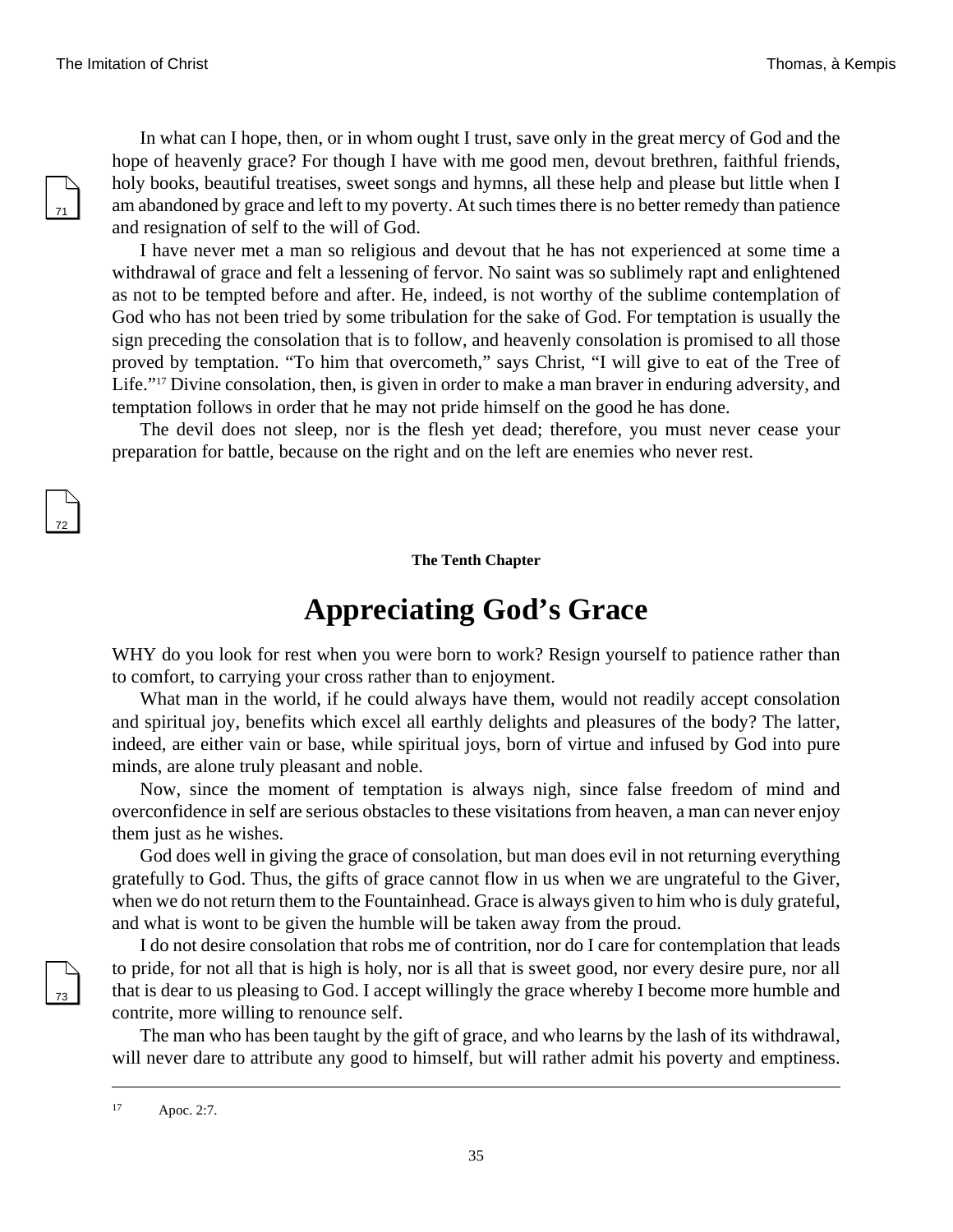In what can I hope, then, or in whom ought I trust, save only in the great mercy of God and the hope of heavenly grace? For though I have with me good men, devout brethren, faithful friends, holy books, beautiful treatises, sweet songs and hymns, all these help and please but little when I am abandoned by grace and left to my poverty. At such times there is no better remedy than patience and resignation of self to the will of God.

I have never met a man so religious and devout that he has not experienced at some time a withdrawal of grace and felt a lessening of fervor. No saint was so sublimely rapt and enlightened as not to be tempted before and after. He, indeed, is not worthy of the sublime contemplation of God who has not been tried by some tribulation for the sake of God. For temptation is usually the sign preceding the consolation that is to follow, and heavenly consolation is promised to all those proved by temptation. “To him that overcometh,” says Christ, “I will give to eat of the Tree of Life.”[17] Divine consolation, then, is given in order to make a man braver in enduring adversity, and temptation follows in order that he may not pride himself on the good he has done.

The devil does not sleep, nor is the flesh yet dead; therefore, you must never cease your preparation for battle, because on the right and on the left are enemies who never rest.

**The Tenth Chapter**

# Appreciating God’s Grace

WHY do you look for rest when you were born to work? Resign yourself to patience rather than to comfort, to carrying your cross rather than to enjoyment.

What man in the world, if he could always have them, would not readily accept consolation and spiritual joy, benefits which excel all earthly delights and pleasures of the body? The latter, indeed, are either vain or base, while spiritual joys, born of virtue and infused by God into pure minds, are alone truly pleasant and noble.

Now, since the moment of temptation is always nigh, since false freedom of mind and overconfidence in self are serious obstacles to these visitations from heaven, a man can never enjoy them just as he wishes.

God does well in giving the grace of consolation, but man does evil in not returning everything gratefully to God. Thus, the gifts of grace cannot flow in us when we are ungrateful to the Giver, when we do not return them to the Fountainhead. Grace is always given to him who is duly grateful, and what is wont to be given the humble will be taken away from the proud.

I do not desire consolation that robs me of contrition, nor do I care for contemplation that leads to pride, for not all that is high is holy, nor is all that is sweet good, nor every desire pure, nor all that is dear to us pleasing to God. I accept willingly the grace whereby I become more humble and contrite, more willing to renounce self.

The man who has been taught by the gift of grace, and who learns by the lash of its withdrawal, will never dare to attribute any good to himself, but will rather admit his poverty and emptiness.

---

[17] Apoc. 2:7.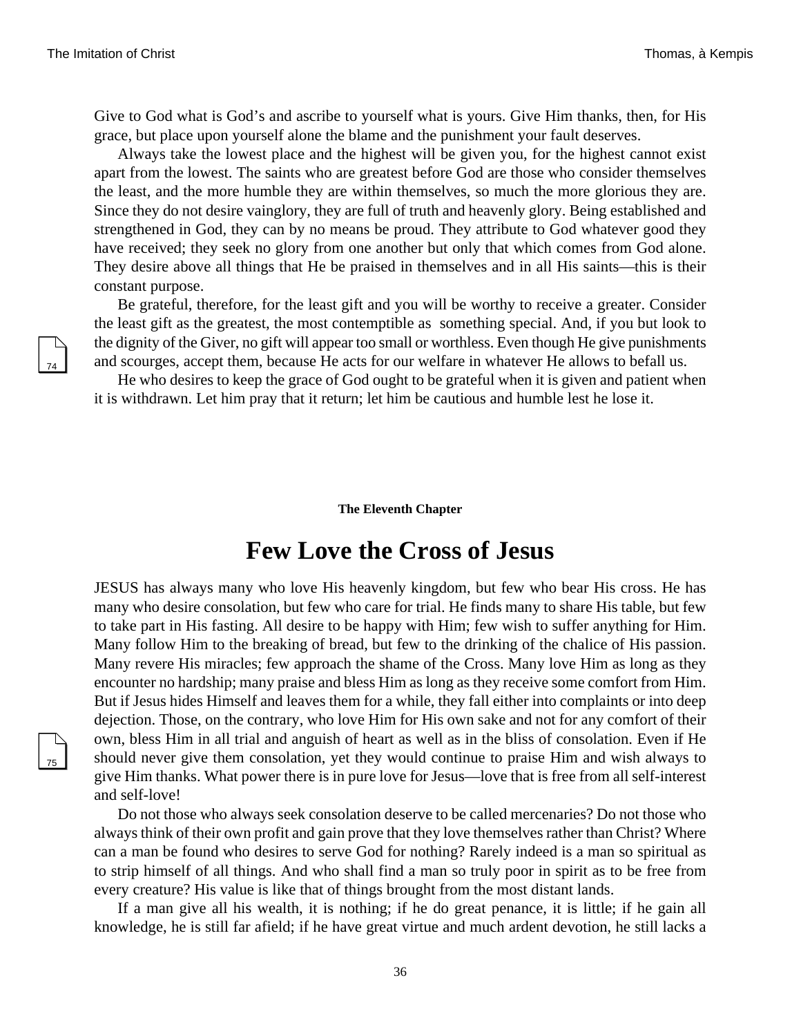Give to God what is God’s and ascribe to yourself what is yours. Give Him thanks, then, for His grace, but place upon yourself alone the blame and the punishment your fault deserves.

Always take the lowest place and the highest will be given you, for the highest cannot exist apart from the lowest. The saints who are greatest before God are those who consider themselves the least, and the more humble they are within themselves, so much the more glorious they are. Since they do not desire vainglory, they are full of truth and heavenly glory. Being established and strengthened in God, they can by no means be proud. They attribute to God whatever good they have received; they seek no glory from one another but only that which comes from God alone. They desire above all things that He be praised in themselves and in all His saints—this is their constant purpose.

Be grateful, therefore, for the least gift and you will be worthy to receive a greater. Consider the least gift as the greatest, the most contemptible as something special. And, if you but look to the dignity of the Giver, no gift will appear too small or worthless. Even though He give punishments and scourges, accept them, because He acts for our welfare in whatever He allows to befall us.

He who desires to keep the grace of God ought to be grateful when it is given and patient when it is withdrawn. Let him pray that it return; let him be cautious and humble lest he lose it.

**The Eleventh Chapter**

# Few Love the Cross of Jesus

JESUS has always many who love His heavenly kingdom, but few who bear His cross. He has many who desire consolation, but few who care for trial. He finds many to share His table, but few to take part in His fasting. All desire to be happy with Him; few wish to suffer anything for Him. Many follow Him to the breaking of bread, but few to the drinking of the chalice of His passion. Many revere His miracles; few approach the shame of the Cross. Many love Him as long as they encounter no hardship; many praise and bless Him as long as they receive some comfort from Him. But if Jesus hides Himself and leaves them for a while, they fall either into complaints or into deep dejection. Those, on the contrary, who love Him for His own sake and not for any comfort of their own, bless Him in all trial and anguish of heart as well as in the bliss of consolation. Even if He should never give them consolation, yet they would continue to praise Him and wish always to give Him thanks. What power there is in pure love for Jesus—love that is free from all self-interest and self-love!

Do not those who always seek consolation deserve to be called mercenaries? Do not those who always think of their own profit and gain prove that they love themselves rather than Christ? Where can a man be found who desires to serve God for nothing? Rarely indeed is a man so spiritual as to strip himself of all things. And who shall find a man so truly poor in spirit as to be free from every creature? His value is like that of things brought from the most distant lands.

If a man give all his wealth, it is nothing; if he do great penance, it is little; if he gain all knowledge, he is still far afield; if he have great virtue and much ardent devotion, he still lacks a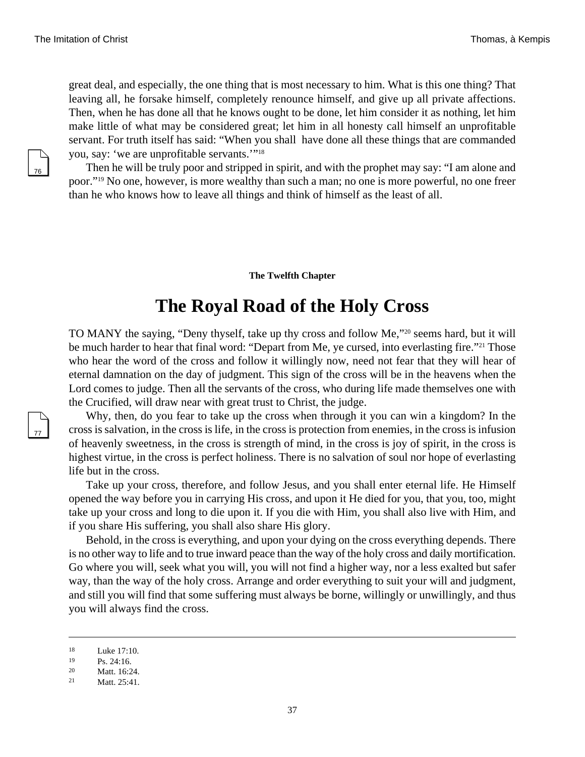great deal, and especially, the one thing that is most necessary to him. What is this one thing? That leaving all, he forsake himself, completely renounce himself, and give up all private affections. Then, when he has done all that he knows ought to be done, let him consider it as nothing, let him make little of what may be considered great; let him in all honesty call himself an unprofitable servant. For truth itself has said: "When you shall have done all these things that are commanded you, say: 'we are unprofitable servants.'"[18]

Then he will be truly poor and stripped in spirit, and with the prophet may say: "I am alone and poor."[19] No one, however, is more wealthy than such a man; no one is more powerful, no one freer than he who knows how to leave all things and think of himself as the least of all.

**The Twelfth Chapter**

# The Royal Road of the Holy Cross

TO MANY the saying, "Deny thyself, take up thy cross and follow Me,"[20] seems hard, but it will be much harder to hear that final word: "Depart from Me, ye cursed, into everlasting fire."[21] Those who hear the word of the cross and follow it willingly now, need not fear that they will hear of eternal damnation on the day of judgment. This sign of the cross will be in the heavens when the Lord comes to judge. Then all the servants of the cross, who during life made themselves one with the Crucified, will draw near with great trust to Christ, the judge.

Why, then, do you fear to take up the cross when through it you can win a kingdom? In the cross is salvation, in the cross is life, in the cross is protection from enemies, in the cross is infusion of heavenly sweetness, in the cross is strength of mind, in the cross is joy of spirit, in the cross is highest virtue, in the cross is perfect holiness. There is no salvation of soul nor hope of everlasting life but in the cross.

Take up your cross, therefore, and follow Jesus, and you shall enter eternal life. He Himself opened the way before you in carrying His cross, and upon it He died for you, that you, too, might take up your cross and long to die upon it. If you die with Him, you shall also live with Him, and if you share His suffering, you shall also share His glory.

Behold, in the cross is everything, and upon your dying on the cross everything depends. There is no other way to life and to true inward peace than the way of the holy cross and daily mortification. Go where you will, seek what you will, you will not find a higher way, nor a less exalted but safer way, than the way of the holy cross. Arrange and order everything to suit your will and judgment, and still you will find that some suffering must always be borne, willingly or unwillingly, and thus you will always find the cross.

---

[18] Luke 17:10.

[19] Ps. 24:16.

[20] Matt. 16:24.

[21] Matt. 25:41.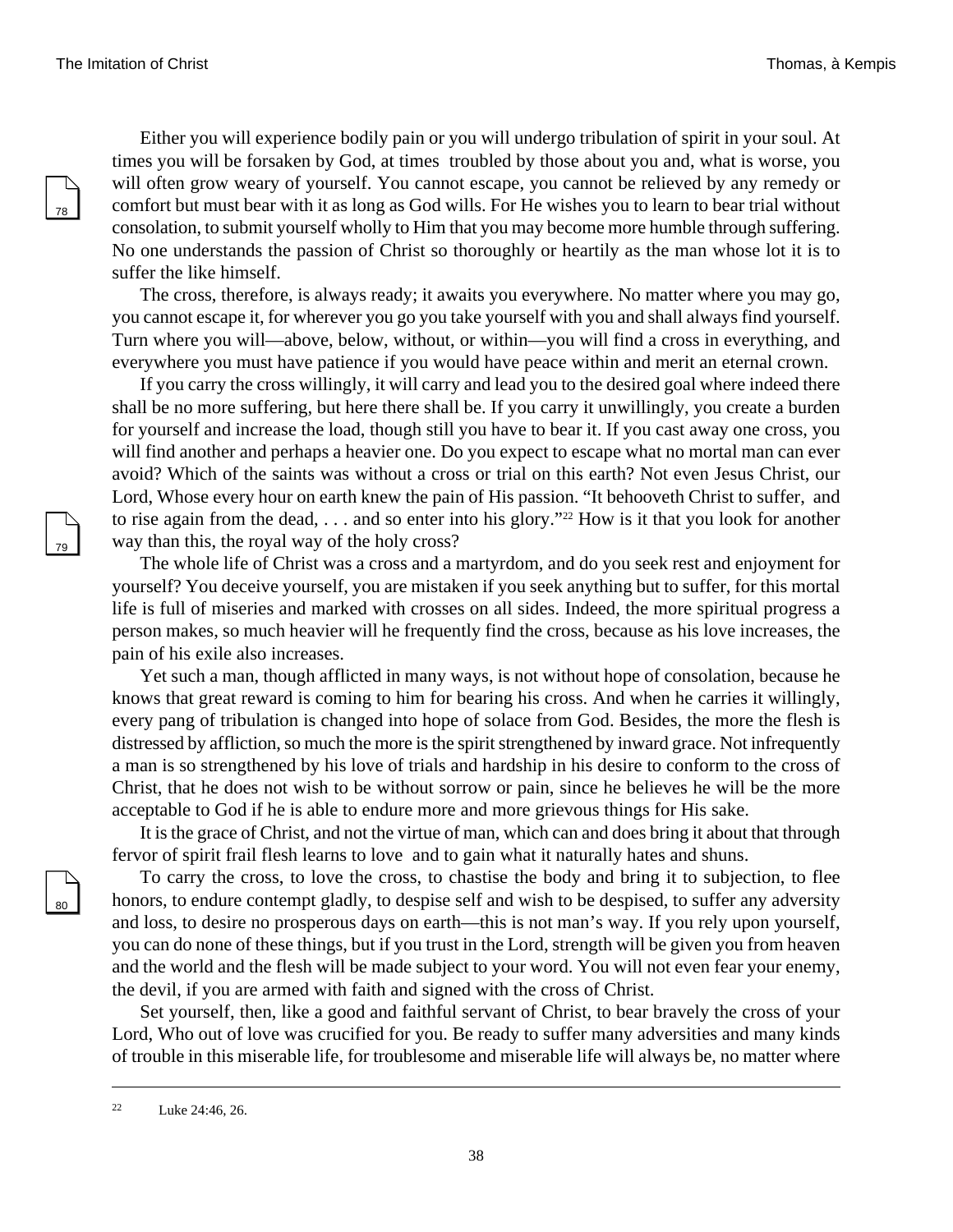Either you will experience bodily pain or you will undergo tribulation of spirit in your soul. At times you will be forsaken by God, at times troubled by those about you and, what is worse, you will often grow weary of yourself. You cannot escape, you cannot be relieved by any remedy or comfort but must bear with it as long as God wills. For He wishes you to learn to bear trial without consolation, to submit yourself wholly to Him that you may become more humble through suffering. No one understands the passion of Christ so thoroughly or heartily as the man whose lot it is to suffer the like himself.

The cross, therefore, is always ready; it awaits you everywhere. No matter where you may go, you cannot escape it, for wherever you go you take yourself with you and shall always find yourself. Turn where you will—above, below, without, or within—you will find a cross in everything, and everywhere you must have patience if you would have peace within and merit an eternal crown.

If you carry the cross willingly, it will carry and lead you to the desired goal where indeed there shall be no more suffering, but here there shall be. If you carry it unwillingly, you create a burden for yourself and increase the load, though still you have to bear it. If you cast away one cross, you will find another and perhaps a heavier one. Do you expect to escape what no mortal man can ever avoid? Which of the saints was without a cross or trial on this earth? Not even Jesus Christ, our Lord, Whose every hour on earth knew the pain of His passion. "It behooveth Christ to suffer, and to rise again from the dead, . . . and so enter into his glory."[22] How is it that you look for another way than this, the royal way of the holy cross?

The whole life of Christ was a cross and a martyrdom, and do you seek rest and enjoyment for yourself? You deceive yourself, you are mistaken if you seek anything but to suffer, for this mortal life is full of miseries and marked with crosses on all sides. Indeed, the more spiritual progress a person makes, so much heavier will he frequently find the cross, because as his love increases, the pain of his exile also increases.

Yet such a man, though afflicted in many ways, is not without hope of consolation, because he knows that great reward is coming to him for bearing his cross. And when he carries it willingly, every pang of tribulation is changed into hope of solace from God. Besides, the more the flesh is distressed by affliction, so much the more is the spirit strengthened by inward grace. Not infrequently a man is so strengthened by his love of trials and hardship in his desire to conform to the cross of Christ, that he does not wish to be without sorrow or pain, since he believes he will be the more acceptable to God if he is able to endure more and more grievous things for His sake.

It is the grace of Christ, and not the virtue of man, which can and does bring it about that through fervor of spirit frail flesh learns to love and to gain what it naturally hates and shuns.

To carry the cross, to love the cross, to chastise the body and bring it to subjection, to flee honors, to endure contempt gladly, to despise self and wish to be despised, to suffer any adversity and loss, to desire no prosperous days on earth—this is not man's way. If you rely upon yourself, you can do none of these things, but if you trust in the Lord, strength will be given you from heaven and the world and the flesh will be made subject to your word. You will not even fear your enemy, the devil, if you are armed with faith and signed with the cross of Christ.

Set yourself, then, like a good and faithful servant of Christ, to bear bravely the cross of your Lord, Who out of love was crucified for you. Be ready to suffer many adversities and many kinds of trouble in this miserable life, for troublesome and miserable life will always be, no matter where

---

[22] Luke 24:46, 26.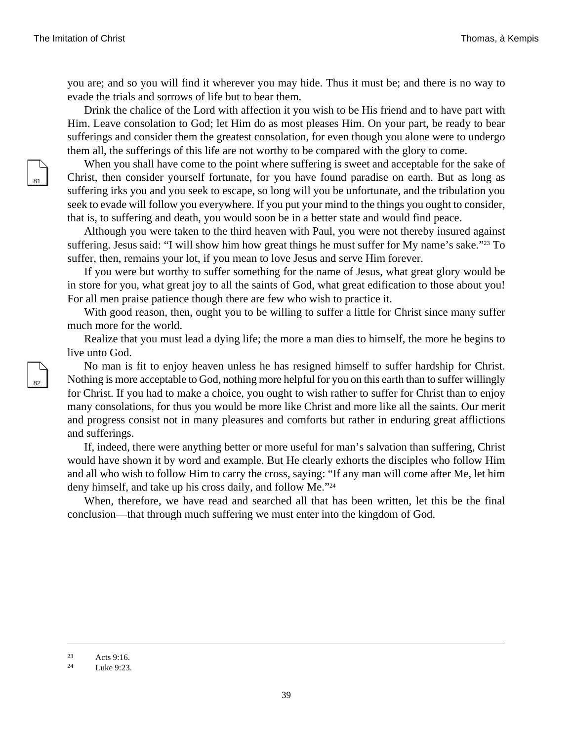you are; and so you will find it wherever you may hide. Thus it must be; and there is no way to evade the trials and sorrows of life but to bear them.

Drink the chalice of the Lord with affection it you wish to be His friend and to have part with Him. Leave consolation to God; let Him do as most pleases Him. On your part, be ready to bear sufferings and consider them the greatest consolation, for even though you alone were to undergo them all, the sufferings of this life are not worthy to be compared with the glory to come.

When you shall have come to the point where suffering is sweet and acceptable for the sake of Christ, then consider yourself fortunate, for you have found paradise on earth. But as long as suffering irks you and you seek to escape, so long will you be unfortunate, and the tribulation you seek to evade will follow you everywhere. If you put your mind to the things you ought to consider, that is, to suffering and death, you would soon be in a better state and would find peace.

Although you were taken to the third heaven with Paul, you were not thereby insured against suffering. Jesus said: “I will show him how great things he must suffer for My name’s sake.”[23] To suffer, then, remains your lot, if you mean to love Jesus and serve Him forever.

If you were but worthy to suffer something for the name of Jesus, what great glory would be in store for you, what great joy to all the saints of God, what great edification to those about you! For all men praise patience though there are few who wish to practice it.

With good reason, then, ought you to be willing to suffer a little for Christ since many suffer much more for the world.

Realize that you must lead a dying life; the more a man dies to himself, the more he begins to live unto God.

No man is fit to enjoy heaven unless he has resigned himself to suffer hardship for Christ. Nothing is more acceptable to God, nothing more helpful for you on this earth than to suffer willingly for Christ. If you had to make a choice, you ought to wish rather to suffer for Christ than to enjoy many consolations, for thus you would be more like Christ and more like all the saints. Our merit and progress consist not in many pleasures and comforts but rather in enduring great afflictions and sufferings.

If, indeed, there were anything better or more useful for man’s salvation than suffering, Christ would have shown it by word and example. But He clearly exhorts the disciples who follow Him and all who wish to follow Him to carry the cross, saying: “If any man will come after Me, let him deny himself, and take up his cross daily, and follow Me.”[24]

When, therefore, we have read and searched all that has been written, let this be the final conclusion—that through much suffering we must enter into the kingdom of God.

---

[23] Acts 9:16.

[24] Luke 9:23.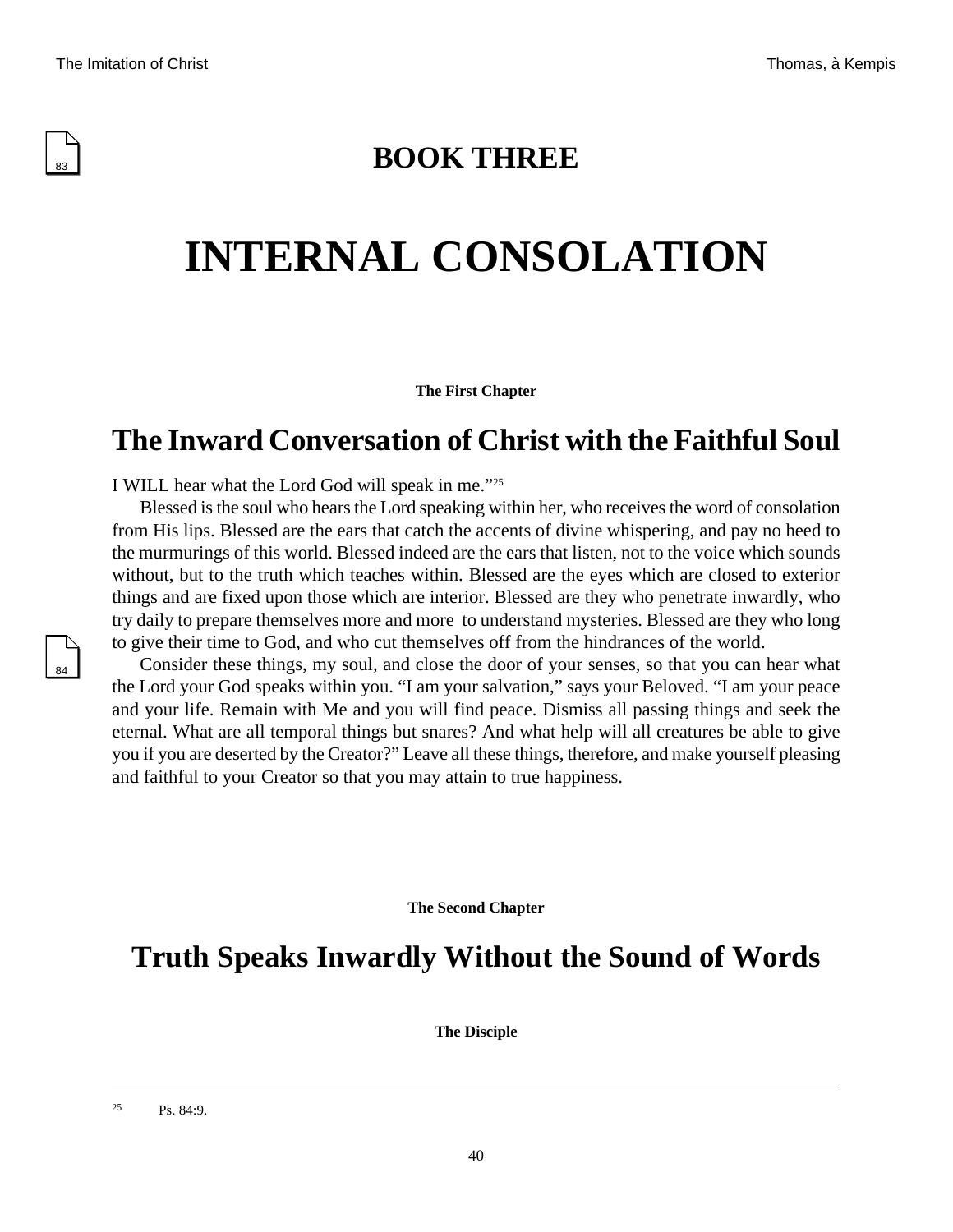# BOOK THREE

# INTERNAL CONSOLATION

**The First Chapter**

## The Inward Conversation of Christ with the Faithful Soul

I WILL hear what the Lord God will speak in me."[25]

Blessed is the soul who hears the Lord speaking within her, who receives the word of consolation from His lips. Blessed are the ears that catch the accents of divine whispering, and pay no heed to the murmurings of this world. Blessed indeed are the ears that listen, not to the voice which sounds without, but to the truth which teaches within. Blessed are the eyes which are closed to exterior things and are fixed upon those which are interior. Blessed are they who penetrate inwardly, who try daily to prepare themselves more and more to understand mysteries. Blessed are they who long to give their time to God, and who cut themselves off from the hindrances of the world.

Consider these things, my soul, and close the door of your senses, so that you can hear what the Lord your God speaks within you. "I am your salvation," says your Beloved. "I am your peace and your life. Remain with Me and you will find peace. Dismiss all passing things and seek the eternal. What are all temporal things but snares? And what help will all creatures be able to give you if you are deserted by the Creator?" Leave all these things, therefore, and make yourself pleasing and faithful to your Creator so that you may attain to true happiness.

**The Second Chapter**

## Truth Speaks Inwardly Without the Sound of Words

**The Disciple**

---

[25] Ps. 84:9.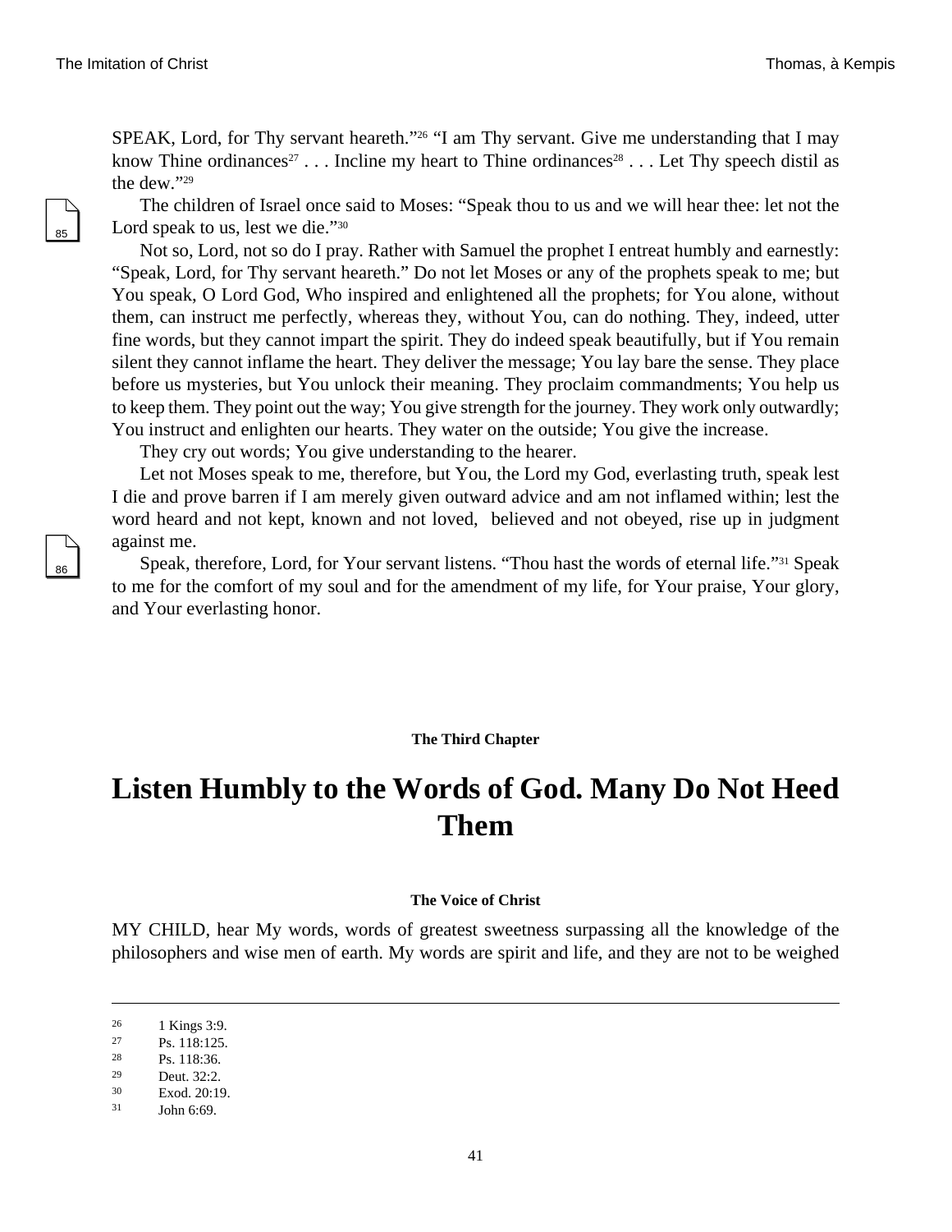SPEAK, Lord, for Thy servant heareth."[26] "I am Thy servant. Give me understanding that I may know Thine ordinances[27] . . . Incline my heart to Thine ordinances[28] . . . Let Thy speech distil as the dew."[29]

The children of Israel once said to Moses: "Speak thou to us and we will hear thee: let not the Lord speak to us, lest we die."[30]

Not so, Lord, not so do I pray. Rather with Samuel the prophet I entreat humbly and earnestly: "Speak, Lord, for Thy servant heareth." Do not let Moses or any of the prophets speak to me; but You speak, O Lord God, Who inspired and enlightened all the prophets; for You alone, without them, can instruct me perfectly, whereas they, without You, can do nothing. They, indeed, utter fine words, but they cannot impart the spirit. They do indeed speak beautifully, but if You remain silent they cannot inflame the heart. They deliver the message; You lay bare the sense. They place before us mysteries, but You unlock their meaning. They proclaim commandments; You help us to keep them. They point out the way; You give strength for the journey. They work only outwardly; You instruct and enlighten our hearts. They water on the outside; You give the increase.

They cry out words; You give understanding to the hearer.

Let not Moses speak to me, therefore, but You, the Lord my God, everlasting truth, speak lest I die and prove barren if I am merely given outward advice and am not inflamed within; lest the word heard and not kept, known and not loved, believed and not obeyed, rise up in judgment against me.

Speak, therefore, Lord, for Your servant listens. "Thou hast the words of eternal life."[31] Speak to me for the comfort of my soul and for the amendment of my life, for Your praise, Your glory, and Your everlasting honor.

**The Third Chapter**

# Listen Humbly to the Words of God. Many Do Not Heed Them

**The Voice of Christ**

MY CHILD, hear My words, words of greatest sweetness surpassing all the knowledge of the philosophers and wise men of earth. My words are spirit and life, and they are not to be weighed

---

[26] 1 Kings 3:9.
[27] Ps. 118:125.
[28] Ps. 118:36.
[29] Deut. 32:2.
[30] Exod. 20:19.
[31] John 6:69.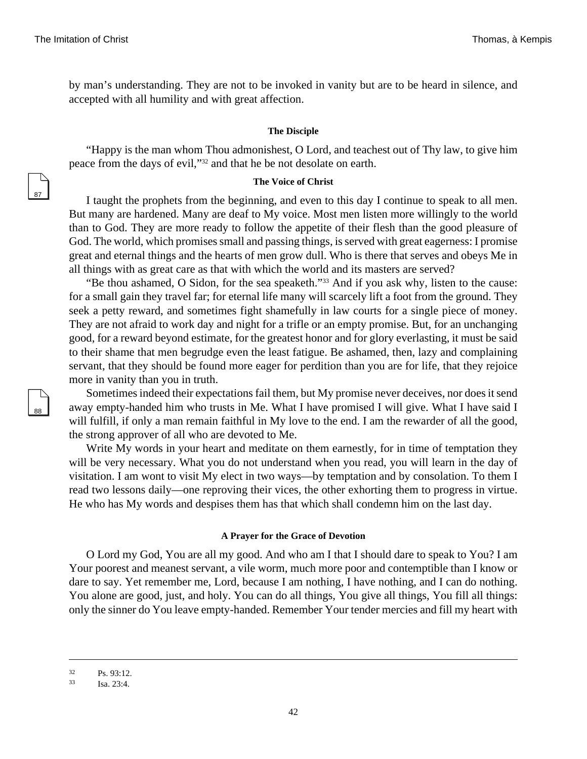by man's understanding. They are not to be invoked in vanity but are to be heard in silence, and accepted with all humility and with great affection.

#### The Disciple

"Happy is the man whom Thou admonishest, O Lord, and teachest out of Thy law, to give him peace from the days of evil,"[32] and that he be not desolate on earth.

#### The Voice of Christ

I taught the prophets from the beginning, and even to this day I continue to speak to all men. But many are hardened. Many are deaf to My voice. Most men listen more willingly to the world than to God. They are more ready to follow the appetite of their flesh than the good pleasure of God. The world, which promises small and passing things, is served with great eagerness: I promise great and eternal things and the hearts of men grow dull. Who is there that serves and obeys Me in all things with as great care as that with which the world and its masters are served?

"Be thou ashamed, O Sidon, for the sea speaketh."[33] And if you ask why, listen to the cause: for a small gain they travel far; for eternal life many will scarcely lift a foot from the ground. They seek a petty reward, and sometimes fight shamefully in law courts for a single piece of money. They are not afraid to work day and night for a trifle or an empty promise. But, for an unchanging good, for a reward beyond estimate, for the greatest honor and for glory everlasting, it must be said to their shame that men begrudge even the least fatigue. Be ashamed, then, lazy and complaining servant, that they should be found more eager for perdition than you are for life, that they rejoice more in vanity than you in truth.

Sometimes indeed their expectations fail them, but My promise never deceives, nor does it send away empty-handed him who trusts in Me. What I have promised I will give. What I have said I will fulfill, if only a man remain faithful in My love to the end. I am the rewarder of all the good, the strong approver of all who are devoted to Me.

Write My words in your heart and meditate on them earnestly, for in time of temptation they will be very necessary. What you do not understand when you read, you will learn in the day of visitation. I am wont to visit My elect in two ways—by temptation and by consolation. To them I read two lessons daily—one reproving their vices, the other exhorting them to progress in virtue. He who has My words and despises them has that which shall condemn him on the last day.

#### A Prayer for the Grace of Devotion

O Lord my God, You are all my good. And who am I that I should dare to speak to You? I am Your poorest and meanest servant, a vile worm, much more poor and contemptible than I know or dare to say. Yet remember me, Lord, because I am nothing, I have nothing, and I can do nothing. You alone are good, just, and holy. You can do all things, You give all things, You fill all things: only the sinner do You leave empty-handed. Remember Your tender mercies and fill my heart with

---

[32] Ps. 93:12.

[33] Isa. 23:4.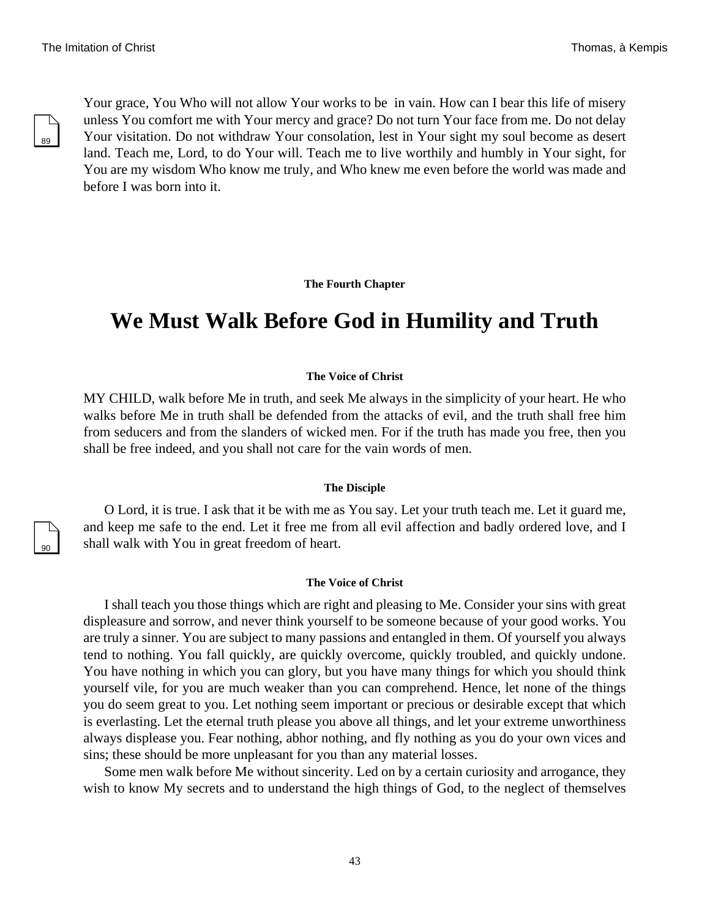Your grace, You Who will not allow Your works to be in vain. How can I bear this life of misery unless You comfort me with Your mercy and grace? Do not turn Your face from me. Do not delay Your visitation. Do not withdraw Your consolation, lest in Your sight my soul become as desert land. Teach me, Lord, to do Your will. Teach me to live worthily and humbly in Your sight, for You are my wisdom Who know me truly, and Who knew me even before the world was made and before I was born into it.

**The Fourth Chapter**

# We Must Walk Before God in Humility and Truth

**The Voice of Christ**

MY CHILD, walk before Me in truth, and seek Me always in the simplicity of your heart. He who walks before Me in truth shall be defended from the attacks of evil, and the truth shall free him from seducers and from the slanders of wicked men. For if the truth has made you free, then you shall be free indeed, and you shall not care for the vain words of men.

**The Disciple**

O Lord, it is true. I ask that it be with me as You say. Let your truth teach me. Let it guard me, and keep me safe to the end. Let it free me from all evil affection and badly ordered love, and I shall walk with You in great freedom of heart.

**The Voice of Christ**

I shall teach you those things which are right and pleasing to Me. Consider your sins with great displeasure and sorrow, and never think yourself to be someone because of your good works. You are truly a sinner. You are subject to many passions and entangled in them. Of yourself you always tend to nothing. You fall quickly, are quickly overcome, quickly troubled, and quickly undone. You have nothing in which you can glory, but you have many things for which you should think yourself vile, for you are much weaker than you can comprehend. Hence, let none of the things you do seem great to you. Let nothing seem important or precious or desirable except that which is everlasting. Let the eternal truth please you above all things, and let your extreme unworthiness always displease you. Fear nothing, abhor nothing, and fly nothing as you do your own vices and sins; these should be more unpleasant for you than any material losses.

Some men walk before Me without sincerity. Led on by a certain curiosity and arrogance, they wish to know My secrets and to understand the high things of God, to the neglect of themselves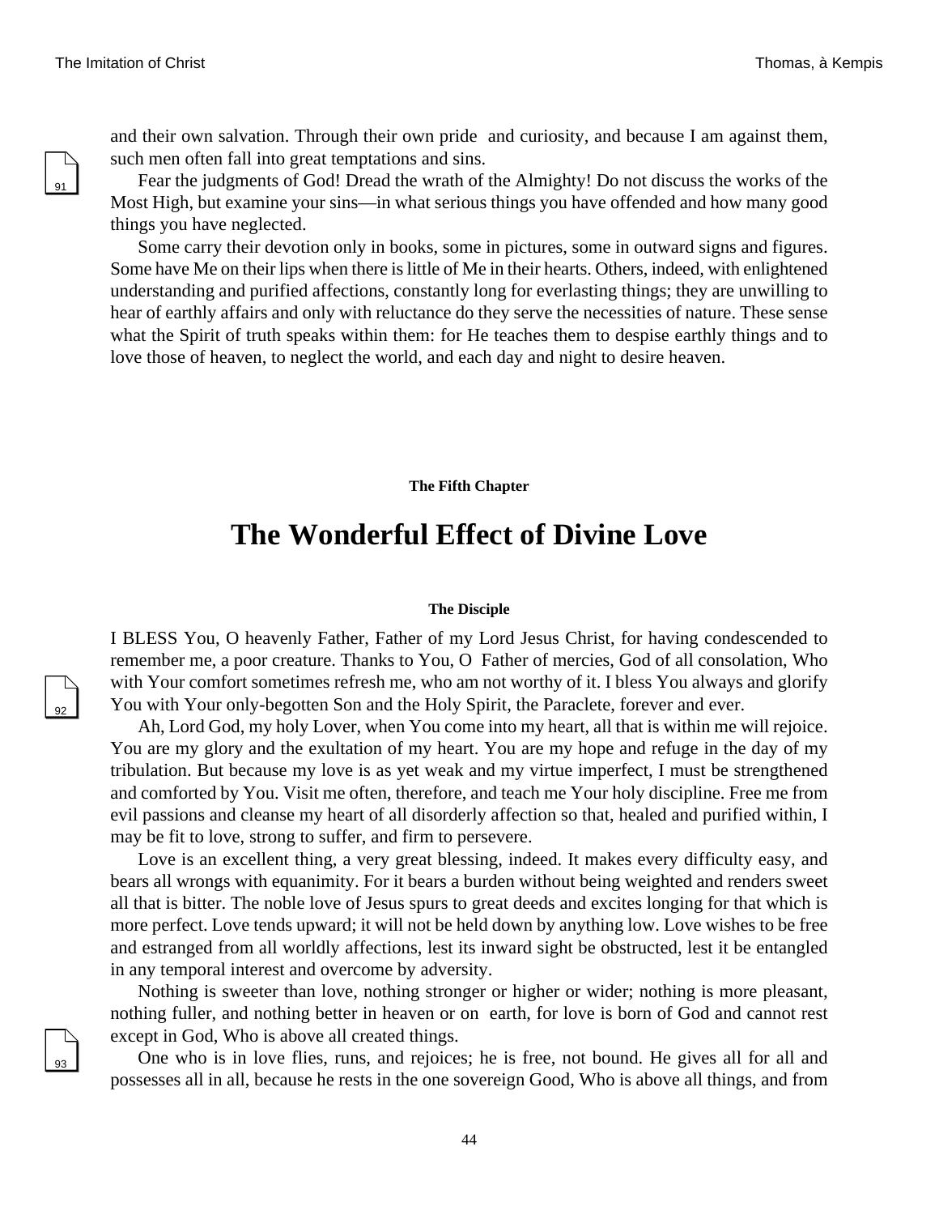and their own salvation. Through their own pride and curiosity, and because I am against them, such men often fall into great temptations and sins.

Fear the judgments of God! Dread the wrath of the Almighty! Do not discuss the works of the Most High, but examine your sins—in what serious things you have offended and how many good things you have neglected.

Some carry their devotion only in books, some in pictures, some in outward signs and figures. Some have Me on their lips when there is little of Me in their hearts. Others, indeed, with enlightened understanding and purified affections, constantly long for everlasting things; they are unwilling to hear of earthly affairs and only with reluctance do they serve the necessities of nature. These sense what the Spirit of truth speaks within them: for He teaches them to despise earthly things and to love those of heaven, to neglect the world, and each day and night to desire heaven.

**The Fifth Chapter**

# The Wonderful Effect of Divine Love

**The Disciple**

I BLESS You, O heavenly Father, Father of my Lord Jesus Christ, for having condescended to remember me, a poor creature. Thanks to You, O Father of mercies, God of all consolation, Who with Your comfort sometimes refresh me, who am not worthy of it. I bless You always and glorify You with Your only-begotten Son and the Holy Spirit, the Paraclete, forever and ever.

Ah, Lord God, my holy Lover, when You come into my heart, all that is within me will rejoice. You are my glory and the exultation of my heart. You are my hope and refuge in the day of my tribulation. But because my love is as yet weak and my virtue imperfect, I must be strengthened and comforted by You. Visit me often, therefore, and teach me Your holy discipline. Free me from evil passions and cleanse my heart of all disorderly affection so that, healed and purified within, I may be fit to love, strong to suffer, and firm to persevere.

Love is an excellent thing, a very great blessing, indeed. It makes every difficulty easy, and bears all wrongs with equanimity. For it bears a burden without being weighted and renders sweet all that is bitter. The noble love of Jesus spurs to great deeds and excites longing for that which is more perfect. Love tends upward; it will not be held down by anything low. Love wishes to be free and estranged from all worldly affections, lest its inward sight be obstructed, lest it be entangled in any temporal interest and overcome by adversity.

Nothing is sweeter than love, nothing stronger or higher or wider; nothing is more pleasant, nothing fuller, and nothing better in heaven or on earth, for love is born of God and cannot rest except in God, Who is above all created things.

One who is in love flies, runs, and rejoices; he is free, not bound. He gives all for all and possesses all in all, because he rests in the one sovereign Good, Who is above all things, and from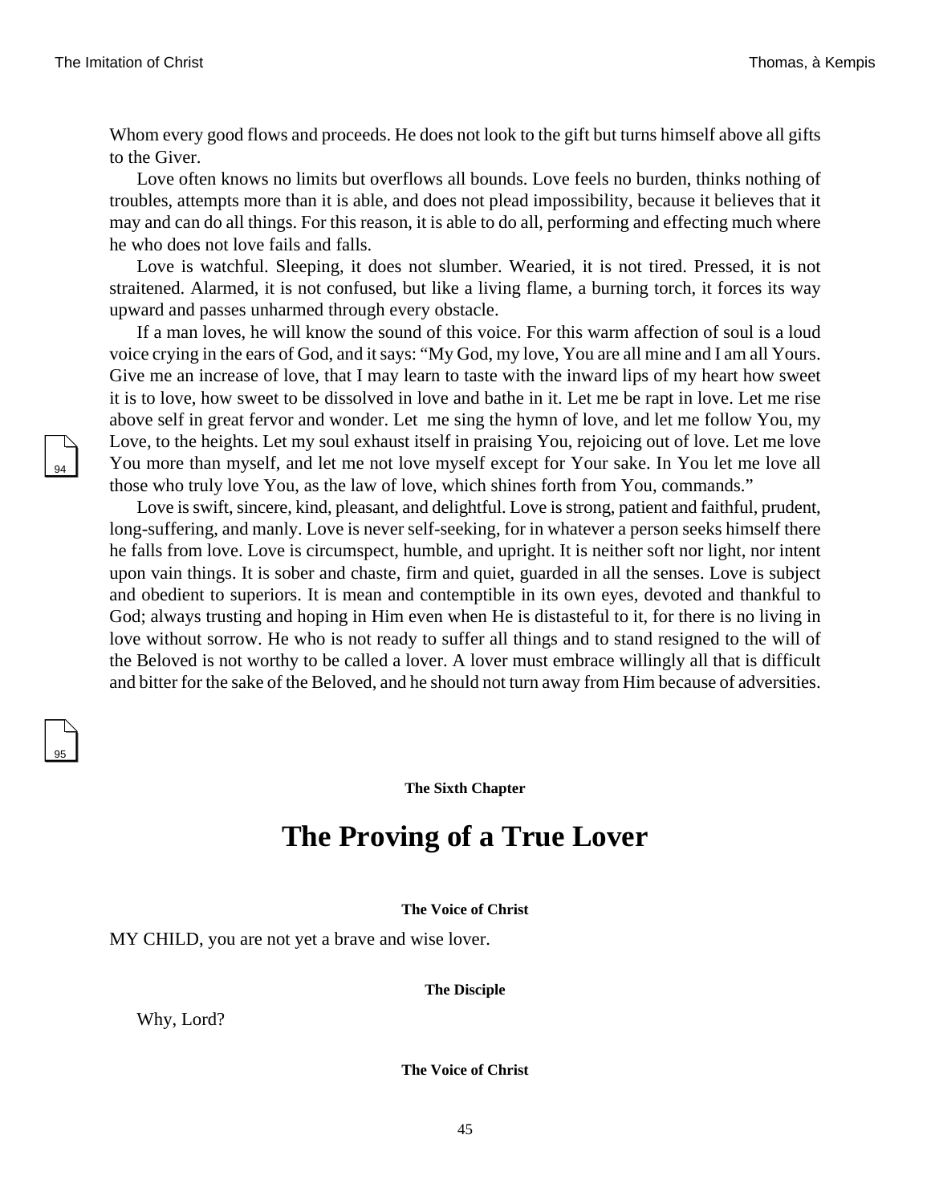Whom every good flows and proceeds. He does not look to the gift but turns himself above all gifts to the Giver.

Love often knows no limits but overflows all bounds. Love feels no burden, thinks nothing of troubles, attempts more than it is able, and does not plead impossibility, because it believes that it may and can do all things. For this reason, it is able to do all, performing and effecting much where he who does not love fails and falls.

Love is watchful. Sleeping, it does not slumber. Wearied, it is not tired. Pressed, it is not straitened. Alarmed, it is not confused, but like a living flame, a burning torch, it forces its way upward and passes unharmed through every obstacle.

If a man loves, he will know the sound of this voice. For this warm affection of soul is a loud voice crying in the ears of God, and it says: "My God, my love, You are all mine and I am all Yours. Give me an increase of love, that I may learn to taste with the inward lips of my heart how sweet it is to love, how sweet to be dissolved in love and bathe in it. Let me be rapt in love. Let me rise above self in great fervor and wonder. Let me sing the hymn of love, and let me follow You, my Love, to the heights. Let my soul exhaust itself in praising You, rejoicing out of love. Let me love You more than myself, and let me not love myself except for Your sake. In You let me love all those who truly love You, as the law of love, which shines forth from You, commands."

Love is swift, sincere, kind, pleasant, and delightful. Love is strong, patient and faithful, prudent, long-suffering, and manly. Love is never self-seeking, for in whatever a person seeks himself there he falls from love. Love is circumspect, humble, and upright. It is neither soft nor light, nor intent upon vain things. It is sober and chaste, firm and quiet, guarded in all the senses. Love is subject and obedient to superiors. It is mean and contemptible in its own eyes, devoted and thankful to God; always trusting and hoping in Him even when He is distasteful to it, for there is no living in love without sorrow. He who is not ready to suffer all things and to stand resigned to the will of the Beloved is not worthy to be called a lover. A lover must embrace willingly all that is difficult and bitter for the sake of the Beloved, and he should not turn away from Him because of adversities.

**The Sixth Chapter**

# The Proving of a True Lover

**The Voice of Christ**

MY CHILD, you are not yet a brave and wise lover.

**The Disciple**

Why, Lord?

**The Voice of Christ**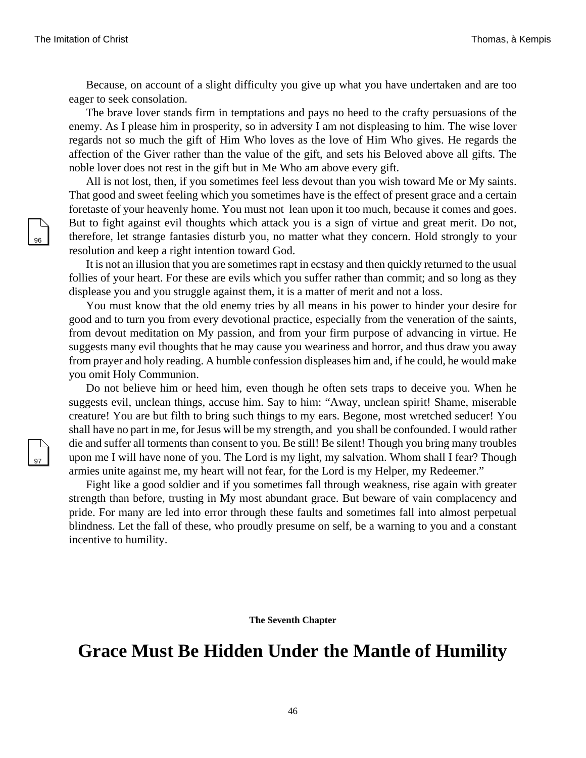Because, on account of a slight difficulty you give up what you have undertaken and are too eager to seek consolation.

The brave lover stands firm in temptations and pays no heed to the crafty persuasions of the enemy. As I please him in prosperity, so in adversity I am not displeasing to him. The wise lover regards not so much the gift of Him Who loves as the love of Him Who gives. He regards the affection of the Giver rather than the value of the gift, and sets his Beloved above all gifts. The noble lover does not rest in the gift but in Me Who am above every gift.

All is not lost, then, if you sometimes feel less devout than you wish toward Me or My saints. That good and sweet feeling which you sometimes have is the effect of present grace and a certain foretaste of your heavenly home. You must not lean upon it too much, because it comes and goes. But to fight against evil thoughts which attack you is a sign of virtue and great merit. Do not, therefore, let strange fantasies disturb you, no matter what they concern. Hold strongly to your resolution and keep a right intention toward God.

It is not an illusion that you are sometimes rapt in ecstasy and then quickly returned to the usual follies of your heart. For these are evils which you suffer rather than commit; and so long as they displease you and you struggle against them, it is a matter of merit and not a loss.

You must know that the old enemy tries by all means in his power to hinder your desire for good and to turn you from every devotional practice, especially from the veneration of the saints, from devout meditation on My passion, and from your firm purpose of advancing in virtue. He suggests many evil thoughts that he may cause you weariness and horror, and thus draw you away from prayer and holy reading. A humble confession displeases him and, if he could, he would make you omit Holy Communion.

Do not believe him or heed him, even though he often sets traps to deceive you. When he suggests evil, unclean things, accuse him. Say to him: "Away, unclean spirit! Shame, miserable creature! You are but filth to bring such things to my ears. Begone, most wretched seducer! You shall have no part in me, for Jesus will be my strength, and you shall be confounded. I would rather die and suffer all torments than consent to you. Be still! Be silent! Though you bring many troubles upon me I will have none of you. The Lord is my light, my salvation. Whom shall I fear? Though armies unite against me, my heart will not fear, for the Lord is my Helper, my Redeemer."

Fight like a good soldier and if you sometimes fall through weakness, rise again with greater strength than before, trusting in My most abundant grace. But beware of vain complacency and pride. For many are led into error through these faults and sometimes fall into almost perpetual blindness. Let the fall of these, who proudly presume on self, be a warning to you and a constant incentive to humility.

**The Seventh Chapter**

# Grace Must Be Hidden Under the Mantle of Humility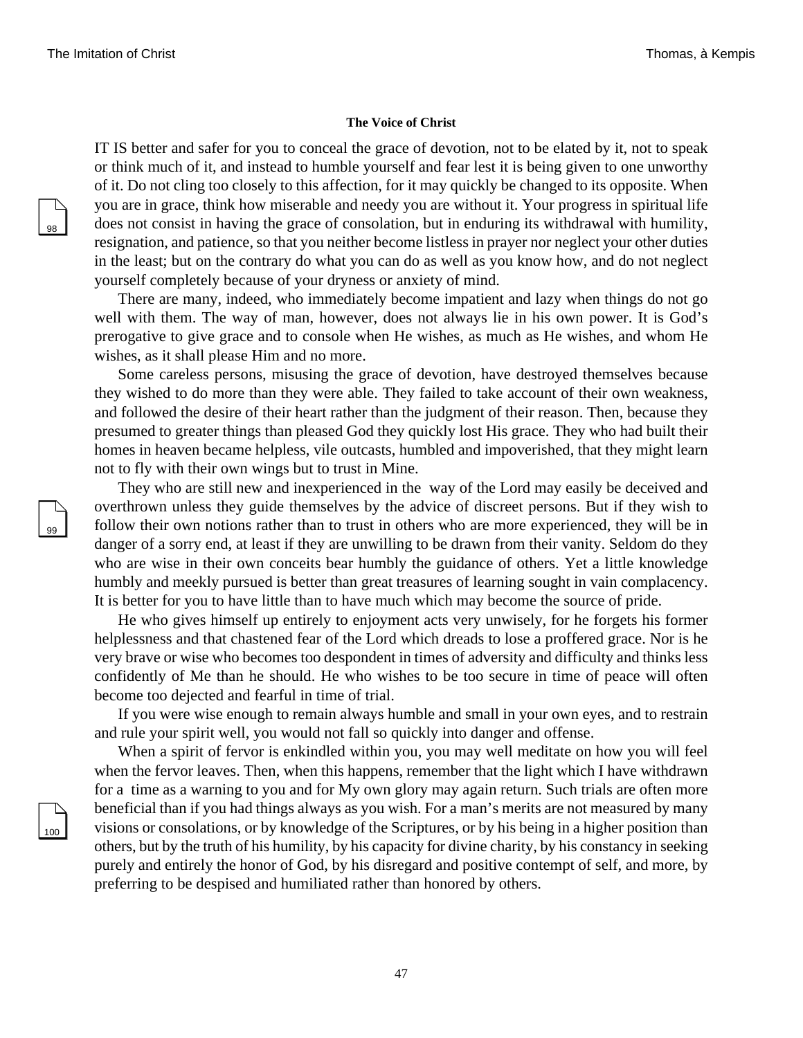**The Voice of Christ**

IT IS better and safer for you to conceal the grace of devotion, not to be elated by it, not to speak or think much of it, and instead to humble yourself and fear lest it is being given to one unworthy of it. Do not cling too closely to this affection, for it may quickly be changed to its opposite. When you are in grace, think how miserable and needy you are without it. Your progress in spiritual life does not consist in having the grace of consolation, but in enduring its withdrawal with humility, resignation, and patience, so that you neither become listless in prayer nor neglect your other duties in the least; but on the contrary do what you can do as well as you know how, and do not neglect yourself completely because of your dryness or anxiety of mind.

There are many, indeed, who immediately become impatient and lazy when things do not go well with them. The way of man, however, does not always lie in his own power. It is God's prerogative to give grace and to console when He wishes, as much as He wishes, and whom He wishes, as it shall please Him and no more.

Some careless persons, misusing the grace of devotion, have destroyed themselves because they wished to do more than they were able. They failed to take account of their own weakness, and followed the desire of their heart rather than the judgment of their reason. Then, because they presumed to greater things than pleased God they quickly lost His grace. They who had built their homes in heaven became helpless, vile outcasts, humbled and impoverished, that they might learn not to fly with their own wings but to trust in Mine.

They who are still new and inexperienced in the way of the Lord may easily be deceived and overthrown unless they guide themselves by the advice of discreet persons. But if they wish to follow their own notions rather than to trust in others who are more experienced, they will be in danger of a sorry end, at least if they are unwilling to be drawn from their vanity. Seldom do they who are wise in their own conceits bear humbly the guidance of others. Yet a little knowledge humbly and meekly pursued is better than great treasures of learning sought in vain complacency. It is better for you to have little than to have much which may become the source of pride.

He who gives himself up entirely to enjoyment acts very unwisely, for he forgets his former helplessness and that chastened fear of the Lord which dreads to lose a proffered grace. Nor is he very brave or wise who becomes too despondent in times of adversity and difficulty and thinks less confidently of Me than he should. He who wishes to be too secure in time of peace will often become too dejected and fearful in time of trial.

If you were wise enough to remain always humble and small in your own eyes, and to restrain and rule your spirit well, you would not fall so quickly into danger and offense.

When a spirit of fervor is enkindled within you, you may well meditate on how you will feel when the fervor leaves. Then, when this happens, remember that the light which I have withdrawn for a time as a warning to you and for My own glory may again return. Such trials are often more beneficial than if you had things always as you wish. For a man's merits are not measured by many visions or consolations, or by knowledge of the Scriptures, or by his being in a higher position than others, but by the truth of his humility, by his capacity for divine charity, by his constancy in seeking purely and entirely the honor of God, by his disregard and positive contempt of self, and more, by preferring to be despised and humiliated rather than honored by others.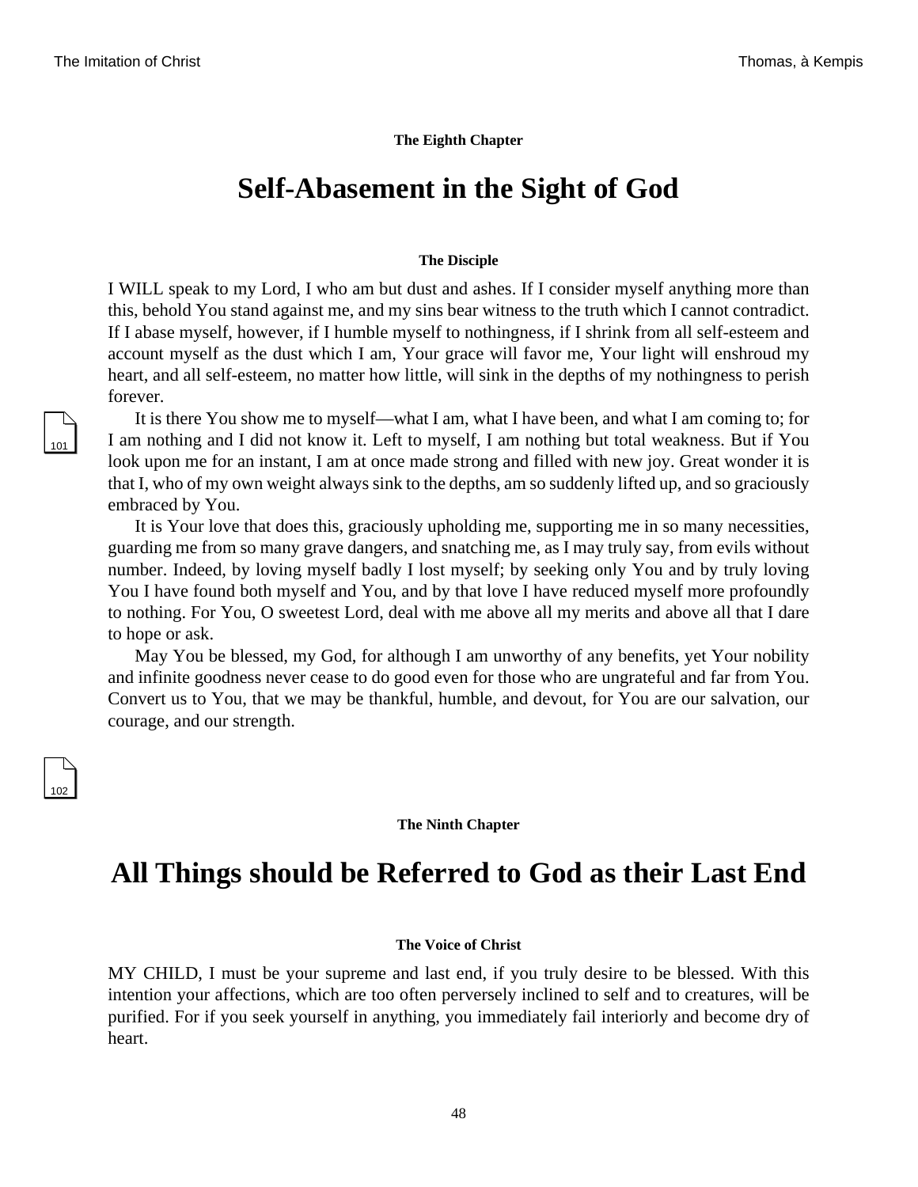#### The Eighth Chapter

# Self-Abasement in the Sight of God

#### The Disciple

I WILL speak to my Lord, I who am but dust and ashes. If I consider myself anything more than this, behold You stand against me, and my sins bear witness to the truth which I cannot contradict. If I abase myself, however, if I humble myself to nothingness, if I shrink from all self-esteem and account myself as the dust which I am, Your grace will favor me, Your light will enshroud my heart, and all self-esteem, no matter how little, will sink in the depths of my nothingness to perish forever.

It is there You show me to myself—what I am, what I have been, and what I am coming to; for I am nothing and I did not know it. Left to myself, I am nothing but total weakness. But if You look upon me for an instant, I am at once made strong and filled with new joy. Great wonder it is that I, who of my own weight always sink to the depths, am so suddenly lifted up, and so graciously embraced by You.

It is Your love that does this, graciously upholding me, supporting me in so many necessities, guarding me from so many grave dangers, and snatching me, as I may truly say, from evils without number. Indeed, by loving myself badly I lost myself; by seeking only You and by truly loving You I have found both myself and You, and by that love I have reduced myself more profoundly to nothing. For You, O sweetest Lord, deal with me above all my merits and above all that I dare to hope or ask.

May You be blessed, my God, for although I am unworthy of any benefits, yet Your nobility and infinite goodness never cease to do good even for those who are ungrateful and far from You. Convert us to You, that we may be thankful, humble, and devout, for You are our salvation, our courage, and our strength.

#### The Ninth Chapter

# All Things should be Referred to God as their Last End

#### The Voice of Christ

MY CHILD, I must be your supreme and last end, if you truly desire to be blessed. With this intention your affections, which are too often perversely inclined to self and to creatures, will be purified. For if you seek yourself in anything, you immediately fail interiorly and become dry of heart.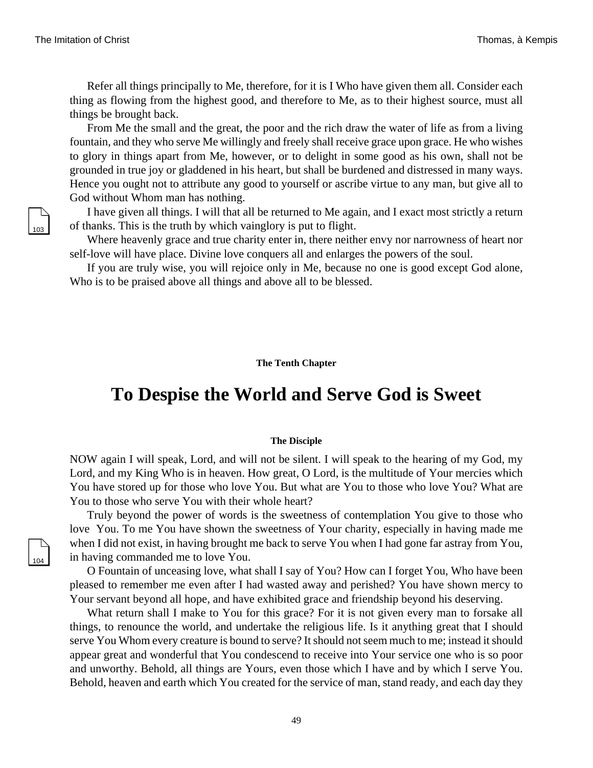Refer all things principally to Me, therefore, for it is I Who have given them all. Consider each thing as flowing from the highest good, and therefore to Me, as to their highest source, must all things be brought back.

From Me the small and the great, the poor and the rich draw the water of life as from a living fountain, and they who serve Me willingly and freely shall receive grace upon grace. He who wishes to glory in things apart from Me, however, or to delight in some good as his own, shall not be grounded in true joy or gladdened in his heart, but shall be burdened and distressed in many ways. Hence you ought not to attribute any good to yourself or ascribe virtue to any man, but give all to God without Whom man has nothing.

I have given all things. I will that all be returned to Me again, and I exact most strictly a return of thanks. This is the truth by which vainglory is put to flight.

Where heavenly grace and true charity enter in, there neither envy nor narrowness of heart nor self-love will have place. Divine love conquers all and enlarges the powers of the soul.

If you are truly wise, you will rejoice only in Me, because no one is good except God alone, Who is to be praised above all things and above all to be blessed.

**The Tenth Chapter**

# To Despise the World and Serve God is Sweet

**The Disciple**

NOW again I will speak, Lord, and will not be silent. I will speak to the hearing of my God, my Lord, and my King Who is in heaven. How great, O Lord, is the multitude of Your mercies which You have stored up for those who love You. But what are You to those who love You? What are You to those who serve You with their whole heart?

Truly beyond the power of words is the sweetness of contemplation You give to those who love You. To me You have shown the sweetness of Your charity, especially in having made me when I did not exist, in having brought me back to serve You when I had gone far astray from You, in having commanded me to love You.

O Fountain of unceasing love, what shall I say of You? How can I forget You, Who have been pleased to remember me even after I had wasted away and perished? You have shown mercy to Your servant beyond all hope, and have exhibited grace and friendship beyond his deserving.

What return shall I make to You for this grace? For it is not given every man to forsake all things, to renounce the world, and undertake the religious life. Is it anything great that I should serve You Whom every creature is bound to serve? It should not seem much to me; instead it should appear great and wonderful that You condescend to receive into Your service one who is so poor and unworthy. Behold, all things are Yours, even those which I have and by which I serve You. Behold, heaven and earth which You created for the service of man, stand ready, and each day they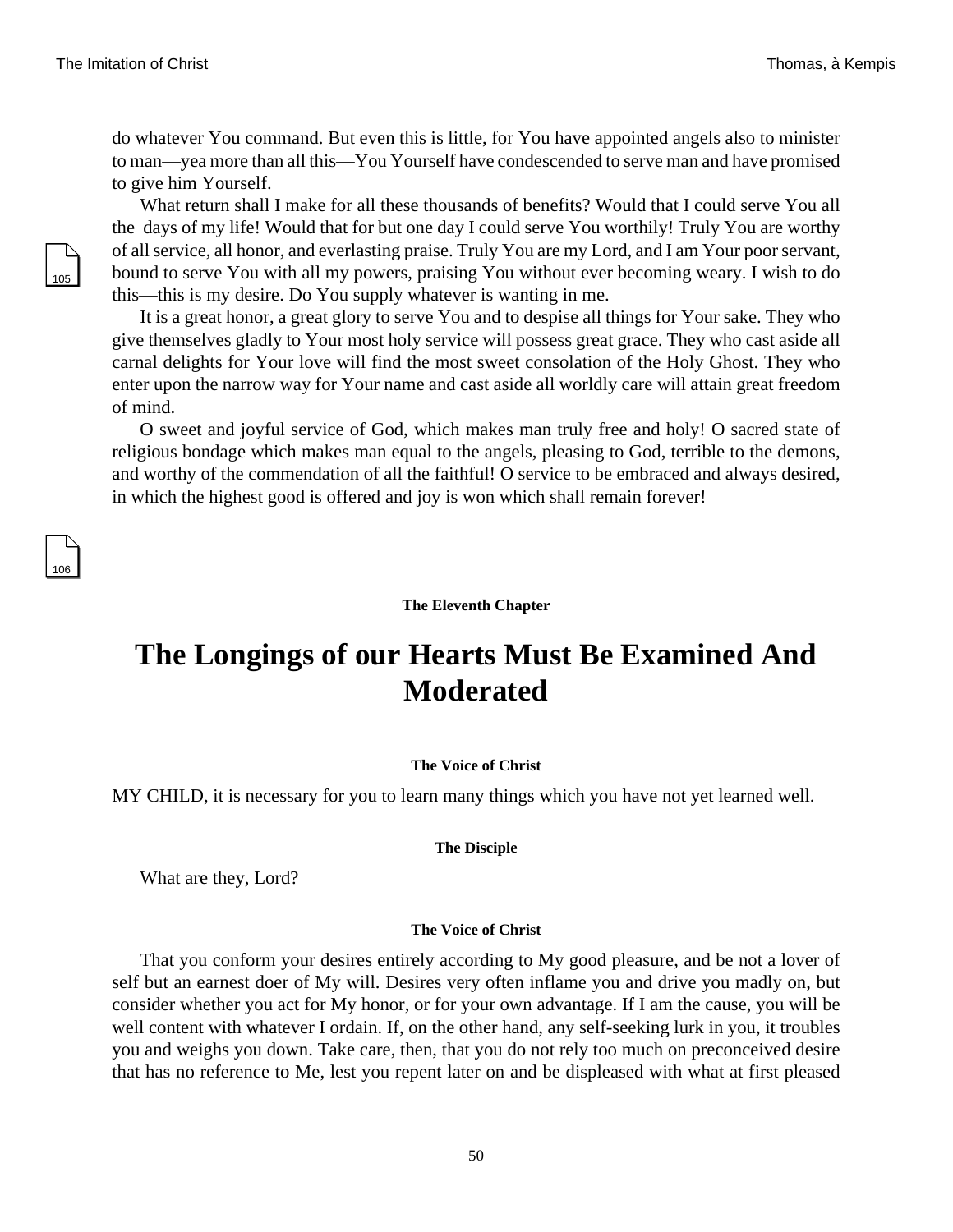do whatever You command. But even this is little, for You have appointed angels also to minister to man—yea more than all this—You Yourself have condescended to serve man and have promised to give him Yourself.

What return shall I make for all these thousands of benefits? Would that I could serve You all the days of my life! Would that for but one day I could serve You worthily! Truly You are worthy of all service, all honor, and everlasting praise. Truly You are my Lord, and I am Your poor servant, bound to serve You with all my powers, praising You without ever becoming weary. I wish to do this—this is my desire. Do You supply whatever is wanting in me.

It is a great honor, a great glory to serve You and to despise all things for Your sake. They who give themselves gladly to Your most holy service will possess great grace. They who cast aside all carnal delights for Your love will find the most sweet consolation of the Holy Ghost. They who enter upon the narrow way for Your name and cast aside all worldly care will attain great freedom of mind.

O sweet and joyful service of God, which makes man truly free and holy! O sacred state of religious bondage which makes man equal to the angels, pleasing to God, terrible to the demons, and worthy of the commendation of all the faithful! O service to be embraced and always desired, in which the highest good is offered and joy is won which shall remain forever!

**The Eleventh Chapter**

# The Longings of our Hearts Must Be Examined And Moderated

**The Voice of Christ**

MY CHILD, it is necessary for you to learn many things which you have not yet learned well.

**The Disciple**

What are they, Lord?

**The Voice of Christ**

That you conform your desires entirely according to My good pleasure, and be not a lover of self but an earnest doer of My will. Desires very often inflame you and drive you madly on, but consider whether you act for My honor, or for your own advantage. If I am the cause, you will be well content with whatever I ordain. If, on the other hand, any self-seeking lurk in you, it troubles you and weighs you down. Take care, then, that you do not rely too much on preconceived desire that has no reference to Me, lest you repent later on and be displeased with what at first pleased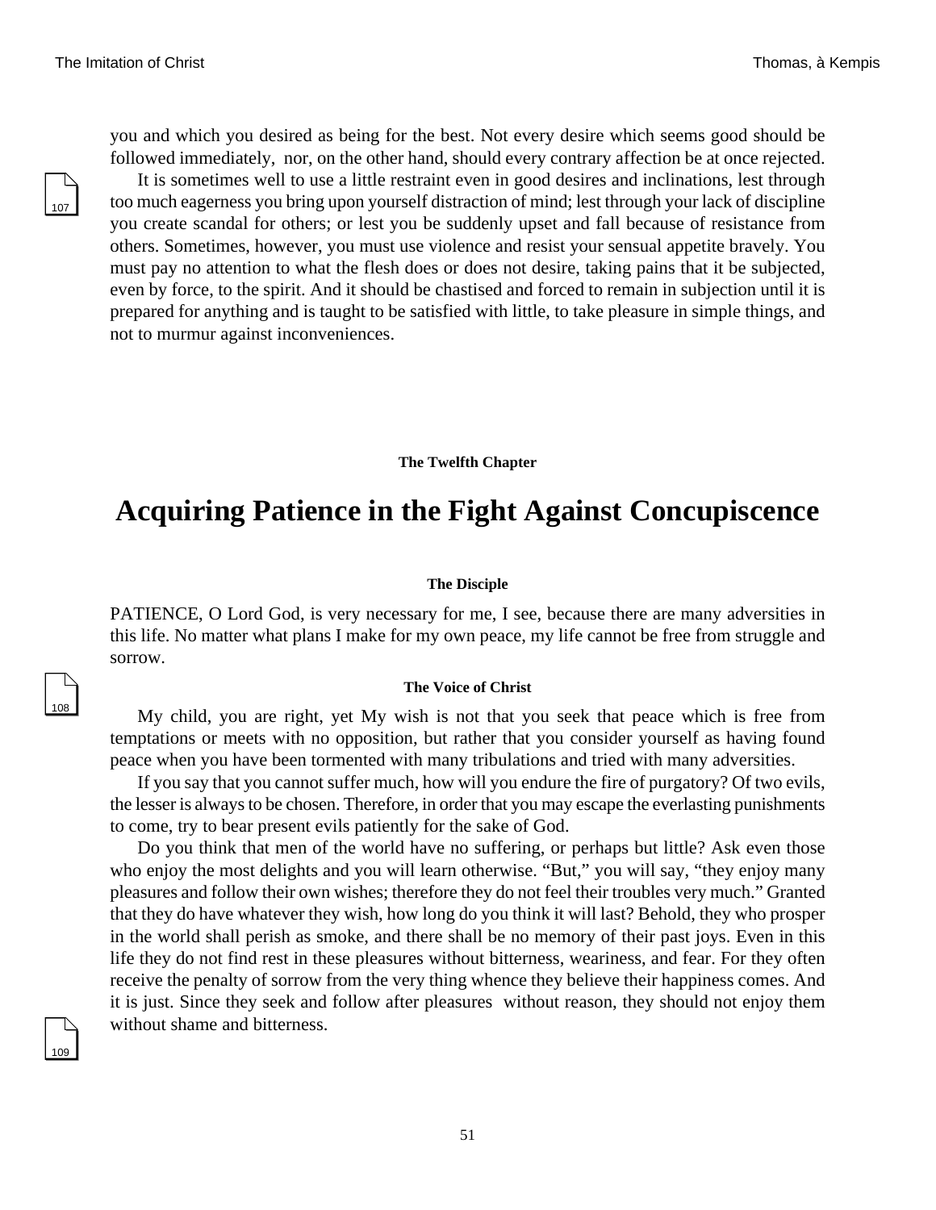you and which you desired as being for the best. Not every desire which seems good should be followed immediately, nor, on the other hand, should every contrary affection be at once rejected.

It is sometimes well to use a little restraint even in good desires and inclinations, lest through too much eagerness you bring upon yourself distraction of mind; lest through your lack of discipline you create scandal for others; or lest you be suddenly upset and fall because of resistance from others. Sometimes, however, you must use violence and resist your sensual appetite bravely. You must pay no attention to what the flesh does or does not desire, taking pains that it be subjected, even by force, to the spirit. And it should be chastised and forced to remain in subjection until it is prepared for anything and is taught to be satisfied with little, to take pleasure in simple things, and not to murmur against inconveniences.

**The Twelfth Chapter**

# Acquiring Patience in the Fight Against Concupiscence

**The Disciple**

PATIENCE, O Lord God, is very necessary for me, I see, because there are many adversities in this life. No matter what plans I make for my own peace, my life cannot be free from struggle and sorrow.

**The Voice of Christ**

My child, you are right, yet My wish is not that you seek that peace which is free from temptations or meets with no opposition, but rather that you consider yourself as having found peace when you have been tormented with many tribulations and tried with many adversities.

If you say that you cannot suffer much, how will you endure the fire of purgatory? Of two evils, the lesser is always to be chosen. Therefore, in order that you may escape the everlasting punishments to come, try to bear present evils patiently for the sake of God.

Do you think that men of the world have no suffering, or perhaps but little? Ask even those who enjoy the most delights and you will learn otherwise. "But," you will say, "they enjoy many pleasures and follow their own wishes; therefore they do not feel their troubles very much." Granted that they do have whatever they wish, how long do you think it will last? Behold, they who prosper in the world shall perish as smoke, and there shall be no memory of their past joys. Even in this life they do not find rest in these pleasures without bitterness, weariness, and fear. For they often receive the penalty of sorrow from the very thing whence they believe their happiness comes. And it is just. Since they seek and follow after pleasures without reason, they should not enjoy them without shame and bitterness.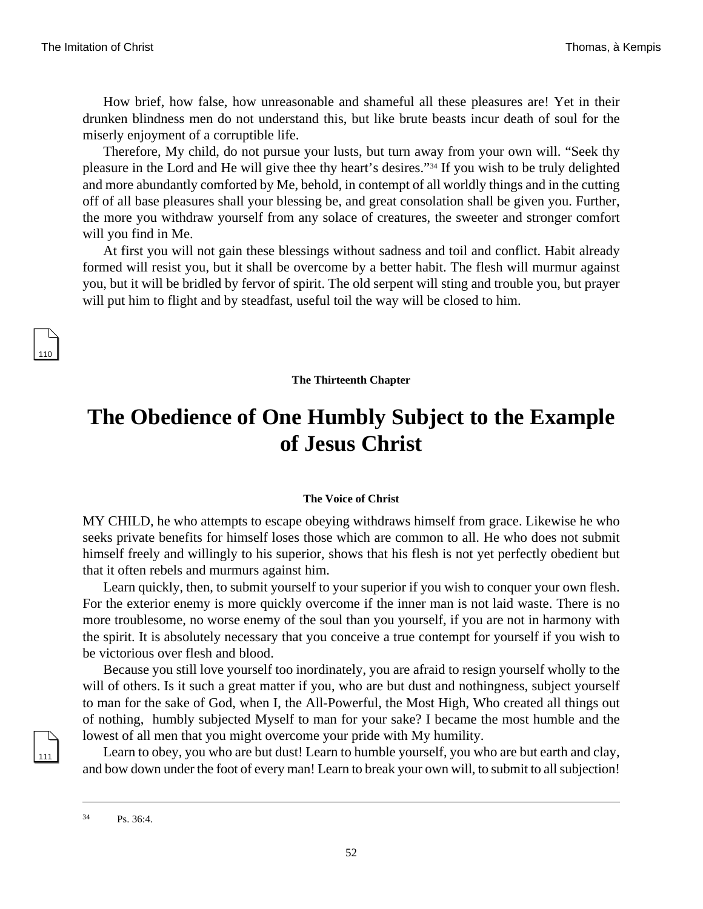How brief, how false, how unreasonable and shameful all these pleasures are! Yet in their drunken blindness men do not understand this, but like brute beasts incur death of soul for the miserly enjoyment of a corruptible life.

Therefore, My child, do not pursue your lusts, but turn away from your own will. “Seek thy pleasure in the Lord and He will give thee thy heart’s desires.”[34] If you wish to be truly delighted and more abundantly comforted by Me, behold, in contempt of all worldly things and in the cutting off of all base pleasures shall your blessing be, and great consolation shall be given you. Further, the more you withdraw yourself from any solace of creatures, the sweeter and stronger comfort will you find in Me.

At first you will not gain these blessings without sadness and toil and conflict. Habit already formed will resist you, but it shall be overcome by a better habit. The flesh will murmur against you, but it will be bridled by fervor of spirit. The old serpent will sting and trouble you, but prayer will put him to flight and by steadfast, useful toil the way will be closed to him.

**The Thirteenth Chapter**

# The Obedience of One Humbly Subject to the Example of Jesus Christ

**The Voice of Christ**

MY CHILD, he who attempts to escape obeying withdraws himself from grace. Likewise he who seeks private benefits for himself loses those which are common to all. He who does not submit himself freely and willingly to his superior, shows that his flesh is not yet perfectly obedient but that it often rebels and murmurs against him.

Learn quickly, then, to submit yourself to your superior if you wish to conquer your own flesh. For the exterior enemy is more quickly overcome if the inner man is not laid waste. There is no more troublesome, no worse enemy of the soul than you yourself, if you are not in harmony with the spirit. It is absolutely necessary that you conceive a true contempt for yourself if you wish to be victorious over flesh and blood.

Because you still love yourself too inordinately, you are afraid to resign yourself wholly to the will of others. Is it such a great matter if you, who are but dust and nothingness, subject yourself to man for the sake of God, when I, the All-Powerful, the Most High, Who created all things out of nothing, humbly subjected Myself to man for your sake? I became the most humble and the lowest of all men that you might overcome your pride with My humility.

Learn to obey, you who are but dust! Learn to humble yourself, you who are but earth and clay, and bow down under the foot of every man! Learn to break your own will, to submit to all subjection!

[34] Ps. 36:4.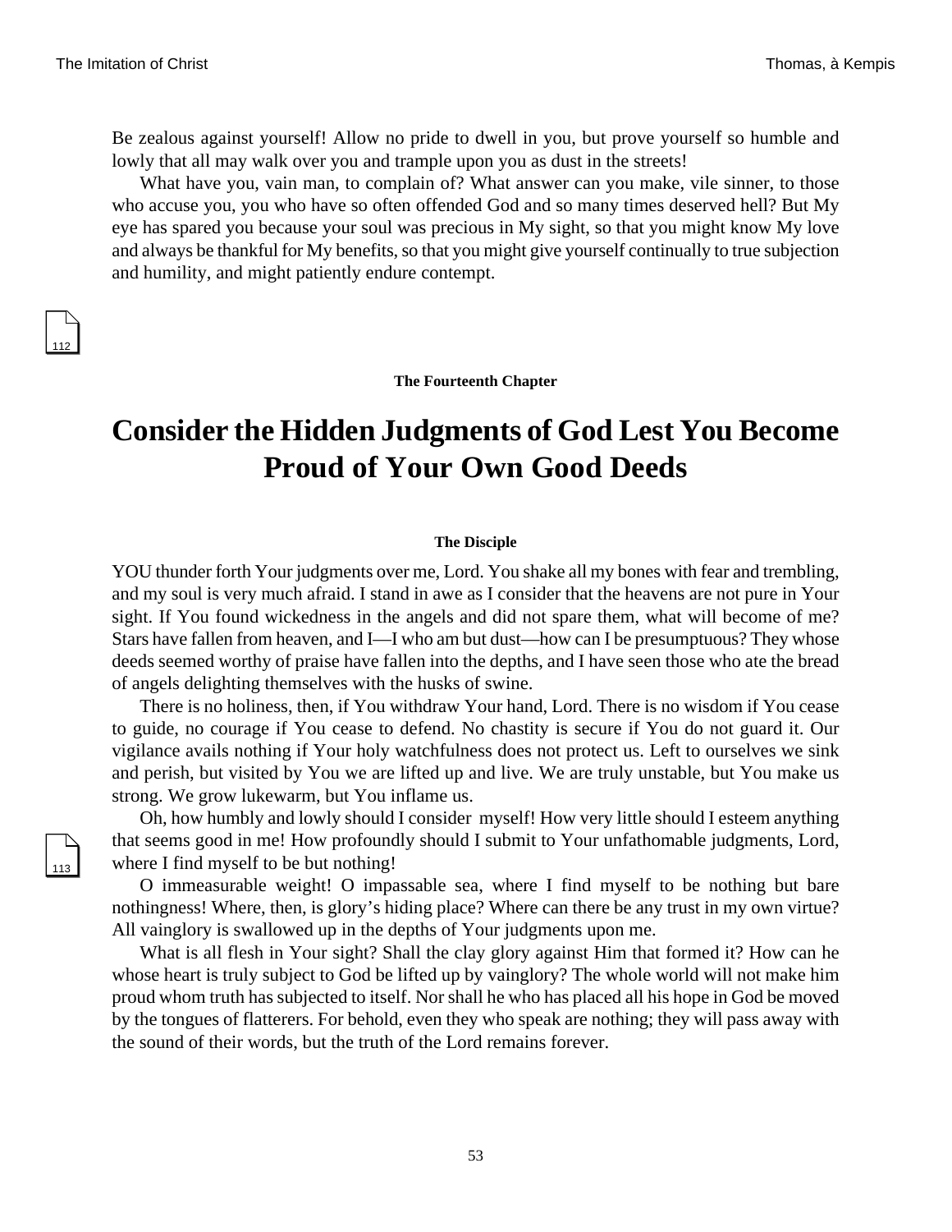Be zealous against yourself! Allow no pride to dwell in you, but prove yourself so humble and lowly that all may walk over you and trample upon you as dust in the streets!

What have you, vain man, to complain of? What answer can you make, vile sinner, to those who accuse you, you who have so often offended God and so many times deserved hell? But My eye has spared you because your soul was precious in My sight, so that you might know My love and always be thankful for My benefits, so that you might give yourself continually to true subjection and humility, and might patiently endure contempt.

**The Fourteenth Chapter**

# Consider the Hidden Judgments of God Lest You Become Proud of Your Own Good Deeds

**The Disciple**

YOU thunder forth Your judgments over me, Lord. You shake all my bones with fear and trembling, and my soul is very much afraid. I stand in awe as I consider that the heavens are not pure in Your sight. If You found wickedness in the angels and did not spare them, what will become of me? Stars have fallen from heaven, and I—I who am but dust—how can I be presumptuous? They whose deeds seemed worthy of praise have fallen into the depths, and I have seen those who ate the bread of angels delighting themselves with the husks of swine.

There is no holiness, then, if You withdraw Your hand, Lord. There is no wisdom if You cease to guide, no courage if You cease to defend. No chastity is secure if You do not guard it. Our vigilance avails nothing if Your holy watchfulness does not protect us. Left to ourselves we sink and perish, but visited by You we are lifted up and live. We are truly unstable, but You make us strong. We grow lukewarm, but You inflame us.

Oh, how humbly and lowly should I consider myself! How very little should I esteem anything that seems good in me! How profoundly should I submit to Your unfathomable judgments, Lord, where I find myself to be but nothing!

O immeasurable weight! O impassable sea, where I find myself to be nothing but bare nothingness! Where, then, is glory's hiding place? Where can there be any trust in my own virtue? All vainglory is swallowed up in the depths of Your judgments upon me.

What is all flesh in Your sight? Shall the clay glory against Him that formed it? How can he whose heart is truly subject to God be lifted up by vainglory? The whole world will not make him proud whom truth has subjected to itself. Nor shall he who has placed all his hope in God be moved by the tongues of flatterers. For behold, even they who speak are nothing; they will pass away with the sound of their words, but the truth of the Lord remains forever.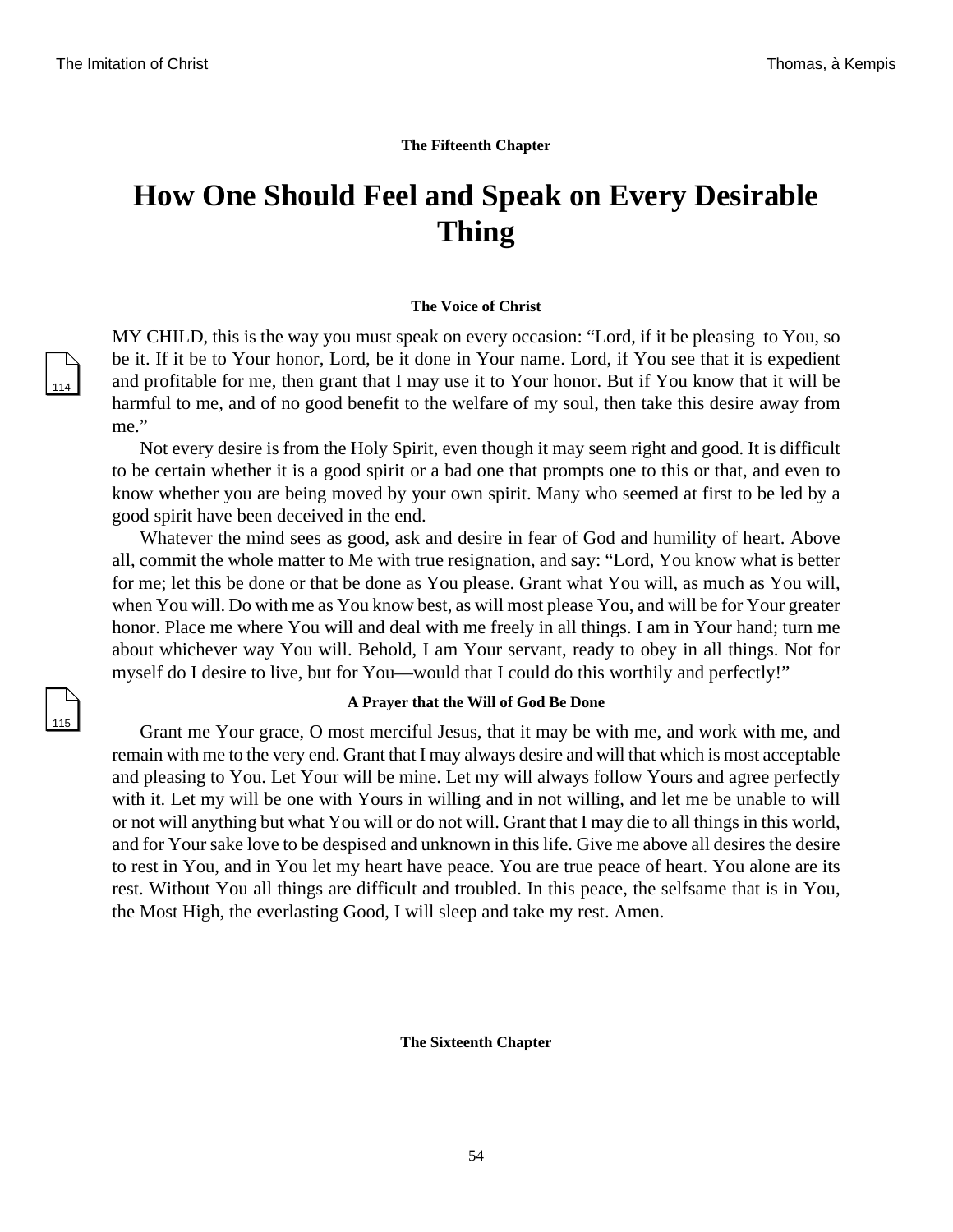**The Fifteenth Chapter**

# How One Should Feel and Speak on Every Desirable Thing

**The Voice of Christ**

MY CHILD, this is the way you must speak on every occasion: "Lord, if it be pleasing to You, so be it. If it be to Your honor, Lord, be it done in Your name. Lord, if You see that it is expedient and profitable for me, then grant that I may use it to Your honor. But if You know that it will be harmful to me, and of no good benefit to the welfare of my soul, then take this desire away from me."

Not every desire is from the Holy Spirit, even though it may seem right and good. It is difficult to be certain whether it is a good spirit or a bad one that prompts one to this or that, and even to know whether you are being moved by your own spirit. Many who seemed at first to be led by a good spirit have been deceived in the end.

Whatever the mind sees as good, ask and desire in fear of God and humility of heart. Above all, commit the whole matter to Me with true resignation, and say: "Lord, You know what is better for me; let this be done or that be done as You please. Grant what You will, as much as You will, when You will. Do with me as You know best, as will most please You, and will be for Your greater honor. Place me where You will and deal with me freely in all things. I am in Your hand; turn me about whichever way You will. Behold, I am Your servant, ready to obey in all things. Not for myself do I desire to live, but for You—would that I could do this worthily and perfectly!"

**A Prayer that the Will of God Be Done**

Grant me Your grace, O most merciful Jesus, that it may be with me, and work with me, and remain with me to the very end. Grant that I may always desire and will that which is most acceptable and pleasing to You. Let Your will be mine. Let my will always follow Yours and agree perfectly with it. Let my will be one with Yours in willing and in not willing, and let me be unable to will or not will anything but what You will or do not will. Grant that I may die to all things in this world, and for Your sake love to be despised and unknown in this life. Give me above all desires the desire to rest in You, and in You let my heart have peace. You are true peace of heart. You alone are its rest. Without You all things are difficult and troubled. In this peace, the selfsame that is in You, the Most High, the everlasting Good, I will sleep and take my rest. Amen.

**The Sixteenth Chapter**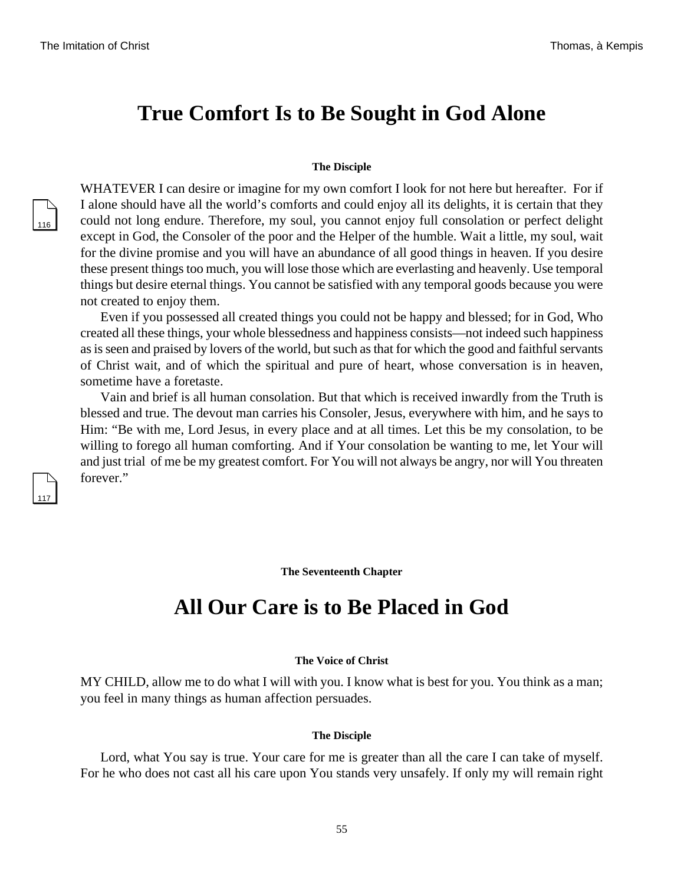# True Comfort Is to Be Sought in God Alone

**The Disciple**

WHATEVER I can desire or imagine for my own comfort I look for not here but hereafter. For if I alone should have all the world's comforts and could enjoy all its delights, it is certain that they could not long endure. Therefore, my soul, you cannot enjoy full consolation or perfect delight except in God, the Consoler of the poor and the Helper of the humble. Wait a little, my soul, wait for the divine promise and you will have an abundance of all good things in heaven. If you desire these present things too much, you will lose those which are everlasting and heavenly. Use temporal things but desire eternal things. You cannot be satisfied with any temporal goods because you were not created to enjoy them.

Even if you possessed all created things you could not be happy and blessed; for in God, Who created all these things, your whole blessedness and happiness consists—not indeed such happiness as is seen and praised by lovers of the world, but such as that for which the good and faithful servants of Christ wait, and of which the spiritual and pure of heart, whose conversation is in heaven, sometime have a foretaste.

Vain and brief is all human consolation. But that which is received inwardly from the Truth is blessed and true. The devout man carries his Consoler, Jesus, everywhere with him, and he says to Him: "Be with me, Lord Jesus, in every place and at all times. Let this be my consolation, to be willing to forego all human comforting. And if Your consolation be wanting to me, let Your will and just trial of me be my greatest comfort. For You will not always be angry, nor will You threaten forever."

**The Seventeenth Chapter**

# All Our Care is to Be Placed in God

**The Voice of Christ**

MY CHILD, allow me to do what I will with you. I know what is best for you. You think as a man; you feel in many things as human affection persuades.

**The Disciple**

Lord, what You say is true. Your care for me is greater than all the care I can take of myself. For he who does not cast all his care upon You stands very unsafely. If only my will remain right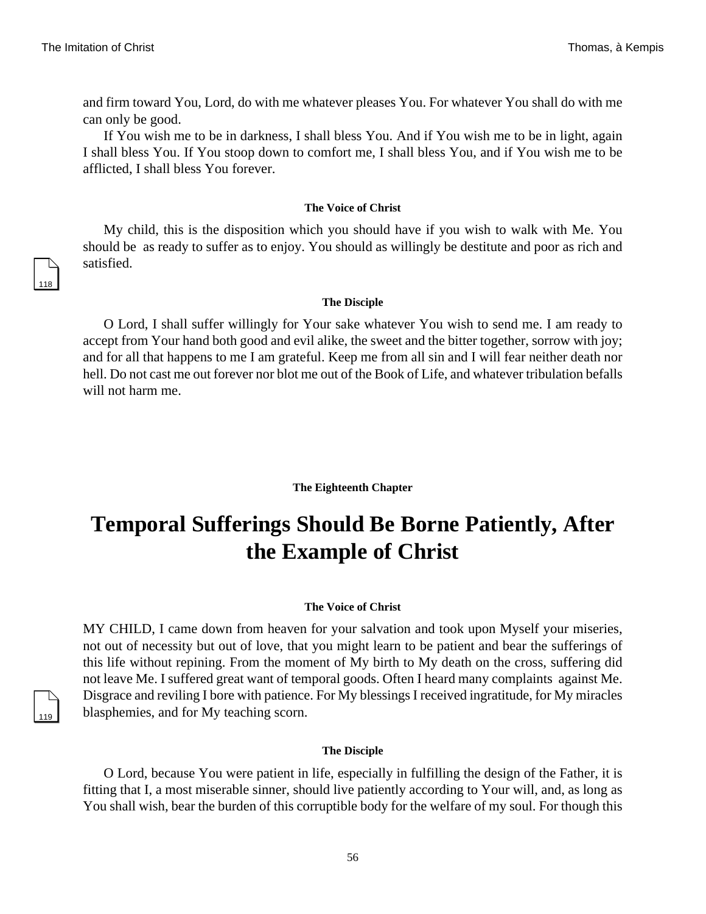and firm toward You, Lord, do with me whatever pleases You. For whatever You shall do with me can only be good.

If You wish me to be in darkness, I shall bless You. And if You wish me to be in light, again I shall bless You. If You stoop down to comfort me, I shall bless You, and if You wish me to be afflicted, I shall bless You forever.

**The Voice of Christ**

My child, this is the disposition which you should have if you wish to walk with Me. You should be as ready to suffer as to enjoy. You should as willingly be destitute and poor as rich and satisfied.

**The Disciple**

O Lord, I shall suffer willingly for Your sake whatever You wish to send me. I am ready to accept from Your hand both good and evil alike, the sweet and the bitter together, sorrow with joy; and for all that happens to me I am grateful. Keep me from all sin and I will fear neither death nor hell. Do not cast me out forever nor blot me out of the Book of Life, and whatever tribulation befalls will not harm me.

**The Eighteenth Chapter**

# Temporal Sufferings Should Be Borne Patiently, After the Example of Christ

**The Voice of Christ**

MY CHILD, I came down from heaven for your salvation and took upon Myself your miseries, not out of necessity but out of love, that you might learn to be patient and bear the sufferings of this life without repining. From the moment of My birth to My death on the cross, suffering did not leave Me. I suffered great want of temporal goods. Often I heard many complaints against Me. Disgrace and reviling I bore with patience. For My blessings I received ingratitude, for My miracles blasphemies, and for My teaching scorn.

**The Disciple**

O Lord, because You were patient in life, especially in fulfilling the design of the Father, it is fitting that I, a most miserable sinner, should live patiently according to Your will, and, as long as You shall wish, bear the burden of this corruptible body for the welfare of my soul. For though this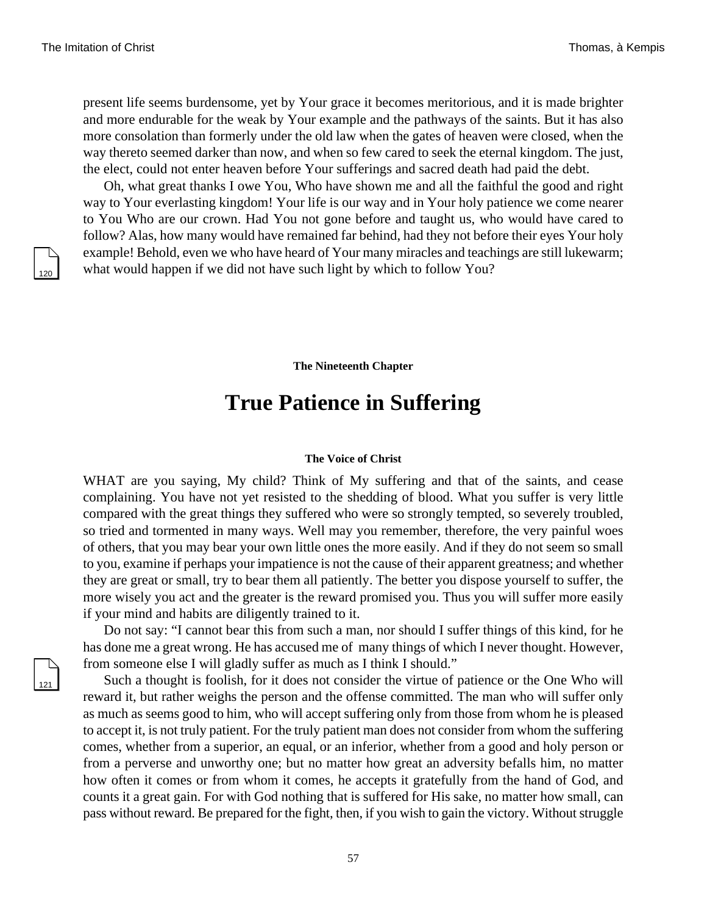present life seems burdensome, yet by Your grace it becomes meritorious, and it is made brighter and more endurable for the weak by Your example and the pathways of the saints. But it has also more consolation than formerly under the old law when the gates of heaven were closed, when the way thereto seemed darker than now, and when so few cared to seek the eternal kingdom. The just, the elect, could not enter heaven before Your sufferings and sacred death had paid the debt.

Oh, what great thanks I owe You, Who have shown me and all the faithful the good and right way to Your everlasting kingdom! Your life is our way and in Your holy patience we come nearer to You Who are our crown. Had You not gone before and taught us, who would have cared to follow? Alas, how many would have remained far behind, had they not before their eyes Your holy example! Behold, even we who have heard of Your many miracles and teachings are still lukewarm; what would happen if we did not have such light by which to follow You?

**The Nineteenth Chapter**

# True Patience in Suffering

**The Voice of Christ**

WHAT are you saying, My child? Think of My suffering and that of the saints, and cease complaining. You have not yet resisted to the shedding of blood. What you suffer is very little compared with the great things they suffered who were so strongly tempted, so severely troubled, so tried and tormented in many ways. Well may you remember, therefore, the very painful woes of others, that you may bear your own little ones the more easily. And if they do not seem so small to you, examine if perhaps your impatience is not the cause of their apparent greatness; and whether they are great or small, try to bear them all patiently. The better you dispose yourself to suffer, the more wisely you act and the greater is the reward promised you. Thus you will suffer more easily if your mind and habits are diligently trained to it.

Do not say: "I cannot bear this from such a man, nor should I suffer things of this kind, for he has done me a great wrong. He has accused me of many things of which I never thought. However, from someone else I will gladly suffer as much as I think I should."

Such a thought is foolish, for it does not consider the virtue of patience or the One Who will reward it, but rather weighs the person and the offense committed. The man who will suffer only as much as seems good to him, who will accept suffering only from those from whom he is pleased to accept it, is not truly patient. For the truly patient man does not consider from whom the suffering comes, whether from a superior, an equal, or an inferior, whether from a good and holy person or from a perverse and unworthy one; but no matter how great an adversity befalls him, no matter how often it comes or from whom it comes, he accepts it gratefully from the hand of God, and counts it a great gain. For with God nothing that is suffered for His sake, no matter how small, can pass without reward. Be prepared for the fight, then, if you wish to gain the victory. Without struggle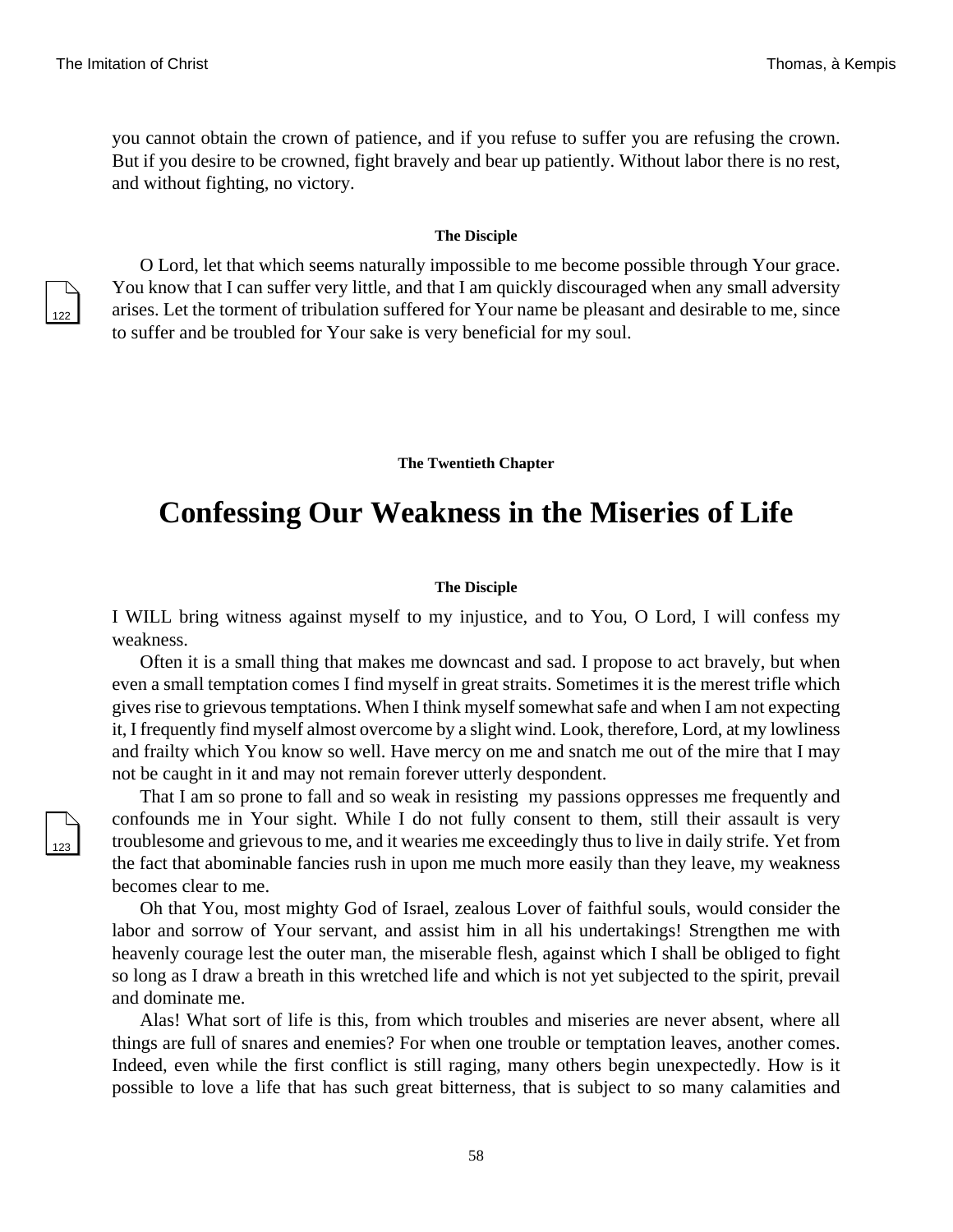you cannot obtain the crown of patience, and if you refuse to suffer you are refusing the crown. But if you desire to be crowned, fight bravely and bear up patiently. Without labor there is no rest, and without fighting, no victory.

**The Disciple**

O Lord, let that which seems naturally impossible to me become possible through Your grace. You know that I can suffer very little, and that I am quickly discouraged when any small adversity arises. Let the torment of tribulation suffered for Your name be pleasant and desirable to me, since to suffer and be troubled for Your sake is very beneficial for my soul.

**The Twentieth Chapter**

# Confessing Our Weakness in the Miseries of Life

**The Disciple**

I WILL bring witness against myself to my injustice, and to You, O Lord, I will confess my weakness.

Often it is a small thing that makes me downcast and sad. I propose to act bravely, but when even a small temptation comes I find myself in great straits. Sometimes it is the merest trifle which gives rise to grievous temptations. When I think myself somewhat safe and when I am not expecting it, I frequently find myself almost overcome by a slight wind. Look, therefore, Lord, at my lowliness and frailty which You know so well. Have mercy on me and snatch me out of the mire that I may not be caught in it and may not remain forever utterly despondent.

That I am so prone to fall and so weak in resisting my passions oppresses me frequently and confounds me in Your sight. While I do not fully consent to them, still their assault is very troublesome and grievous to me, and it wearies me exceedingly thus to live in daily strife. Yet from the fact that abominable fancies rush in upon me much more easily than they leave, my weakness becomes clear to me.

Oh that You, most mighty God of Israel, zealous Lover of faithful souls, would consider the labor and sorrow of Your servant, and assist him in all his undertakings! Strengthen me with heavenly courage lest the outer man, the miserable flesh, against which I shall be obliged to fight so long as I draw a breath in this wretched life and which is not yet subjected to the spirit, prevail and dominate me.

Alas! What sort of life is this, from which troubles and miseries are never absent, where all things are full of snares and enemies? For when one trouble or temptation leaves, another comes. Indeed, even while the first conflict is still raging, many others begin unexpectedly. How is it possible to love a life that has such great bitterness, that is subject to so many calamities and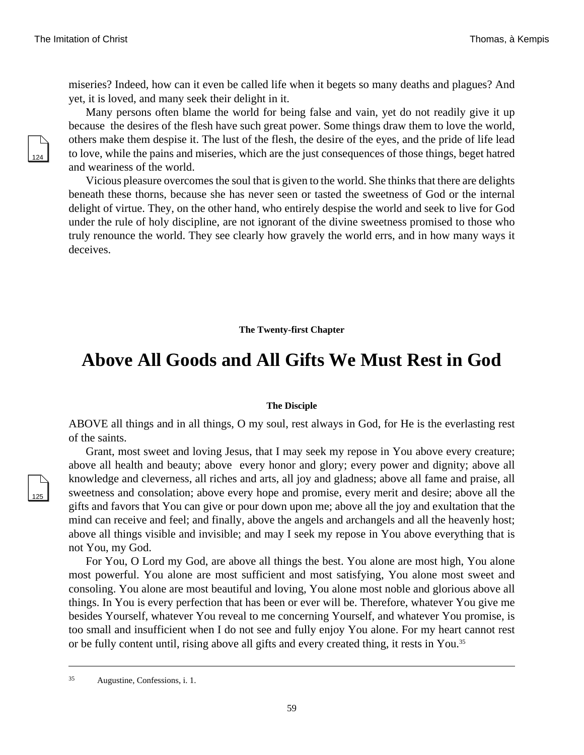miseries? Indeed, how can it even be called life when it begets so many deaths and plagues? And yet, it is loved, and many seek their delight in it.

Many persons often blame the world for being false and vain, yet do not readily give it up because the desires of the flesh have such great power. Some things draw them to love the world, others make them despise it. The lust of the flesh, the desire of the eyes, and the pride of life lead to love, while the pains and miseries, which are the just consequences of those things, beget hatred and weariness of the world.

Vicious pleasure overcomes the soul that is given to the world. She thinks that there are delights beneath these thorns, because she has never seen or tasted the sweetness of God or the internal delight of virtue. They, on the other hand, who entirely despise the world and seek to live for God under the rule of holy discipline, are not ignorant of the divine sweetness promised to those who truly renounce the world. They see clearly how gravely the world errs, and in how many ways it deceives.

**The Twenty-first Chapter**

# Above All Goods and All Gifts We Must Rest in God

**The Disciple**

ABOVE all things and in all things, O my soul, rest always in God, for He is the everlasting rest of the saints.

Grant, most sweet and loving Jesus, that I may seek my repose in You above every creature; above all health and beauty; above every honor and glory; every power and dignity; above all knowledge and cleverness, all riches and arts, all joy and gladness; above all fame and praise, all sweetness and consolation; above every hope and promise, every merit and desire; above all the gifts and favors that You can give or pour down upon me; above all the joy and exultation that the mind can receive and feel; and finally, above the angels and archangels and all the heavenly host; above all things visible and invisible; and may I seek my repose in You above everything that is not You, my God.

For You, O Lord my God, are above all things the best. You alone are most high, You alone most powerful. You alone are most sufficient and most satisfying, You alone most sweet and consoling. You alone are most beautiful and loving, You alone most noble and glorious above all things. In You is every perfection that has been or ever will be. Therefore, whatever You give me besides Yourself, whatever You reveal to me concerning Yourself, and whatever You promise, is too small and insufficient when I do not see and fully enjoy You alone. For my heart cannot rest or be fully content until, rising above all gifts and every created thing, it rests in You.[35]

---

[35] Augustine, Confessions, i. 1.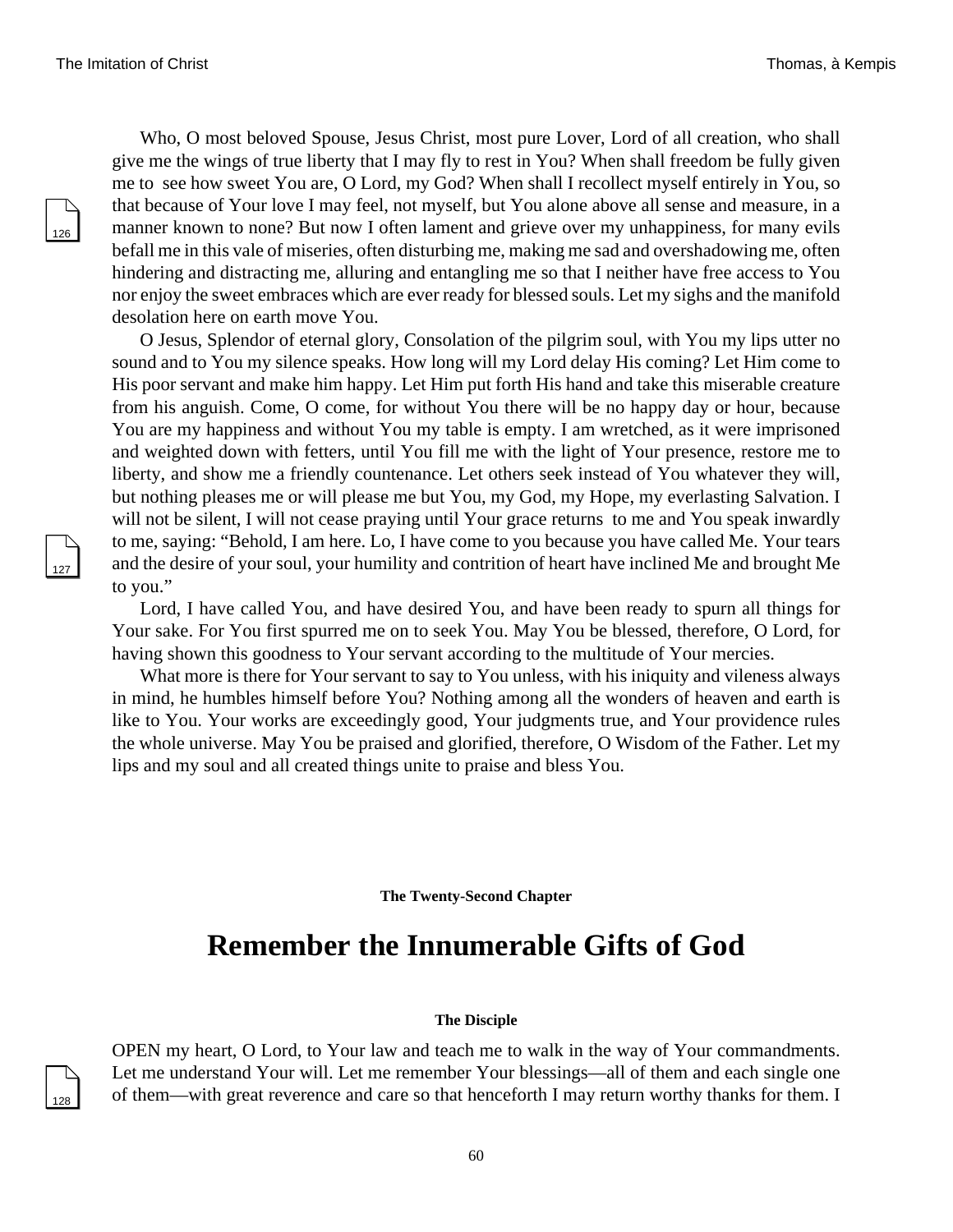Who, O most beloved Spouse, Jesus Christ, most pure Lover, Lord of all creation, who shall give me the wings of true liberty that I may fly to rest in You? When shall freedom be fully given me to see how sweet You are, O Lord, my God? When shall I recollect myself entirely in You, so that because of Your love I may feel, not myself, but You alone above all sense and measure, in a manner known to none? But now I often lament and grieve over my unhappiness, for many evils befall me in this vale of miseries, often disturbing me, making me sad and overshadowing me, often hindering and distracting me, alluring and entangling me so that I neither have free access to You nor enjoy the sweet embraces which are ever ready for blessed souls. Let my sighs and the manifold desolation here on earth move You.

O Jesus, Splendor of eternal glory, Consolation of the pilgrim soul, with You my lips utter no sound and to You my silence speaks. How long will my Lord delay His coming? Let Him come to His poor servant and make him happy. Let Him put forth His hand and take this miserable creature from his anguish. Come, O come, for without You there will be no happy day or hour, because You are my happiness and without You my table is empty. I am wretched, as it were imprisoned and weighted down with fetters, until You fill me with the light of Your presence, restore me to liberty, and show me a friendly countenance. Let others seek instead of You whatever they will, but nothing pleases me or will please me but You, my God, my Hope, my everlasting Salvation. I will not be silent, I will not cease praying until Your grace returns to me and You speak inwardly to me, saying: "Behold, I am here. Lo, I have come to you because you have called Me. Your tears and the desire of your soul, your humility and contrition of heart have inclined Me and brought Me to you."

Lord, I have called You, and have desired You, and have been ready to spurn all things for Your sake. For You first spurred me on to seek You. May You be blessed, therefore, O Lord, for having shown this goodness to Your servant according to the multitude of Your mercies.

What more is there for Your servant to say to You unless, with his iniquity and vileness always in mind, he humbles himself before You? Nothing among all the wonders of heaven and earth is like to You. Your works are exceedingly good, Your judgments true, and Your providence rules the whole universe. May You be praised and glorified, therefore, O Wisdom of the Father. Let my lips and my soul and all created things unite to praise and bless You.

**The Twenty-Second Chapter**

# Remember the Innumerable Gifts of God

**The Disciple**

OPEN my heart, O Lord, to Your law and teach me to walk in the way of Your commandments. Let me understand Your will. Let me remember Your blessings—all of them and each single one of them—with great reverence and care so that henceforth I may return worthy thanks for them. I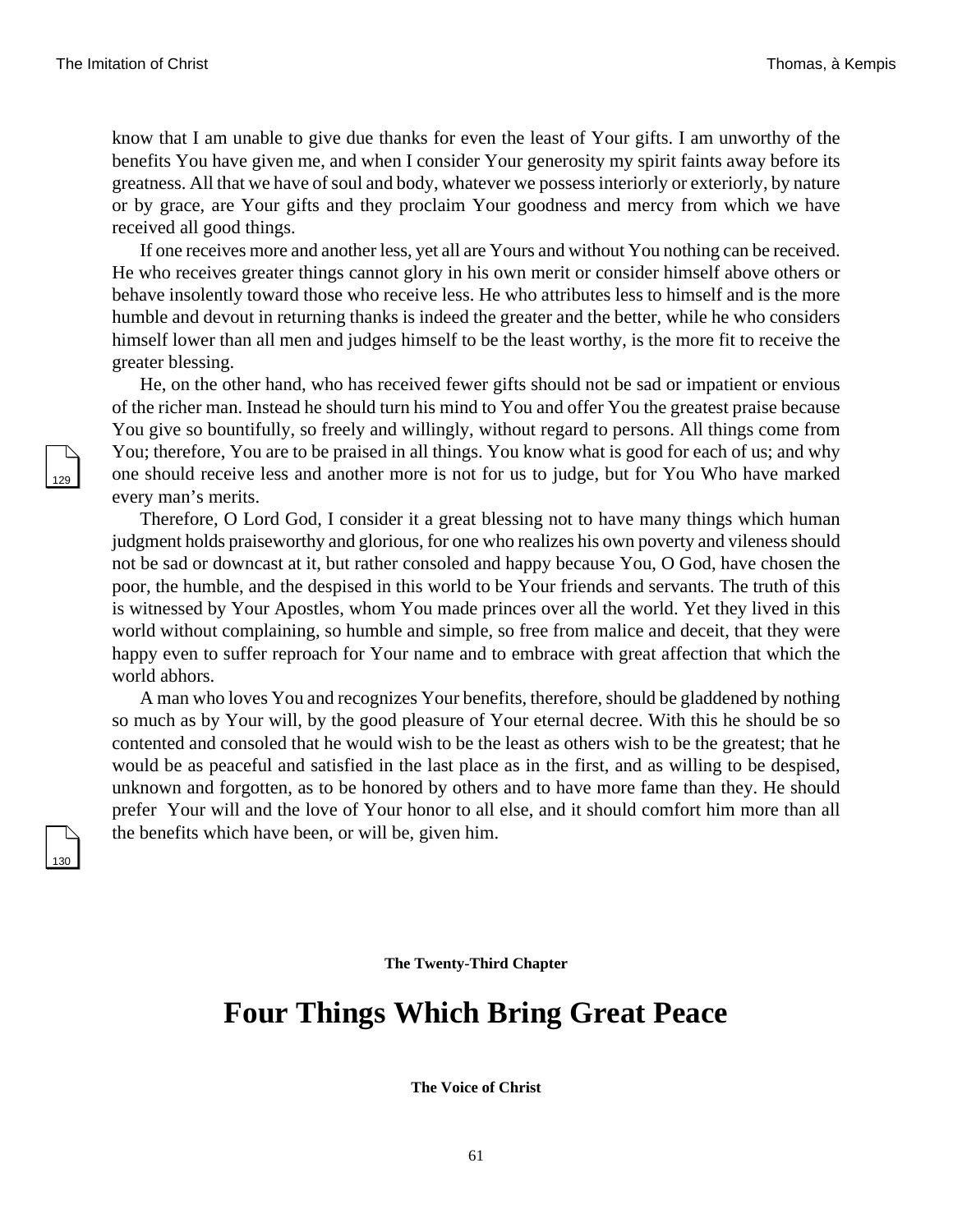know that I am unable to give due thanks for even the least of Your gifts. I am unworthy of the benefits You have given me, and when I consider Your generosity my spirit faints away before its greatness. All that we have of soul and body, whatever we possess interiorly or exteriorly, by nature or by grace, are Your gifts and they proclaim Your goodness and mercy from which we have received all good things.

If one receives more and another less, yet all are Yours and without You nothing can be received. He who receives greater things cannot glory in his own merit or consider himself above others or behave insolently toward those who receive less. He who attributes less to himself and is the more humble and devout in returning thanks is indeed the greater and the better, while he who considers himself lower than all men and judges himself to be the least worthy, is the more fit to receive the greater blessing.

He, on the other hand, who has received fewer gifts should not be sad or impatient or envious of the richer man. Instead he should turn his mind to You and offer You the greatest praise because You give so bountifully, so freely and willingly, without regard to persons. All things come from You; therefore, You are to be praised in all things. You know what is good for each of us; and why one should receive less and another more is not for us to judge, but for You Who have marked every man's merits.

Therefore, O Lord God, I consider it a great blessing not to have many things which human judgment holds praiseworthy and glorious, for one who realizes his own poverty and vileness should not be sad or downcast at it, but rather consoled and happy because You, O God, have chosen the poor, the humble, and the despised in this world to be Your friends and servants. The truth of this is witnessed by Your Apostles, whom You made princes over all the world. Yet they lived in this world without complaining, so humble and simple, so free from malice and deceit, that they were happy even to suffer reproach for Your name and to embrace with great affection that which the world abhors.

A man who loves You and recognizes Your benefits, therefore, should be gladdened by nothing so much as by Your will, by the good pleasure of Your eternal decree. With this he should be so contented and consoled that he would wish to be the least as others wish to be the greatest; that he would be as peaceful and satisfied in the last place as in the first, and as willing to be despised, unknown and forgotten, as to be honored by others and to have more fame than they. He should prefer Your will and the love of Your honor to all else, and it should comfort him more than all the benefits which have been, or will be, given him.

**The Twenty-Third Chapter**

# Four Things Which Bring Great Peace

**The Voice of Christ**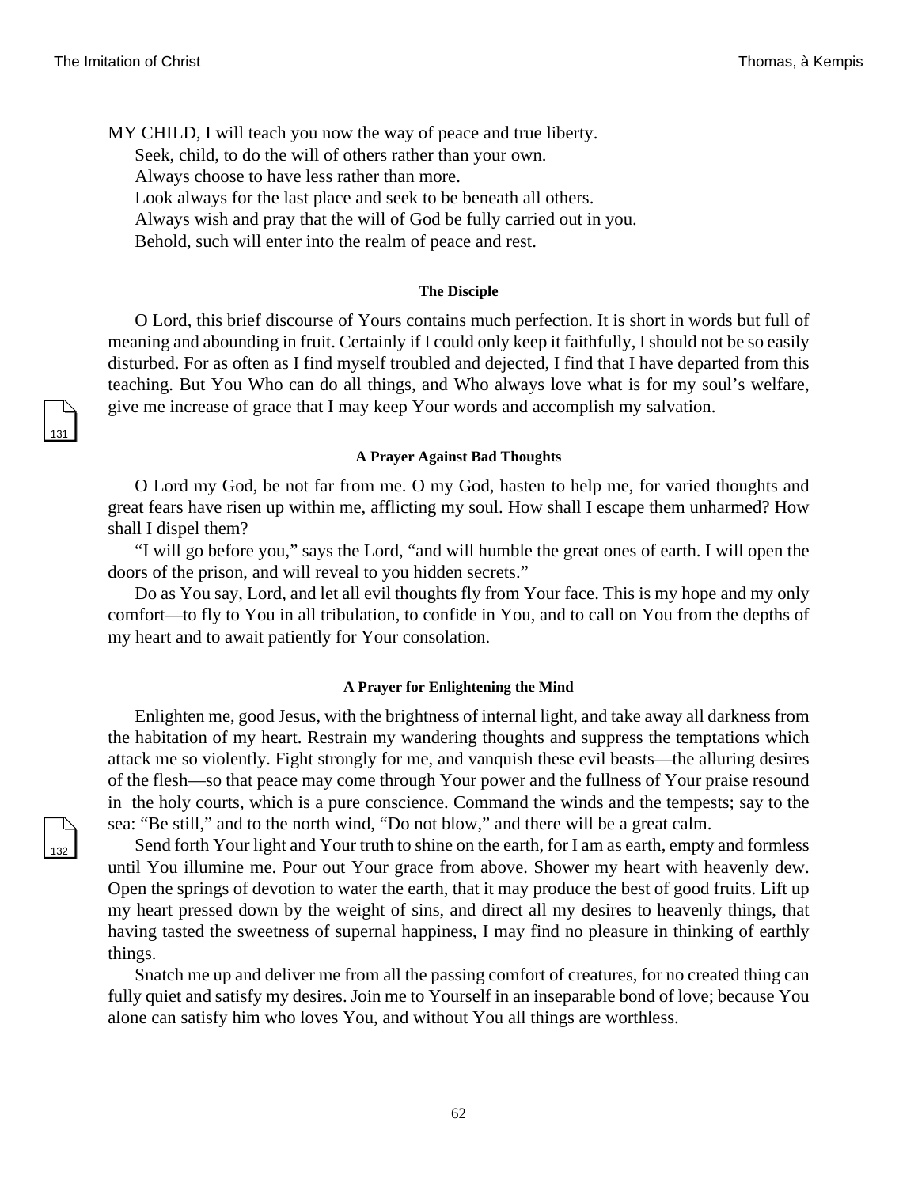MY CHILD, I will teach you now the way of peace and true liberty.

Seek, child, to do the will of others rather than your own.

Always choose to have less rather than more.

Look always for the last place and seek to be beneath all others.

Always wish and pray that the will of God be fully carried out in you.

Behold, such will enter into the realm of peace and rest.

#### The Disciple

O Lord, this brief discourse of Yours contains much perfection. It is short in words but full of meaning and abounding in fruit. Certainly if I could only keep it faithfully, I should not be so easily disturbed. For as often as I find myself troubled and dejected, I find that I have departed from this teaching. But You Who can do all things, and Who always love what is for my soul's welfare, give me increase of grace that I may keep Your words and accomplish my salvation.

#### A Prayer Against Bad Thoughts

O Lord my God, be not far from me. O my God, hasten to help me, for varied thoughts and great fears have risen up within me, afflicting my soul. How shall I escape them unharmed? How shall I dispel them?

"I will go before you," says the Lord, "and will humble the great ones of earth. I will open the doors of the prison, and will reveal to you hidden secrets."

Do as You say, Lord, and let all evil thoughts fly from Your face. This is my hope and my only comfort—to fly to You in all tribulation, to confide in You, and to call on You from the depths of my heart and to await patiently for Your consolation.

#### A Prayer for Enlightening the Mind

Enlighten me, good Jesus, with the brightness of internal light, and take away all darkness from the habitation of my heart. Restrain my wandering thoughts and suppress the temptations which attack me so violently. Fight strongly for me, and vanquish these evil beasts—the alluring desires of the flesh—so that peace may come through Your power and the fullness of Your praise resound in the holy courts, which is a pure conscience. Command the winds and the tempests; say to the sea: "Be still," and to the north wind, "Do not blow," and there will be a great calm.

Send forth Your light and Your truth to shine on the earth, for I am as earth, empty and formless until You illumine me. Pour out Your grace from above. Shower my heart with heavenly dew. Open the springs of devotion to water the earth, that it may produce the best of good fruits. Lift up my heart pressed down by the weight of sins, and direct all my desires to heavenly things, that having tasted the sweetness of supernal happiness, I may find no pleasure in thinking of earthly things.

Snatch me up and deliver me from all the passing comfort of creatures, for no created thing can fully quiet and satisfy my desires. Join me to Yourself in an inseparable bond of love; because You alone can satisfy him who loves You, and without You all things are worthless.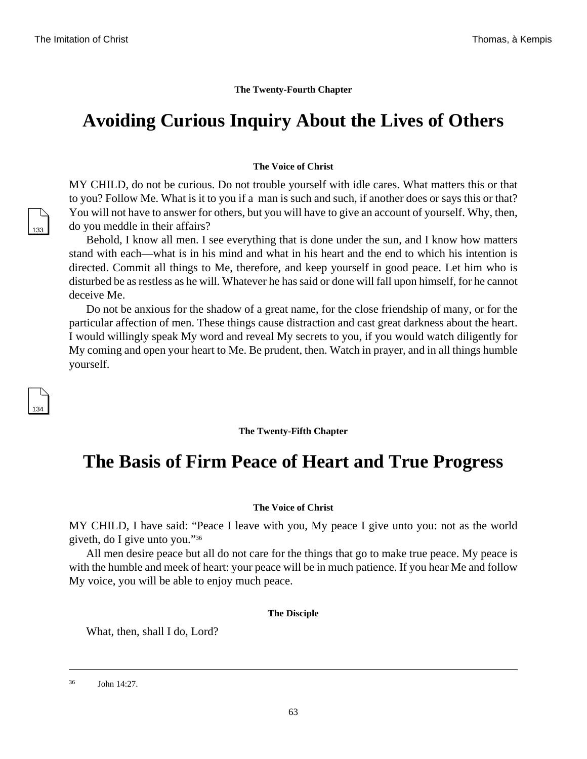**The Twenty-Fourth Chapter**

# Avoiding Curious Inquiry About the Lives of Others

**The Voice of Christ**

MY CHILD, do not be curious. Do not trouble yourself with idle cares. What matters this or that to you? Follow Me. What is it to you if a man is such and such, if another does or says this or that? You will not have to answer for others, but you will have to give an account of yourself. Why, then, do you meddle in their affairs?

Behold, I know all men. I see everything that is done under the sun, and I know how matters stand with each—what is in his mind and what in his heart and the end to which his intention is directed. Commit all things to Me, therefore, and keep yourself in good peace. Let him who is disturbed be as restless as he will. Whatever he has said or done will fall upon himself, for he cannot deceive Me.

Do not be anxious for the shadow of a great name, for the close friendship of many, or for the particular affection of men. These things cause distraction and cast great darkness about the heart. I would willingly speak My word and reveal My secrets to you, if you would watch diligently for My coming and open your heart to Me. Be prudent, then. Watch in prayer, and in all things humble yourself.

**The Twenty-Fifth Chapter**

# The Basis of Firm Peace of Heart and True Progress

**The Voice of Christ**

MY CHILD, I have said: "Peace I leave with you, My peace I give unto you: not as the world giveth, do I give unto you."[36]

All men desire peace but all do not care for the things that go to make true peace. My peace is with the humble and meek of heart: your peace will be in much patience. If you hear Me and follow My voice, you will be able to enjoy much peace.

**The Disciple**

What, then, shall I do, Lord?

---

[36] John 14:27.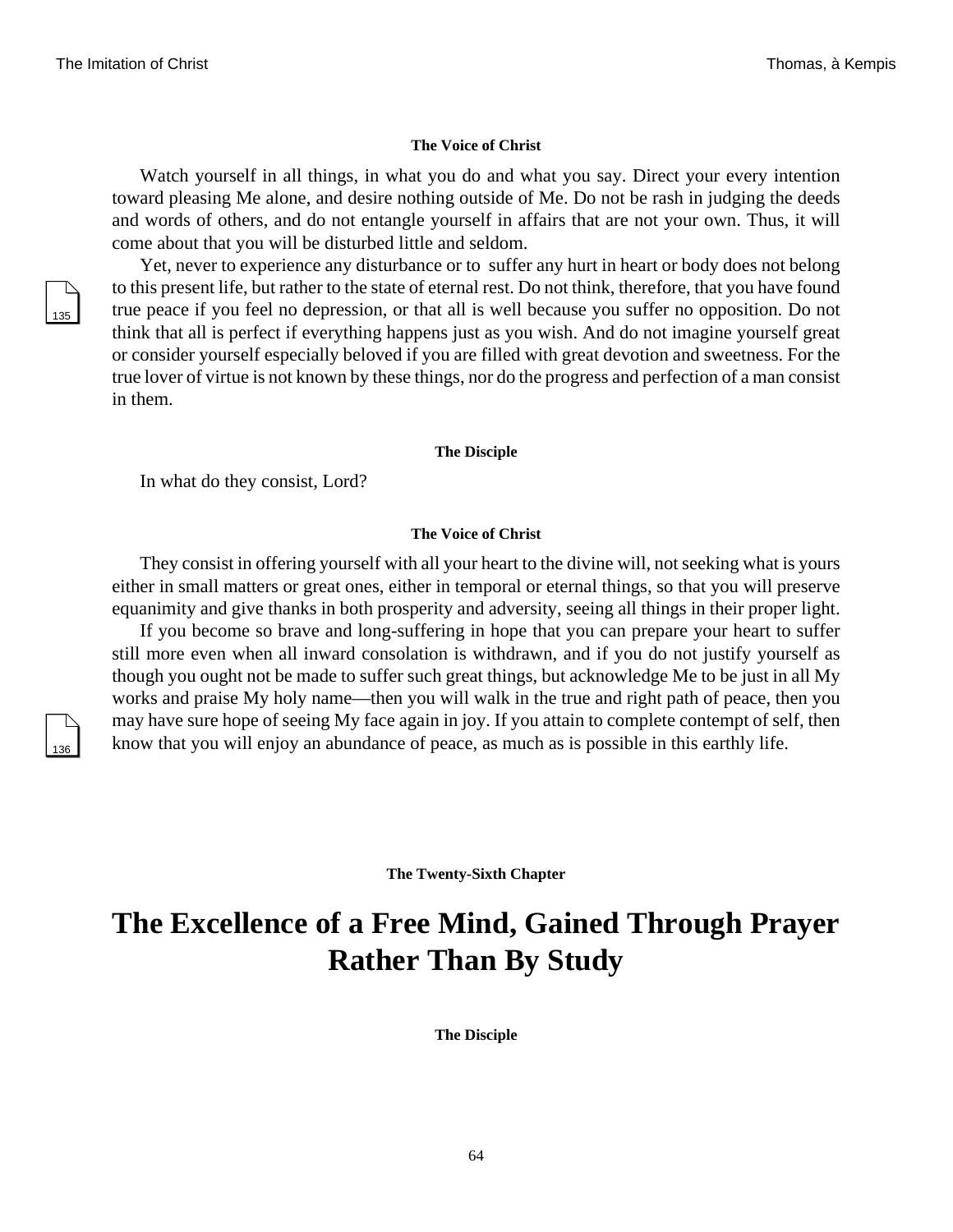**The Voice of Christ**

Watch yourself in all things, in what you do and what you say. Direct your every intention toward pleasing Me alone, and desire nothing outside of Me. Do not be rash in judging the deeds and words of others, and do not entangle yourself in affairs that are not your own. Thus, it will come about that you will be disturbed little and seldom.

Yet, never to experience any disturbance or to suffer any hurt in heart or body does not belong to this present life, but rather to the state of eternal rest. Do not think, therefore, that you have found true peace if you feel no depression, or that all is well because you suffer no opposition. Do not think that all is perfect if everything happens just as you wish. And do not imagine yourself great or consider yourself especially beloved if you are filled with great devotion and sweetness. For the true lover of virtue is not known by these things, nor do the progress and perfection of a man consist in them.

**The Disciple**

In what do they consist, Lord?

**The Voice of Christ**

They consist in offering yourself with all your heart to the divine will, not seeking what is yours either in small matters or great ones, either in temporal or eternal things, so that you will preserve equanimity and give thanks in both prosperity and adversity, seeing all things in their proper light.

If you become so brave and long-suffering in hope that you can prepare your heart to suffer still more even when all inward consolation is withdrawn, and if you do not justify yourself as though you ought not be made to suffer such great things, but acknowledge Me to be just in all My works and praise My holy name—then you will walk in the true and right path of peace, then you may have sure hope of seeing My face again in joy. If you attain to complete contempt of self, then know that you will enjoy an abundance of peace, as much as is possible in this earthly life.

**The Twenty-Sixth Chapter**

# The Excellence of a Free Mind, Gained Through Prayer Rather Than By Study

**The Disciple**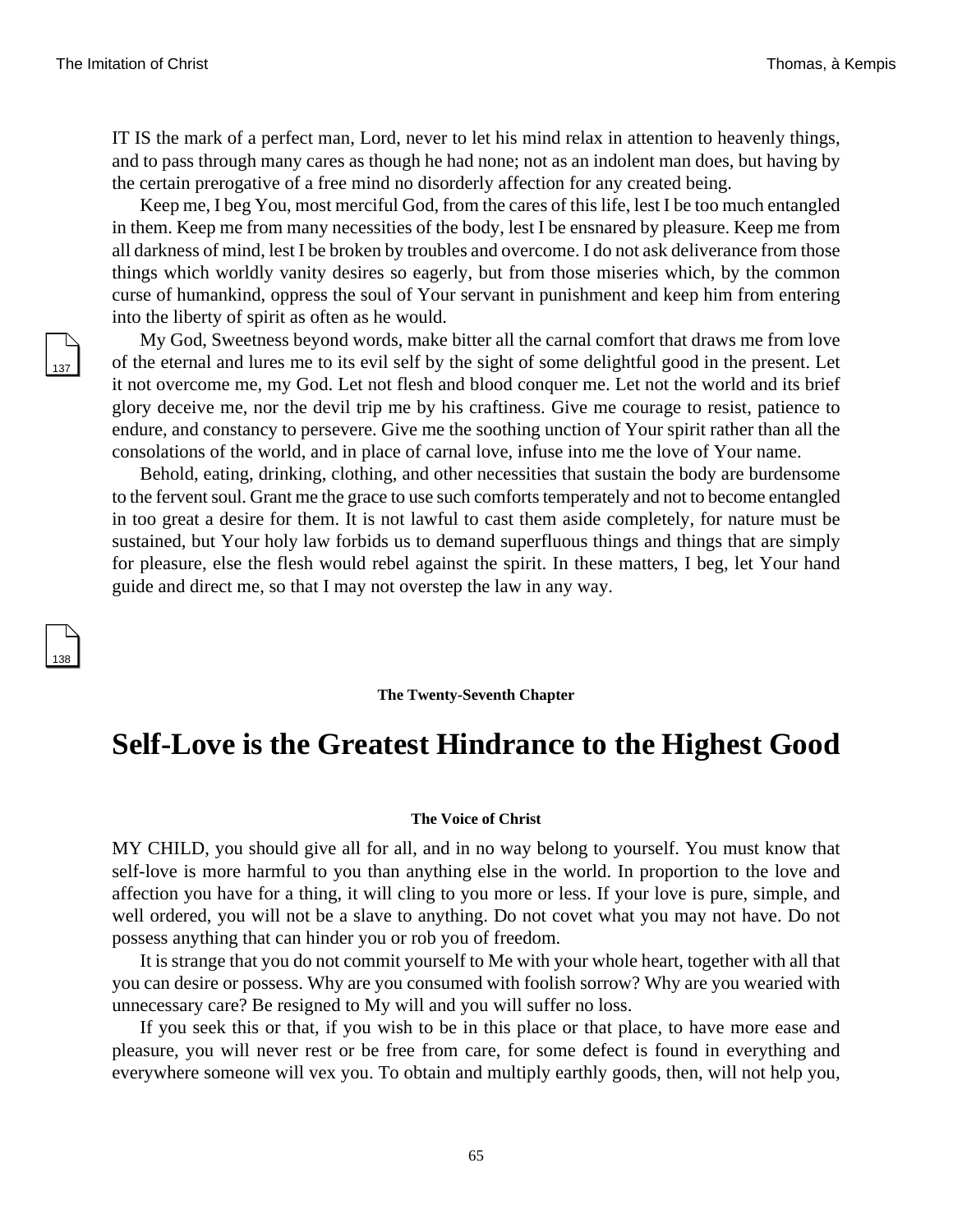IT IS the mark of a perfect man, Lord, never to let his mind relax in attention to heavenly things, and to pass through many cares as though he had none; not as an indolent man does, but having by the certain prerogative of a free mind no disorderly affection for any created being.

Keep me, I beg You, most merciful God, from the cares of this life, lest I be too much entangled in them. Keep me from many necessities of the body, lest I be ensnared by pleasure. Keep me from all darkness of mind, lest I be broken by troubles and overcome. I do not ask deliverance from those things which worldly vanity desires so eagerly, but from those miseries which, by the common curse of humankind, oppress the soul of Your servant in punishment and keep him from entering into the liberty of spirit as often as he would.

My God, Sweetness beyond words, make bitter all the carnal comfort that draws me from love of the eternal and lures me to its evil self by the sight of some delightful good in the present. Let it not overcome me, my God. Let not flesh and blood conquer me. Let not the world and its brief glory deceive me, nor the devil trip me by his craftiness. Give me courage to resist, patience to endure, and constancy to persevere. Give me the soothing unction of Your spirit rather than all the consolations of the world, and in place of carnal love, infuse into me the love of Your name.

Behold, eating, drinking, clothing, and other necessities that sustain the body are burdensome to the fervent soul. Grant me the grace to use such comforts temperately and not to become entangled in too great a desire for them. It is not lawful to cast them aside completely, for nature must be sustained, but Your holy law forbids us to demand superfluous things and things that are simply for pleasure, else the flesh would rebel against the spirit. In these matters, I beg, let Your hand guide and direct me, so that I may not overstep the law in any way.

**The Twenty-Seventh Chapter**

# Self-Love is the Greatest Hindrance to the Highest Good

**The Voice of Christ**

MY CHILD, you should give all for all, and in no way belong to yourself. You must know that self-love is more harmful to you than anything else in the world. In proportion to the love and affection you have for a thing, it will cling to you more or less. If your love is pure, simple, and well ordered, you will not be a slave to anything. Do not covet what you may not have. Do not possess anything that can hinder you or rob you of freedom.

It is strange that you do not commit yourself to Me with your whole heart, together with all that you can desire or possess. Why are you consumed with foolish sorrow? Why are you wearied with unnecessary care? Be resigned to My will and you will suffer no loss.

If you seek this or that, if you wish to be in this place or that place, to have more ease and pleasure, you will never rest or be free from care, for some defect is found in everything and everywhere someone will vex you. To obtain and multiply earthly goods, then, will not help you,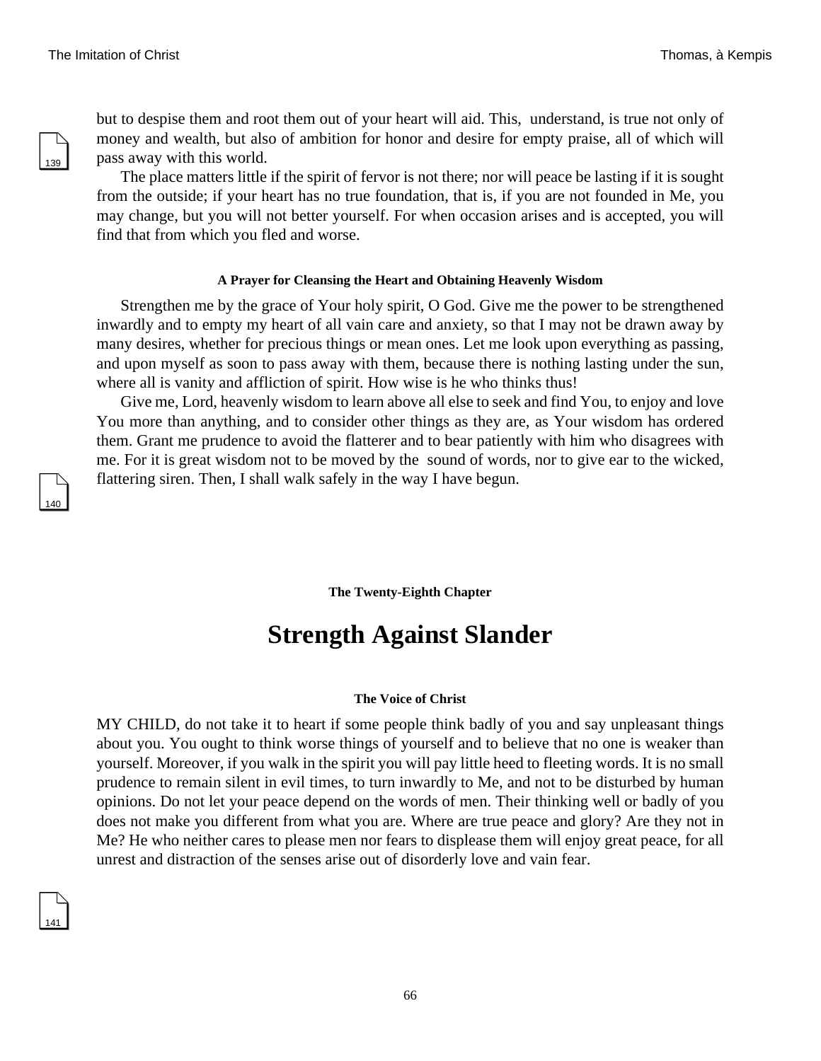but to despise them and root them out of your heart will aid. This, understand, is true not only of money and wealth, but also of ambition for honor and desire for empty praise, all of which will pass away with this world.

The place matters little if the spirit of fervor is not there; nor will peace be lasting if it is sought from the outside; if your heart has no true foundation, that is, if you are not founded in Me, you may change, but you will not better yourself. For when occasion arises and is accepted, you will find that from which you fled and worse.

#### A Prayer for Cleansing the Heart and Obtaining Heavenly Wisdom

Strengthen me by the grace of Your holy spirit, O God. Give me the power to be strengthened inwardly and to empty my heart of all vain care and anxiety, so that I may not be drawn away by many desires, whether for precious things or mean ones. Let me look upon everything as passing, and upon myself as soon to pass away with them, because there is nothing lasting under the sun, where all is vanity and affliction of spirit. How wise is he who thinks thus!

Give me, Lord, heavenly wisdom to learn above all else to seek and find You, to enjoy and love You more than anything, and to consider other things as they are, as Your wisdom has ordered them. Grant me prudence to avoid the flatterer and to bear patiently with him who disagrees with me. For it is great wisdom not to be moved by the sound of words, nor to give ear to the wicked, flattering siren. Then, I shall walk safely in the way I have begun.

#### The Twenty-Eighth Chapter

## Strength Against Slander

#### The Voice of Christ

MY CHILD, do not take it to heart if some people think badly of you and say unpleasant things about you. You ought to think worse things of yourself and to believe that no one is weaker than yourself. Moreover, if you walk in the spirit you will pay little heed to fleeting words. It is no small prudence to remain silent in evil times, to turn inwardly to Me, and not to be disturbed by human opinions. Do not let your peace depend on the words of men. Their thinking well or badly of you does not make you different from what you are. Where are true peace and glory? Are they not in Me? He who neither cares to please men nor fears to displease them will enjoy great peace, for all unrest and distraction of the senses arise out of disorderly love and vain fear.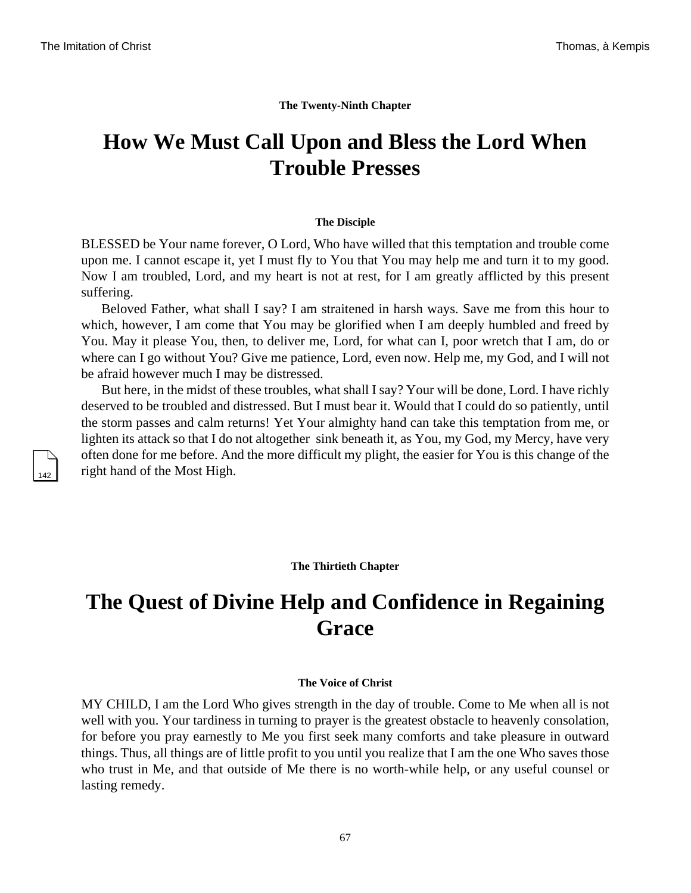**The Twenty-Ninth Chapter**

# How We Must Call Upon and Bless the Lord When Trouble Presses

**The Disciple**

BLESSED be Your name forever, O Lord, Who have willed that this temptation and trouble come upon me. I cannot escape it, yet I must fly to You that You may help me and turn it to my good. Now I am troubled, Lord, and my heart is not at rest, for I am greatly afflicted by this present suffering.

Beloved Father, what shall I say? I am straitened in harsh ways. Save me from this hour to which, however, I am come that You may be glorified when I am deeply humbled and freed by You. May it please You, then, to deliver me, Lord, for what can I, poor wretch that I am, do or where can I go without You? Give me patience, Lord, even now. Help me, my God, and I will not be afraid however much I may be distressed.

But here, in the midst of these troubles, what shall I say? Your will be done, Lord. I have richly deserved to be troubled and distressed. But I must bear it. Would that I could do so patiently, until the storm passes and calm returns! Yet Your almighty hand can take this temptation from me, or lighten its attack so that I do not altogether sink beneath it, as You, my God, my Mercy, have very often done for me before. And the more difficult my plight, the easier for You is this change of the right hand of the Most High.

**The Thirtieth Chapter**

# The Quest of Divine Help and Confidence in Regaining Grace

**The Voice of Christ**

MY CHILD, I am the Lord Who gives strength in the day of trouble. Come to Me when all is not well with you. Your tardiness in turning to prayer is the greatest obstacle to heavenly consolation, for before you pray earnestly to Me you first seek many comforts and take pleasure in outward things. Thus, all things are of little profit to you until you realize that I am the one Who saves those who trust in Me, and that outside of Me there is no worth-while help, or any useful counsel or lasting remedy.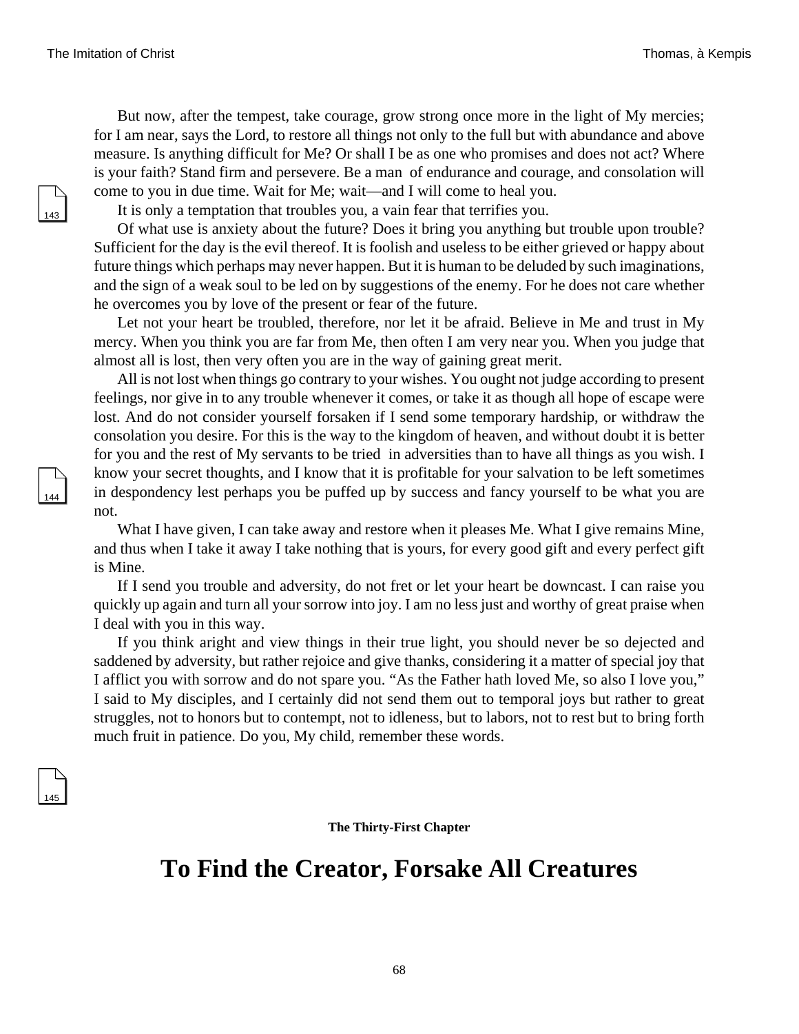But now, after the tempest, take courage, grow strong once more in the light of My mercies; for I am near, says the Lord, to restore all things not only to the full but with abundance and above measure. Is anything difficult for Me? Or shall I be as one who promises and does not act? Where is your faith? Stand firm and persevere. Be a man of endurance and courage, and consolation will come to you in due time. Wait for Me; wait—and I will come to heal you.

It is only a temptation that troubles you, a vain fear that terrifies you.

Of what use is anxiety about the future? Does it bring you anything but trouble upon trouble? Sufficient for the day is the evil thereof. It is foolish and useless to be either grieved or happy about future things which perhaps may never happen. But it is human to be deluded by such imaginations, and the sign of a weak soul to be led on by suggestions of the enemy. For he does not care whether he overcomes you by love of the present or fear of the future.

Let not your heart be troubled, therefore, nor let it be afraid. Believe in Me and trust in My mercy. When you think you are far from Me, then often I am very near you. When you judge that almost all is lost, then very often you are in the way of gaining great merit.

All is not lost when things go contrary to your wishes. You ought not judge according to present feelings, nor give in to any trouble whenever it comes, or take it as though all hope of escape were lost. And do not consider yourself forsaken if I send some temporary hardship, or withdraw the consolation you desire. For this is the way to the kingdom of heaven, and without doubt it is better for you and the rest of My servants to be tried in adversities than to have all things as you wish. I know your secret thoughts, and I know that it is profitable for your salvation to be left sometimes in despondency lest perhaps you be puffed up by success and fancy yourself to be what you are not.

What I have given, I can take away and restore when it pleases Me. What I give remains Mine, and thus when I take it away I take nothing that is yours, for every good gift and every perfect gift is Mine.

If I send you trouble and adversity, do not fret or let your heart be downcast. I can raise you quickly up again and turn all your sorrow into joy. I am no less just and worthy of great praise when I deal with you in this way.

If you think aright and view things in their true light, you should never be so dejected and saddened by adversity, but rather rejoice and give thanks, considering it a matter of special joy that I afflict you with sorrow and do not spare you. "As the Father hath loved Me, so also I love you," I said to My disciples, and I certainly did not send them out to temporal joys but rather to great struggles, not to honors but to contempt, not to idleness, but to labors, not to rest but to bring forth much fruit in patience. Do you, My child, remember these words.

**The Thirty-First Chapter**

# To Find the Creator, Forsake All Creatures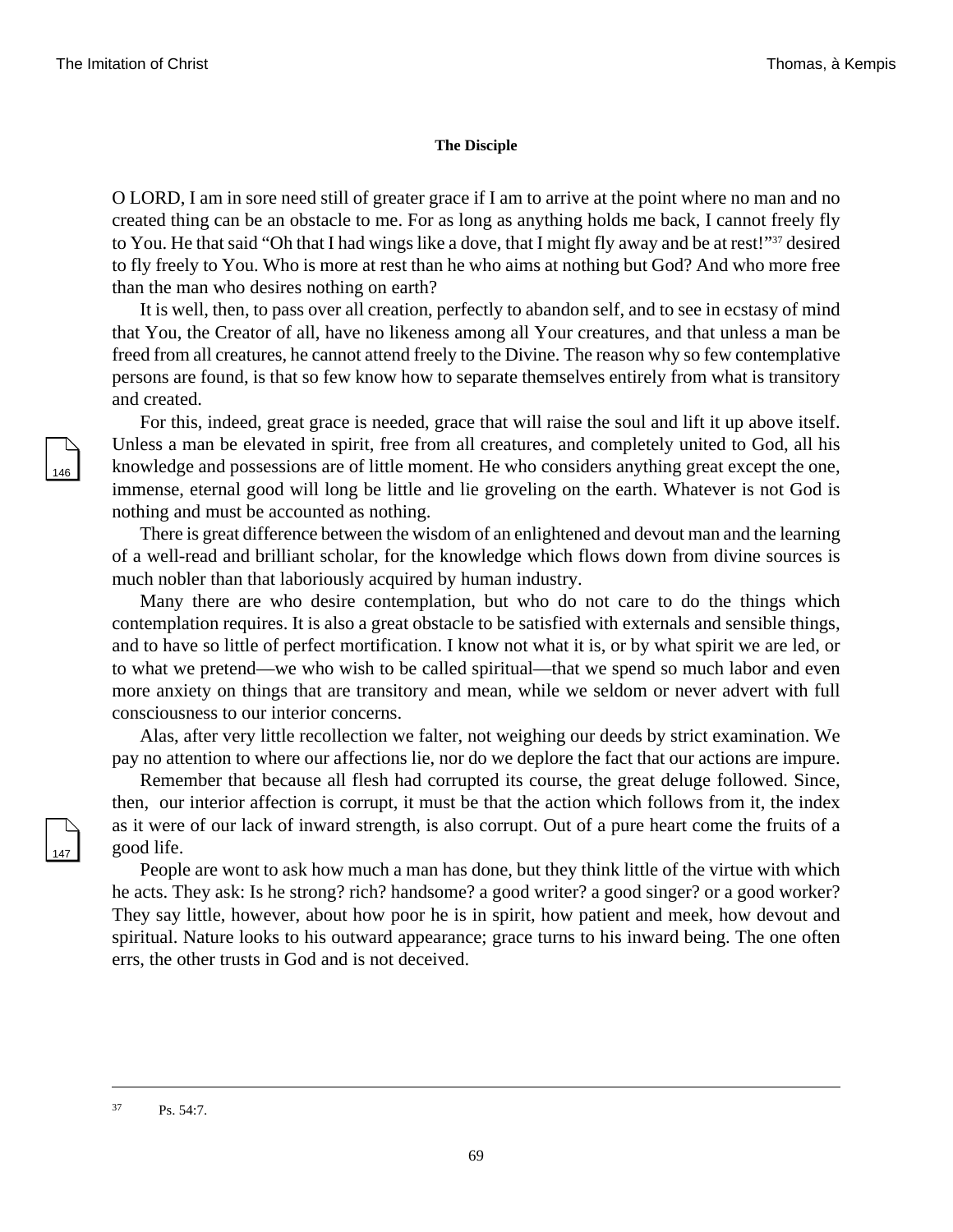**The Disciple**

O LORD, I am in sore need still of greater grace if I am to arrive at the point where no man and no created thing can be an obstacle to me. For as long as anything holds me back, I cannot freely fly to You. He that said "Oh that I had wings like a dove, that I might fly away and be at rest!"[37] desired to fly freely to You. Who is more at rest than he who aims at nothing but God? And who more free than the man who desires nothing on earth?

It is well, then, to pass over all creation, perfectly to abandon self, and to see in ecstasy of mind that You, the Creator of all, have no likeness among all Your creatures, and that unless a man be freed from all creatures, he cannot attend freely to the Divine. The reason why so few contemplative persons are found, is that so few know how to separate themselves entirely from what is transitory and created.

For this, indeed, great grace is needed, grace that will raise the soul and lift it up above itself. Unless a man be elevated in spirit, free from all creatures, and completely united to God, all his knowledge and possessions are of little moment. He who considers anything great except the one, immense, eternal good will long be little and lie groveling on the earth. Whatever is not God is nothing and must be accounted as nothing.

There is great difference between the wisdom of an enlightened and devout man and the learning of a well-read and brilliant scholar, for the knowledge which flows down from divine sources is much nobler than that laboriously acquired by human industry.

Many there are who desire contemplation, but who do not care to do the things which contemplation requires. It is also a great obstacle to be satisfied with externals and sensible things, and to have so little of perfect mortification. I know not what it is, or by what spirit we are led, or to what we pretend—we who wish to be called spiritual—that we spend so much labor and even more anxiety on things that are transitory and mean, while we seldom or never advert with full consciousness to our interior concerns.

Alas, after very little recollection we falter, not weighing our deeds by strict examination. We pay no attention to where our affections lie, nor do we deplore the fact that our actions are impure.

Remember that because all flesh had corrupted its course, the great deluge followed. Since, then, our interior affection is corrupt, it must be that the action which follows from it, the index as it were of our lack of inward strength, is also corrupt. Out of a pure heart come the fruits of a good life.

People are wont to ask how much a man has done, but they think little of the virtue with which he acts. They ask: Is he strong? rich? handsome? a good writer? a good singer? or a good worker? They say little, however, about how poor he is in spirit, how patient and meek, how devout and spiritual. Nature looks to his outward appearance; grace turns to his inward being. The one often errs, the other trusts in God and is not deceived.

---

[37] Ps. 54:7.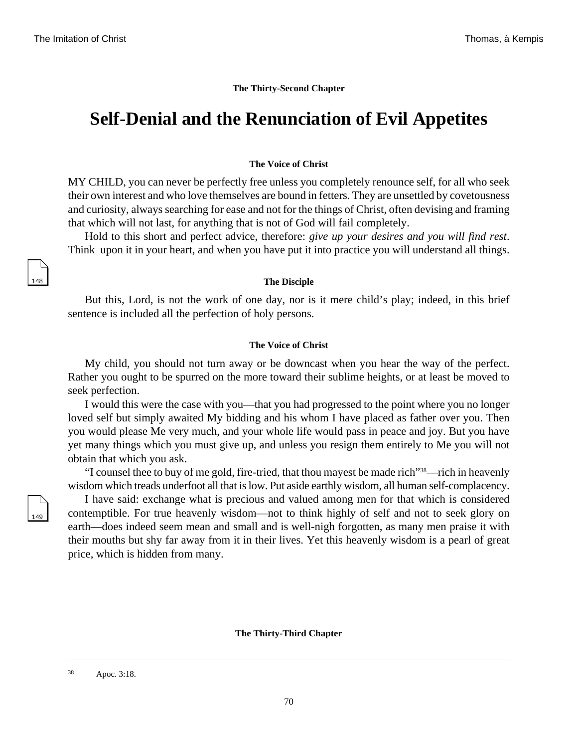The Thirty-Second Chapter

# Self-Denial and the Renunciation of Evil Appetites

#### The Voice of Christ

MY CHILD, you can never be perfectly free unless you completely renounce self, for all who seek their own interest and who love themselves are bound in fetters. They are unsettled by covetousness and curiosity, always searching for ease and not for the things of Christ, often devising and framing that which will not last, for anything that is not of God will fail completely.

Hold to this short and perfect advice, therefore: *give up your desires and you will find rest*. Think upon it in your heart, and when you have put it into practice you will understand all things.

#### The Disciple

But this, Lord, is not the work of one day, nor is it mere child's play; indeed, in this brief sentence is included all the perfection of holy persons.

#### The Voice of Christ

My child, you should not turn away or be downcast when you hear the way of the perfect. Rather you ought to be spurred on the more toward their sublime heights, or at least be moved to seek perfection.

I would this were the case with you—that you had progressed to the point where you no longer loved self but simply awaited My bidding and his whom I have placed as father over you. Then you would please Me very much, and your whole life would pass in peace and joy. But you have yet many things which you must give up, and unless you resign them entirely to Me you will not obtain that which you ask.

"I counsel thee to buy of me gold, fire-tried, that thou mayest be made rich"[38]—rich in heavenly wisdom which treads underfoot all that is low. Put aside earthly wisdom, all human self-complacency.

I have said: exchange what is precious and valued among men for that which is considered contemptible. For true heavenly wisdom—not to think highly of self and not to seek glory on earth—does indeed seem mean and small and is well-nigh forgotten, as many men praise it with their mouths but shy far away from it in their lives. Yet this heavenly wisdom is a pearl of great price, which is hidden from many.

The Thirty-Third Chapter

---

[38] Apoc. 3:18.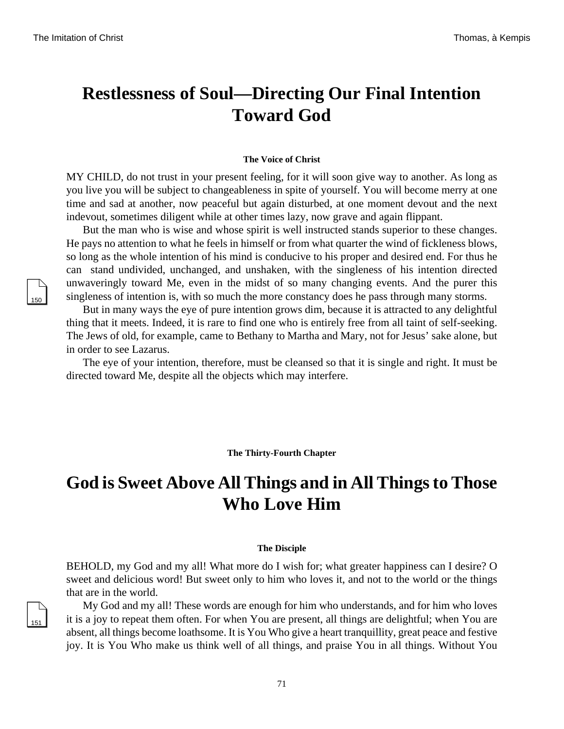# Restlessness of Soul—Directing Our Final Intention Toward God

**The Voice of Christ**

MY CHILD, do not trust in your present feeling, for it will soon give way to another. As long as you live you will be subject to changeableness in spite of yourself. You will become merry at one time and sad at another, now peaceful but again disturbed, at one moment devout and the next indevout, sometimes diligent while at other times lazy, now grave and again flippant.

But the man who is wise and whose spirit is well instructed stands superior to these changes. He pays no attention to what he feels in himself or from what quarter the wind of fickleness blows, so long as the whole intention of his mind is conducive to his proper and desired end. For thus he can stand undivided, unchanged, and unshaken, with the singleness of his intention directed unwaveringly toward Me, even in the midst of so many changing events. And the purer this singleness of intention is, with so much the more constancy does he pass through many storms.

But in many ways the eye of pure intention grows dim, because it is attracted to any delightful thing that it meets. Indeed, it is rare to find one who is entirely free from all taint of self-seeking. The Jews of old, for example, came to Bethany to Martha and Mary, not for Jesus' sake alone, but in order to see Lazarus.

The eye of your intention, therefore, must be cleansed so that it is single and right. It must be directed toward Me, despite all the objects which may interfere.

**The Thirty-Fourth Chapter**

# God is Sweet Above All Things and in All Things to Those Who Love Him

**The Disciple**

BEHOLD, my God and my all! What more do I wish for; what greater happiness can I desire? O sweet and delicious word! But sweet only to him who loves it, and not to the world or the things that are in the world.

My God and my all! These words are enough for him who understands, and for him who loves it is a joy to repeat them often. For when You are present, all things are delightful; when You are absent, all things become loathsome. It is You Who give a heart tranquillity, great peace and festive joy. It is You Who make us think well of all things, and praise You in all things. Without You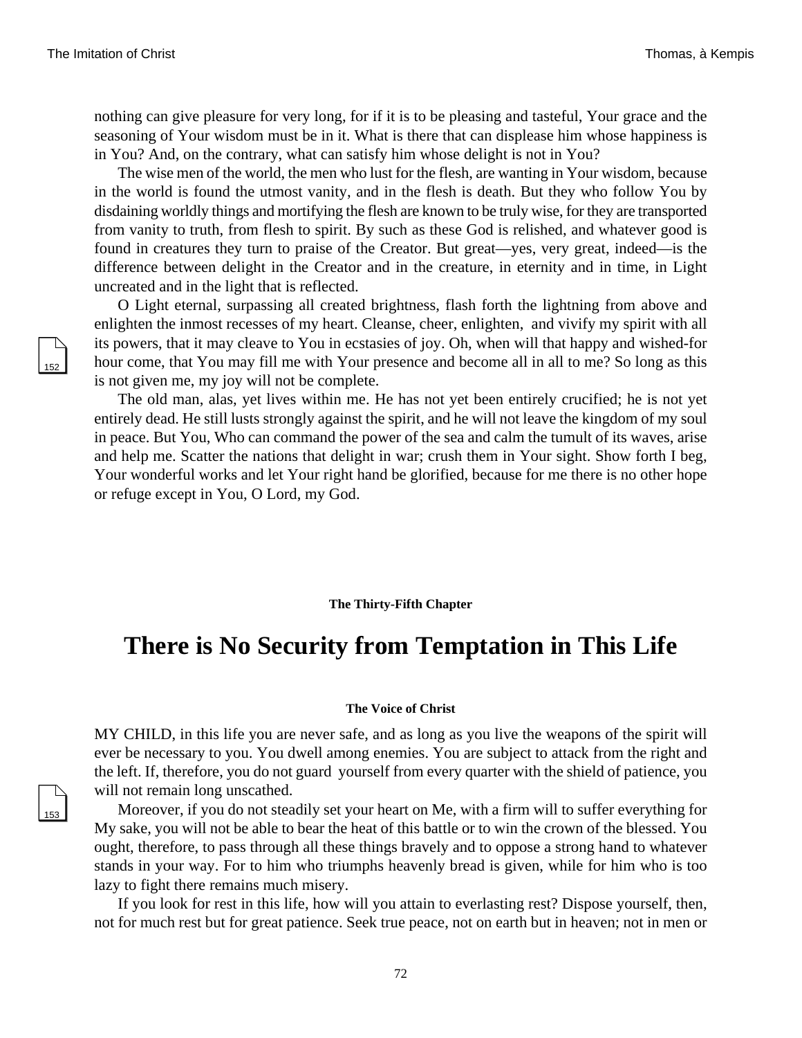nothing can give pleasure for very long, for if it is to be pleasing and tasteful, Your grace and the seasoning of Your wisdom must be in it. What is there that can displease him whose happiness is in You? And, on the contrary, what can satisfy him whose delight is not in You?

The wise men of the world, the men who lust for the flesh, are wanting in Your wisdom, because in the world is found the utmost vanity, and in the flesh is death. But they who follow You by disdaining worldly things and mortifying the flesh are known to be truly wise, for they are transported from vanity to truth, from flesh to spirit. By such as these God is relished, and whatever good is found in creatures they turn to praise of the Creator. But great—yes, very great, indeed—is the difference between delight in the Creator and in the creature, in eternity and in time, in Light uncreated and in the light that is reflected.

O Light eternal, surpassing all created brightness, flash forth the lightning from above and enlighten the inmost recesses of my heart. Cleanse, cheer, enlighten, and vivify my spirit with all its powers, that it may cleave to You in ecstasies of joy. Oh, when will that happy and wished-for hour come, that You may fill me with Your presence and become all in all to me? So long as this is not given me, my joy will not be complete.

The old man, alas, yet lives within me. He has not yet been entirely crucified; he is not yet entirely dead. He still lusts strongly against the spirit, and he will not leave the kingdom of my soul in peace. But You, Who can command the power of the sea and calm the tumult of its waves, arise and help me. Scatter the nations that delight in war; crush them in Your sight. Show forth I beg, Your wonderful works and let Your right hand be glorified, because for me there is no other hope or refuge except in You, O Lord, my God.

**The Thirty-Fifth Chapter**

# There is No Security from Temptation in This Life

**The Voice of Christ**

MY CHILD, in this life you are never safe, and as long as you live the weapons of the spirit will ever be necessary to you. You dwell among enemies. You are subject to attack from the right and the left. If, therefore, you do not guard yourself from every quarter with the shield of patience, you will not remain long unscathed.

Moreover, if you do not steadily set your heart on Me, with a firm will to suffer everything for My sake, you will not be able to bear the heat of this battle or to win the crown of the blessed. You ought, therefore, to pass through all these things bravely and to oppose a strong hand to whatever stands in your way. For to him who triumphs heavenly bread is given, while for him who is too lazy to fight there remains much misery.

If you look for rest in this life, how will you attain to everlasting rest? Dispose yourself, then, not for much rest but for great patience. Seek true peace, not on earth but in heaven; not in men or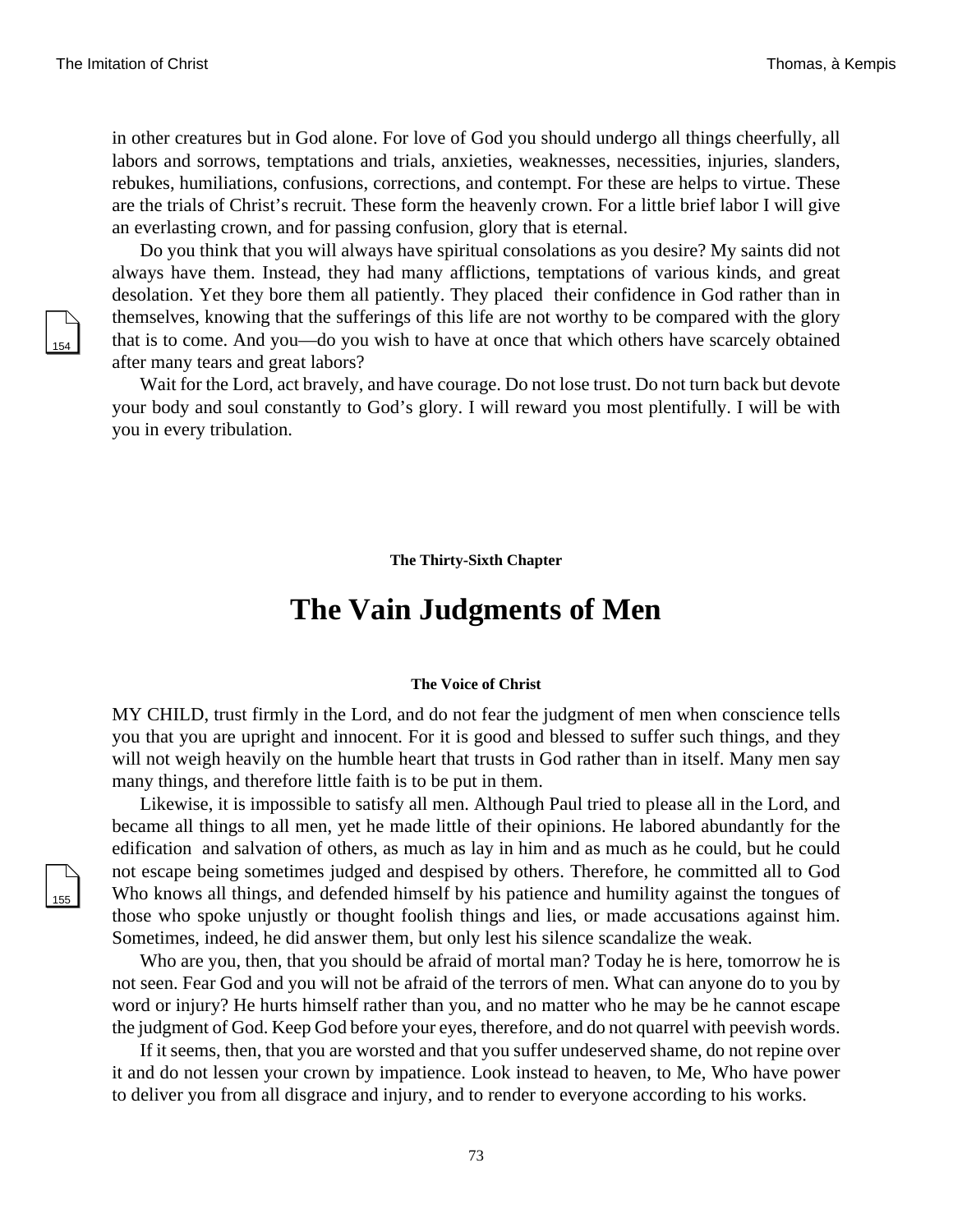in other creatures but in God alone. For love of God you should undergo all things cheerfully, all labors and sorrows, temptations and trials, anxieties, weaknesses, necessities, injuries, slanders, rebukes, humiliations, confusions, corrections, and contempt. For these are helps to virtue. These are the trials of Christ's recruit. These form the heavenly crown. For a little brief labor I will give an everlasting crown, and for passing confusion, glory that is eternal.

Do you think that you will always have spiritual consolations as you desire? My saints did not always have them. Instead, they had many afflictions, temptations of various kinds, and great desolation. Yet they bore them all patiently. They placed their confidence in God rather than in themselves, knowing that the sufferings of this life are not worthy to be compared with the glory that is to come. And you—do you wish to have at once that which others have scarcely obtained after many tears and great labors?

Wait for the Lord, act bravely, and have courage. Do not lose trust. Do not turn back but devote your body and soul constantly to God's glory. I will reward you most plentifully. I will be with you in every tribulation.

**The Thirty-Sixth Chapter**

# The Vain Judgments of Men

**The Voice of Christ**

MY CHILD, trust firmly in the Lord, and do not fear the judgment of men when conscience tells you that you are upright and innocent. For it is good and blessed to suffer such things, and they will not weigh heavily on the humble heart that trusts in God rather than in itself. Many men say many things, and therefore little faith is to be put in them.

Likewise, it is impossible to satisfy all men. Although Paul tried to please all in the Lord, and became all things to all men, yet he made little of their opinions. He labored abundantly for the edification and salvation of others, as much as lay in him and as much as he could, but he could not escape being sometimes judged and despised by others. Therefore, he committed all to God Who knows all things, and defended himself by his patience and humility against the tongues of those who spoke unjustly or thought foolish things and lies, or made accusations against him. Sometimes, indeed, he did answer them, but only lest his silence scandalize the weak.

Who are you, then, that you should be afraid of mortal man? Today he is here, tomorrow he is not seen. Fear God and you will not be afraid of the terrors of men. What can anyone do to you by word or injury? He hurts himself rather than you, and no matter who he may be he cannot escape the judgment of God. Keep God before your eyes, therefore, and do not quarrel with peevish words.

If it seems, then, that you are worsted and that you suffer undeserved shame, do not repine over it and do not lessen your crown by impatience. Look instead to heaven, to Me, Who have power to deliver you from all disgrace and injury, and to render to everyone according to his works.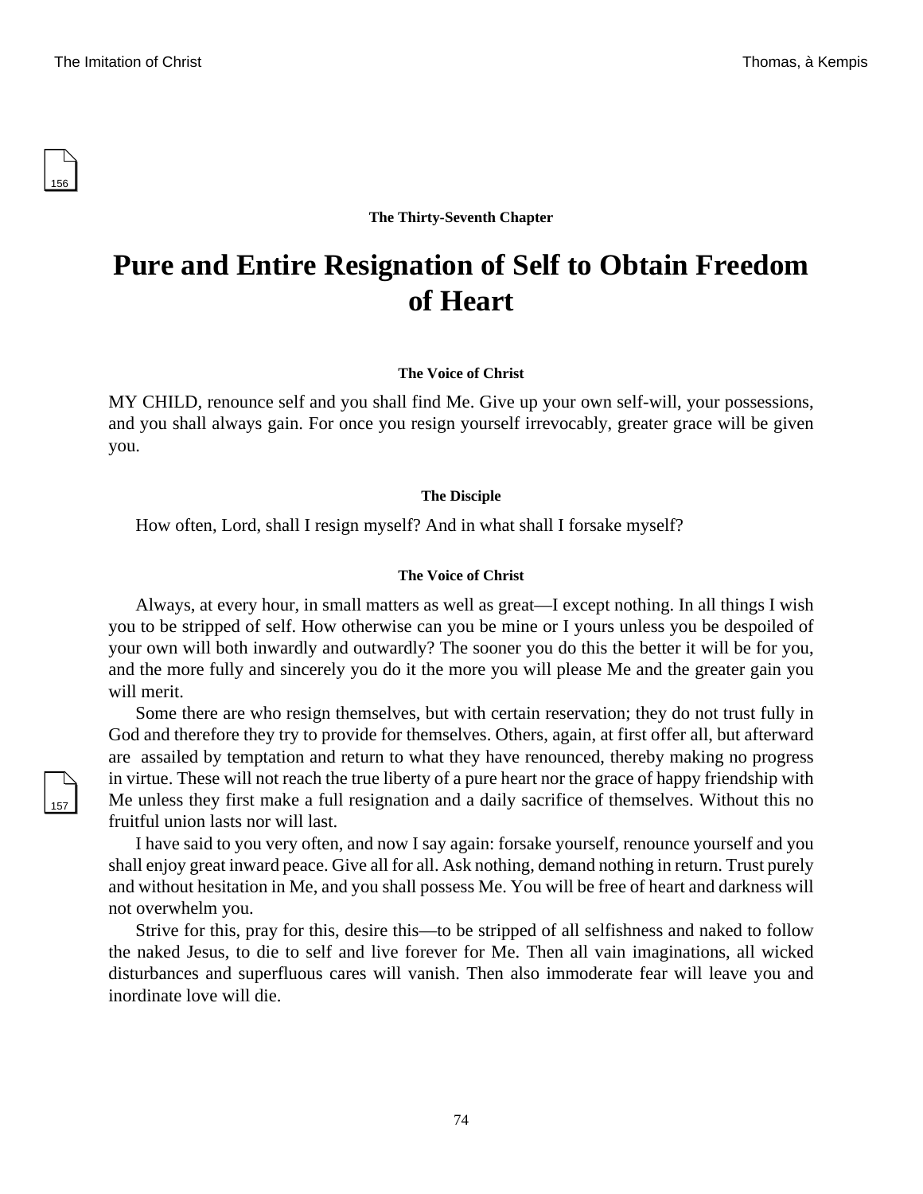The Thirty-Seventh Chapter

# Pure and Entire Resignation of Self to Obtain Freedom of Heart

**The Voice of Christ**

MY CHILD, renounce self and you shall find Me. Give up your own self-will, your possessions, and you shall always gain. For once you resign yourself irrevocably, greater grace will be given you.

**The Disciple**

How often, Lord, shall I resign myself? And in what shall I forsake myself?

**The Voice of Christ**

Always, at every hour, in small matters as well as great—I except nothing. In all things I wish you to be stripped of self. How otherwise can you be mine or I yours unless you be despoiled of your own will both inwardly and outwardly? The sooner you do this the better it will be for you, and the more fully and sincerely you do it the more you will please Me and the greater gain you will merit.

Some there are who resign themselves, but with certain reservation; they do not trust fully in God and therefore they try to provide for themselves. Others, again, at first offer all, but afterward are assailed by temptation and return to what they have renounced, thereby making no progress in virtue. These will not reach the true liberty of a pure heart nor the grace of happy friendship with Me unless they first make a full resignation and a daily sacrifice of themselves. Without this no fruitful union lasts nor will last.

I have said to you very often, and now I say again: forsake yourself, renounce yourself and you shall enjoy great inward peace. Give all for all. Ask nothing, demand nothing in return. Trust purely and without hesitation in Me, and you shall possess Me. You will be free of heart and darkness will not overwhelm you.

Strive for this, pray for this, desire this—to be stripped of all selfishness and naked to follow the naked Jesus, to die to self and live forever for Me. Then all vain imaginations, all wicked disturbances and superfluous cares will vanish. Then also immoderate fear will leave you and inordinate love will die.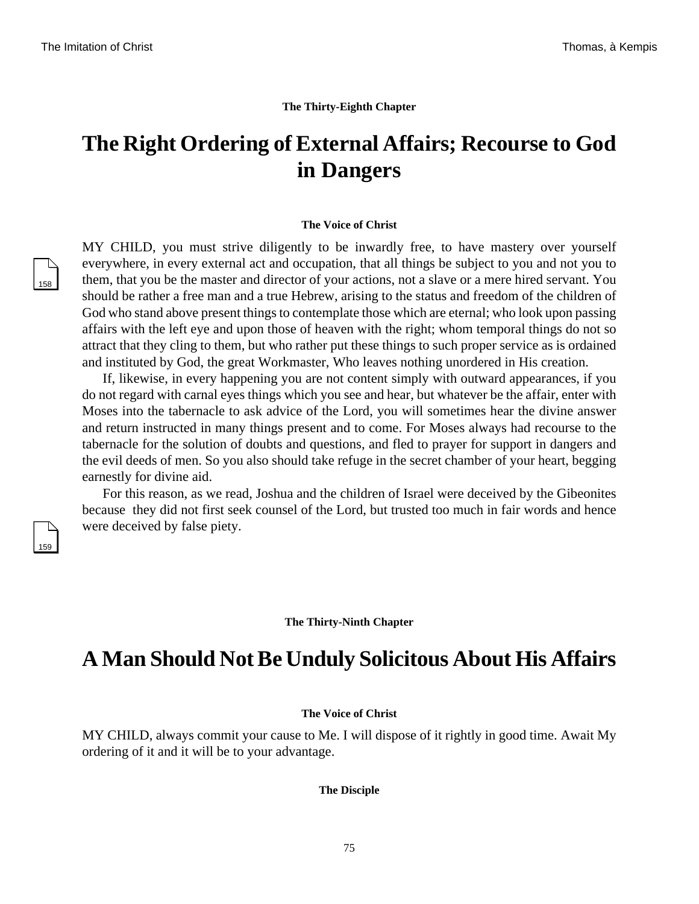**The Thirty-Eighth Chapter**

# The Right Ordering of External Affairs; Recourse to God in Dangers

**The Voice of Christ**

MY CHILD, you must strive diligently to be inwardly free, to have mastery over yourself everywhere, in every external act and occupation, that all things be subject to you and not you to them, that you be the master and director of your actions, not a slave or a mere hired servant. You should be rather a free man and a true Hebrew, arising to the status and freedom of the children of God who stand above present things to contemplate those which are eternal; who look upon passing affairs with the left eye and upon those of heaven with the right; whom temporal things do not so attract that they cling to them, but who rather put these things to such proper service as is ordained and instituted by God, the great Workmaster, Who leaves nothing unordered in His creation.

If, likewise, in every happening you are not content simply with outward appearances, if you do not regard with carnal eyes things which you see and hear, but whatever be the affair, enter with Moses into the tabernacle to ask advice of the Lord, you will sometimes hear the divine answer and return instructed in many things present and to come. For Moses always had recourse to the tabernacle for the solution of doubts and questions, and fled to prayer for support in dangers and the evil deeds of men. So you also should take refuge in the secret chamber of your heart, begging earnestly for divine aid.

For this reason, as we read, Joshua and the children of Israel were deceived by the Gibeonites because they did not first seek counsel of the Lord, but trusted too much in fair words and hence were deceived by false piety.

**The Thirty-Ninth Chapter**

# A Man Should Not Be Unduly Solicitous About His Affairs

**The Voice of Christ**

MY CHILD, always commit your cause to Me. I will dispose of it rightly in good time. Await My ordering of it and it will be to your advantage.

**The Disciple**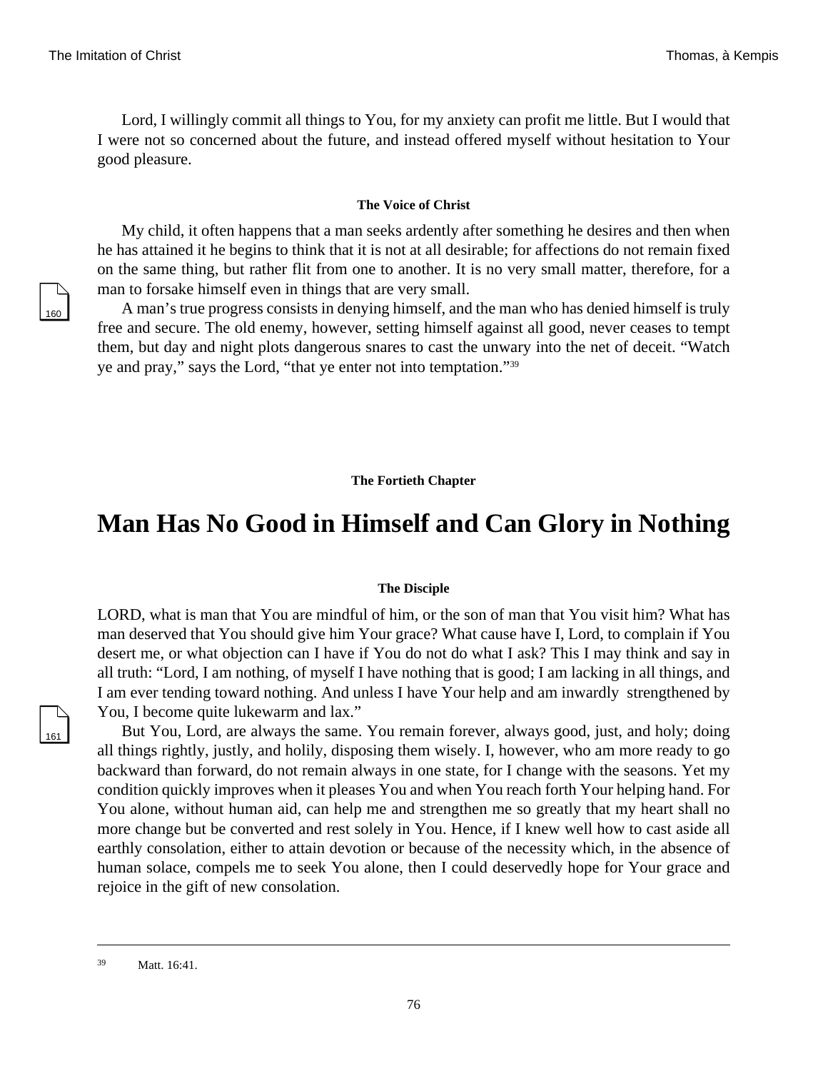Lord, I willingly commit all things to You, for my anxiety can profit me little. But I would that I were not so concerned about the future, and instead offered myself without hesitation to Your good pleasure.

#### The Voice of Christ

My child, it often happens that a man seeks ardently after something he desires and then when he has attained it he begins to think that it is not at all desirable; for affections do not remain fixed on the same thing, but rather flit from one to another. It is no very small matter, therefore, for a man to forsake himself even in things that are very small.

A man's true progress consists in denying himself, and the man who has denied himself is truly free and secure. The old enemy, however, setting himself against all good, never ceases to tempt them, but day and night plots dangerous snares to cast the unwary into the net of deceit. "Watch ye and pray," says the Lord, "that ye enter not into temptation."[39]

#### The Fortieth Chapter

# Man Has No Good in Himself and Can Glory in Nothing

#### The Disciple

LORD, what is man that You are mindful of him, or the son of man that You visit him? What has man deserved that You should give him Your grace? What cause have I, Lord, to complain if You desert me, or what objection can I have if You do not do what I ask? This I may think and say in all truth: "Lord, I am nothing, of myself I have nothing that is good; I am lacking in all things, and I am ever tending toward nothing. And unless I have Your help and am inwardly strengthened by You, I become quite lukewarm and lax."

But You, Lord, are always the same. You remain forever, always good, just, and holy; doing all things rightly, justly, and holily, disposing them wisely. I, however, who am more ready to go backward than forward, do not remain always in one state, for I change with the seasons. Yet my condition quickly improves when it pleases You and when You reach forth Your helping hand. For You alone, without human aid, can help me and strengthen me so greatly that my heart shall no more change but be converted and rest solely in You. Hence, if I knew well how to cast aside all earthly consolation, either to attain devotion or because of the necessity which, in the absence of human solace, compels me to seek You alone, then I could deservedly hope for Your grace and rejoice in the gift of new consolation.

---

[39] Matt. 16:41.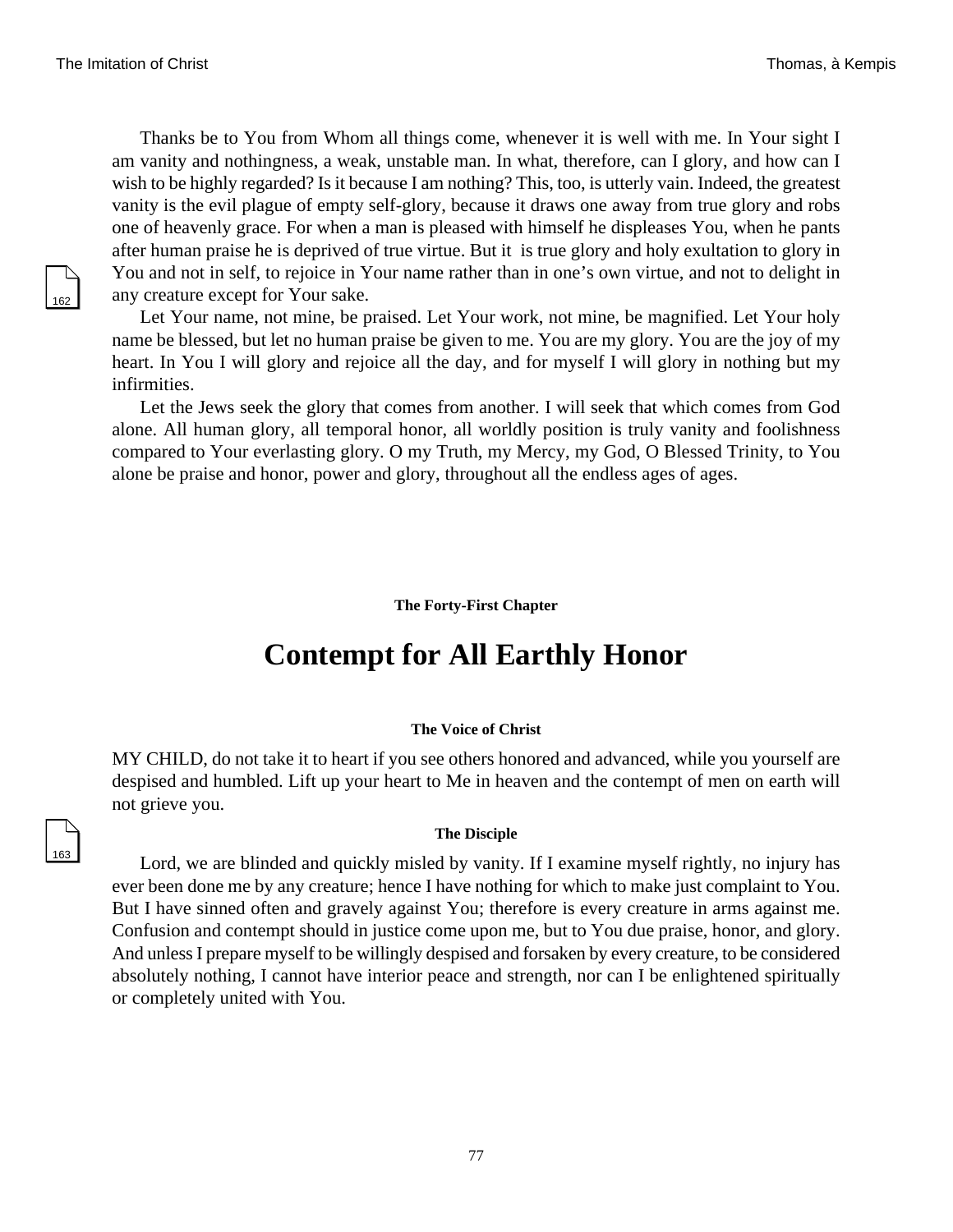Thanks be to You from Whom all things come, whenever it is well with me. In Your sight I am vanity and nothingness, a weak, unstable man. In what, therefore, can I glory, and how can I wish to be highly regarded? Is it because I am nothing? This, too, is utterly vain. Indeed, the greatest vanity is the evil plague of empty self-glory, because it draws one away from true glory and robs one of heavenly grace. For when a man is pleased with himself he displeases You, when he pants after human praise he is deprived of true virtue. But it is true glory and holy exultation to glory in You and not in self, to rejoice in Your name rather than in one's own virtue, and not to delight in any creature except for Your sake.

Let Your name, not mine, be praised. Let Your work, not mine, be magnified. Let Your holy name be blessed, but let no human praise be given to me. You are my glory. You are the joy of my heart. In You I will glory and rejoice all the day, and for myself I will glory in nothing but my infirmities.

Let the Jews seek the glory that comes from another. I will seek that which comes from God alone. All human glory, all temporal honor, all worldly position is truly vanity and foolishness compared to Your everlasting glory. O my Truth, my Mercy, my God, O Blessed Trinity, to You alone be praise and honor, power and glory, throughout all the endless ages of ages.

**The Forty-First Chapter**

# Contempt for All Earthly Honor

**The Voice of Christ**

MY CHILD, do not take it to heart if you see others honored and advanced, while you yourself are despised and humbled. Lift up your heart to Me in heaven and the contempt of men on earth will not grieve you.

**The Disciple**

Lord, we are blinded and quickly misled by vanity. If I examine myself rightly, no injury has ever been done me by any creature; hence I have nothing for which to make just complaint to You. But I have sinned often and gravely against You; therefore is every creature in arms against me. Confusion and contempt should in justice come upon me, but to You due praise, honor, and glory. And unless I prepare myself to be willingly despised and forsaken by every creature, to be considered absolutely nothing, I cannot have interior peace and strength, nor can I be enlightened spiritually or completely united with You.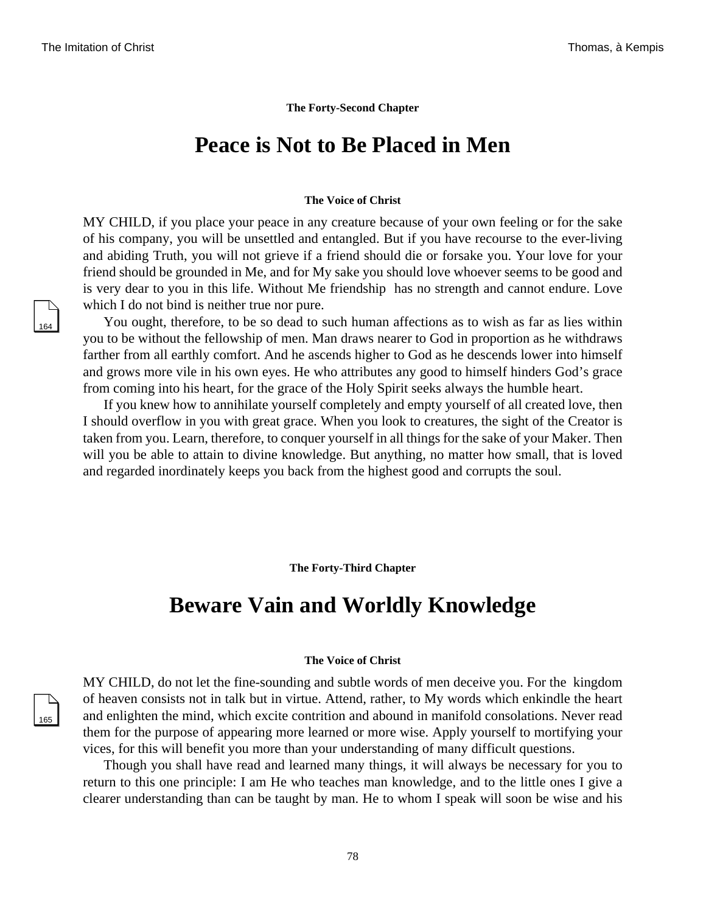The Forty-Second Chapter

# Peace is Not to Be Placed in Men

**The Voice of Christ**

MY CHILD, if you place your peace in any creature because of your own feeling or for the sake of his company, you will be unsettled and entangled. But if you have recourse to the ever-living and abiding Truth, you will not grieve if a friend should die or forsake you. Your love for your friend should be grounded in Me, and for My sake you should love whoever seems to be good and is very dear to you in this life. Without Me friendship has no strength and cannot endure. Love which I do not bind is neither true nor pure.

You ought, therefore, to be so dead to such human affections as to wish as far as lies within you to be without the fellowship of men. Man draws nearer to God in proportion as he withdraws farther from all earthly comfort. And he ascends higher to God as he descends lower into himself and grows more vile in his own eyes. He who attributes any good to himself hinders God's grace from coming into his heart, for the grace of the Holy Spirit seeks always the humble heart.

If you knew how to annihilate yourself completely and empty yourself of all created love, then I should overflow in you with great grace. When you look to creatures, the sight of the Creator is taken from you. Learn, therefore, to conquer yourself in all things for the sake of your Maker. Then will you be able to attain to divine knowledge. But anything, no matter how small, that is loved and regarded inordinately keeps you back from the highest good and corrupts the soul.

The Forty-Third Chapter

# Beware Vain and Worldly Knowledge

**The Voice of Christ**

MY CHILD, do not let the fine-sounding and subtle words of men deceive you. For the kingdom of heaven consists not in talk but in virtue. Attend, rather, to My words which enkindle the heart and enlighten the mind, which excite contrition and abound in manifold consolations. Never read them for the purpose of appearing more learned or more wise. Apply yourself to mortifying your vices, for this will benefit you more than your understanding of many difficult questions.

Though you shall have read and learned many things, it will always be necessary for you to return to this one principle: I am He who teaches man knowledge, and to the little ones I give a clearer understanding than can be taught by man. He to whom I speak will soon be wise and his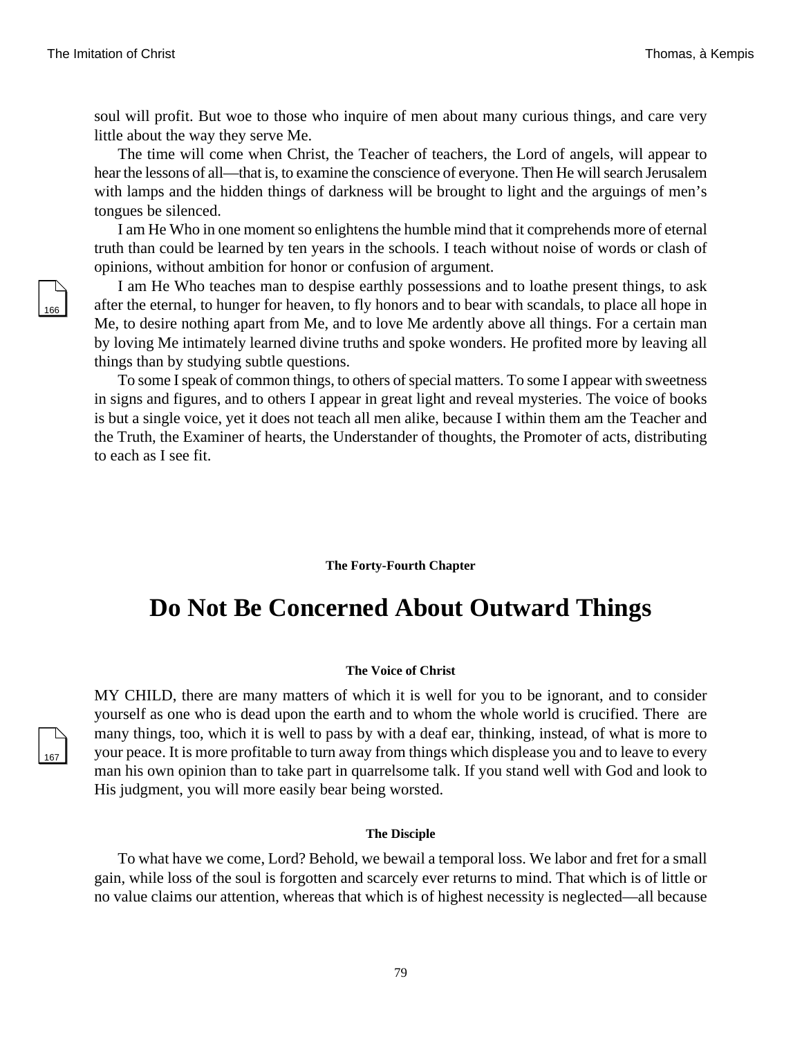soul will profit. But woe to those who inquire of men about many curious things, and care very little about the way they serve Me.

The time will come when Christ, the Teacher of teachers, the Lord of angels, will appear to hear the lessons of all—that is, to examine the conscience of everyone. Then He will search Jerusalem with lamps and the hidden things of darkness will be brought to light and the arguings of men's tongues be silenced.

I am He Who in one moment so enlightens the humble mind that it comprehends more of eternal truth than could be learned by ten years in the schools. I teach without noise of words or clash of opinions, without ambition for honor or confusion of argument.

I am He Who teaches man to despise earthly possessions and to loathe present things, to ask after the eternal, to hunger for heaven, to fly honors and to bear with scandals, to place all hope in Me, to desire nothing apart from Me, and to love Me ardently above all things. For a certain man by loving Me intimately learned divine truths and spoke wonders. He profited more by leaving all things than by studying subtle questions.

To some I speak of common things, to others of special matters. To some I appear with sweetness in signs and figures, and to others I appear in great light and reveal mysteries. The voice of books is but a single voice, yet it does not teach all men alike, because I within them am the Teacher and the Truth, the Examiner of hearts, the Understander of thoughts, the Promoter of acts, distributing to each as I see fit.

**The Forty-Fourth Chapter**

# Do Not Be Concerned About Outward Things

**The Voice of Christ**

MY CHILD, there are many matters of which it is well for you to be ignorant, and to consider yourself as one who is dead upon the earth and to whom the whole world is crucified. There are many things, too, which it is well to pass by with a deaf ear, thinking, instead, of what is more to your peace. It is more profitable to turn away from things which displease you and to leave to every man his own opinion than to take part in quarrelsome talk. If you stand well with God and look to His judgment, you will more easily bear being worsted.

**The Disciple**

To what have we come, Lord? Behold, we bewail a temporal loss. We labor and fret for a small gain, while loss of the soul is forgotten and scarcely ever returns to mind. That which is of little or no value claims our attention, whereas that which is of highest necessity is neglected—all because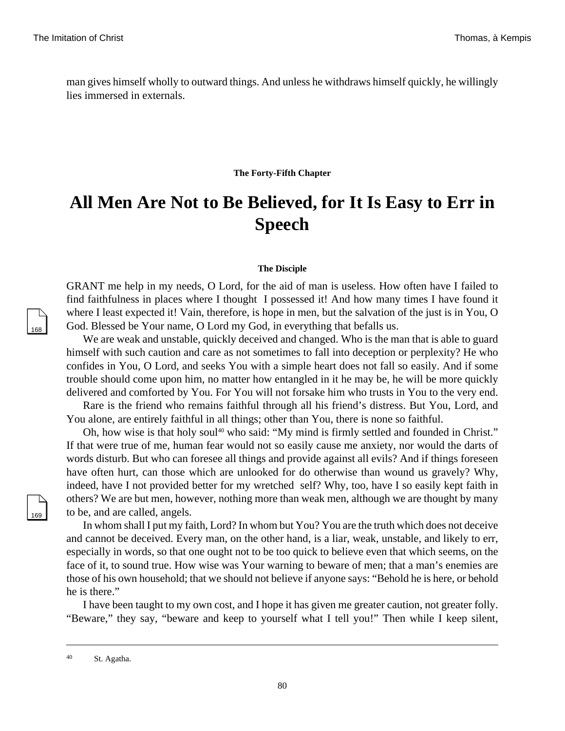man gives himself wholly to outward things. And unless he withdraws himself quickly, he willingly lies immersed in externals.

### The Forty-Fifth Chapter

# All Men Are Not to Be Believed, for It Is Easy to Err in Speech

#### The Disciple

GRANT me help in my needs, O Lord, for the aid of man is useless. How often have I failed to find faithfulness in places where I thought I possessed it! And how many times I have found it where I least expected it! Vain, therefore, is hope in men, but the salvation of the just is in You, O God. Blessed be Your name, O Lord my God, in everything that befalls us.

We are weak and unstable, quickly deceived and changed. Who is the man that is able to guard himself with such caution and care as not sometimes to fall into deception or perplexity? He who confides in You, O Lord, and seeks You with a simple heart does not fall so easily. And if some trouble should come upon him, no matter how entangled in it he may be, he will be more quickly delivered and comforted by You. For You will not forsake him who trusts in You to the very end.

Rare is the friend who remains faithful through all his friend's distress. But You, Lord, and You alone, are entirely faithful in all things; other than You, there is none so faithful.

Oh, how wise is that holy soul[40] who said: "My mind is firmly settled and founded in Christ." If that were true of me, human fear would not so easily cause me anxiety, nor would the darts of words disturb. But who can foresee all things and provide against all evils? And if things foreseen have often hurt, can those which are unlooked for do otherwise than wound us gravely? Why, indeed, have I not provided better for my wretched self? Why, too, have I so easily kept faith in others? We are but men, however, nothing more than weak men, although we are thought by many to be, and are called, angels.

In whom shall I put my faith, Lord? In whom but You? You are the truth which does not deceive and cannot be deceived. Every man, on the other hand, is a liar, weak, unstable, and likely to err, especially in words, so that one ought not to be too quick to believe even that which seems, on the face of it, to sound true. How wise was Your warning to beware of men; that a man's enemies are those of his own household; that we should not believe if anyone says: "Behold he is here, or behold he is there."

I have been taught to my own cost, and I hope it has given me greater caution, not greater folly. "Beware," they say, "beware and keep to yourself what I tell you!" Then while I keep silent,

---

[40] St. Agatha.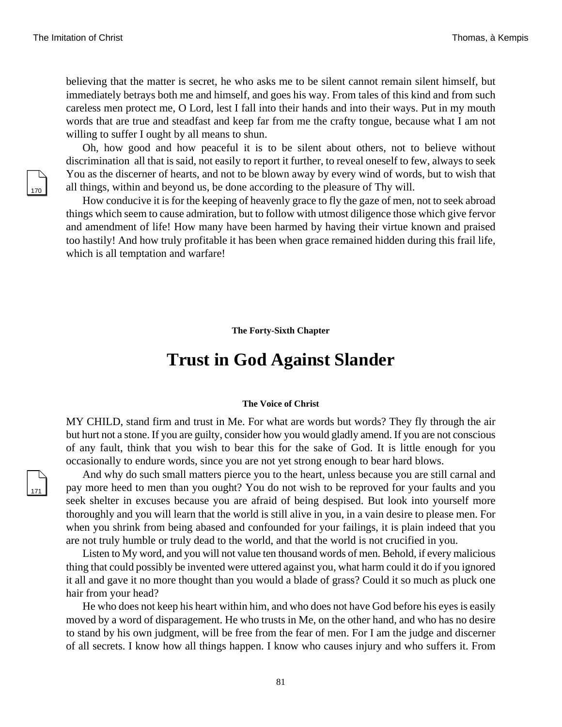believing that the matter is secret, he who asks me to be silent cannot remain silent himself, but immediately betrays both me and himself, and goes his way. From tales of this kind and from such careless men protect me, O Lord, lest I fall into their hands and into their ways. Put in my mouth words that are true and steadfast and keep far from me the crafty tongue, because what I am not willing to suffer I ought by all means to shun.

Oh, how good and how peaceful it is to be silent about others, not to believe without discrimination all that is said, not easily to report it further, to reveal oneself to few, always to seek You as the discerner of hearts, and not to be blown away by every wind of words, but to wish that all things, within and beyond us, be done according to the pleasure of Thy will.

How conducive it is for the keeping of heavenly grace to fly the gaze of men, not to seek abroad things which seem to cause admiration, but to follow with utmost diligence those which give fervor and amendment of life! How many have been harmed by having their virtue known and praised too hastily! And how truly profitable it has been when grace remained hidden during this frail life, which is all temptation and warfare!

**The Forty-Sixth Chapter**

# Trust in God Against Slander

**The Voice of Christ**

MY CHILD, stand firm and trust in Me. For what are words but words? They fly through the air but hurt not a stone. If you are guilty, consider how you would gladly amend. If you are not conscious of any fault, think that you wish to bear this for the sake of God. It is little enough for you occasionally to endure words, since you are not yet strong enough to bear hard blows.

And why do such small matters pierce you to the heart, unless because you are still carnal and pay more heed to men than you ought? You do not wish to be reproved for your faults and you seek shelter in excuses because you are afraid of being despised. But look into yourself more thoroughly and you will learn that the world is still alive in you, in a vain desire to please men. For when you shrink from being abased and confounded for your failings, it is plain indeed that you are not truly humble or truly dead to the world, and that the world is not crucified in you.

Listen to My word, and you will not value ten thousand words of men. Behold, if every malicious thing that could possibly be invented were uttered against you, what harm could it do if you ignored it all and gave it no more thought than you would a blade of grass? Could it so much as pluck one hair from your head?

He who does not keep his heart within him, and who does not have God before his eyes is easily moved by a word of disparagement. He who trusts in Me, on the other hand, and who has no desire to stand by his own judgment, will be free from the fear of men. For I am the judge and discerner of all secrets. I know how all things happen. I know who causes injury and who suffers it. From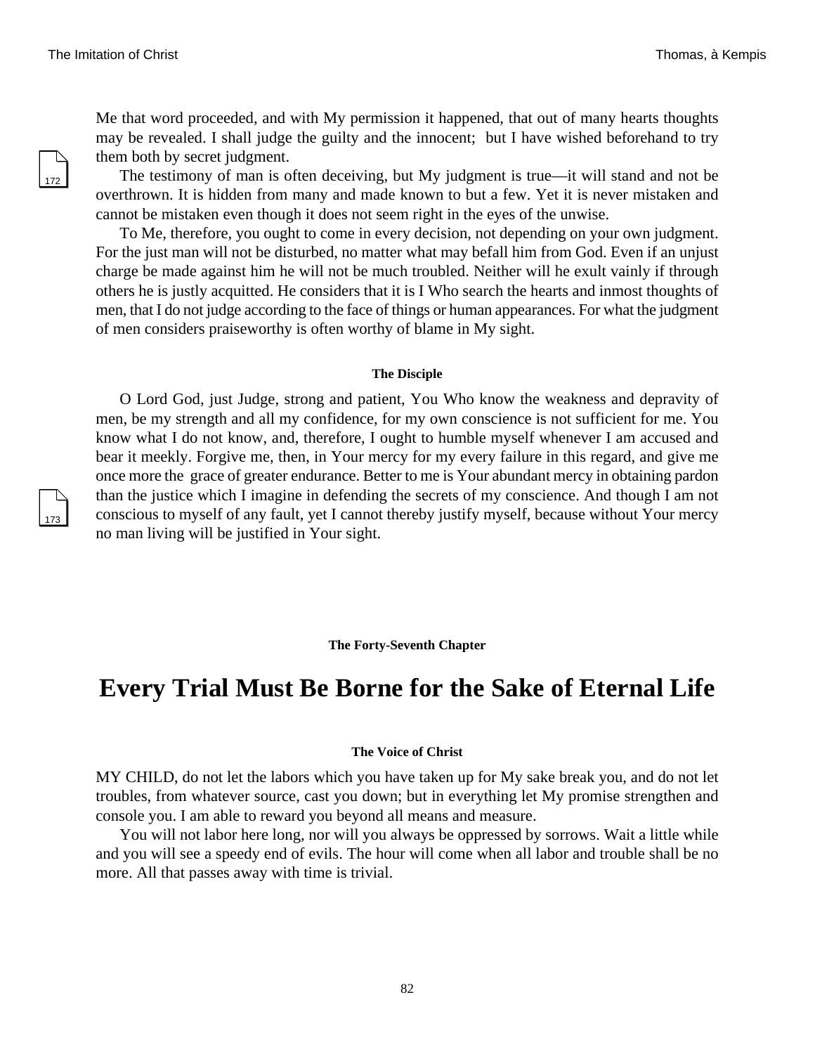Me that word proceeded, and with My permission it happened, that out of many hearts thoughts may be revealed. I shall judge the guilty and the innocent; but I have wished beforehand to try them both by secret judgment.

The testimony of man is often deceiving, but My judgment is true—it will stand and not be overthrown. It is hidden from many and made known to but a few. Yet it is never mistaken and cannot be mistaken even though it does not seem right in the eyes of the unwise.

To Me, therefore, you ought to come in every decision, not depending on your own judgment. For the just man will not be disturbed, no matter what may befall him from God. Even if an unjust charge be made against him he will not be much troubled. Neither will he exult vainly if through others he is justly acquitted. He considers that it is I Who search the hearts and inmost thoughts of men, that I do not judge according to the face of things or human appearances. For what the judgment of men considers praiseworthy is often worthy of blame in My sight.

#### The Disciple

O Lord God, just Judge, strong and patient, You Who know the weakness and depravity of men, be my strength and all my confidence, for my own conscience is not sufficient for me. You know what I do not know, and, therefore, I ought to humble myself whenever I am accused and bear it meekly. Forgive me, then, in Your mercy for my every failure in this regard, and give me once more the grace of greater endurance. Better to me is Your abundant mercy in obtaining pardon than the justice which I imagine in defending the secrets of my conscience. And though I am not conscious to myself of any fault, yet I cannot thereby justify myself, because without Your mercy no man living will be justified in Your sight.

#### The Forty-Seventh Chapter

# Every Trial Must Be Borne for the Sake of Eternal Life

#### The Voice of Christ

MY CHILD, do not let the labors which you have taken up for My sake break you, and do not let troubles, from whatever source, cast you down; but in everything let My promise strengthen and console you. I am able to reward you beyond all means and measure.

You will not labor here long, nor will you always be oppressed by sorrows. Wait a little while and you will see a speedy end of evils. The hour will come when all labor and trouble shall be no more. All that passes away with time is trivial.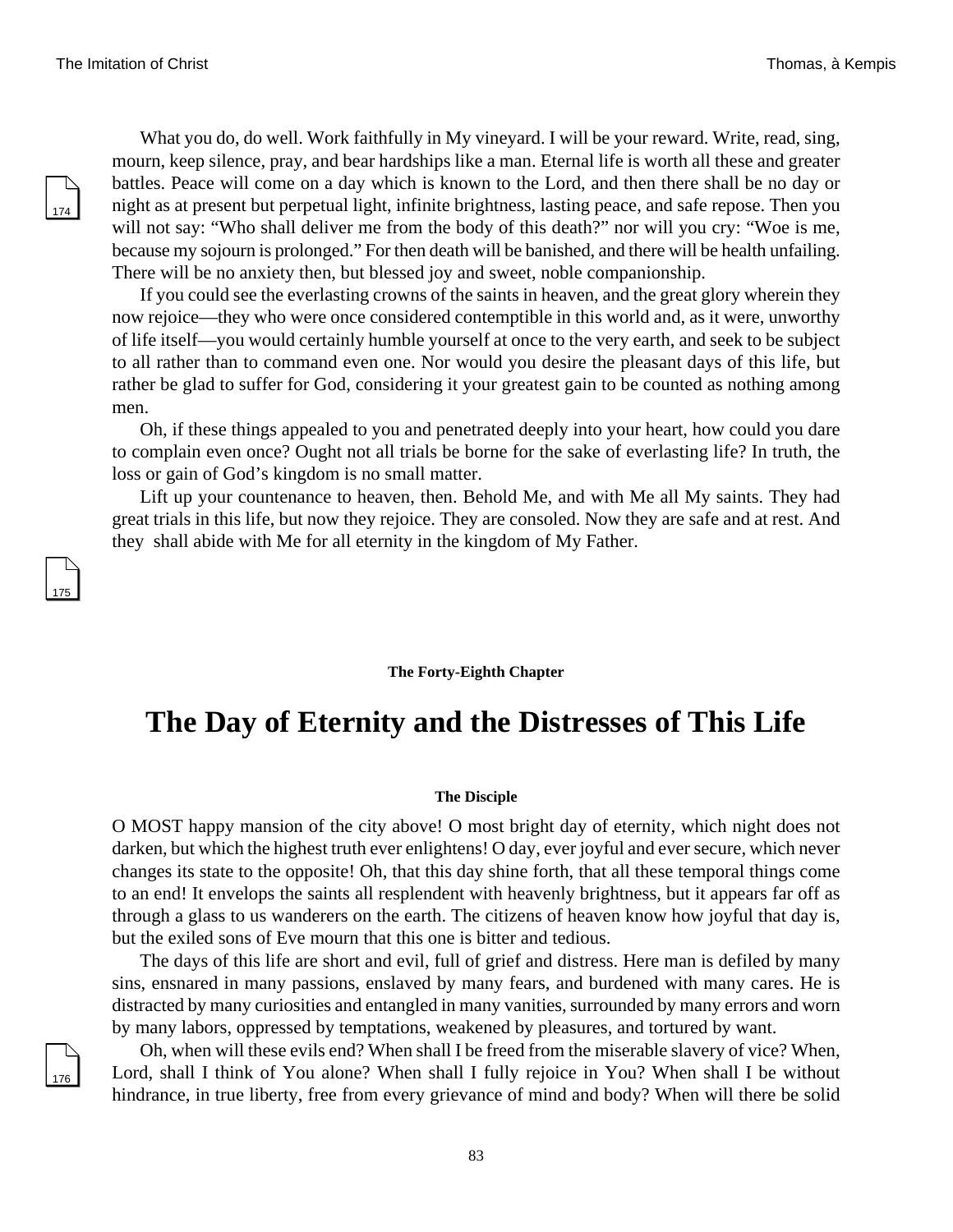What you do, do well. Work faithfully in My vineyard. I will be your reward. Write, read, sing, mourn, keep silence, pray, and bear hardships like a man. Eternal life is worth all these and greater battles. Peace will come on a day which is known to the Lord, and then there shall be no day or night as at present but perpetual light, infinite brightness, lasting peace, and safe repose. Then you will not say: "Who shall deliver me from the body of this death?" nor will you cry: "Woe is me, because my sojourn is prolonged." For then death will be banished, and there will be health unfailing. There will be no anxiety then, but blessed joy and sweet, noble companionship.

If you could see the everlasting crowns of the saints in heaven, and the great glory wherein they now rejoice—they who were once considered contemptible in this world and, as it were, unworthy of life itself—you would certainly humble yourself at once to the very earth, and seek to be subject to all rather than to command even one. Nor would you desire the pleasant days of this life, but rather be glad to suffer for God, considering it your greatest gain to be counted as nothing among men.

Oh, if these things appealed to you and penetrated deeply into your heart, how could you dare to complain even once? Ought not all trials be borne for the sake of everlasting life? In truth, the loss or gain of God's kingdom is no small matter.

Lift up your countenance to heaven, then. Behold Me, and with Me all My saints. They had great trials in this life, but now they rejoice. They are consoled. Now they are safe and at rest. And they shall abide with Me for all eternity in the kingdom of My Father.

**The Forty-Eighth Chapter**

# The Day of Eternity and the Distresses of This Life

**The Disciple**

O MOST happy mansion of the city above! O most bright day of eternity, which night does not darken, but which the highest truth ever enlightens! O day, ever joyful and ever secure, which never changes its state to the opposite! Oh, that this day shine forth, that all these temporal things come to an end! It envelops the saints all resplendent with heavenly brightness, but it appears far off as through a glass to us wanderers on the earth. The citizens of heaven know how joyful that day is, but the exiled sons of Eve mourn that this one is bitter and tedious.

The days of this life are short and evil, full of grief and distress. Here man is defiled by many sins, ensnared in many passions, enslaved by many fears, and burdened with many cares. He is distracted by many curiosities and entangled in many vanities, surrounded by many errors and worn by many labors, oppressed by temptations, weakened by pleasures, and tortured by want.

Oh, when will these evils end? When shall I be freed from the miserable slavery of vice? When, Lord, shall I think of You alone? When shall I fully rejoice in You? When shall I be without hindrance, in true liberty, free from every grievance of mind and body? When will there be solid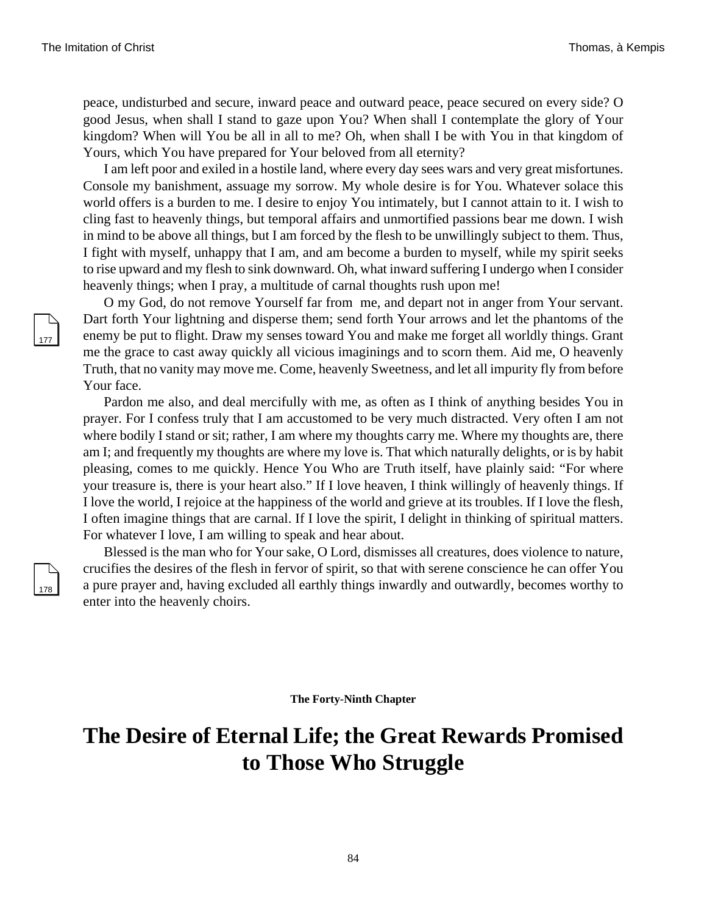peace, undisturbed and secure, inward peace and outward peace, peace secured on every side? O good Jesus, when shall I stand to gaze upon You? When shall I contemplate the glory of Your kingdom? When will You be all in all to me? Oh, when shall I be with You in that kingdom of Yours, which You have prepared for Your beloved from all eternity?

I am left poor and exiled in a hostile land, where every day sees wars and very great misfortunes. Console my banishment, assuage my sorrow. My whole desire is for You. Whatever solace this world offers is a burden to me. I desire to enjoy You intimately, but I cannot attain to it. I wish to cling fast to heavenly things, but temporal affairs and unmortified passions bear me down. I wish in mind to be above all things, but I am forced by the flesh to be unwillingly subject to them. Thus, I fight with myself, unhappy that I am, and am become a burden to myself, while my spirit seeks to rise upward and my flesh to sink downward. Oh, what inward suffering I undergo when I consider heavenly things; when I pray, a multitude of carnal thoughts rush upon me!

O my God, do not remove Yourself far from me, and depart not in anger from Your servant. Dart forth Your lightning and disperse them; send forth Your arrows and let the phantoms of the enemy be put to flight. Draw my senses toward You and make me forget all worldly things. Grant me the grace to cast away quickly all vicious imaginings and to scorn them. Aid me, O heavenly Truth, that no vanity may move me. Come, heavenly Sweetness, and let all impurity fly from before Your face.

Pardon me also, and deal mercifully with me, as often as I think of anything besides You in prayer. For I confess truly that I am accustomed to be very much distracted. Very often I am not where bodily I stand or sit; rather, I am where my thoughts carry me. Where my thoughts are, there am I; and frequently my thoughts are where my love is. That which naturally delights, or is by habit pleasing, comes to me quickly. Hence You Who are Truth itself, have plainly said: "For where your treasure is, there is your heart also." If I love heaven, I think willingly of heavenly things. If I love the world, I rejoice at the happiness of the world and grieve at its troubles. If I love the flesh, I often imagine things that are carnal. If I love the spirit, I delight in thinking of spiritual matters. For whatever I love, I am willing to speak and hear about.

Blessed is the man who for Your sake, O Lord, dismisses all creatures, does violence to nature, crucifies the desires of the flesh in fervor of spirit, so that with serene conscience he can offer You a pure prayer and, having excluded all earthly things inwardly and outwardly, becomes worthy to enter into the heavenly choirs.

**The Forty-Ninth Chapter**

# The Desire of Eternal Life; the Great Rewards Promised to Those Who Struggle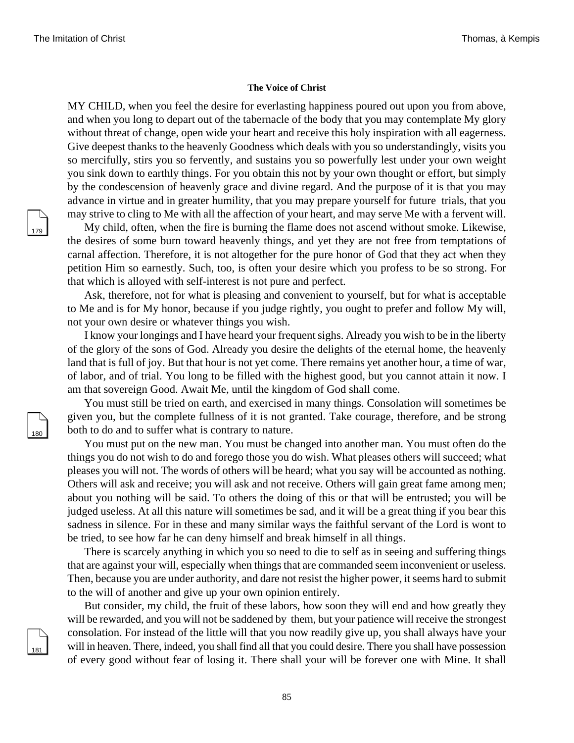**The Voice of Christ**

MY CHILD, when you feel the desire for everlasting happiness poured out upon you from above, and when you long to depart out of the tabernacle of the body that you may contemplate My glory without threat of change, open wide your heart and receive this holy inspiration with all eagerness. Give deepest thanks to the heavenly Goodness which deals with you so understandingly, visits you so mercifully, stirs you so fervently, and sustains you so powerfully lest under your own weight you sink down to earthly things. For you obtain this not by your own thought or effort, but simply by the condescension of heavenly grace and divine regard. And the purpose of it is that you may advance in virtue and in greater humility, that you may prepare yourself for future trials, that you may strive to cling to Me with all the affection of your heart, and may serve Me with a fervent will.

My child, often, when the fire is burning the flame does not ascend without smoke. Likewise, the desires of some burn toward heavenly things, and yet they are not free from temptations of carnal affection. Therefore, it is not altogether for the pure honor of God that they act when they petition Him so earnestly. Such, too, is often your desire which you profess to be so strong. For that which is alloyed with self-interest is not pure and perfect.

Ask, therefore, not for what is pleasing and convenient to yourself, but for what is acceptable to Me and is for My honor, because if you judge rightly, you ought to prefer and follow My will, not your own desire or whatever things you wish.

I know your longings and I have heard your frequent sighs. Already you wish to be in the liberty of the glory of the sons of God. Already you desire the delights of the eternal home, the heavenly land that is full of joy. But that hour is not yet come. There remains yet another hour, a time of war, of labor, and of trial. You long to be filled with the highest good, but you cannot attain it now. I am that sovereign Good. Await Me, until the kingdom of God shall come.

You must still be tried on earth, and exercised in many things. Consolation will sometimes be given you, but the complete fullness of it is not granted. Take courage, therefore, and be strong both to do and to suffer what is contrary to nature.

You must put on the new man. You must be changed into another man. You must often do the things you do not wish to do and forego those you do wish. What pleases others will succeed; what pleases you will not. The words of others will be heard; what you say will be accounted as nothing. Others will ask and receive; you will ask and not receive. Others will gain great fame among men; about you nothing will be said. To others the doing of this or that will be entrusted; you will be judged useless. At all this nature will sometimes be sad, and it will be a great thing if you bear this sadness in silence. For in these and many similar ways the faithful servant of the Lord is wont to be tried, to see how far he can deny himself and break himself in all things.

There is scarcely anything in which you so need to die to self as in seeing and suffering things that are against your will, especially when things that are commanded seem inconvenient or useless. Then, because you are under authority, and dare not resist the higher power, it seems hard to submit to the will of another and give up your own opinion entirely.

But consider, my child, the fruit of these labors, how soon they will end and how greatly they will be rewarded, and you will not be saddened by them, but your patience will receive the strongest consolation. For instead of the little will that you now readily give up, you shall always have your will in heaven. There, indeed, you shall find all that you could desire. There you shall have possession of every good without fear of losing it. There shall your will be forever one with Mine. It shall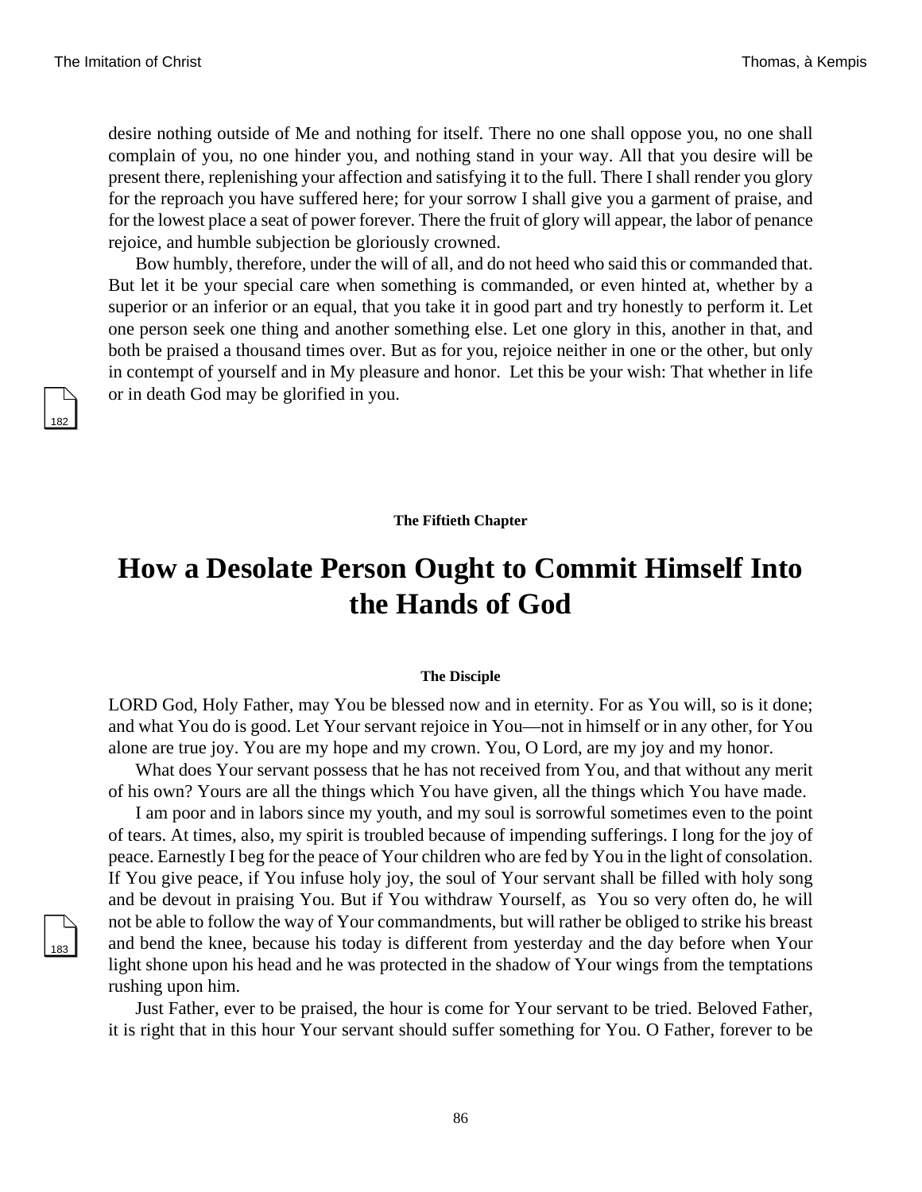desire nothing outside of Me and nothing for itself. There no one shall oppose you, no one shall complain of you, no one hinder you, and nothing stand in your way. All that you desire will be present there, replenishing your affection and satisfying it to the full. There I shall render you glory for the reproach you have suffered here; for your sorrow I shall give you a garment of praise, and for the lowest place a seat of power forever. There the fruit of glory will appear, the labor of penance rejoice, and humble subjection be gloriously crowned.

Bow humbly, therefore, under the will of all, and do not heed who said this or commanded that. But let it be your special care when something is commanded, or even hinted at, whether by a superior or an inferior or an equal, that you take it in good part and try honestly to perform it. Let one person seek one thing and another something else. Let one glory in this, another in that, and both be praised a thousand times over. But as for you, rejoice neither in one or the other, but only in contempt of yourself and in My pleasure and honor. Let this be your wish: That whether in life or in death God may be glorified in you.

**The Fiftieth Chapter**

# How a Desolate Person Ought to Commit Himself Into the Hands of God

**The Disciple**

LORD God, Holy Father, may You be blessed now and in eternity. For as You will, so is it done; and what You do is good. Let Your servant rejoice in You—not in himself or in any other, for You alone are true joy. You are my hope and my crown. You, O Lord, are my joy and my honor.

What does Your servant possess that he has not received from You, and that without any merit of his own? Yours are all the things which You have given, all the things which You have made.

I am poor and in labors since my youth, and my soul is sorrowful sometimes even to the point of tears. At times, also, my spirit is troubled because of impending sufferings. I long for the joy of peace. Earnestly I beg for the peace of Your children who are fed by You in the light of consolation. If You give peace, if You infuse holy joy, the soul of Your servant shall be filled with holy song and be devout in praising You. But if You withdraw Yourself, as You so very often do, he will not be able to follow the way of Your commandments, but will rather be obliged to strike his breast and bend the knee, because his today is different from yesterday and the day before when Your light shone upon his head and he was protected in the shadow of Your wings from the temptations rushing upon him.

Just Father, ever to be praised, the hour is come for Your servant to be tried. Beloved Father, it is right that in this hour Your servant should suffer something for You. O Father, forever to be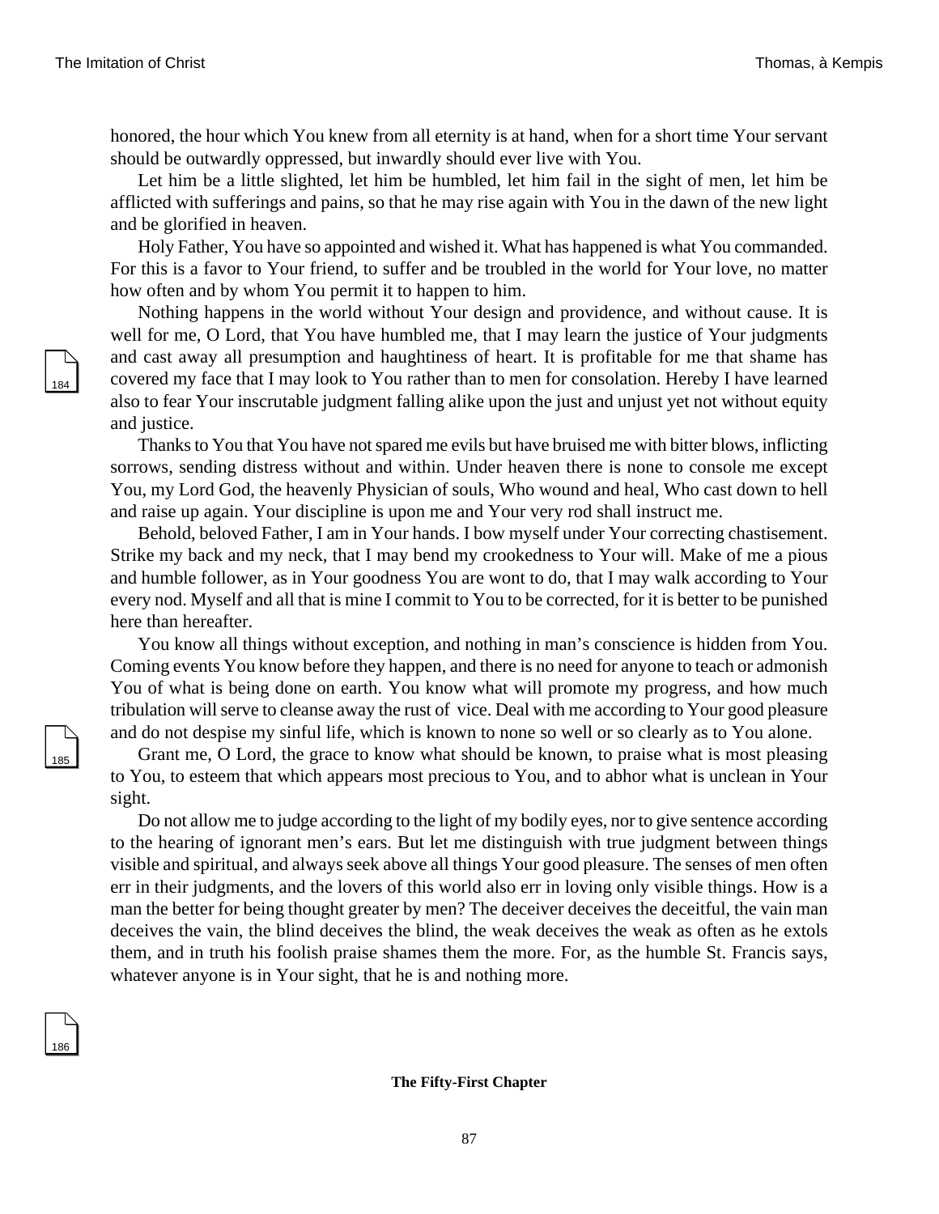honored, the hour which You knew from all eternity is at hand, when for a short time Your servant should be outwardly oppressed, but inwardly should ever live with You.

Let him be a little slighted, let him be humbled, let him fail in the sight of men, let him be afflicted with sufferings and pains, so that he may rise again with You in the dawn of the new light and be glorified in heaven.

Holy Father, You have so appointed and wished it. What has happened is what You commanded. For this is a favor to Your friend, to suffer and be troubled in the world for Your love, no matter how often and by whom You permit it to happen to him.

Nothing happens in the world without Your design and providence, and without cause. It is well for me, O Lord, that You have humbled me, that I may learn the justice of Your judgments and cast away all presumption and haughtiness of heart. It is profitable for me that shame has covered my face that I may look to You rather than to men for consolation. Hereby I have learned also to fear Your inscrutable judgment falling alike upon the just and unjust yet not without equity and justice.

Thanks to You that You have not spared me evils but have bruised me with bitter blows, inflicting sorrows, sending distress without and within. Under heaven there is none to console me except You, my Lord God, the heavenly Physician of souls, Who wound and heal, Who cast down to hell and raise up again. Your discipline is upon me and Your very rod shall instruct me.

Behold, beloved Father, I am in Your hands. I bow myself under Your correcting chastisement. Strike my back and my neck, that I may bend my crookedness to Your will. Make of me a pious and humble follower, as in Your goodness You are wont to do, that I may walk according to Your every nod. Myself and all that is mine I commit to You to be corrected, for it is better to be punished here than hereafter.

You know all things without exception, and nothing in man's conscience is hidden from You. Coming events You know before they happen, and there is no need for anyone to teach or admonish You of what is being done on earth. You know what will promote my progress, and how much tribulation will serve to cleanse away the rust of vice. Deal with me according to Your good pleasure and do not despise my sinful life, which is known to none so well or so clearly as to You alone.

Grant me, O Lord, the grace to know what should be known, to praise what is most pleasing to You, to esteem that which appears most precious to You, and to abhor what is unclean in Your sight.

Do not allow me to judge according to the light of my bodily eyes, nor to give sentence according to the hearing of ignorant men's ears. But let me distinguish with true judgment between things visible and spiritual, and always seek above all things Your good pleasure. The senses of men often err in their judgments, and the lovers of this world also err in loving only visible things. How is a man the better for being thought greater by men? The deceiver deceives the deceitful, the vain man deceives the vain, the blind deceives the blind, the weak deceives the weak as often as he extols them, and in truth his foolish praise shames them the more. For, as the humble St. Francis says, whatever anyone is in Your sight, that he is and nothing more.

**The Fifty-First Chapter**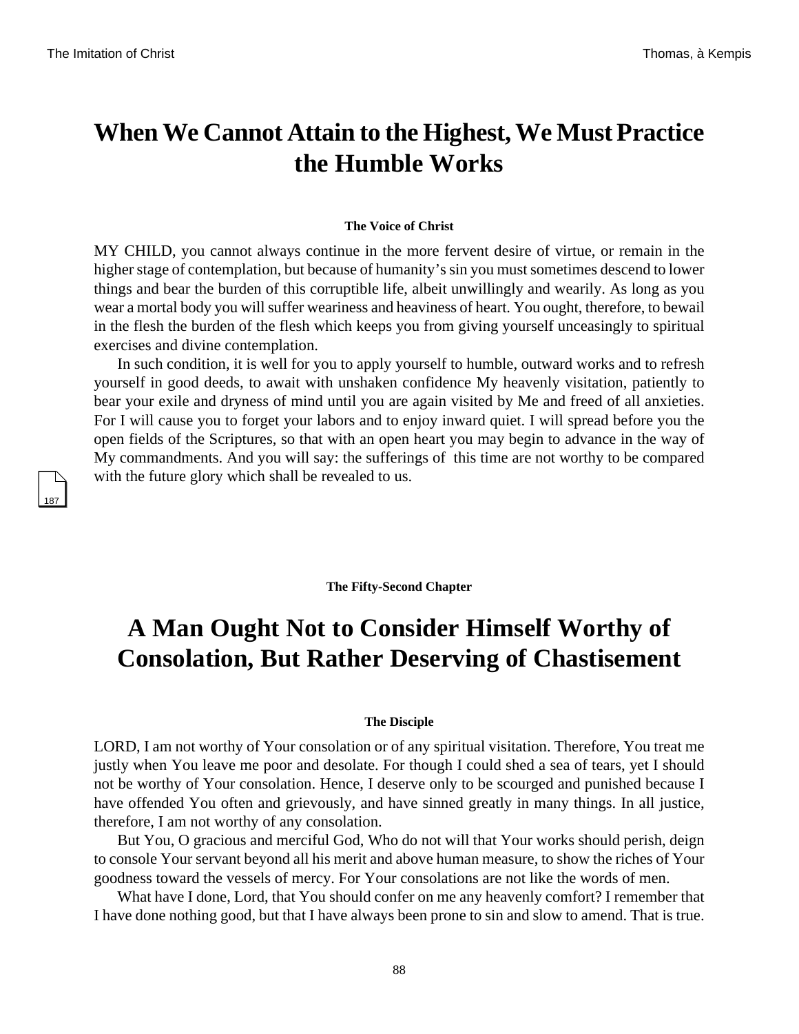# When We Cannot Attain to the Highest, We Must Practice the Humble Works

#### The Voice of Christ

MY CHILD, you cannot always continue in the more fervent desire of virtue, or remain in the higher stage of contemplation, but because of humanity's sin you must sometimes descend to lower things and bear the burden of this corruptible life, albeit unwillingly and wearily. As long as you wear a mortal body you will suffer weariness and heaviness of heart. You ought, therefore, to bewail in the flesh the burden of the flesh which keeps you from giving yourself unceasingly to spiritual exercises and divine contemplation.

In such condition, it is well for you to apply yourself to humble, outward works and to refresh yourself in good deeds, to await with unshaken confidence My heavenly visitation, patiently to bear your exile and dryness of mind until you are again visited by Me and freed of all anxieties. For I will cause you to forget your labors and to enjoy inward quiet. I will spread before you the open fields of the Scriptures, so that with an open heart you may begin to advance in the way of My commandments. And you will say: the sufferings of this time are not worthy to be compared with the future glory which shall be revealed to us.

#### The Fifty-Second Chapter

# A Man Ought Not to Consider Himself Worthy of Consolation, But Rather Deserving of Chastisement

#### The Disciple

LORD, I am not worthy of Your consolation or of any spiritual visitation. Therefore, You treat me justly when You leave me poor and desolate. For though I could shed a sea of tears, yet I should not be worthy of Your consolation. Hence, I deserve only to be scourged and punished because I have offended You often and grievously, and have sinned greatly in many things. In all justice, therefore, I am not worthy of any consolation.

But You, O gracious and merciful God, Who do not will that Your works should perish, deign to console Your servant beyond all his merit and above human measure, to show the riches of Your goodness toward the vessels of mercy. For Your consolations are not like the words of men.

What have I done, Lord, that You should confer on me any heavenly comfort? I remember that I have done nothing good, but that I have always been prone to sin and slow to amend. That is true.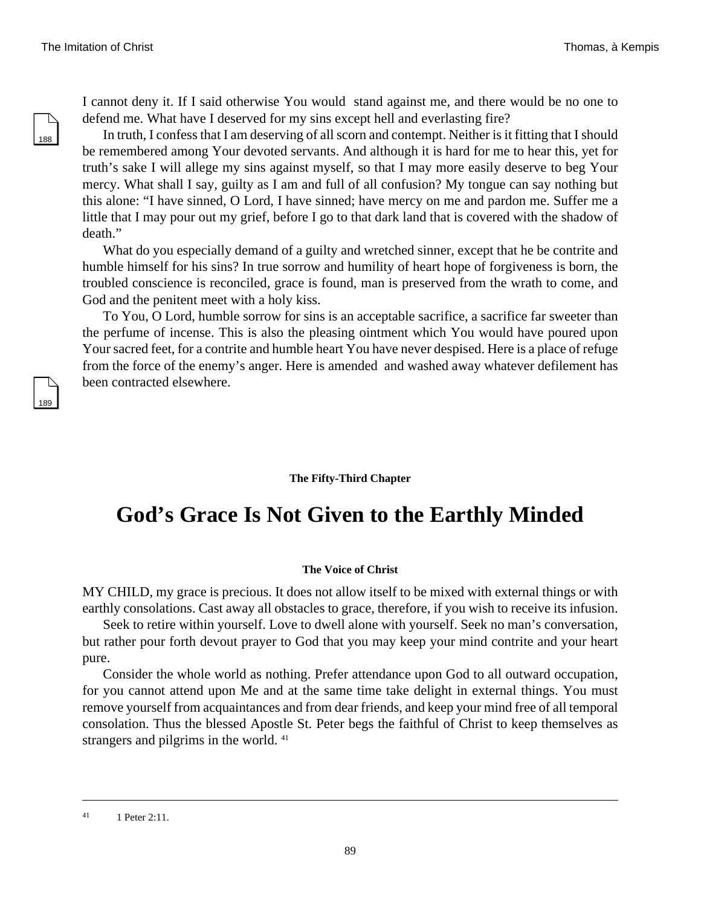I cannot deny it. If I said otherwise You would stand against me, and there would be no one to defend me. What have I deserved for my sins except hell and everlasting fire?

In truth, I confess that I am deserving of all scorn and contempt. Neither is it fitting that I should be remembered among Your devoted servants. And although it is hard for me to hear this, yet for truth's sake I will allege my sins against myself, so that I may more easily deserve to beg Your mercy. What shall I say, guilty as I am and full of all confusion? My tongue can say nothing but this alone: "I have sinned, O Lord, I have sinned; have mercy on me and pardon me. Suffer me a little that I may pour out my grief, before I go to that dark land that is covered with the shadow of death."

What do you especially demand of a guilty and wretched sinner, except that he be contrite and humble himself for his sins? In true sorrow and humility of heart hope of forgiveness is born, the troubled conscience is reconciled, grace is found, man is preserved from the wrath to come, and God and the penitent meet with a holy kiss.

To You, O Lord, humble sorrow for sins is an acceptable sacrifice, a sacrifice far sweeter than the perfume of incense. This is also the pleasing ointment which You would have poured upon Your sacred feet, for a contrite and humble heart You have never despised. Here is a place of refuge from the force of the enemy's anger. Here is amended and washed away whatever defilement has been contracted elsewhere.

**The Fifty-Third Chapter**

# God's Grace Is Not Given to the Earthly Minded

**The Voice of Christ**

MY CHILD, my grace is precious. It does not allow itself to be mixed with external things or with earthly consolations. Cast away all obstacles to grace, therefore, if you wish to receive its infusion.

Seek to retire within yourself. Love to dwell alone with yourself. Seek no man's conversation, but rather pour forth devout prayer to God that you may keep your mind contrite and your heart pure.

Consider the whole world as nothing. Prefer attendance upon God to all outward occupation, for you cannot attend upon Me and at the same time take delight in external things. You must remove yourself from acquaintances and from dear friends, and keep your mind free of all temporal consolation. Thus the blessed Apostle St. Peter begs the faithful of Christ to keep themselves as strangers and pilgrims in the world. [41]

---

[41] 1 Peter 2:11.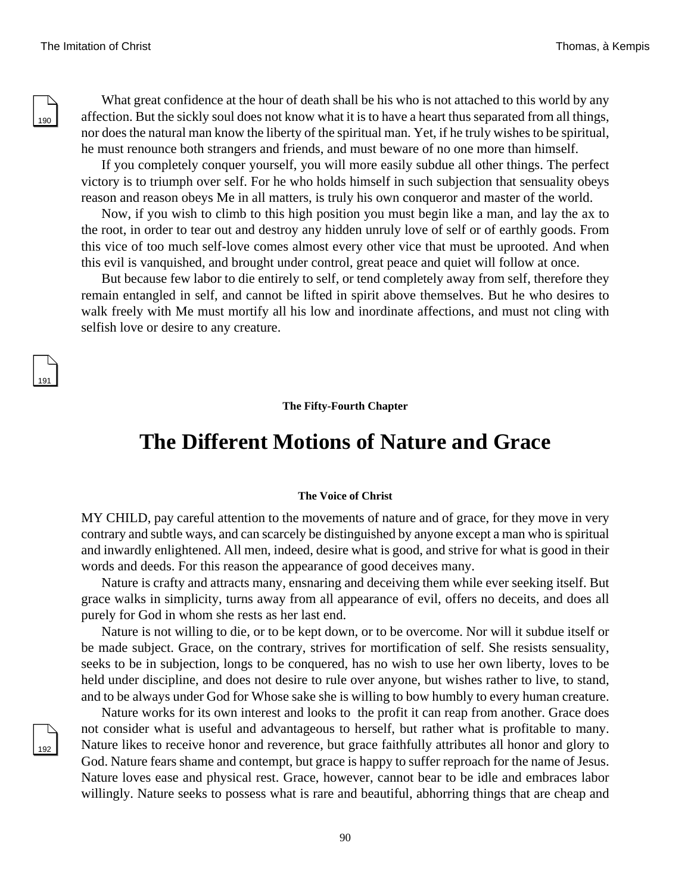What great confidence at the hour of death shall be his who is not attached to this world by any affection. But the sickly soul does not know what it is to have a heart thus separated from all things, nor does the natural man know the liberty of the spiritual man. Yet, if he truly wishes to be spiritual, he must renounce both strangers and friends, and must beware of no one more than himself.

If you completely conquer yourself, you will more easily subdue all other things. The perfect victory is to triumph over self. For he who holds himself in such subjection that sensuality obeys reason and reason obeys Me in all matters, is truly his own conqueror and master of the world.

Now, if you wish to climb to this high position you must begin like a man, and lay the ax to the root, in order to tear out and destroy any hidden unruly love of self or of earthly goods. From this vice of too much self-love comes almost every other vice that must be uprooted. And when this evil is vanquished, and brought under control, great peace and quiet will follow at once.

But because few labor to die entirely to self, or tend completely away from self, therefore they remain entangled in self, and cannot be lifted in spirit above themselves. But he who desires to walk freely with Me must mortify all his low and inordinate affections, and must not cling with selfish love or desire to any creature.

**The Fifty-Fourth Chapter**

# The Different Motions of Nature and Grace

**The Voice of Christ**

MY CHILD, pay careful attention to the movements of nature and of grace, for they move in very contrary and subtle ways, and can scarcely be distinguished by anyone except a man who is spiritual and inwardly enlightened. All men, indeed, desire what is good, and strive for what is good in their words and deeds. For this reason the appearance of good deceives many.

Nature is crafty and attracts many, ensnaring and deceiving them while ever seeking itself. But grace walks in simplicity, turns away from all appearance of evil, offers no deceits, and does all purely for God in whom she rests as her last end.

Nature is not willing to die, or to be kept down, or to be overcome. Nor will it subdue itself or be made subject. Grace, on the contrary, strives for mortification of self. She resists sensuality, seeks to be in subjection, longs to be conquered, has no wish to use her own liberty, loves to be held under discipline, and does not desire to rule over anyone, but wishes rather to live, to stand, and to be always under God for Whose sake she is willing to bow humbly to every human creature.

Nature works for its own interest and looks to the profit it can reap from another. Grace does not consider what is useful and advantageous to herself, but rather what is profitable to many. Nature likes to receive honor and reverence, but grace faithfully attributes all honor and glory to God. Nature fears shame and contempt, but grace is happy to suffer reproach for the name of Jesus. Nature loves ease and physical rest. Grace, however, cannot bear to be idle and embraces labor willingly. Nature seeks to possess what is rare and beautiful, abhorring things that are cheap and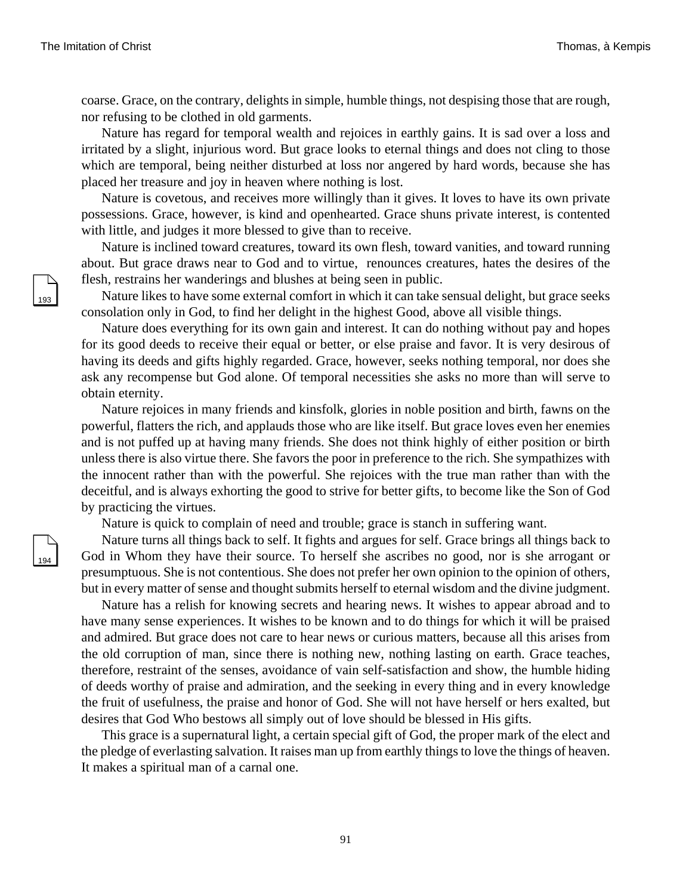coarse. Grace, on the contrary, delights in simple, humble things, not despising those that are rough, nor refusing to be clothed in old garments.

Nature has regard for temporal wealth and rejoices in earthly gains. It is sad over a loss and irritated by a slight, injurious word. But grace looks to eternal things and does not cling to those which are temporal, being neither disturbed at loss nor angered by hard words, because she has placed her treasure and joy in heaven where nothing is lost.

Nature is covetous, and receives more willingly than it gives. It loves to have its own private possessions. Grace, however, is kind and openhearted. Grace shuns private interest, is contented with little, and judges it more blessed to give than to receive.

Nature is inclined toward creatures, toward its own flesh, toward vanities, and toward running about. But grace draws near to God and to virtue, renounces creatures, hates the desires of the flesh, restrains her wanderings and blushes at being seen in public.

Nature likes to have some external comfort in which it can take sensual delight, but grace seeks consolation only in God, to find her delight in the highest Good, above all visible things.

Nature does everything for its own gain and interest. It can do nothing without pay and hopes for its good deeds to receive their equal or better, or else praise and favor. It is very desirous of having its deeds and gifts highly regarded. Grace, however, seeks nothing temporal, nor does she ask any recompense but God alone. Of temporal necessities she asks no more than will serve to obtain eternity.

Nature rejoices in many friends and kinsfolk, glories in noble position and birth, fawns on the powerful, flatters the rich, and applauds those who are like itself. But grace loves even her enemies and is not puffed up at having many friends. She does not think highly of either position or birth unless there is also virtue there. She favors the poor in preference to the rich. She sympathizes with the innocent rather than with the powerful. She rejoices with the true man rather than with the deceitful, and is always exhorting the good to strive for better gifts, to become like the Son of God by practicing the virtues.

Nature is quick to complain of need and trouble; grace is stanch in suffering want.

Nature turns all things back to self. It fights and argues for self. Grace brings all things back to God in Whom they have their source. To herself she ascribes no good, nor is she arrogant or presumptuous. She is not contentious. She does not prefer her own opinion to the opinion of others, but in every matter of sense and thought submits herself to eternal wisdom and the divine judgment.

Nature has a relish for knowing secrets and hearing news. It wishes to appear abroad and to have many sense experiences. It wishes to be known and to do things for which it will be praised and admired. But grace does not care to hear news or curious matters, because all this arises from the old corruption of man, since there is nothing new, nothing lasting on earth. Grace teaches, therefore, restraint of the senses, avoidance of vain self-satisfaction and show, the humble hiding of deeds worthy of praise and admiration, and the seeking in every thing and in every knowledge the fruit of usefulness, the praise and honor of God. She will not have herself or hers exalted, but desires that God Who bestows all simply out of love should be blessed in His gifts.

This grace is a supernatural light, a certain special gift of God, the proper mark of the elect and the pledge of everlasting salvation. It raises man up from earthly things to love the things of heaven. It makes a spiritual man of a carnal one.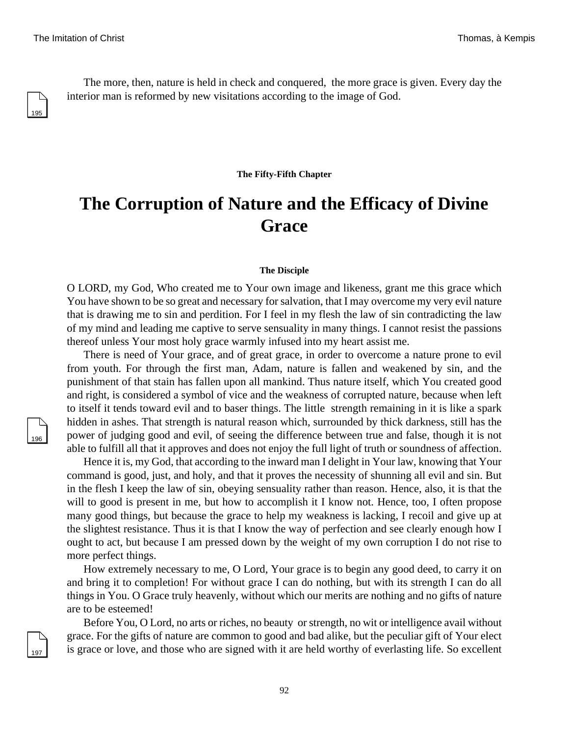The more, then, nature is held in check and conquered, the more grace is given. Every day the interior man is reformed by new visitations according to the image of God.

**The Fifty-Fifth Chapter**

# The Corruption of Nature and the Efficacy of Divine Grace

**The Disciple**

O LORD, my God, Who created me to Your own image and likeness, grant me this grace which You have shown to be so great and necessary for salvation, that I may overcome my very evil nature that is drawing me to sin and perdition. For I feel in my flesh the law of sin contradicting the law of my mind and leading me captive to serve sensuality in many things. I cannot resist the passions thereof unless Your most holy grace warmly infused into my heart assist me.

There is need of Your grace, and of great grace, in order to overcome a nature prone to evil from youth. For through the first man, Adam, nature is fallen and weakened by sin, and the punishment of that stain has fallen upon all mankind. Thus nature itself, which You created good and right, is considered a symbol of vice and the weakness of corrupted nature, because when left to itself it tends toward evil and to baser things. The little strength remaining in it is like a spark hidden in ashes. That strength is natural reason which, surrounded by thick darkness, still has the power of judging good and evil, of seeing the difference between true and false, though it is not able to fulfill all that it approves and does not enjoy the full light of truth or soundness of affection.

Hence it is, my God, that according to the inward man I delight in Your law, knowing that Your command is good, just, and holy, and that it proves the necessity of shunning all evil and sin. But in the flesh I keep the law of sin, obeying sensuality rather than reason. Hence, also, it is that the will to good is present in me, but how to accomplish it I know not. Hence, too, I often propose many good things, but because the grace to help my weakness is lacking, I recoil and give up at the slightest resistance. Thus it is that I know the way of perfection and see clearly enough how I ought to act, but because I am pressed down by the weight of my own corruption I do not rise to more perfect things.

How extremely necessary to me, O Lord, Your grace is to begin any good deed, to carry it on and bring it to completion! For without grace I can do nothing, but with its strength I can do all things in You. O Grace truly heavenly, without which our merits are nothing and no gifts of nature are to be esteemed!

Before You, O Lord, no arts or riches, no beauty or strength, no wit or intelligence avail without grace. For the gifts of nature are common to good and bad alike, but the peculiar gift of Your elect is grace or love, and those who are signed with it are held worthy of everlasting life. So excellent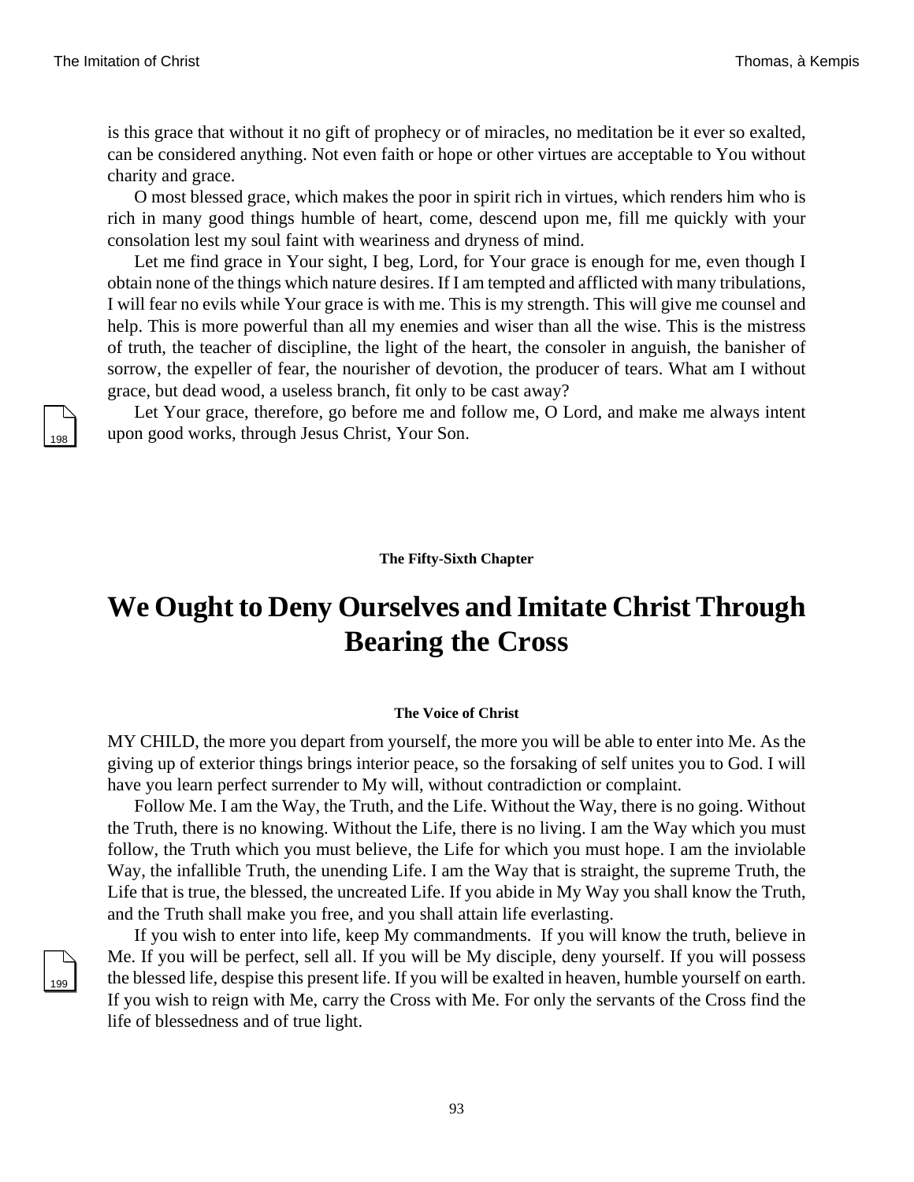is this grace that without it no gift of prophecy or of miracles, no meditation be it ever so exalted, can be considered anything. Not even faith or hope or other virtues are acceptable to You without charity and grace.

O most blessed grace, which makes the poor in spirit rich in virtues, which renders him who is rich in many good things humble of heart, come, descend upon me, fill me quickly with your consolation lest my soul faint with weariness and dryness of mind.

Let me find grace in Your sight, I beg, Lord, for Your grace is enough for me, even though I obtain none of the things which nature desires. If I am tempted and afflicted with many tribulations, I will fear no evils while Your grace is with me. This is my strength. This will give me counsel and help. This is more powerful than all my enemies and wiser than all the wise. This is the mistress of truth, the teacher of discipline, the light of the heart, the consoler in anguish, the banisher of sorrow, the expeller of fear, the nourisher of devotion, the producer of tears. What am I without grace, but dead wood, a useless branch, fit only to be cast away?

Let Your grace, therefore, go before me and follow me, O Lord, and make me always intent upon good works, through Jesus Christ, Your Son.

**The Fifty-Sixth Chapter**

# We Ought to Deny Ourselves and Imitate Christ Through Bearing the Cross

**The Voice of Christ**

MY CHILD, the more you depart from yourself, the more you will be able to enter into Me. As the giving up of exterior things brings interior peace, so the forsaking of self unites you to God. I will have you learn perfect surrender to My will, without contradiction or complaint.

Follow Me. I am the Way, the Truth, and the Life. Without the Way, there is no going. Without the Truth, there is no knowing. Without the Life, there is no living. I am the Way which you must follow, the Truth which you must believe, the Life for which you must hope. I am the inviolable Way, the infallible Truth, the unending Life. I am the Way that is straight, the supreme Truth, the Life that is true, the blessed, the uncreated Life. If you abide in My Way you shall know the Truth, and the Truth shall make you free, and you shall attain life everlasting.

If you wish to enter into life, keep My commandments. If you will know the truth, believe in Me. If you will be perfect, sell all. If you will be My disciple, deny yourself. If you will possess the blessed life, despise this present life. If you will be exalted in heaven, humble yourself on earth. If you wish to reign with Me, carry the Cross with Me. For only the servants of the Cross find the life of blessedness and of true light.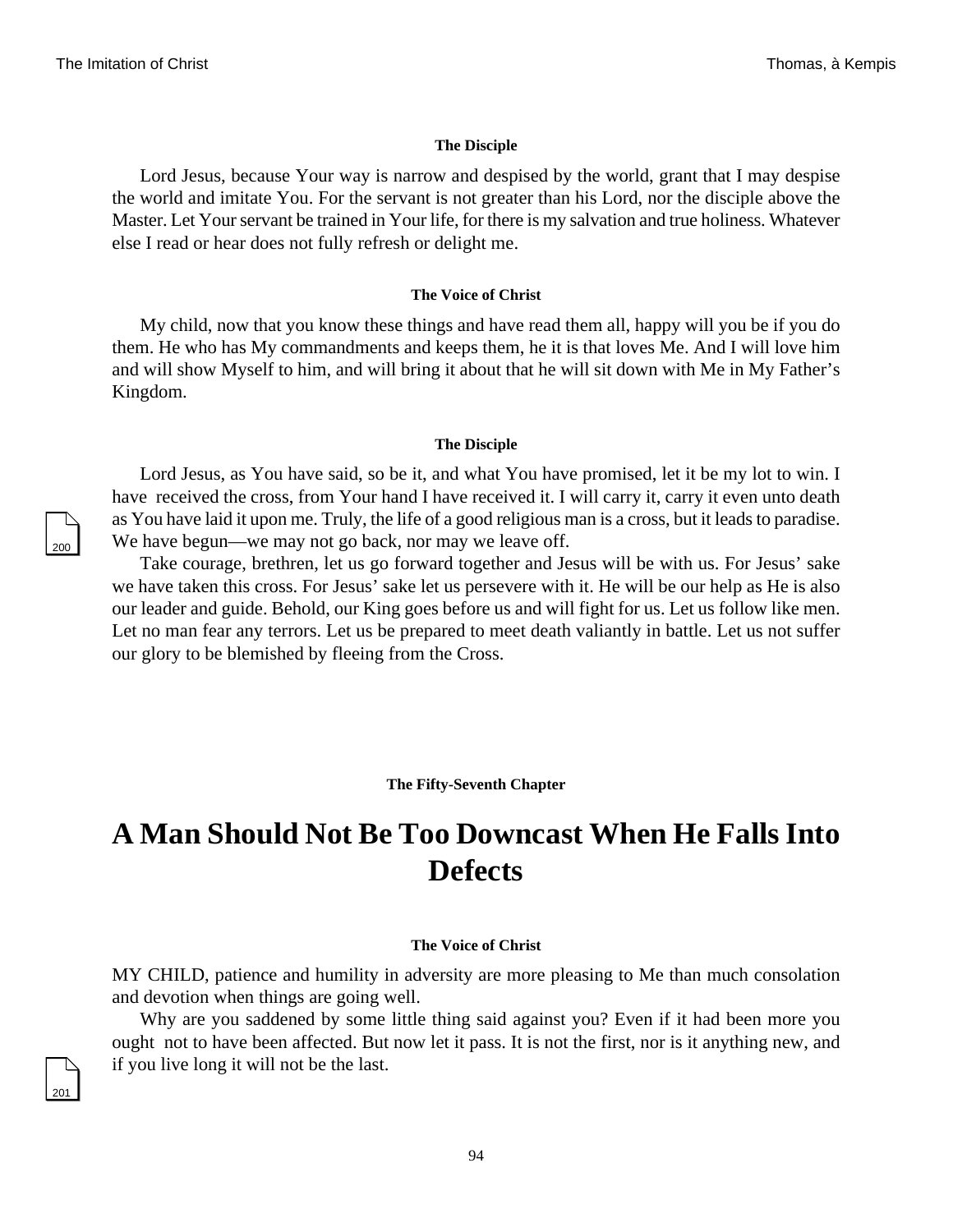**The Disciple**

Lord Jesus, because Your way is narrow and despised by the world, grant that I may despise the world and imitate You. For the servant is not greater than his Lord, nor the disciple above the Master. Let Your servant be trained in Your life, for there is my salvation and true holiness. Whatever else I read or hear does not fully refresh or delight me.

**The Voice of Christ**

My child, now that you know these things and have read them all, happy will you be if you do them. He who has My commandments and keeps them, he it is that loves Me. And I will love him and will show Myself to him, and will bring it about that he will sit down with Me in My Father's Kingdom.

**The Disciple**

Lord Jesus, as You have said, so be it, and what You have promised, let it be my lot to win. I have received the cross, from Your hand I have received it. I will carry it, carry it even unto death as You have laid it upon me. Truly, the life of a good religious man is a cross, but it leads to paradise. We have begun—we may not go back, nor may we leave off.

Take courage, brethren, let us go forward together and Jesus will be with us. For Jesus' sake we have taken this cross. For Jesus' sake let us persevere with it. He will be our help as He is also our leader and guide. Behold, our King goes before us and will fight for us. Let us follow like men. Let no man fear any terrors. Let us be prepared to meet death valiantly in battle. Let us not suffer our glory to be blemished by fleeing from the Cross.

**The Fifty-Seventh Chapter**

# A Man Should Not Be Too Downcast When He Falls Into Defects

**The Voice of Christ**

MY CHILD, patience and humility in adversity are more pleasing to Me than much consolation and devotion when things are going well.

Why are you saddened by some little thing said against you? Even if it had been more you ought not to have been affected. But now let it pass. It is not the first, nor is it anything new, and if you live long it will not be the last.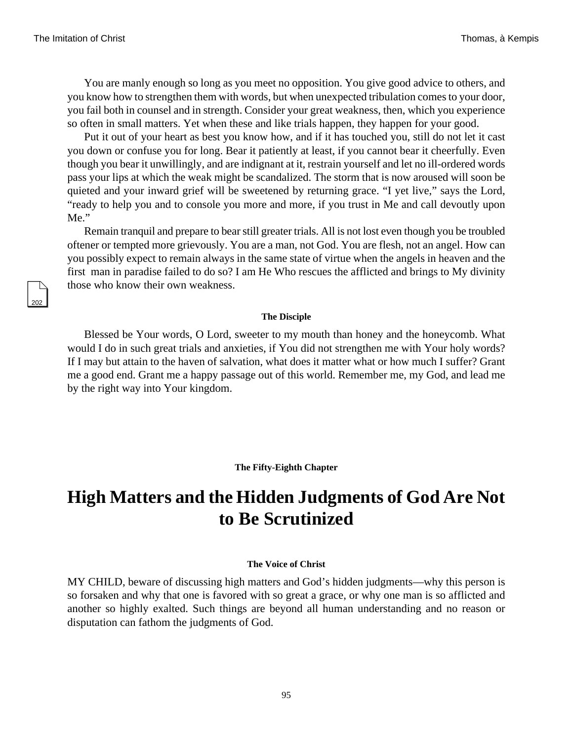You are manly enough so long as you meet no opposition. You give good advice to others, and you know how to strengthen them with words, but when unexpected tribulation comes to your door, you fail both in counsel and in strength. Consider your great weakness, then, which you experience so often in small matters. Yet when these and like trials happen, they happen for your good.

Put it out of your heart as best you know how, and if it has touched you, still do not let it cast you down or confuse you for long. Bear it patiently at least, if you cannot bear it cheerfully. Even though you bear it unwillingly, and are indignant at it, restrain yourself and let no ill-ordered words pass your lips at which the weak might be scandalized. The storm that is now aroused will soon be quieted and your inward grief will be sweetened by returning grace. "I yet live," says the Lord, "ready to help you and to console you more and more, if you trust in Me and call devoutly upon Me."

Remain tranquil and prepare to bear still greater trials. All is not lost even though you be troubled oftener or tempted more grievously. You are a man, not God. You are flesh, not an angel. How can you possibly expect to remain always in the same state of virtue when the angels in heaven and the first man in paradise failed to do so? I am He Who rescues the afflicted and brings to My divinity those who know their own weakness.

#### The Disciple

Blessed be Your words, O Lord, sweeter to my mouth than honey and the honeycomb. What would I do in such great trials and anxieties, if You did not strengthen me with Your holy words? If I may but attain to the haven of salvation, what does it matter what or how much I suffer? Grant me a good end. Grant me a happy passage out of this world. Remember me, my God, and lead me by the right way into Your kingdom.

#### The Fifty-Eighth Chapter

# High Matters and the Hidden Judgments of God Are Not to Be Scrutinized

#### The Voice of Christ

MY CHILD, beware of discussing high matters and God's hidden judgments—why this person is so forsaken and why that one is favored with so great a grace, or why one man is so afflicted and another so highly exalted. Such things are beyond all human understanding and no reason or disputation can fathom the judgments of God.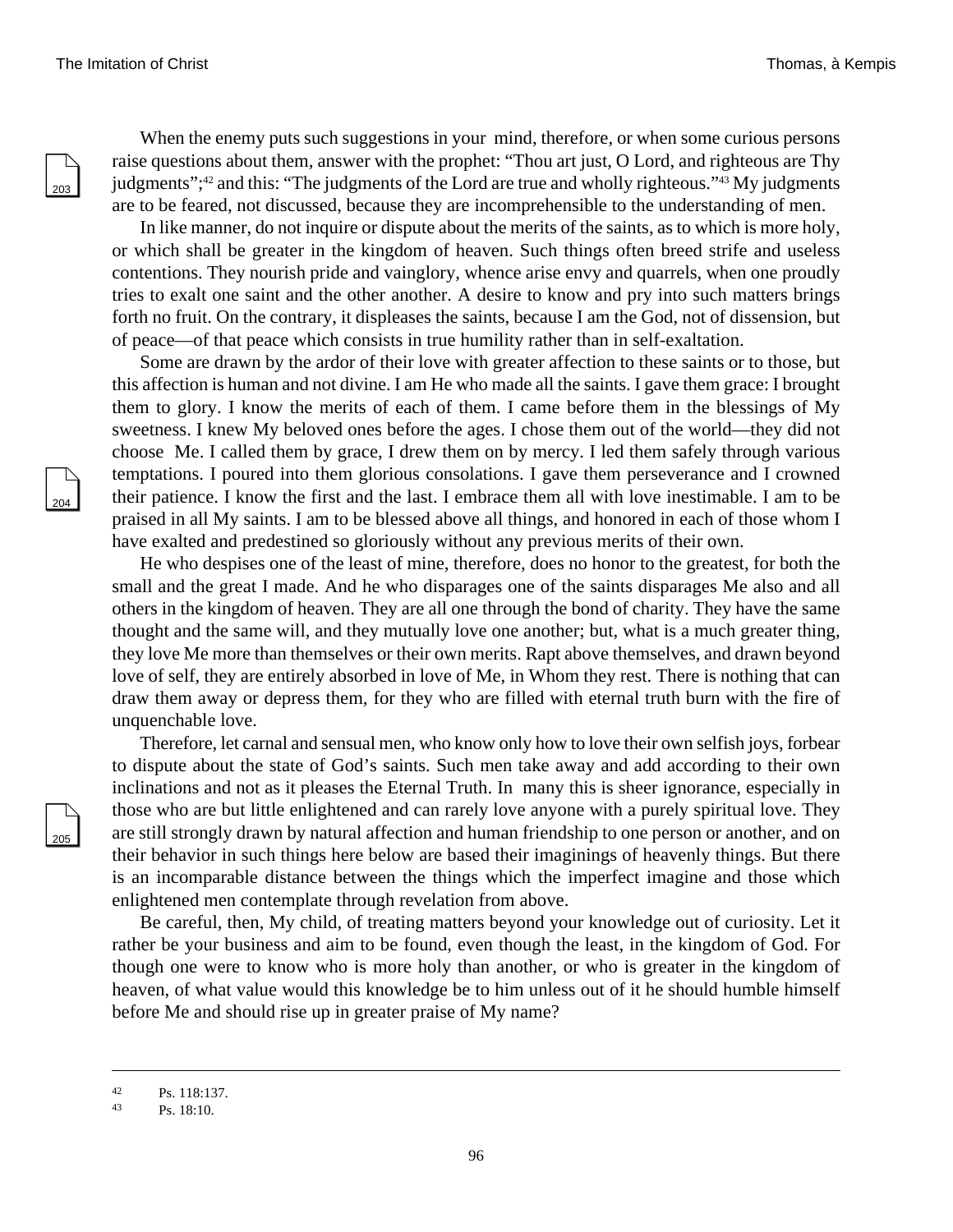When the enemy puts such suggestions in your mind, therefore, or when some curious persons raise questions about them, answer with the prophet: “Thou art just, O Lord, and righteous are Thy judgments”;[42] and this: “The judgments of the Lord are true and wholly righteous.”[43] My judgments are to be feared, not discussed, because they are incomprehensible to the understanding of men.

In like manner, do not inquire or dispute about the merits of the saints, as to which is more holy, or which shall be greater in the kingdom of heaven. Such things often breed strife and useless contentions. They nourish pride and vainglory, whence arise envy and quarrels, when one proudly tries to exalt one saint and the other another. A desire to know and pry into such matters brings forth no fruit. On the contrary, it displeases the saints, because I am the God, not of dissension, but of peace—of that peace which consists in true humility rather than in self-exaltation.

Some are drawn by the ardor of their love with greater affection to these saints or to those, but this affection is human and not divine. I am He who made all the saints. I gave them grace: I brought them to glory. I know the merits of each of them. I came before them in the blessings of My sweetness. I knew My beloved ones before the ages. I chose them out of the world—they did not choose Me. I called them by grace, I drew them on by mercy. I led them safely through various temptations. I poured into them glorious consolations. I gave them perseverance and I crowned their patience. I know the first and the last. I embrace them all with love inestimable. I am to be praised in all My saints. I am to be blessed above all things, and honored in each of those whom I have exalted and predestined so gloriously without any previous merits of their own.

He who despises one of the least of mine, therefore, does no honor to the greatest, for both the small and the great I made. And he who disparages one of the saints disparages Me also and all others in the kingdom of heaven. They are all one through the bond of charity. They have the same thought and the same will, and they mutually love one another; but, what is a much greater thing, they love Me more than themselves or their own merits. Rapt above themselves, and drawn beyond love of self, they are entirely absorbed in love of Me, in Whom they rest. There is nothing that can draw them away or depress them, for they who are filled with eternal truth burn with the fire of unquenchable love.

Therefore, let carnal and sensual men, who know only how to love their own selfish joys, forbear to dispute about the state of God’s saints. Such men take away and add according to their own inclinations and not as it pleases the Eternal Truth. In many this is sheer ignorance, especially in those who are but little enlightened and can rarely love anyone with a purely spiritual love. They are still strongly drawn by natural affection and human friendship to one person or another, and on their behavior in such things here below are based their imaginings of heavenly things. But there is an incomparable distance between the things which the imperfect imagine and those which enlightened men contemplate through revelation from above.

Be careful, then, My child, of treating matters beyond your knowledge out of curiosity. Let it rather be your business and aim to be found, even though the least, in the kingdom of God. For though one were to know who is more holy than another, or who is greater in the kingdom of heaven, of what value would this knowledge be to him unless out of it he should humble himself before Me and should rise up in greater praise of My name?

---

[42] Ps. 118:137.

[43] Ps. 18:10.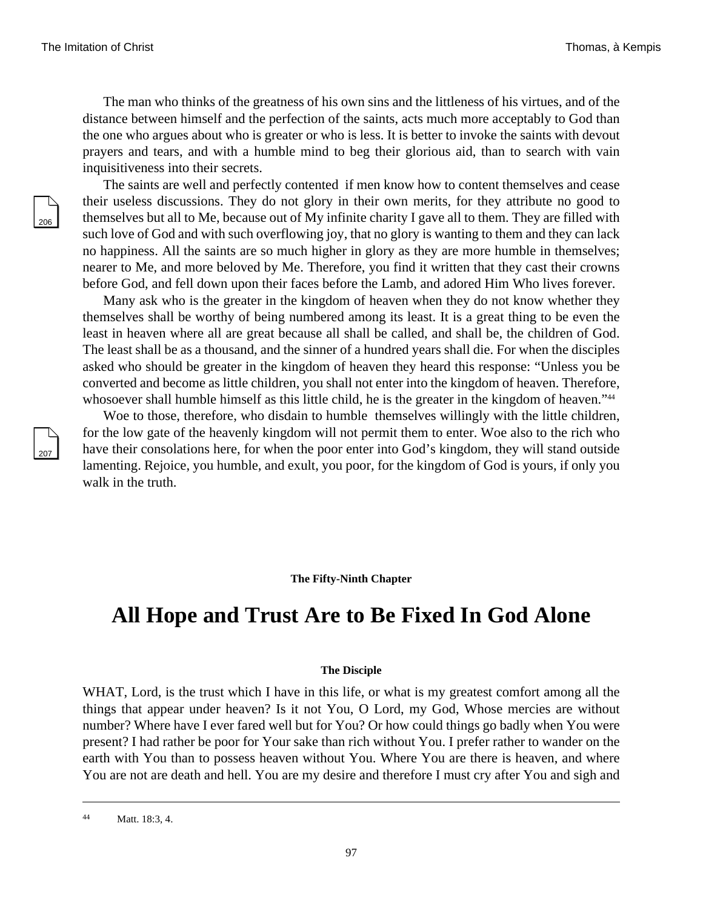The man who thinks of the greatness of his own sins and the littleness of his virtues, and of the distance between himself and the perfection of the saints, acts much more acceptably to God than the one who argues about who is greater or who is less. It is better to invoke the saints with devout prayers and tears, and with a humble mind to beg their glorious aid, than to search with vain inquisitiveness into their secrets.

The saints are well and perfectly contented if men know how to content themselves and cease their useless discussions. They do not glory in their own merits, for they attribute no good to themselves but all to Me, because out of My infinite charity I gave all to them. They are filled with such love of God and with such overflowing joy, that no glory is wanting to them and they can lack no happiness. All the saints are so much higher in glory as they are more humble in themselves; nearer to Me, and more beloved by Me. Therefore, you find it written that they cast their crowns before God, and fell down upon their faces before the Lamb, and adored Him Who lives forever.

Many ask who is the greater in the kingdom of heaven when they do not know whether they themselves shall be worthy of being numbered among its least. It is a great thing to be even the least in heaven where all are great because all shall be called, and shall be, the children of God. The least shall be as a thousand, and the sinner of a hundred years shall die. For when the disciples asked who should be greater in the kingdom of heaven they heard this response: "Unless you be converted and become as little children, you shall not enter into the kingdom of heaven. Therefore, whosoever shall humble himself as this little child, he is the greater in the kingdom of heaven."[44]

Woe to those, therefore, who disdain to humble themselves willingly with the little children, for the low gate of the heavenly kingdom will not permit them to enter. Woe also to the rich who have their consolations here, for when the poor enter into God's kingdom, they will stand outside lamenting. Rejoice, you humble, and exult, you poor, for the kingdom of God is yours, if only you walk in the truth.

**The Fifty-Ninth Chapter**

# All Hope and Trust Are to Be Fixed In God Alone

**The Disciple**

WHAT, Lord, is the trust which I have in this life, or what is my greatest comfort among all the things that appear under heaven? Is it not You, O Lord, my God, Whose mercies are without number? Where have I ever fared well but for You? Or how could things go badly when You were present? I had rather be poor for Your sake than rich without You. I prefer rather to wander on the earth with You than to possess heaven without You. Where You are there is heaven, and where You are not are death and hell. You are my desire and therefore I must cry after You and sigh and

---

[44] Matt. 18:3, 4.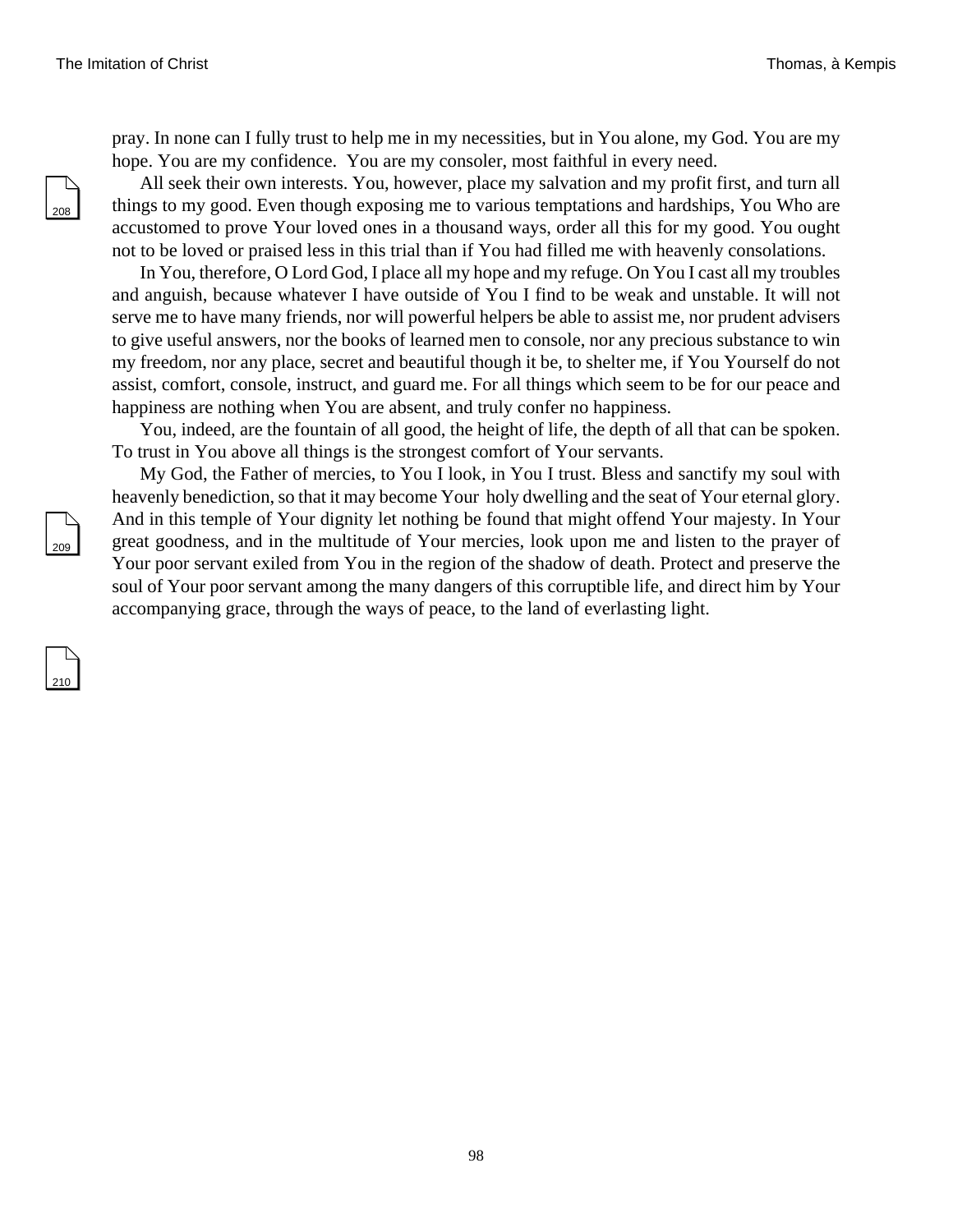pray. In none can I fully trust to help me in my necessities, but in You alone, my God. You are my hope. You are my confidence. You are my consoler, most faithful in every need.

All seek their own interests. You, however, place my salvation and my profit first, and turn all things to my good. Even though exposing me to various temptations and hardships, You Who are accustomed to prove Your loved ones in a thousand ways, order all this for my good. You ought not to be loved or praised less in this trial than if You had filled me with heavenly consolations.

In You, therefore, O Lord God, I place all my hope and my refuge. On You I cast all my troubles and anguish, because whatever I have outside of You I find to be weak and unstable. It will not serve me to have many friends, nor will powerful helpers be able to assist me, nor prudent advisers to give useful answers, nor the books of learned men to console, nor any precious substance to win my freedom, nor any place, secret and beautiful though it be, to shelter me, if You Yourself do not assist, comfort, console, instruct, and guard me. For all things which seem to be for our peace and happiness are nothing when You are absent, and truly confer no happiness.

You, indeed, are the fountain of all good, the height of life, the depth of all that can be spoken. To trust in You above all things is the strongest comfort of Your servants.

My God, the Father of mercies, to You I look, in You I trust. Bless and sanctify my soul with heavenly benediction, so that it may become Your holy dwelling and the seat of Your eternal glory. And in this temple of Your dignity let nothing be found that might offend Your majesty. In Your great goodness, and in the multitude of Your mercies, look upon me and listen to the prayer of Your poor servant exiled from You in the region of the shadow of death. Protect and preserve the soul of Your poor servant among the many dangers of this corruptible life, and direct him by Your accompanying grace, through the ways of peace, to the land of everlasting light.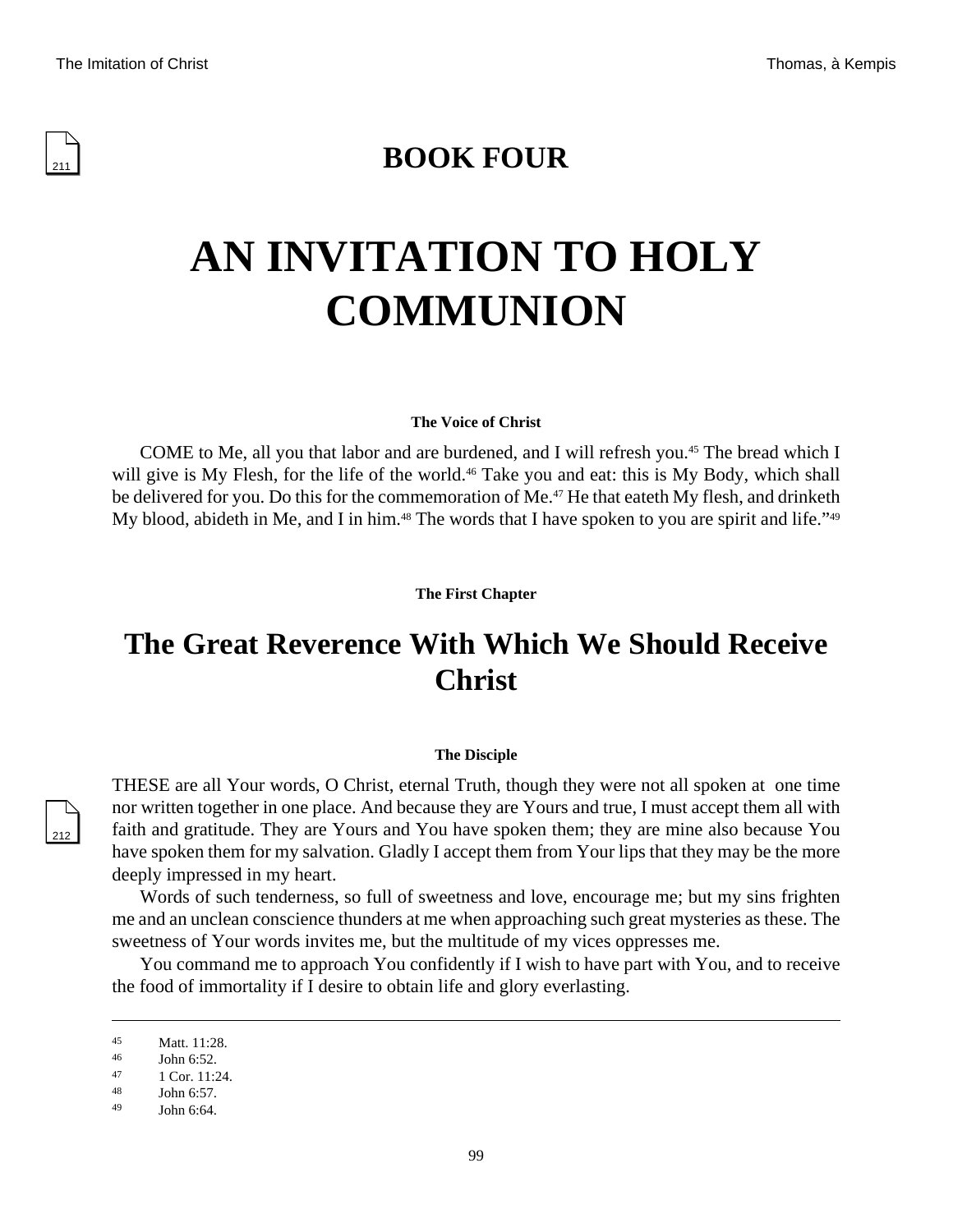# BOOK FOUR

# AN INVITATION TO HOLY COMMUNION

**The Voice of Christ**

COME to Me, all you that labor and are burdened, and I will refresh you.[45] The bread which I will give is My Flesh, for the life of the world.[46] Take you and eat: this is My Body, which shall be delivered for you. Do this for the commemoration of Me.[47] He that eateth My flesh, and drinketh My blood, abideth in Me, and I in him.[48] The words that I have spoken to you are spirit and life."[49]

**The First Chapter**

## The Great Reverence With Which We Should Receive Christ

**The Disciple**

THESE are all Your words, O Christ, eternal Truth, though they were not all spoken at one time nor written together in one place. And because they are Yours and true, I must accept them all with faith and gratitude. They are Yours and You have spoken them; they are mine also because You have spoken them for my salvation. Gladly I accept them from Your lips that they may be the more deeply impressed in my heart.

Words of such tenderness, so full of sweetness and love, encourage me; but my sins frighten me and an unclean conscience thunders at me when approaching such great mysteries as these. The sweetness of Your words invites me, but the multitude of my vices oppresses me.

You command me to approach You confidently if I wish to have part with You, and to receive the food of immortality if I desire to obtain life and glory everlasting.

---

[45] Matt. 11:28.
[46] John 6:52.
[47] 1 Cor. 11:24.
[48] John 6:57.
[49] John 6:64.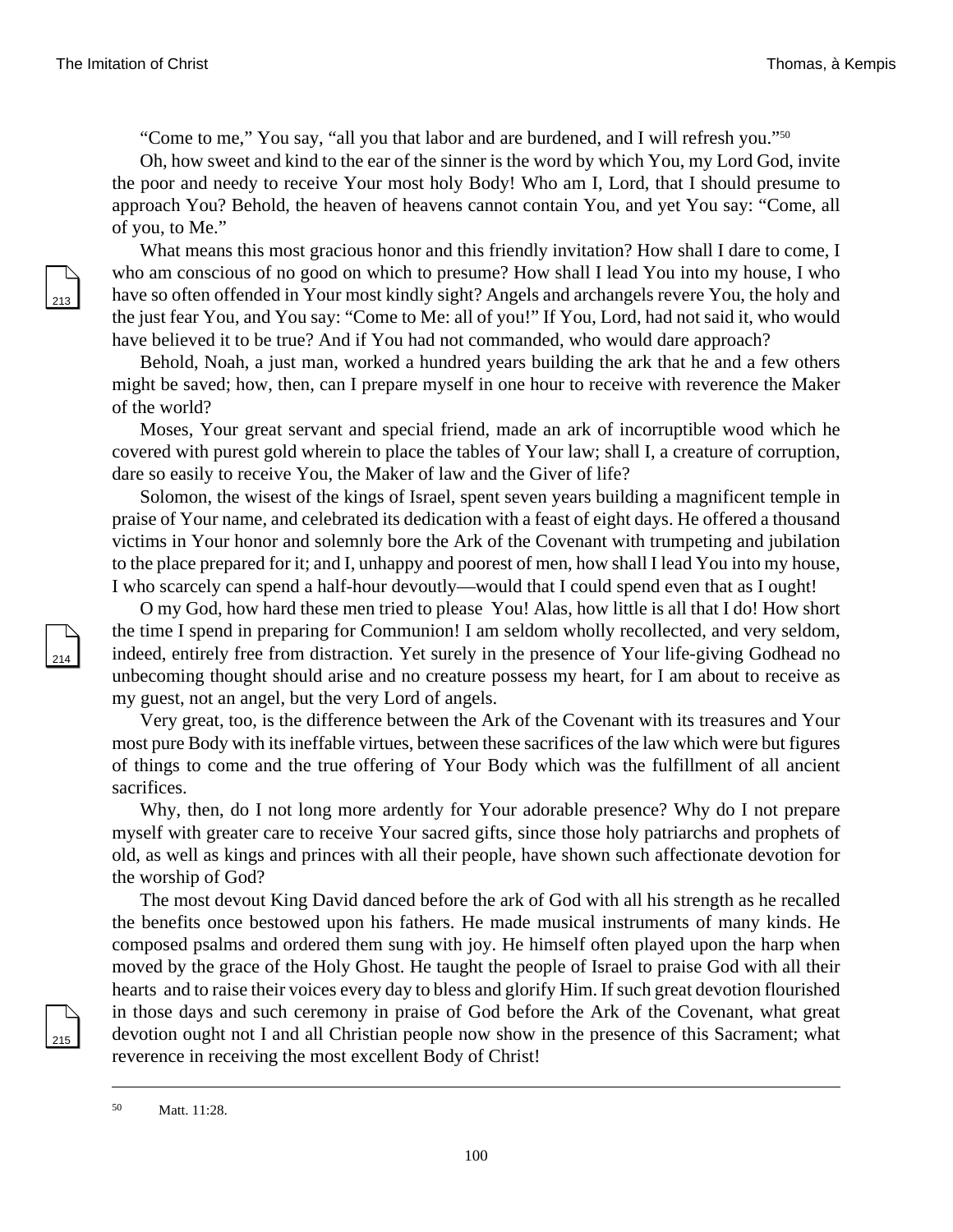"Come to me," You say, "all you that labor and are burdened, and I will refresh you."[50]

Oh, how sweet and kind to the ear of the sinner is the word by which You, my Lord God, invite the poor and needy to receive Your most holy Body! Who am I, Lord, that I should presume to approach You? Behold, the heaven of heavens cannot contain You, and yet You say: "Come, all of you, to Me."

What means this most gracious honor and this friendly invitation? How shall I dare to come, I who am conscious of no good on which to presume? How shall I lead You into my house, I who have so often offended in Your most kindly sight? Angels and archangels revere You, the holy and the just fear You, and You say: "Come to Me: all of you!" If You, Lord, had not said it, who would have believed it to be true? And if You had not commanded, who would dare approach?

Behold, Noah, a just man, worked a hundred years building the ark that he and a few others might be saved; how, then, can I prepare myself in one hour to receive with reverence the Maker of the world?

Moses, Your great servant and special friend, made an ark of incorruptible wood which he covered with purest gold wherein to place the tables of Your law; shall I, a creature of corruption, dare so easily to receive You, the Maker of law and the Giver of life?

Solomon, the wisest of the kings of Israel, spent seven years building a magnificent temple in praise of Your name, and celebrated its dedication with a feast of eight days. He offered a thousand victims in Your honor and solemnly bore the Ark of the Covenant with trumpeting and jubilation to the place prepared for it; and I, unhappy and poorest of men, how shall I lead You into my house, I who scarcely can spend a half-hour devoutly—would that I could spend even that as I ought!

O my God, how hard these men tried to please You! Alas, how little is all that I do! How short the time I spend in preparing for Communion! I am seldom wholly recollected, and very seldom, indeed, entirely free from distraction. Yet surely in the presence of Your life-giving Godhead no unbecoming thought should arise and no creature possess my heart, for I am about to receive as my guest, not an angel, but the very Lord of angels.

Very great, too, is the difference between the Ark of the Covenant with its treasures and Your most pure Body with its ineffable virtues, between these sacrifices of the law which were but figures of things to come and the true offering of Your Body which was the fulfillment of all ancient sacrifices.

Why, then, do I not long more ardently for Your adorable presence? Why do I not prepare myself with greater care to receive Your sacred gifts, since those holy patriarchs and prophets of old, as well as kings and princes with all their people, have shown such affectionate devotion for the worship of God?

The most devout King David danced before the ark of God with all his strength as he recalled the benefits once bestowed upon his fathers. He made musical instruments of many kinds. He composed psalms and ordered them sung with joy. He himself often played upon the harp when moved by the grace of the Holy Ghost. He taught the people of Israel to praise God with all their hearts and to raise their voices every day to bless and glorify Him. If such great devotion flourished in those days and such ceremony in praise of God before the Ark of the Covenant, what great devotion ought not I and all Christian people now show in the presence of this Sacrament; what reverence in receiving the most excellent Body of Christ!

---

[50] Matt. 11:28.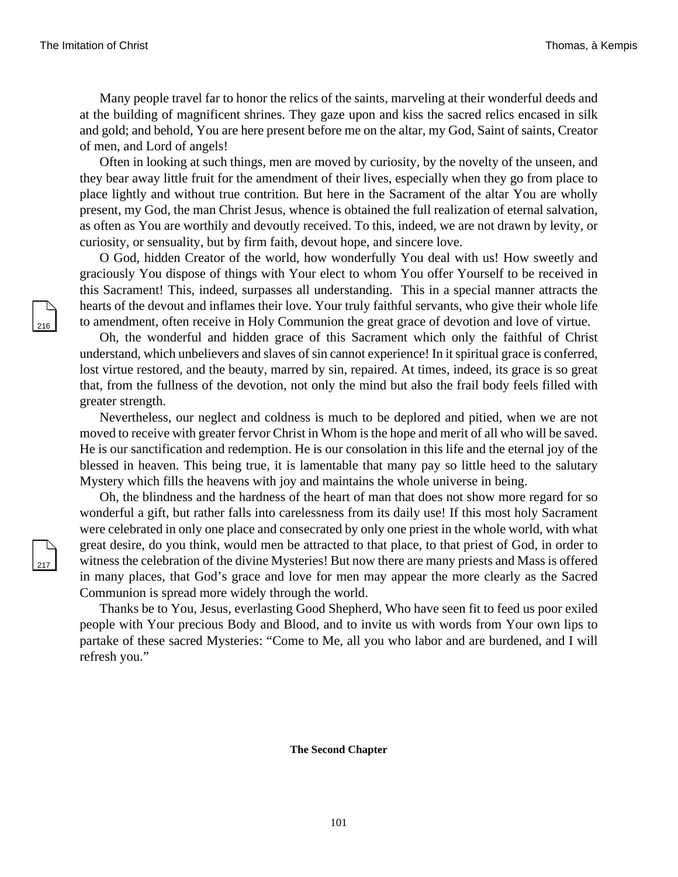Many people travel far to honor the relics of the saints, marveling at their wonderful deeds and at the building of magnificent shrines. They gaze upon and kiss the sacred relics encased in silk and gold; and behold, You are here present before me on the altar, my God, Saint of saints, Creator of men, and Lord of angels!

Often in looking at such things, men are moved by curiosity, by the novelty of the unseen, and they bear away little fruit for the amendment of their lives, especially when they go from place to place lightly and without true contrition. But here in the Sacrament of the altar You are wholly present, my God, the man Christ Jesus, whence is obtained the full realization of eternal salvation, as often as You are worthily and devoutly received. To this, indeed, we are not drawn by levity, or curiosity, or sensuality, but by firm faith, devout hope, and sincere love.

O God, hidden Creator of the world, how wonderfully You deal with us! How sweetly and graciously You dispose of things with Your elect to whom You offer Yourself to be received in this Sacrament! This, indeed, surpasses all understanding. This in a special manner attracts the hearts of the devout and inflames their love. Your truly faithful servants, who give their whole life to amendment, often receive in Holy Communion the great grace of devotion and love of virtue.

Oh, the wonderful and hidden grace of this Sacrament which only the faithful of Christ understand, which unbelievers and slaves of sin cannot experience! In it spiritual grace is conferred, lost virtue restored, and the beauty, marred by sin, repaired. At times, indeed, its grace is so great that, from the fullness of the devotion, not only the mind but also the frail body feels filled with greater strength.

Nevertheless, our neglect and coldness is much to be deplored and pitied, when we are not moved to receive with greater fervor Christ in Whom is the hope and merit of all who will be saved. He is our sanctification and redemption. He is our consolation in this life and the eternal joy of the blessed in heaven. This being true, it is lamentable that many pay so little heed to the salutary Mystery which fills the heavens with joy and maintains the whole universe in being.

Oh, the blindness and the hardness of the heart of man that does not show more regard for so wonderful a gift, but rather falls into carelessness from its daily use! If this most holy Sacrament were celebrated in only one place and consecrated by only one priest in the whole world, with what great desire, do you think, would men be attracted to that place, to that priest of God, in order to witness the celebration of the divine Mysteries! But now there are many priests and Mass is offered in many places, that God's grace and love for men may appear the more clearly as the Sacred Communion is spread more widely through the world.

Thanks be to You, Jesus, everlasting Good Shepherd, Who have seen fit to feed us poor exiled people with Your precious Body and Blood, and to invite us with words from Your own lips to partake of these sacred Mysteries: "Come to Me, all you who labor and are burdened, and I will refresh you."

**The Second Chapter**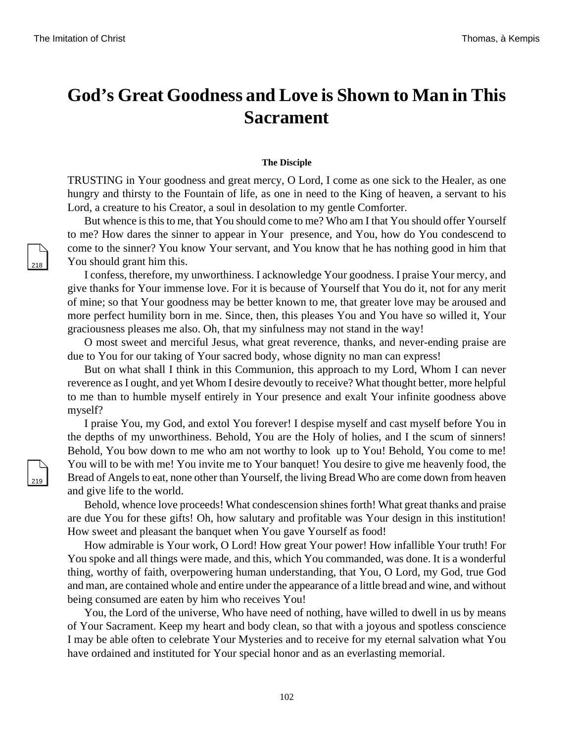# God's Great Goodness and Love is Shown to Man in This Sacrament

**The Disciple**

TRUSTING in Your goodness and great mercy, O Lord, I come as one sick to the Healer, as one hungry and thirsty to the Fountain of life, as one in need to the King of heaven, a servant to his Lord, a creature to his Creator, a soul in desolation to my gentle Comforter.

But whence is this to me, that You should come to me? Who am I that You should offer Yourself to me? How dares the sinner to appear in Your presence, and You, how do You condescend to come to the sinner? You know Your servant, and You know that he has nothing good in him that You should grant him this.

I confess, therefore, my unworthiness. I acknowledge Your goodness. I praise Your mercy, and give thanks for Your immense love. For it is because of Yourself that You do it, not for any merit of mine; so that Your goodness may be better known to me, that greater love may be aroused and more perfect humility born in me. Since, then, this pleases You and You have so willed it, Your graciousness pleases me also. Oh, that my sinfulness may not stand in the way!

O most sweet and merciful Jesus, what great reverence, thanks, and never-ending praise are due to You for our taking of Your sacred body, whose dignity no man can express!

But on what shall I think in this Communion, this approach to my Lord, Whom I can never reverence as I ought, and yet Whom I desire devoutly to receive? What thought better, more helpful to me than to humble myself entirely in Your presence and exalt Your infinite goodness above myself?

I praise You, my God, and extol You forever! I despise myself and cast myself before You in the depths of my unworthiness. Behold, You are the Holy of holies, and I the scum of sinners! Behold, You bow down to me who am not worthy to look up to You! Behold, You come to me! You will to be with me! You invite me to Your banquet! You desire to give me heavenly food, the Bread of Angels to eat, none other than Yourself, the living Bread Who are come down from heaven and give life to the world.

Behold, whence love proceeds! What condescension shines forth! What great thanks and praise are due You for these gifts! Oh, how salutary and profitable was Your design in this institution! How sweet and pleasant the banquet when You gave Yourself as food!

How admirable is Your work, O Lord! How great Your power! How infallible Your truth! For You spoke and all things were made, and this, which You commanded, was done. It is a wonderful thing, worthy of faith, overpowering human understanding, that You, O Lord, my God, true God and man, are contained whole and entire under the appearance of a little bread and wine, and without being consumed are eaten by him who receives You!

You, the Lord of the universe, Who have need of nothing, have willed to dwell in us by means of Your Sacrament. Keep my heart and body clean, so that with a joyous and spotless conscience I may be able often to celebrate Your Mysteries and to receive for my eternal salvation what You have ordained and instituted for Your special honor and as an everlasting memorial.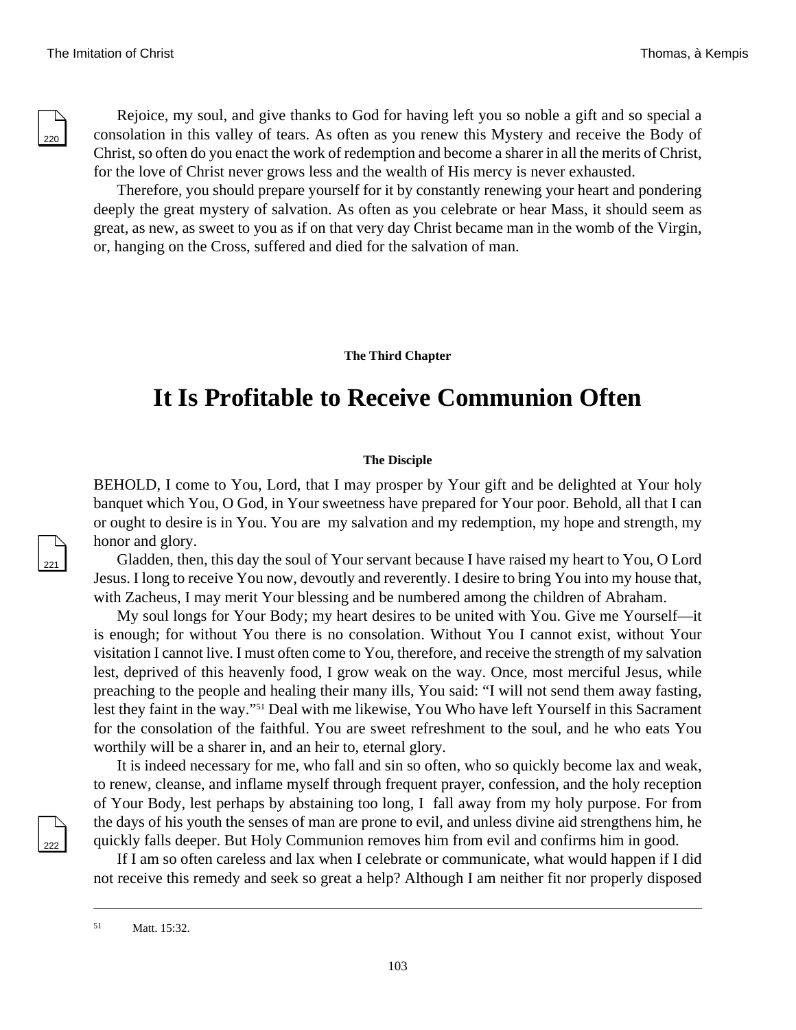Rejoice, my soul, and give thanks to God for having left you so noble a gift and so special a consolation in this valley of tears. As often as you renew this Mystery and receive the Body of Christ, so often do you enact the work of redemption and become a sharer in all the merits of Christ, for the love of Christ never grows less and the wealth of His mercy is never exhausted.

Therefore, you should prepare yourself for it by constantly renewing your heart and pondering deeply the great mystery of salvation. As often as you celebrate or hear Mass, it should seem as great, as new, as sweet to you as if on that very day Christ became man in the womb of the Virgin, or, hanging on the Cross, suffered and died for the salvation of man.

**The Third Chapter**

# It Is Profitable to Receive Communion Often

**The Disciple**

BEHOLD, I come to You, Lord, that I may prosper by Your gift and be delighted at Your holy banquet which You, O God, in Your sweetness have prepared for Your poor. Behold, all that I can or ought to desire is in You. You are my salvation and my redemption, my hope and strength, my honor and glory.

Gladden, then, this day the soul of Your servant because I have raised my heart to You, O Lord Jesus. I long to receive You now, devoutly and reverently. I desire to bring You into my house that, with Zacheus, I may merit Your blessing and be numbered among the children of Abraham.

My soul longs for Your Body; my heart desires to be united with You. Give me Yourself—it is enough; for without You there is no consolation. Without You I cannot exist, without Your visitation I cannot live. I must often come to You, therefore, and receive the strength of my salvation lest, deprived of this heavenly food, I grow weak on the way. Once, most merciful Jesus, while preaching to the people and healing their many ills, You said: "I will not send them away fasting, lest they faint in the way."[51] Deal with me likewise, You Who have left Yourself in this Sacrament for the consolation of the faithful. You are sweet refreshment to the soul, and he who eats You worthily will be a sharer in, and an heir to, eternal glory.

It is indeed necessary for me, who fall and sin so often, who so quickly become lax and weak, to renew, cleanse, and inflame myself through frequent prayer, confession, and the holy reception of Your Body, lest perhaps by abstaining too long, I fall away from my holy purpose. For from the days of his youth the senses of man are prone to evil, and unless divine aid strengthens him, he quickly falls deeper. But Holy Communion removes him from evil and confirms him in good.

If I am so often careless and lax when I celebrate or communicate, what would happen if I did not receive this remedy and seek so great a help? Although I am neither fit nor properly disposed

---

[51] Matt. 15:32.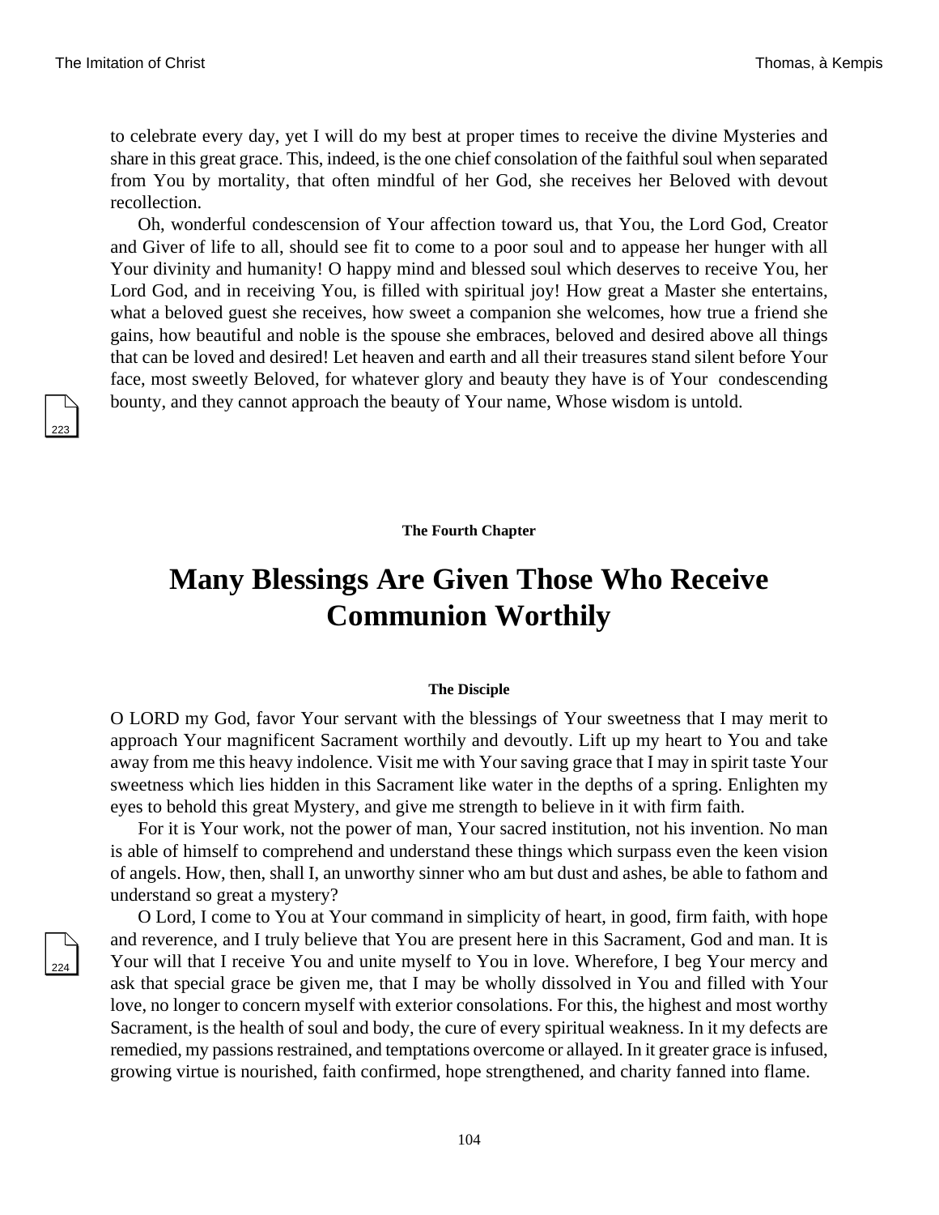to celebrate every day, yet I will do my best at proper times to receive the divine Mysteries and share in this great grace. This, indeed, is the one chief consolation of the faithful soul when separated from You by mortality, that often mindful of her God, she receives her Beloved with devout recollection.

Oh, wonderful condescension of Your affection toward us, that You, the Lord God, Creator and Giver of life to all, should see fit to come to a poor soul and to appease her hunger with all Your divinity and humanity! O happy mind and blessed soul which deserves to receive You, her Lord God, and in receiving You, is filled with spiritual joy! How great a Master she entertains, what a beloved guest she receives, how sweet a companion she welcomes, how true a friend she gains, how beautiful and noble is the spouse she embraces, beloved and desired above all things that can be loved and desired! Let heaven and earth and all their treasures stand silent before Your face, most sweetly Beloved, for whatever glory and beauty they have is of Your condescending bounty, and they cannot approach the beauty of Your name, Whose wisdom is untold.

**The Fourth Chapter**

# Many Blessings Are Given Those Who Receive Communion Worthily

**The Disciple**

O LORD my God, favor Your servant with the blessings of Your sweetness that I may merit to approach Your magnificent Sacrament worthily and devoutly. Lift up my heart to You and take away from me this heavy indolence. Visit me with Your saving grace that I may in spirit taste Your sweetness which lies hidden in this Sacrament like water in the depths of a spring. Enlighten my eyes to behold this great Mystery, and give me strength to believe in it with firm faith.

For it is Your work, not the power of man, Your sacred institution, not his invention. No man is able of himself to comprehend and understand these things which surpass even the keen vision of angels. How, then, shall I, an unworthy sinner who am but dust and ashes, be able to fathom and understand so great a mystery?

O Lord, I come to You at Your command in simplicity of heart, in good, firm faith, with hope and reverence, and I truly believe that You are present here in this Sacrament, God and man. It is Your will that I receive You and unite myself to You in love. Wherefore, I beg Your mercy and ask that special grace be given me, that I may be wholly dissolved in You and filled with Your love, no longer to concern myself with exterior consolations. For this, the highest and most worthy Sacrament, is the health of soul and body, the cure of every spiritual weakness. In it my defects are remedied, my passions restrained, and temptations overcome or allayed. In it greater grace is infused, growing virtue is nourished, faith confirmed, hope strengthened, and charity fanned into flame.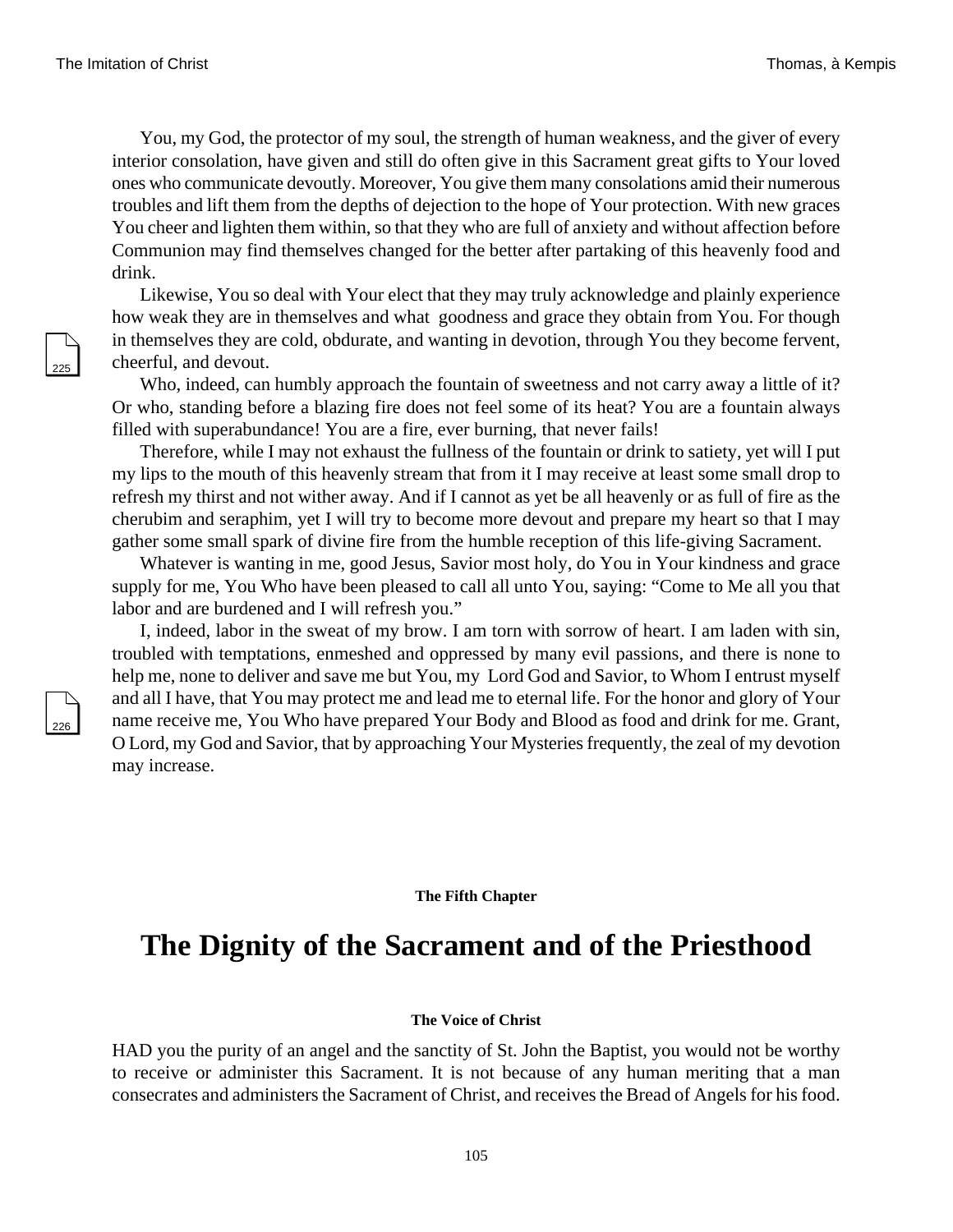You, my God, the protector of my soul, the strength of human weakness, and the giver of every interior consolation, have given and still do often give in this Sacrament great gifts to Your loved ones who communicate devoutly. Moreover, You give them many consolations amid their numerous troubles and lift them from the depths of dejection to the hope of Your protection. With new graces You cheer and lighten them within, so that they who are full of anxiety and without affection before Communion may find themselves changed for the better after partaking of this heavenly food and drink.

Likewise, You so deal with Your elect that they may truly acknowledge and plainly experience how weak they are in themselves and what goodness and grace they obtain from You. For though in themselves they are cold, obdurate, and wanting in devotion, through You they become fervent, cheerful, and devout.

Who, indeed, can humbly approach the fountain of sweetness and not carry away a little of it? Or who, standing before a blazing fire does not feel some of its heat? You are a fountain always filled with superabundance! You are a fire, ever burning, that never fails!

Therefore, while I may not exhaust the fullness of the fountain or drink to satiety, yet will I put my lips to the mouth of this heavenly stream that from it I may receive at least some small drop to refresh my thirst and not wither away. And if I cannot as yet be all heavenly or as full of fire as the cherubim and seraphim, yet I will try to become more devout and prepare my heart so that I may gather some small spark of divine fire from the humble reception of this life-giving Sacrament.

Whatever is wanting in me, good Jesus, Savior most holy, do You in Your kindness and grace supply for me, You Who have been pleased to call all unto You, saying: "Come to Me all you that labor and are burdened and I will refresh you."

I, indeed, labor in the sweat of my brow. I am torn with sorrow of heart. I am laden with sin, troubled with temptations, enmeshed and oppressed by many evil passions, and there is none to help me, none to deliver and save me but You, my Lord God and Savior, to Whom I entrust myself and all I have, that You may protect me and lead me to eternal life. For the honor and glory of Your name receive me, You Who have prepared Your Body and Blood as food and drink for me. Grant, O Lord, my God and Savior, that by approaching Your Mysteries frequently, the zeal of my devotion may increase.

**The Fifth Chapter**

# The Dignity of the Sacrament and of the Priesthood

**The Voice of Christ**

HAD you the purity of an angel and the sanctity of St. John the Baptist, you would not be worthy to receive or administer this Sacrament. It is not because of any human meriting that a man consecrates and administers the Sacrament of Christ, and receives the Bread of Angels for his food.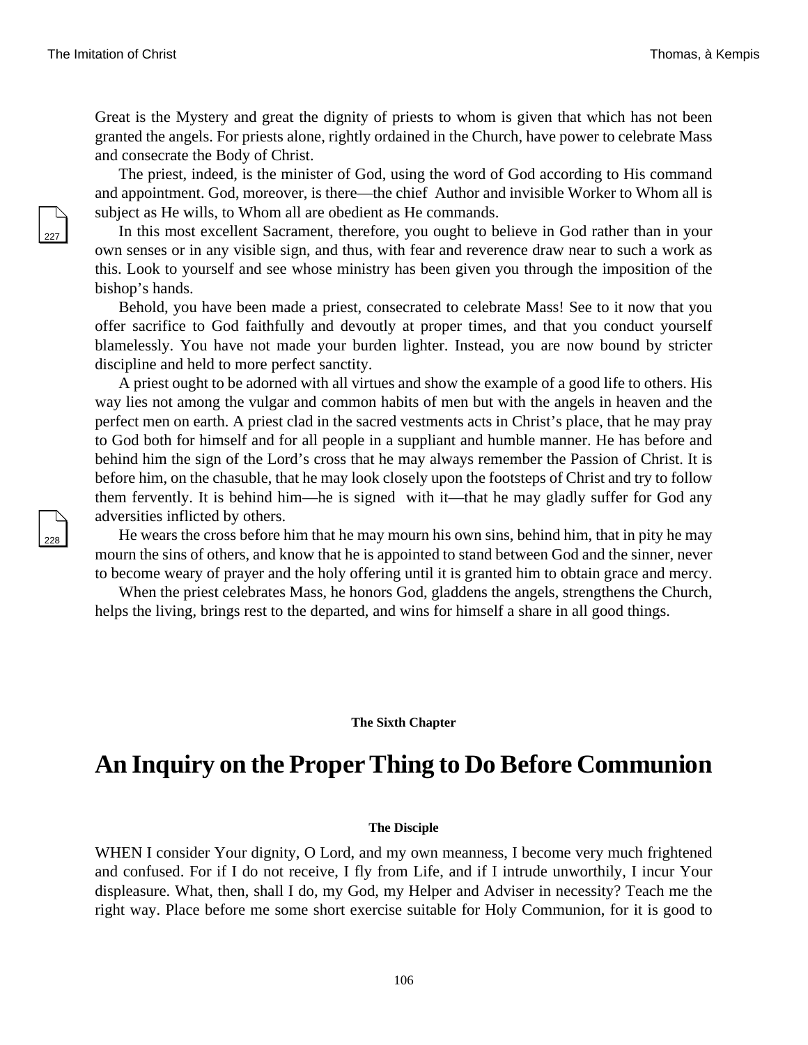Great is the Mystery and great the dignity of priests to whom is given that which has not been granted the angels. For priests alone, rightly ordained in the Church, have power to celebrate Mass and consecrate the Body of Christ.

The priest, indeed, is the minister of God, using the word of God according to His command and appointment. God, moreover, is there—the chief Author and invisible Worker to Whom all is subject as He wills, to Whom all are obedient as He commands.

In this most excellent Sacrament, therefore, you ought to believe in God rather than in your own senses or in any visible sign, and thus, with fear and reverence draw near to such a work as this. Look to yourself and see whose ministry has been given you through the imposition of the bishop's hands.

Behold, you have been made a priest, consecrated to celebrate Mass! See to it now that you offer sacrifice to God faithfully and devoutly at proper times, and that you conduct yourself blamelessly. You have not made your burden lighter. Instead, you are now bound by stricter discipline and held to more perfect sanctity.

A priest ought to be adorned with all virtues and show the example of a good life to others. His way lies not among the vulgar and common habits of men but with the angels in heaven and the perfect men on earth. A priest clad in the sacred vestments acts in Christ's place, that he may pray to God both for himself and for all people in a suppliant and humble manner. He has before and behind him the sign of the Lord's cross that he may always remember the Passion of Christ. It is before him, on the chasuble, that he may look closely upon the footsteps of Christ and try to follow them fervently. It is behind him—he is signed with it—that he may gladly suffer for God any adversities inflicted by others.

He wears the cross before him that he may mourn his own sins, behind him, that in pity he may mourn the sins of others, and know that he is appointed to stand between God and the sinner, never to become weary of prayer and the holy offering until it is granted him to obtain grace and mercy.

When the priest celebrates Mass, he honors God, gladdens the angels, strengthens the Church, helps the living, brings rest to the departed, and wins for himself a share in all good things.

**The Sixth Chapter**

# An Inquiry on the Proper Thing to Do Before Communion

**The Disciple**

WHEN I consider Your dignity, O Lord, and my own meanness, I become very much frightened and confused. For if I do not receive, I fly from Life, and if I intrude unworthily, I incur Your displeasure. What, then, shall I do, my God, my Helper and Adviser in necessity? Teach me the right way. Place before me some short exercise suitable for Holy Communion, for it is good to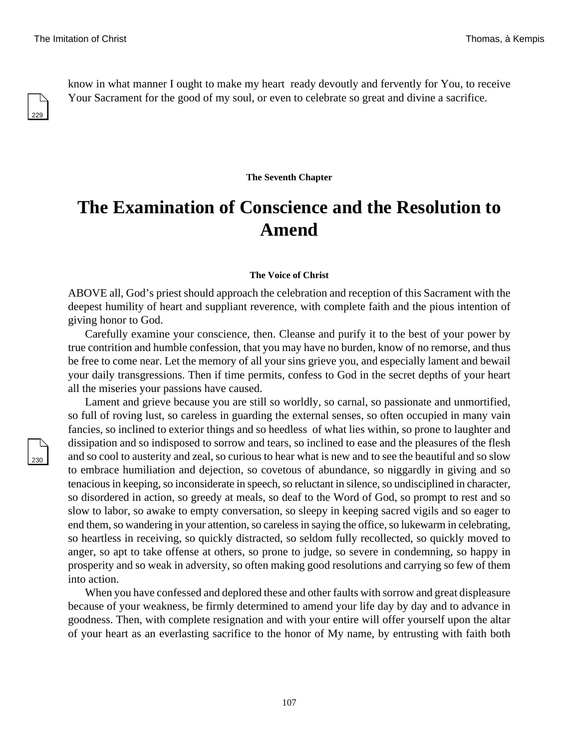know in what manner I ought to make my heart ready devoutly and fervently for You, to receive Your Sacrament for the good of my soul, or even to celebrate so great and divine a sacrifice.

**The Seventh Chapter**

# The Examination of Conscience and the Resolution to Amend

**The Voice of Christ**

ABOVE all, God's priest should approach the celebration and reception of this Sacrament with the deepest humility of heart and suppliant reverence, with complete faith and the pious intention of giving honor to God.

Carefully examine your conscience, then. Cleanse and purify it to the best of your power by true contrition and humble confession, that you may have no burden, know of no remorse, and thus be free to come near. Let the memory of all your sins grieve you, and especially lament and bewail your daily transgressions. Then if time permits, confess to God in the secret depths of your heart all the miseries your passions have caused.

Lament and grieve because you are still so worldly, so carnal, so passionate and unmortified, so full of roving lust, so careless in guarding the external senses, so often occupied in many vain fancies, so inclined to exterior things and so heedless of what lies within, so prone to laughter and dissipation and so indisposed to sorrow and tears, so inclined to ease and the pleasures of the flesh and so cool to austerity and zeal, so curious to hear what is new and to see the beautiful and so slow to embrace humiliation and dejection, so covetous of abundance, so niggardly in giving and so tenacious in keeping, so inconsiderate in speech, so reluctant in silence, so undisciplined in character, so disordered in action, so greedy at meals, so deaf to the Word of God, so prompt to rest and so slow to labor, so awake to empty conversation, so sleepy in keeping sacred vigils and so eager to end them, so wandering in your attention, so careless in saying the office, so lukewarm in celebrating, so heartless in receiving, so quickly distracted, so seldom fully recollected, so quickly moved to anger, so apt to take offense at others, so prone to judge, so severe in condemning, so happy in prosperity and so weak in adversity, so often making good resolutions and carrying so few of them into action.

When you have confessed and deplored these and other faults with sorrow and great displeasure because of your weakness, be firmly determined to amend your life day by day and to advance in goodness. Then, with complete resignation and with your entire will offer yourself upon the altar of your heart as an everlasting sacrifice to the honor of My name, by entrusting with faith both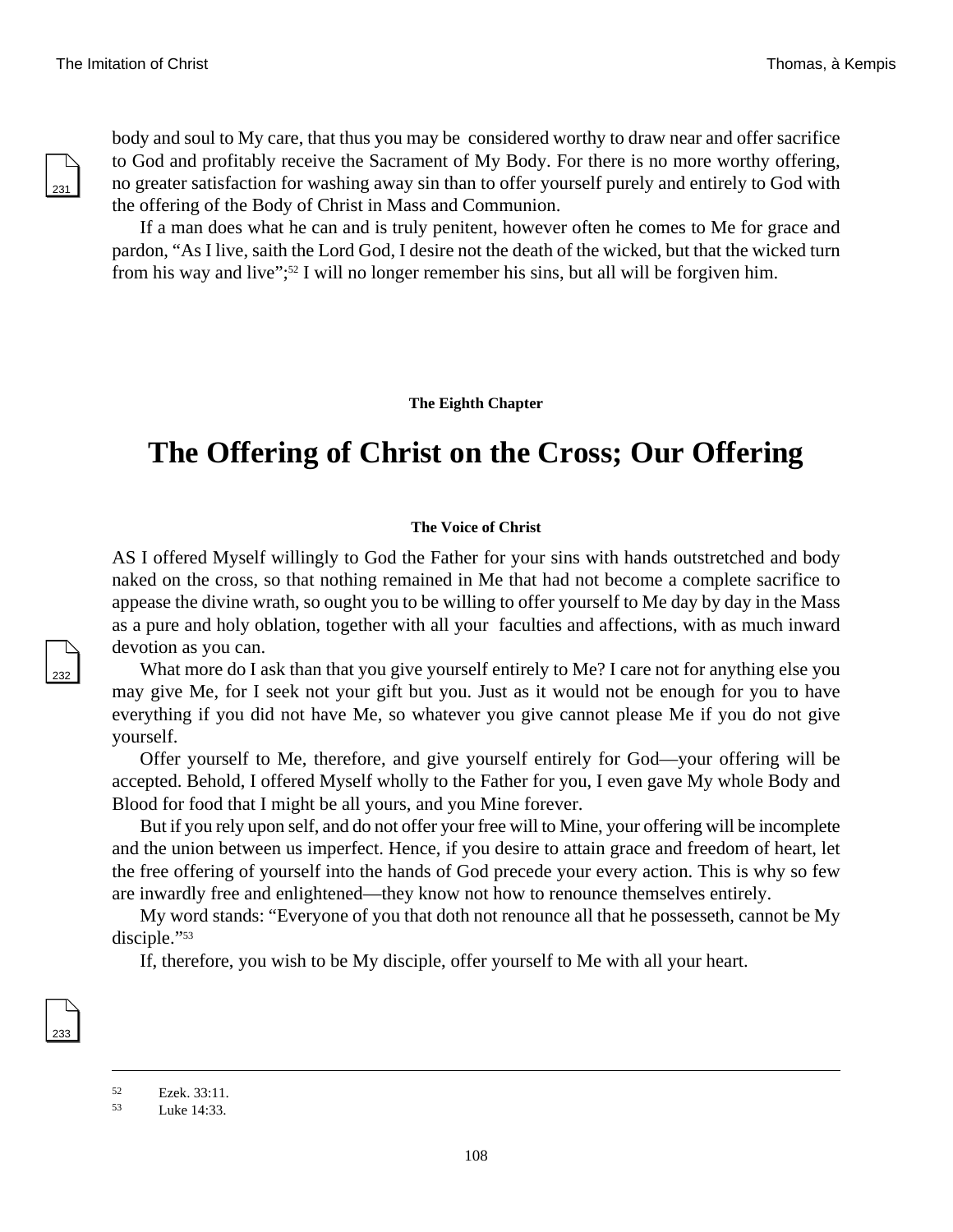body and soul to My care, that thus you may be considered worthy to draw near and offer sacrifice to God and profitably receive the Sacrament of My Body. For there is no more worthy offering, no greater satisfaction for washing away sin than to offer yourself purely and entirely to God with the offering of the Body of Christ in Mass and Communion.

If a man does what he can and is truly penitent, however often he comes to Me for grace and pardon, “As I live, saith the Lord God, I desire not the death of the wicked, but that the wicked turn from his way and live”;[52] I will no longer remember his sins, but all will be forgiven him.

**The Eighth Chapter**

# The Offering of Christ on the Cross; Our Offering

**The Voice of Christ**

AS I offered Myself willingly to God the Father for your sins with hands outstretched and body naked on the cross, so that nothing remained in Me that had not become a complete sacrifice to appease the divine wrath, so ought you to be willing to offer yourself to Me day by day in the Mass as a pure and holy oblation, together with all your faculties and affections, with as much inward devotion as you can.

What more do I ask than that you give yourself entirely to Me? I care not for anything else you may give Me, for I seek not your gift but you. Just as it would not be enough for you to have everything if you did not have Me, so whatever you give cannot please Me if you do not give yourself.

Offer yourself to Me, therefore, and give yourself entirely for God—your offering will be accepted. Behold, I offered Myself wholly to the Father for you, I even gave My whole Body and Blood for food that I might be all yours, and you Mine forever.

But if you rely upon self, and do not offer your free will to Mine, your offering will be incomplete and the union between us imperfect. Hence, if you desire to attain grace and freedom of heart, let the free offering of yourself into the hands of God precede your every action. This is why so few are inwardly free and enlightened—they know not how to renounce themselves entirely.

My word stands: “Everyone of you that doth not renounce all that he possesseth, cannot be My disciple.”[53]

If, therefore, you wish to be My disciple, offer yourself to Me with all your heart.

---

[52] Ezek. 33:11.

[53] Luke 14:33.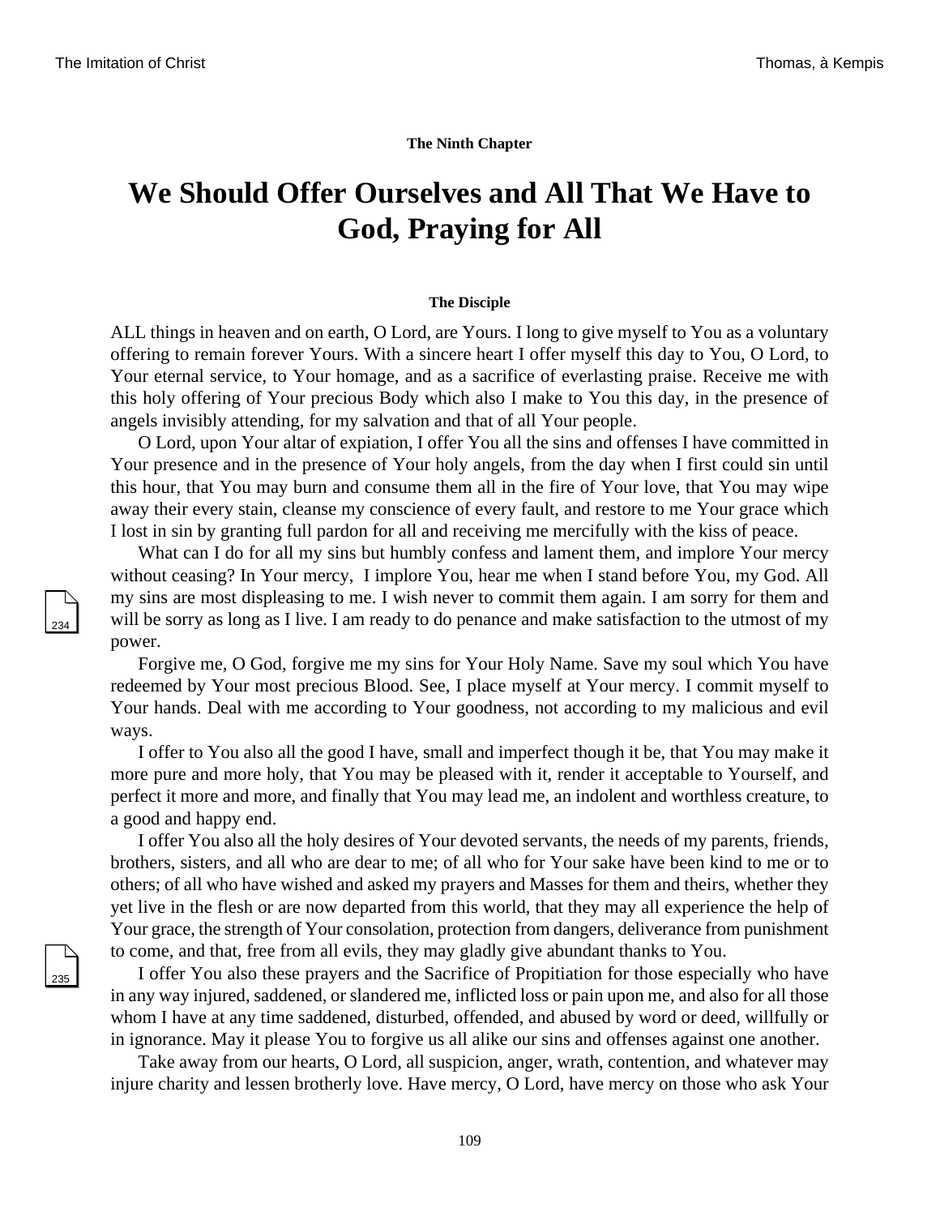**The Ninth Chapter**

# We Should Offer Ourselves and All That We Have to God, Praying for All

**The Disciple**

ALL things in heaven and on earth, O Lord, are Yours. I long to give myself to You as a voluntary offering to remain forever Yours. With a sincere heart I offer myself this day to You, O Lord, to Your eternal service, to Your homage, and as a sacrifice of everlasting praise. Receive me with this holy offering of Your precious Body which also I make to You this day, in the presence of angels invisibly attending, for my salvation and that of all Your people.

O Lord, upon Your altar of expiation, I offer You all the sins and offenses I have committed in Your presence and in the presence of Your holy angels, from the day when I first could sin until this hour, that You may burn and consume them all in the fire of Your love, that You may wipe away their every stain, cleanse my conscience of every fault, and restore to me Your grace which I lost in sin by granting full pardon for all and receiving me mercifully with the kiss of peace.

What can I do for all my sins but humbly confess and lament them, and implore Your mercy without ceasing? In Your mercy, I implore You, hear me when I stand before You, my God. All my sins are most displeasing to me. I wish never to commit them again. I am sorry for them and will be sorry as long as I live. I am ready to do penance and make satisfaction to the utmost of my power.

Forgive me, O God, forgive me my sins for Your Holy Name. Save my soul which You have redeemed by Your most precious Blood. See, I place myself at Your mercy. I commit myself to Your hands. Deal with me according to Your goodness, not according to my malicious and evil ways.

I offer to You also all the good I have, small and imperfect though it be, that You may make it more pure and more holy, that You may be pleased with it, render it acceptable to Yourself, and perfect it more and more, and finally that You may lead me, an indolent and worthless creature, to a good and happy end.

I offer You also all the holy desires of Your devoted servants, the needs of my parents, friends, brothers, sisters, and all who are dear to me; of all who for Your sake have been kind to me or to others; of all who have wished and asked my prayers and Masses for them and theirs, whether they yet live in the flesh or are now departed from this world, that they may all experience the help of Your grace, the strength of Your consolation, protection from dangers, deliverance from punishment to come, and that, free from all evils, they may gladly give abundant thanks to You.

I offer You also these prayers and the Sacrifice of Propitiation for those especially who have in any way injured, saddened, or slandered me, inflicted loss or pain upon me, and also for all those whom I have at any time saddened, disturbed, offended, and abused by word or deed, willfully or in ignorance. May it please You to forgive us all alike our sins and offenses against one another.

Take away from our hearts, O Lord, all suspicion, anger, wrath, contention, and whatever may injure charity and lessen brotherly love. Have mercy, O Lord, have mercy on those who ask Your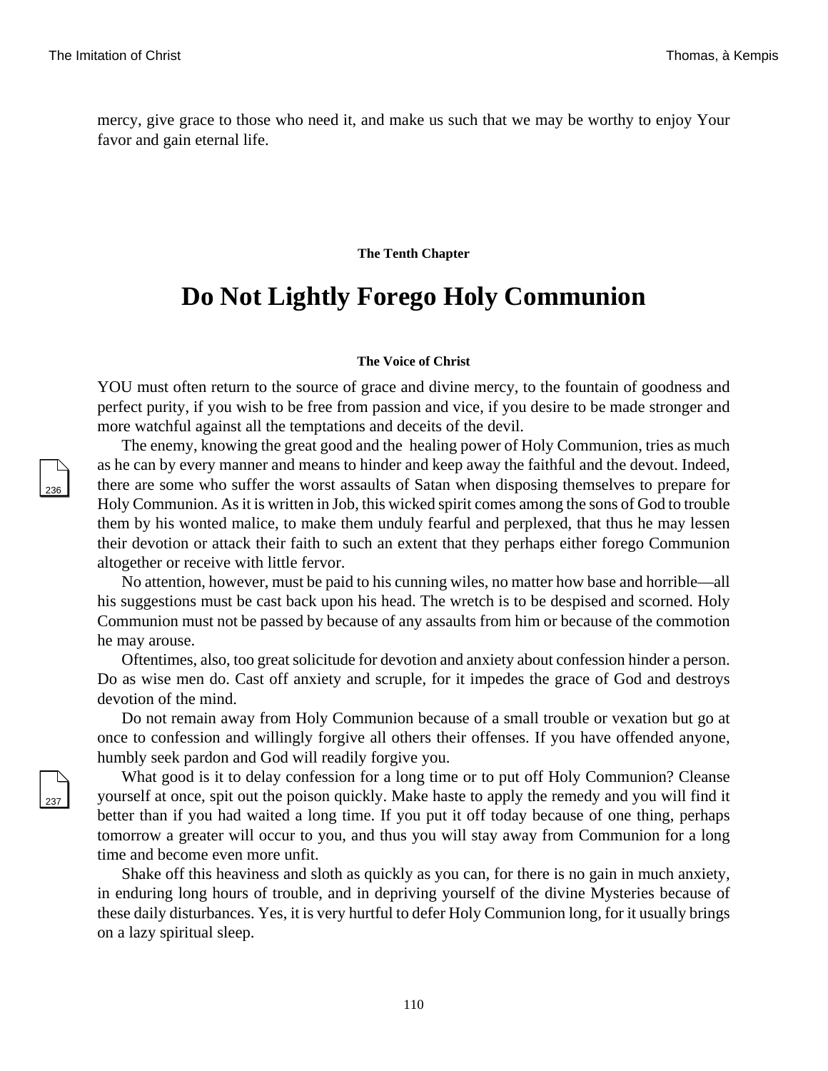mercy, give grace to those who need it, and make us such that we may be worthy to enjoy Your favor and gain eternal life.

**The Tenth Chapter**

# Do Not Lightly Forego Holy Communion

**The Voice of Christ**

YOU must often return to the source of grace and divine mercy, to the fountain of goodness and perfect purity, if you wish to be free from passion and vice, if you desire to be made stronger and more watchful against all the temptations and deceits of the devil.

The enemy, knowing the great good and the healing power of Holy Communion, tries as much as he can by every manner and means to hinder and keep away the faithful and the devout. Indeed, there are some who suffer the worst assaults of Satan when disposing themselves to prepare for Holy Communion. As it is written in Job, this wicked spirit comes among the sons of God to trouble them by his wonted malice, to make them unduly fearful and perplexed, that thus he may lessen their devotion or attack their faith to such an extent that they perhaps either forego Communion altogether or receive with little fervor.

No attention, however, must be paid to his cunning wiles, no matter how base and horrible—all his suggestions must be cast back upon his head. The wretch is to be despised and scorned. Holy Communion must not be passed by because of any assaults from him or because of the commotion he may arouse.

Oftentimes, also, too great solicitude for devotion and anxiety about confession hinder a person. Do as wise men do. Cast off anxiety and scruple, for it impedes the grace of God and destroys devotion of the mind.

Do not remain away from Holy Communion because of a small trouble or vexation but go at once to confession and willingly forgive all others their offenses. If you have offended anyone, humbly seek pardon and God will readily forgive you.

What good is it to delay confession for a long time or to put off Holy Communion? Cleanse yourself at once, spit out the poison quickly. Make haste to apply the remedy and you will find it better than if you had waited a long time. If you put it off today because of one thing, perhaps tomorrow a greater will occur to you, and thus you will stay away from Communion for a long time and become even more unfit.

Shake off this heaviness and sloth as quickly as you can, for there is no gain in much anxiety, in enduring long hours of trouble, and in depriving yourself of the divine Mysteries because of these daily disturbances. Yes, it is very hurtful to defer Holy Communion long, for it usually brings on a lazy spiritual sleep.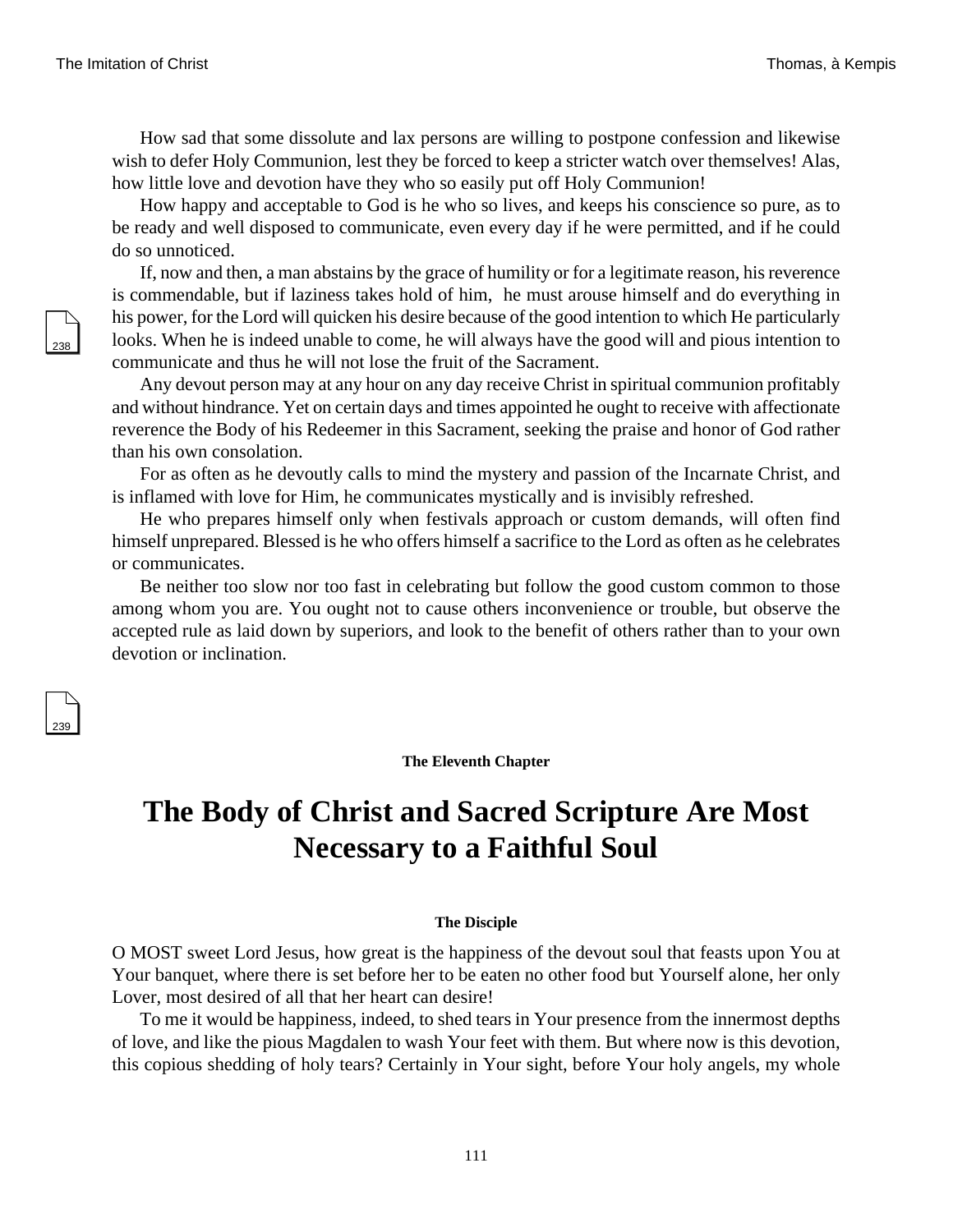How sad that some dissolute and lax persons are willing to postpone confession and likewise wish to defer Holy Communion, lest they be forced to keep a stricter watch over themselves! Alas, how little love and devotion have they who so easily put off Holy Communion!

How happy and acceptable to God is he who so lives, and keeps his conscience so pure, as to be ready and well disposed to communicate, even every day if he were permitted, and if he could do so unnoticed.

If, now and then, a man abstains by the grace of humility or for a legitimate reason, his reverence is commendable, but if laziness takes hold of him, he must arouse himself and do everything in his power, for the Lord will quicken his desire because of the good intention to which He particularly looks. When he is indeed unable to come, he will always have the good will and pious intention to communicate and thus he will not lose the fruit of the Sacrament.

Any devout person may at any hour on any day receive Christ in spiritual communion profitably and without hindrance. Yet on certain days and times appointed he ought to receive with affectionate reverence the Body of his Redeemer in this Sacrament, seeking the praise and honor of God rather than his own consolation.

For as often as he devoutly calls to mind the mystery and passion of the Incarnate Christ, and is inflamed with love for Him, he communicates mystically and is invisibly refreshed.

He who prepares himself only when festivals approach or custom demands, will often find himself unprepared. Blessed is he who offers himself a sacrifice to the Lord as often as he celebrates or communicates.

Be neither too slow nor too fast in celebrating but follow the good custom common to those among whom you are. You ought not to cause others inconvenience or trouble, but observe the accepted rule as laid down by superiors, and look to the benefit of others rather than to your own devotion or inclination.

**The Eleventh Chapter**

# The Body of Christ and Sacred Scripture Are Most Necessary to a Faithful Soul

**The Disciple**

O MOST sweet Lord Jesus, how great is the happiness of the devout soul that feasts upon You at Your banquet, where there is set before her to be eaten no other food but Yourself alone, her only Lover, most desired of all that her heart can desire!

To me it would be happiness, indeed, to shed tears in Your presence from the innermost depths of love, and like the pious Magdalen to wash Your feet with them. But where now is this devotion, this copious shedding of holy tears? Certainly in Your sight, before Your holy angels, my whole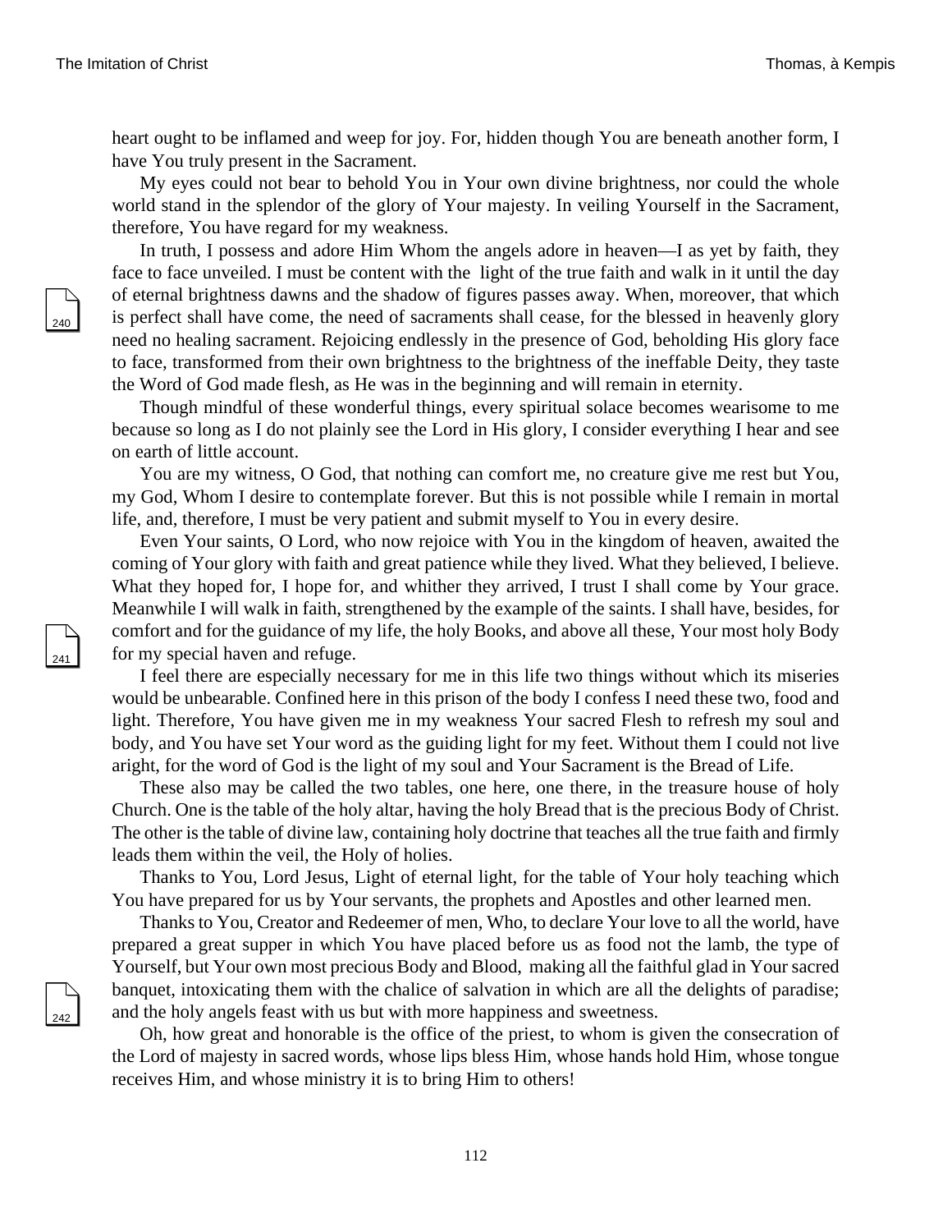heart ought to be inflamed and weep for joy. For, hidden though You are beneath another form, I have You truly present in the Sacrament.

My eyes could not bear to behold You in Your own divine brightness, nor could the whole world stand in the splendor of the glory of Your majesty. In veiling Yourself in the Sacrament, therefore, You have regard for my weakness.

In truth, I possess and adore Him Whom the angels adore in heaven—I as yet by faith, they face to face unveiled. I must be content with the light of the true faith and walk in it until the day of eternal brightness dawns and the shadow of figures passes away. When, moreover, that which is perfect shall have come, the need of sacraments shall cease, for the blessed in heavenly glory need no healing sacrament. Rejoicing endlessly in the presence of God, beholding His glory face to face, transformed from their own brightness to the brightness of the ineffable Deity, they taste the Word of God made flesh, as He was in the beginning and will remain in eternity.

Though mindful of these wonderful things, every spiritual solace becomes wearisome to me because so long as I do not plainly see the Lord in His glory, I consider everything I hear and see on earth of little account.

You are my witness, O God, that nothing can comfort me, no creature give me rest but You, my God, Whom I desire to contemplate forever. But this is not possible while I remain in mortal life, and, therefore, I must be very patient and submit myself to You in every desire.

Even Your saints, O Lord, who now rejoice with You in the kingdom of heaven, awaited the coming of Your glory with faith and great patience while they lived. What they believed, I believe. What they hoped for, I hope for, and whither they arrived, I trust I shall come by Your grace. Meanwhile I will walk in faith, strengthened by the example of the saints. I shall have, besides, for comfort and for the guidance of my life, the holy Books, and above all these, Your most holy Body for my special haven and refuge.

I feel there are especially necessary for me in this life two things without which its miseries would be unbearable. Confined here in this prison of the body I confess I need these two, food and light. Therefore, You have given me in my weakness Your sacred Flesh to refresh my soul and body, and You have set Your word as the guiding light for my feet. Without them I could not live aright, for the word of God is the light of my soul and Your Sacrament is the Bread of Life.

These also may be called the two tables, one here, one there, in the treasure house of holy Church. One is the table of the holy altar, having the holy Bread that is the precious Body of Christ. The other is the table of divine law, containing holy doctrine that teaches all the true faith and firmly leads them within the veil, the Holy of holies.

Thanks to You, Lord Jesus, Light of eternal light, for the table of Your holy teaching which You have prepared for us by Your servants, the prophets and Apostles and other learned men.

Thanks to You, Creator and Redeemer of men, Who, to declare Your love to all the world, have prepared a great supper in which You have placed before us as food not the lamb, the type of Yourself, but Your own most precious Body and Blood, making all the faithful glad in Your sacred banquet, intoxicating them with the chalice of salvation in which are all the delights of paradise; and the holy angels feast with us but with more happiness and sweetness.

Oh, how great and honorable is the office of the priest, to whom is given the consecration of the Lord of majesty in sacred words, whose lips bless Him, whose hands hold Him, whose tongue receives Him, and whose ministry it is to bring Him to others!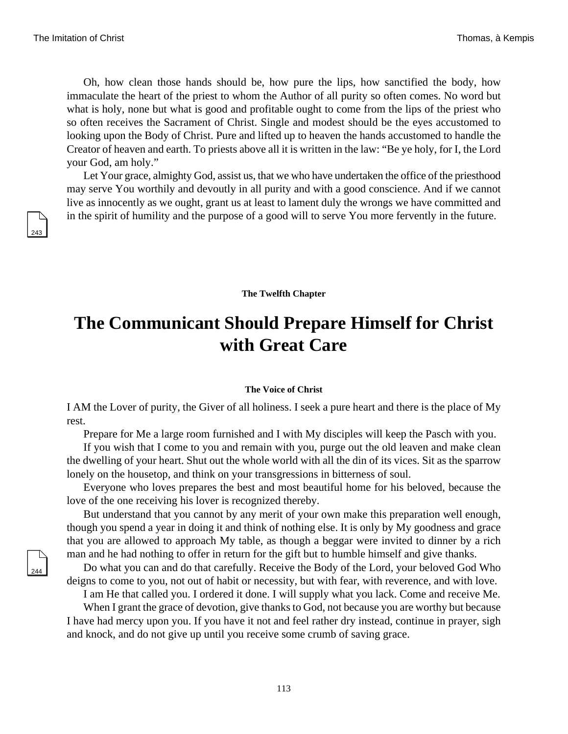Oh, how clean those hands should be, how pure the lips, how sanctified the body, how immaculate the heart of the priest to whom the Author of all purity so often comes. No word but what is holy, none but what is good and profitable ought to come from the lips of the priest who so often receives the Sacrament of Christ. Single and modest should be the eyes accustomed to looking upon the Body of Christ. Pure and lifted up to heaven the hands accustomed to handle the Creator of heaven and earth. To priests above all it is written in the law: “Be ye holy, for I, the Lord your God, am holy.”

Let Your grace, almighty God, assist us, that we who have undertaken the office of the priesthood may serve You worthily and devoutly in all purity and with a good conscience. And if we cannot live as innocently as we ought, grant us at least to lament duly the wrongs we have committed and in the spirit of humility and the purpose of a good will to serve You more fervently in the future.

**The Twelfth Chapter**

# The Communicant Should Prepare Himself for Christ with Great Care

**The Voice of Christ**

I AM the Lover of purity, the Giver of all holiness. I seek a pure heart and there is the place of My rest.

Prepare for Me a large room furnished and I with My disciples will keep the Pasch with you.

If you wish that I come to you and remain with you, purge out the old leaven and make clean the dwelling of your heart. Shut out the whole world with all the din of its vices. Sit as the sparrow lonely on the housetop, and think on your transgressions in bitterness of soul.

Everyone who loves prepares the best and most beautiful home for his beloved, because the love of the one receiving his lover is recognized thereby.

But understand that you cannot by any merit of your own make this preparation well enough, though you spend a year in doing it and think of nothing else. It is only by My goodness and grace that you are allowed to approach My table, as though a beggar were invited to dinner by a rich man and he had nothing to offer in return for the gift but to humble himself and give thanks.

Do what you can and do that carefully. Receive the Body of the Lord, your beloved God Who deigns to come to you, not out of habit or necessity, but with fear, with reverence, and with love.

I am He that called you. I ordered it done. I will supply what you lack. Come and receive Me.

When I grant the grace of devotion, give thanks to God, not because you are worthy but because I have had mercy upon you. If you have it not and feel rather dry instead, continue in prayer, sigh and knock, and do not give up until you receive some crumb of saving grace.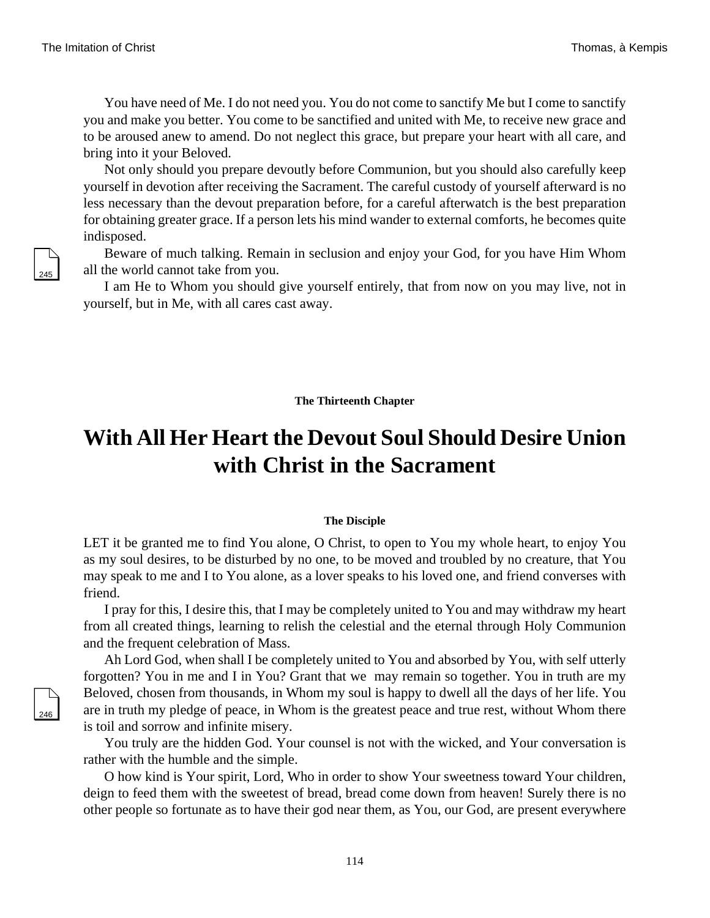You have need of Me. I do not need you. You do not come to sanctify Me but I come to sanctify you and make you better. You come to be sanctified and united with Me, to receive new grace and to be aroused anew to amend. Do not neglect this grace, but prepare your heart with all care, and bring into it your Beloved.

Not only should you prepare devoutly before Communion, but you should also carefully keep yourself in devotion after receiving the Sacrament. The careful custody of yourself afterward is no less necessary than the devout preparation before, for a careful afterwatch is the best preparation for obtaining greater grace. If a person lets his mind wander to external comforts, he becomes quite indisposed.

Beware of much talking. Remain in seclusion and enjoy your God, for you have Him Whom all the world cannot take from you.

I am He to Whom you should give yourself entirely, that from now on you may live, not in yourself, but in Me, with all cares cast away.

**The Thirteenth Chapter**

# With All Her Heart the Devout Soul Should Desire Union with Christ in the Sacrament

**The Disciple**

LET it be granted me to find You alone, O Christ, to open to You my whole heart, to enjoy You as my soul desires, to be disturbed by no one, to be moved and troubled by no creature, that You may speak to me and I to You alone, as a lover speaks to his loved one, and friend converses with friend.

I pray for this, I desire this, that I may be completely united to You and may withdraw my heart from all created things, learning to relish the celestial and the eternal through Holy Communion and the frequent celebration of Mass.

Ah Lord God, when shall I be completely united to You and absorbed by You, with self utterly forgotten? You in me and I in You? Grant that we may remain so together. You in truth are my Beloved, chosen from thousands, in Whom my soul is happy to dwell all the days of her life. You are in truth my pledge of peace, in Whom is the greatest peace and true rest, without Whom there is toil and sorrow and infinite misery.

You truly are the hidden God. Your counsel is not with the wicked, and Your conversation is rather with the humble and the simple.

O how kind is Your spirit, Lord, Who in order to show Your sweetness toward Your children, deign to feed them with the sweetest of bread, bread come down from heaven! Surely there is no other people so fortunate as to have their god near them, as You, our God, are present everywhere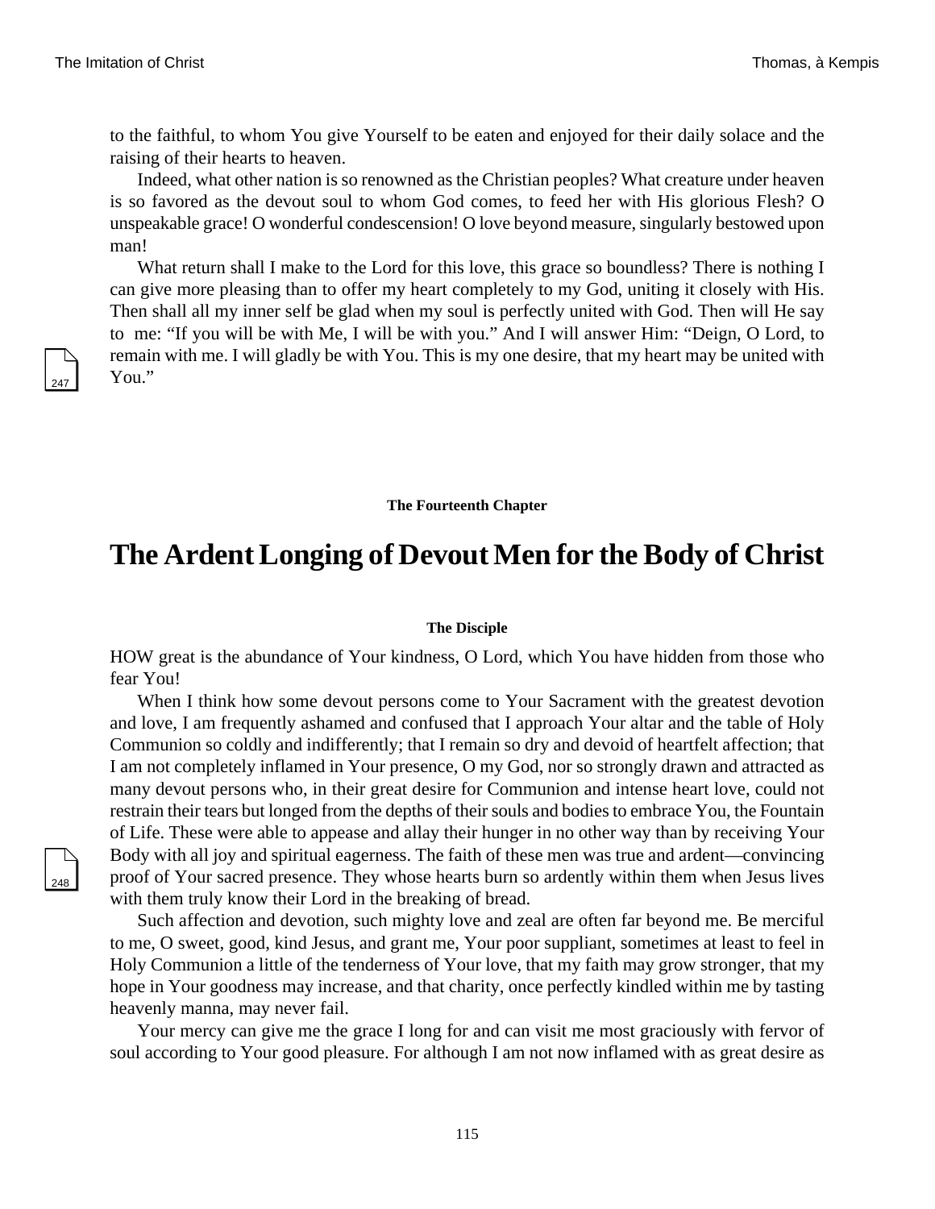to the faithful, to whom You give Yourself to be eaten and enjoyed for their daily solace and the raising of their hearts to heaven.

Indeed, what other nation is so renowned as the Christian peoples? What creature under heaven is so favored as the devout soul to whom God comes, to feed her with His glorious Flesh? O unspeakable grace! O wonderful condescension! O love beyond measure, singularly bestowed upon man!

What return shall I make to the Lord for this love, this grace so boundless? There is nothing I can give more pleasing than to offer my heart completely to my God, uniting it closely with His. Then shall all my inner self be glad when my soul is perfectly united with God. Then will He say to me: "If you will be with Me, I will be with you." And I will answer Him: "Deign, O Lord, to remain with me. I will gladly be with You. This is my one desire, that my heart may be united with You."

**The Fourteenth Chapter**

# The Ardent Longing of Devout Men for the Body of Christ

**The Disciple**

HOW great is the abundance of Your kindness, O Lord, which You have hidden from those who fear You!

When I think how some devout persons come to Your Sacrament with the greatest devotion and love, I am frequently ashamed and confused that I approach Your altar and the table of Holy Communion so coldly and indifferently; that I remain so dry and devoid of heartfelt affection; that I am not completely inflamed in Your presence, O my God, nor so strongly drawn and attracted as many devout persons who, in their great desire for Communion and intense heart love, could not restrain their tears but longed from the depths of their souls and bodies to embrace You, the Fountain of Life. These were able to appease and allay their hunger in no other way than by receiving Your Body with all joy and spiritual eagerness. The faith of these men was true and ardent—convincing proof of Your sacred presence. They whose hearts burn so ardently within them when Jesus lives with them truly know their Lord in the breaking of bread.

Such affection and devotion, such mighty love and zeal are often far beyond me. Be merciful to me, O sweet, good, kind Jesus, and grant me, Your poor suppliant, sometimes at least to feel in Holy Communion a little of the tenderness of Your love, that my faith may grow stronger, that my hope in Your goodness may increase, and that charity, once perfectly kindled within me by tasting heavenly manna, may never fail.

Your mercy can give me the grace I long for and can visit me most graciously with fervor of soul according to Your good pleasure. For although I am not now inflamed with as great desire as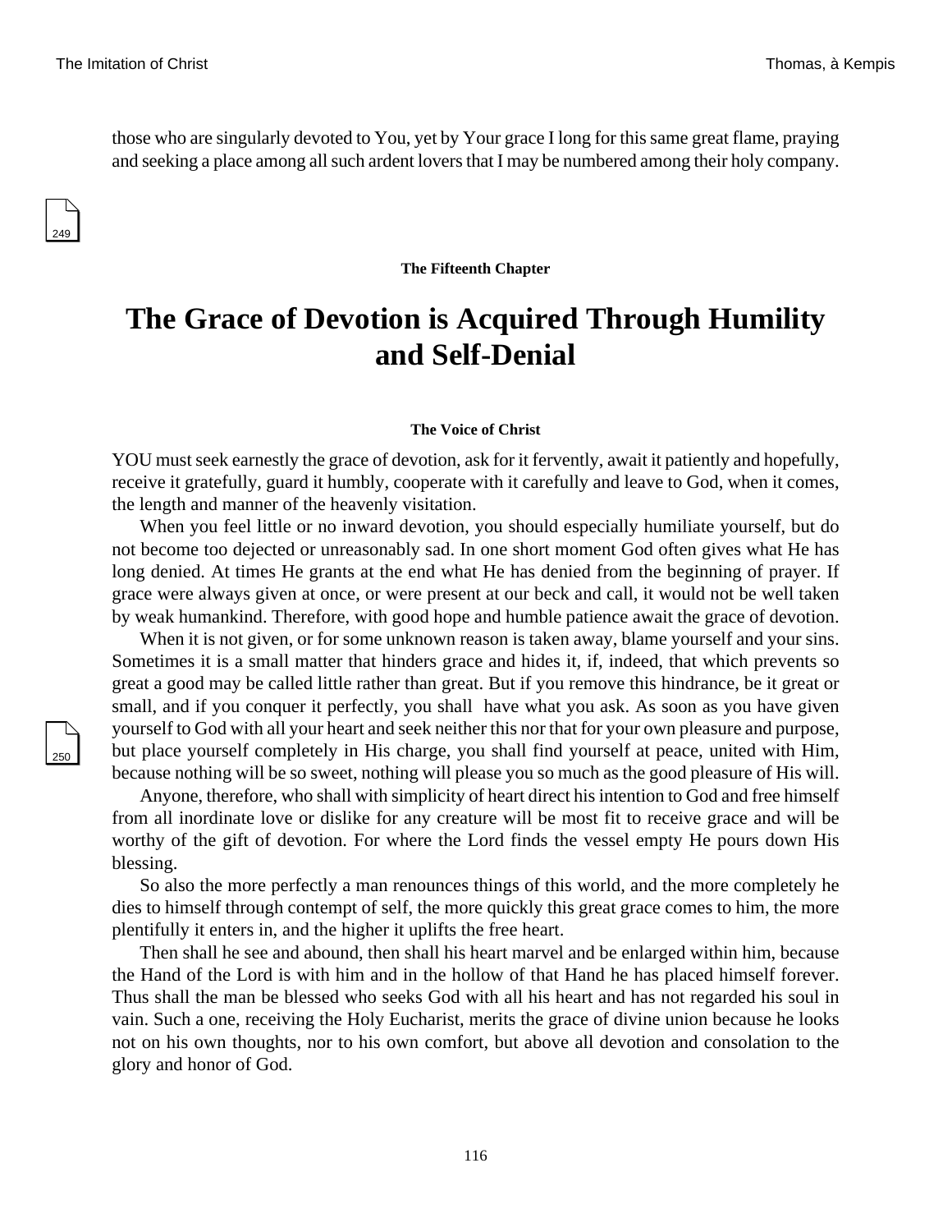those who are singularly devoted to You, yet by Your grace I long for this same great flame, praying and seeking a place among all such ardent lovers that I may be numbered among their holy company.

**The Fifteenth Chapter**

# The Grace of Devotion is Acquired Through Humility and Self-Denial

**The Voice of Christ**

YOU must seek earnestly the grace of devotion, ask for it fervently, await it patiently and hopefully, receive it gratefully, guard it humbly, cooperate with it carefully and leave to God, when it comes, the length and manner of the heavenly visitation.

When you feel little or no inward devotion, you should especially humiliate yourself, but do not become too dejected or unreasonably sad. In one short moment God often gives what He has long denied. At times He grants at the end what He has denied from the beginning of prayer. If grace were always given at once, or were present at our beck and call, it would not be well taken by weak humankind. Therefore, with good hope and humble patience await the grace of devotion.

When it is not given, or for some unknown reason is taken away, blame yourself and your sins. Sometimes it is a small matter that hinders grace and hides it, if, indeed, that which prevents so great a good may be called little rather than great. But if you remove this hindrance, be it great or small, and if you conquer it perfectly, you shall have what you ask. As soon as you have given yourself to God with all your heart and seek neither this nor that for your own pleasure and purpose, but place yourself completely in His charge, you shall find yourself at peace, united with Him, because nothing will be so sweet, nothing will please you so much as the good pleasure of His will.

Anyone, therefore, who shall with simplicity of heart direct his intention to God and free himself from all inordinate love or dislike for any creature will be most fit to receive grace and will be worthy of the gift of devotion. For where the Lord finds the vessel empty He pours down His blessing.

So also the more perfectly a man renounces things of this world, and the more completely he dies to himself through contempt of self, the more quickly this great grace comes to him, the more plentifully it enters in, and the higher it uplifts the free heart.

Then shall he see and abound, then shall his heart marvel and be enlarged within him, because the Hand of the Lord is with him and in the hollow of that Hand he has placed himself forever. Thus shall the man be blessed who seeks God with all his heart and has not regarded his soul in vain. Such a one, receiving the Holy Eucharist, merits the grace of divine union because he looks not on his own thoughts, nor to his own comfort, but above all devotion and consolation to the glory and honor of God.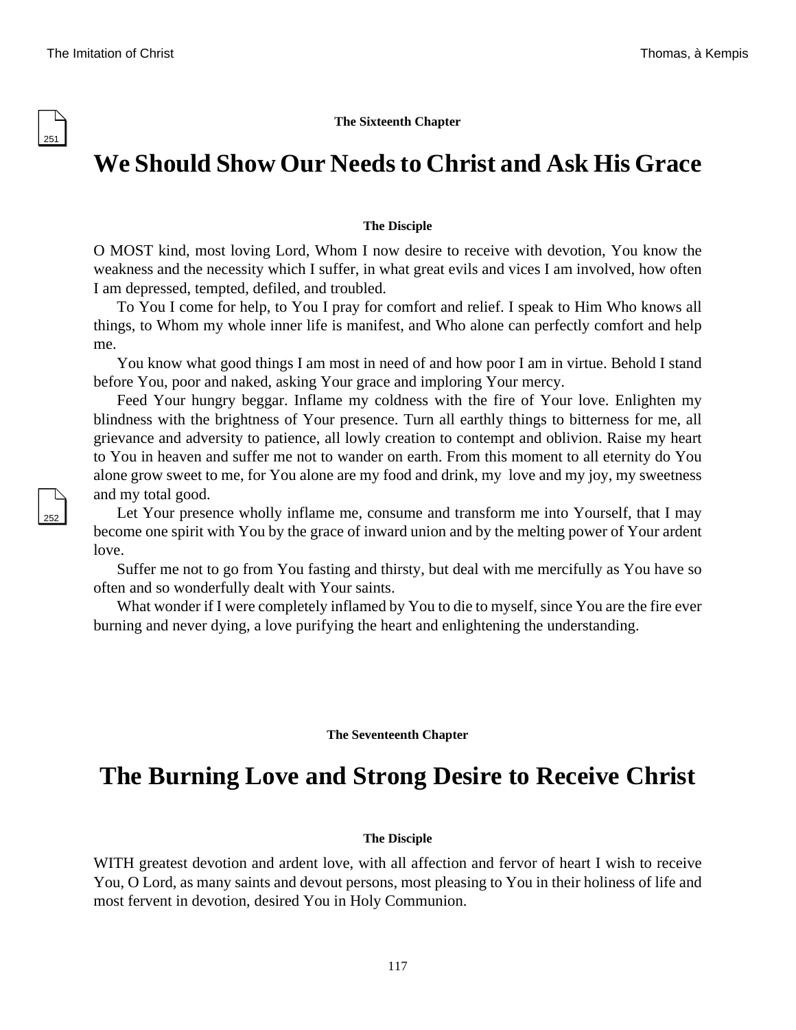**The Sixteenth Chapter**

# We Should Show Our Needs to Christ and Ask His Grace

**The Disciple**

O MOST kind, most loving Lord, Whom I now desire to receive with devotion, You know the weakness and the necessity which I suffer, in what great evils and vices I am involved, how often I am depressed, tempted, defiled, and troubled.

To You I come for help, to You I pray for comfort and relief. I speak to Him Who knows all things, to Whom my whole inner life is manifest, and Who alone can perfectly comfort and help me.

You know what good things I am most in need of and how poor I am in virtue. Behold I stand before You, poor and naked, asking Your grace and imploring Your mercy.

Feed Your hungry beggar. Inflame my coldness with the fire of Your love. Enlighten my blindness with the brightness of Your presence. Turn all earthly things to bitterness for me, all grievance and adversity to patience, all lowly creation to contempt and oblivion. Raise my heart to You in heaven and suffer me not to wander on earth. From this moment to all eternity do You alone grow sweet to me, for You alone are my food and drink, my love and my joy, my sweetness and my total good.

Let Your presence wholly inflame me, consume and transform me into Yourself, that I may become one spirit with You by the grace of inward union and by the melting power of Your ardent love.

Suffer me not to go from You fasting and thirsty, but deal with me mercifully as You have so often and so wonderfully dealt with Your saints.

What wonder if I were completely inflamed by You to die to myself, since You are the fire ever burning and never dying, a love purifying the heart and enlightening the understanding.

**The Seventeenth Chapter**

# The Burning Love and Strong Desire to Receive Christ

**The Disciple**

WITH greatest devotion and ardent love, with all affection and fervor of heart I wish to receive You, O Lord, as many saints and devout persons, most pleasing to You in their holiness of life and most fervent in devotion, desired You in Holy Communion.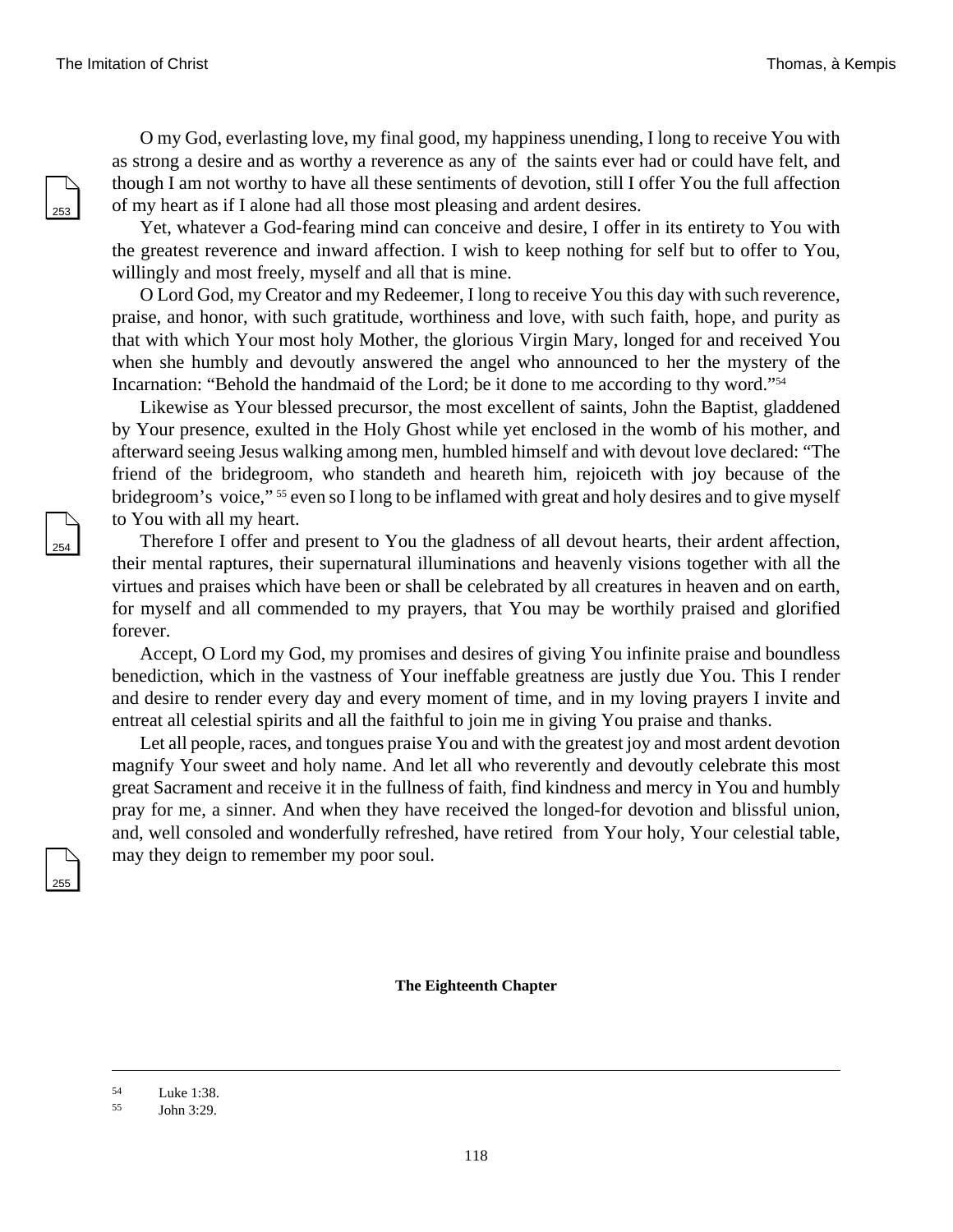O my God, everlasting love, my final good, my happiness unending, I long to receive You with as strong a desire and as worthy a reverence as any of the saints ever had or could have felt, and though I am not worthy to have all these sentiments of devotion, still I offer You the full affection of my heart as if I alone had all those most pleasing and ardent desires.

Yet, whatever a God-fearing mind can conceive and desire, I offer in its entirety to You with the greatest reverence and inward affection. I wish to keep nothing for self but to offer to You, willingly and most freely, myself and all that is mine.

O Lord God, my Creator and my Redeemer, I long to receive You this day with such reverence, praise, and honor, with such gratitude, worthiness and love, with such faith, hope, and purity as that with which Your most holy Mother, the glorious Virgin Mary, longed for and received You when she humbly and devoutly answered the angel who announced to her the mystery of the Incarnation: "Behold the handmaid of the Lord; be it done to me according to thy word."[54]

Likewise as Your blessed precursor, the most excellent of saints, John the Baptist, gladdened by Your presence, exulted in the Holy Ghost while yet enclosed in the womb of his mother, and afterward seeing Jesus walking among men, humbled himself and with devout love declared: "The friend of the bridegroom, who standeth and heareth him, rejoiceth with joy because of the bridegroom's voice,"[55] even so I long to be inflamed with great and holy desires and to give myself to You with all my heart.

Therefore I offer and present to You the gladness of all devout hearts, their ardent affection, their mental raptures, their supernatural illuminations and heavenly visions together with all the virtues and praises which have been or shall be celebrated by all creatures in heaven and on earth, for myself and all commended to my prayers, that You may be worthily praised and glorified forever.

Accept, O Lord my God, my promises and desires of giving You infinite praise and boundless benediction, which in the vastness of Your ineffable greatness are justly due You. This I render and desire to render every day and every moment of time, and in my loving prayers I invite and entreat all celestial spirits and all the faithful to join me in giving You praise and thanks.

Let all people, races, and tongues praise You and with the greatest joy and most ardent devotion magnify Your sweet and holy name. And let all who reverently and devoutly celebrate this most great Sacrament and receive it in the fullness of faith, find kindness and mercy in You and humbly pray for me, a sinner. And when they have received the longed-for devotion and blissful union, and, well consoled and wonderfully refreshed, have retired from Your holy, Your celestial table, may they deign to remember my poor soul.

**The Eighteenth Chapter**

---

[54] Luke 1:38.

[55] John 3:29.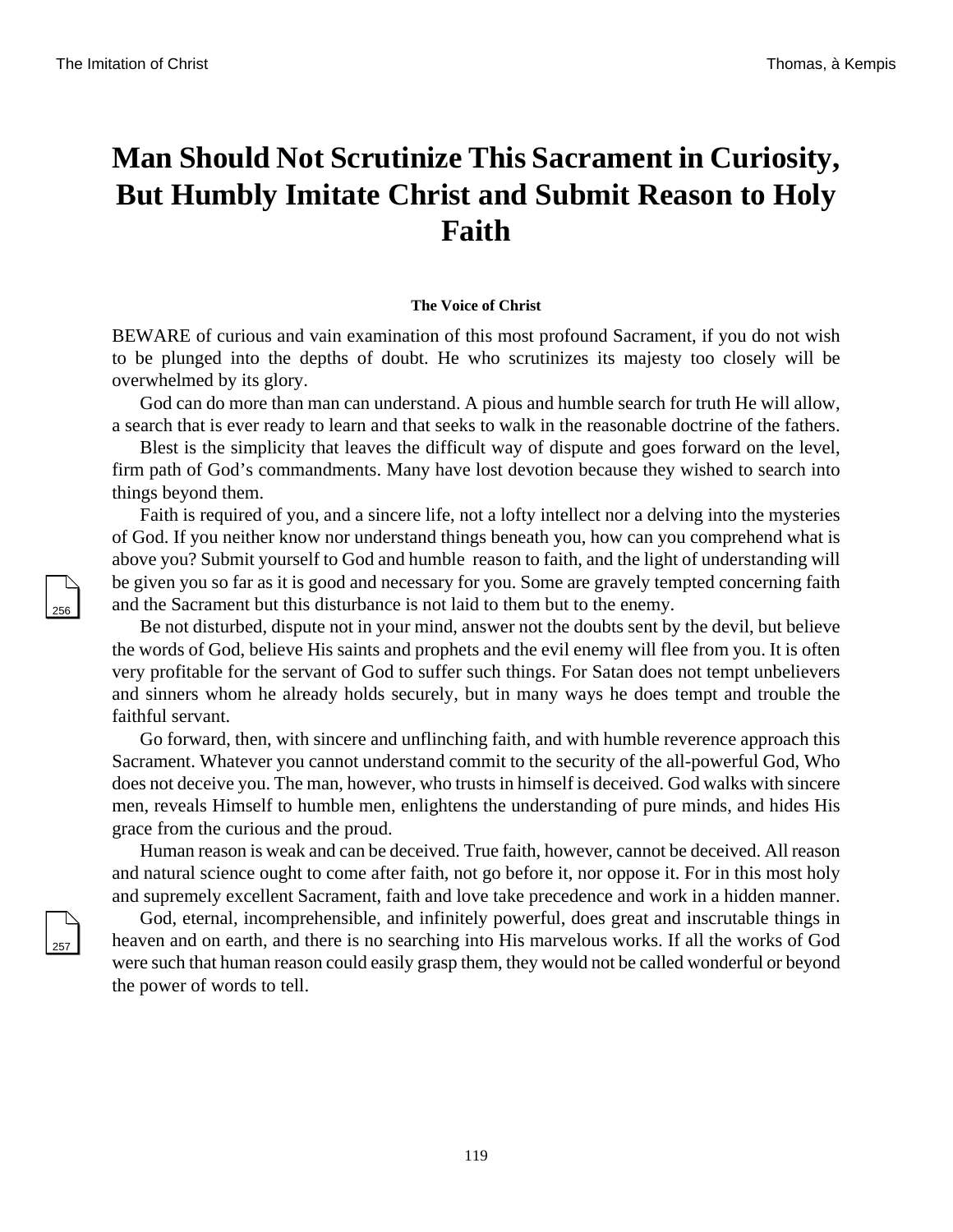# Man Should Not Scrutinize This Sacrament in Curiosity, But Humbly Imitate Christ and Submit Reason to Holy Faith

**The Voice of Christ**

BEWARE of curious and vain examination of this most profound Sacrament, if you do not wish to be plunged into the depths of doubt. He who scrutinizes its majesty too closely will be overwhelmed by its glory.

God can do more than man can understand. A pious and humble search for truth He will allow, a search that is ever ready to learn and that seeks to walk in the reasonable doctrine of the fathers.

Blest is the simplicity that leaves the difficult way of dispute and goes forward on the level, firm path of God's commandments. Many have lost devotion because they wished to search into things beyond them.

Faith is required of you, and a sincere life, not a lofty intellect nor a delving into the mysteries of God. If you neither know nor understand things beneath you, how can you comprehend what is above you? Submit yourself to God and humble reason to faith, and the light of understanding will be given you so far as it is good and necessary for you. Some are gravely tempted concerning faith and the Sacrament but this disturbance is not laid to them but to the enemy.

Be not disturbed, dispute not in your mind, answer not the doubts sent by the devil, but believe the words of God, believe His saints and prophets and the evil enemy will flee from you. It is often very profitable for the servant of God to suffer such things. For Satan does not tempt unbelievers and sinners whom he already holds securely, but in many ways he does tempt and trouble the faithful servant.

Go forward, then, with sincere and unflinching faith, and with humble reverence approach this Sacrament. Whatever you cannot understand commit to the security of the all-powerful God, Who does not deceive you. The man, however, who trusts in himself is deceived. God walks with sincere men, reveals Himself to humble men, enlightens the understanding of pure minds, and hides His grace from the curious and the proud.

Human reason is weak and can be deceived. True faith, however, cannot be deceived. All reason and natural science ought to come after faith, not go before it, nor oppose it. For in this most holy and supremely excellent Sacrament, faith and love take precedence and work in a hidden manner.

God, eternal, incomprehensible, and infinitely powerful, does great and inscrutable things in heaven and on earth, and there is no searching into His marvelous works. If all the works of God were such that human reason could easily grasp them, they would not be called wonderful or beyond the power of words to tell.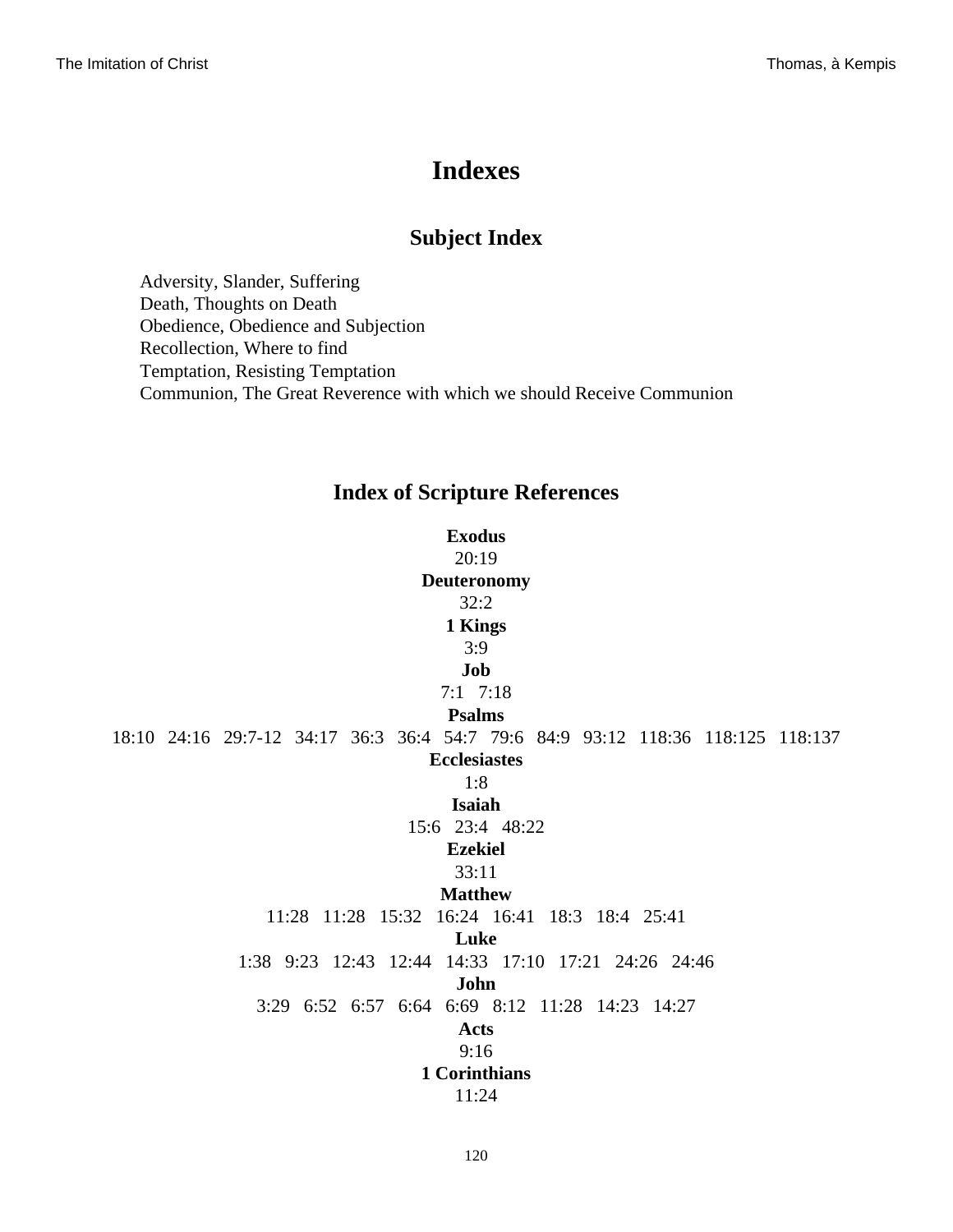# Indexes

## Subject Index

Adversity, Slander, Suffering
Death, Thoughts on Death
Obedience, Obedience and Subjection
Recollection, Where to find
Temptation, Resisting Temptation
Communion, The Great Reverence with which we should Receive Communion

## Index of Scripture References

**Exodus**
20:19
**Deuteronomy**
32:2
**1 Kings**
3:9
**Job**
7:1   7:18
**Psalms**
18:10   24:16   29:7-12   34:17   36:3   36:4   54:7   79:6   84:9   93:12   118:36   118:125   118:137
**Ecclesiastes**
1:8
**Isaiah**
15:6   23:4   48:22
**Ezekiel**
33:11
**Matthew**
11:28   11:28   15:32   16:24   16:41   18:3   18:4   25:41
**Luke**
1:38   9:23   12:43   12:44   14:33   17:10   17:21   24:26   24:46
**John**
3:29   6:52   6:57   6:64   6:69   8:12   11:28   14:23   14:27
**Acts**
9:16
**1 Corinthians**
11:24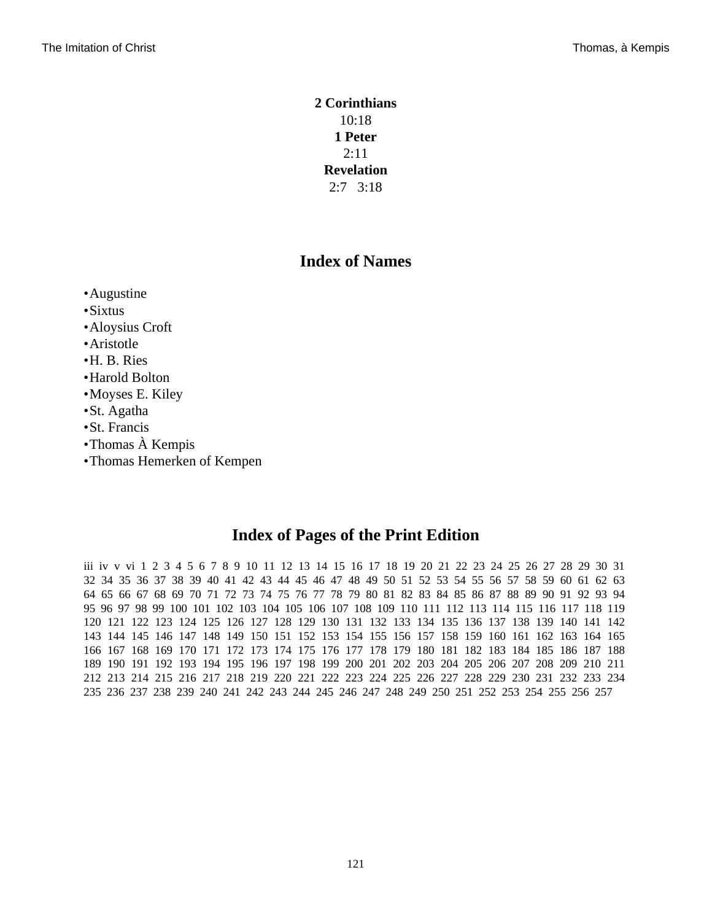**2 Corinthians**

10:18

**1 Peter**

2:11

**Revelation**

2:7   3:18

## Index of Names

- Augustine
- Sixtus
- Aloysius Croft
- Aristotle
- H. B. Ries
- Harold Bolton
- Moyses E. Kiley
- St. Agatha
- St. Francis
- Thomas À Kempis
- Thomas Hemerken of Kempen

## Index of Pages of the Print Edition

iii iv v vi 1 2 3 4 5 6 7 8 9 10 11 12 13 14 15 16 17 18 19 20 21 22 23 24 25 26 27 28 29 30 31 32 34 35 36 37 38 39 40 41 42 43 44 45 46 47 48 49 50 51 52 53 54 55 56 57 58 59 60 61 62 63 64 65 66 67 68 69 70 71 72 73 74 75 76 77 78 79 80 81 82 83 84 85 86 87 88 89 90 91 92 93 94 95 96 97 98 99 100 101 102 103 104 105 106 107 108 109 110 111 112 113 114 115 116 117 118 119 120 121 122 123 124 125 126 127 128 129 130 131 132 133 134 135 136 137 138 139 140 141 142 143 144 145 146 147 148 149 150 151 152 153 154 155 156 157 158 159 160 161 162 163 164 165 166 167 168 169 170 171 172 173 174 175 176 177 178 179 180 181 182 183 184 185 186 187 188 189 190 191 192 193 194 195 196 197 198 199 200 201 202 203 204 205 206 207 208 209 210 211 212 213 214 215 216 217 218 219 220 221 222 223 224 225 226 227 228 229 230 231 232 233 234 235 236 237 238 239 240 241 242 243 244 245 246 247 248 249 250 251 252 253 254 255 256 257